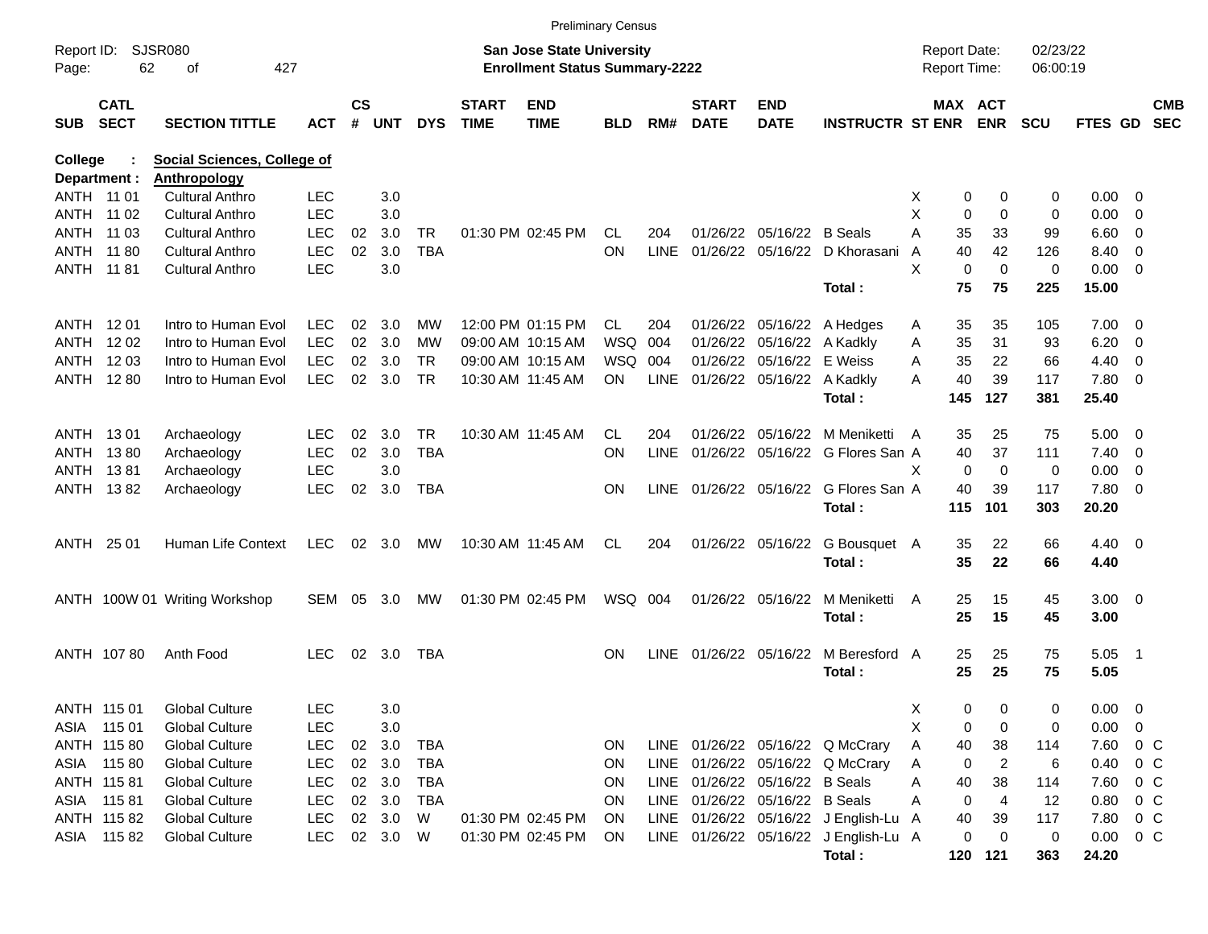Preliminary Census

Report ID: SJSR080
San Jose State University
Enrollment Status Summary-2222
Report Date: 02/23/22
Report Time: 06:00:19

**College : Social Sciences, College of**
**Department : Anthropology**

| SUB | CATL SECT | SECTION TITTLE | ACT | CS # | UNT | DYS | START TIME | END TIME | BLD | RM# | START DATE | END DATE | INSTRUCTR | ST | MAX ENR | ACT ENR | SCU | FTES | GD | CMB SEC |
|---|---|---|---|---|---|---|---|---|---|---|---|---|---|---|---|---|---|---|---|---|
| ANTH | 11 01 | Cultural Anthro | LEC | | 3.0 | | | | | | | | | X | 0 | 0 | 0 | 0.00 | 0 | |
| ANTH | 11 02 | Cultural Anthro | LEC | | 3.0 | | | | | | | | | X | 0 | 0 | 0 | 0.00 | 0 | |
| ANTH | 11 03 | Cultural Anthro | LEC | 02 | 3.0 | TR | 01:30 PM | 02:45 PM | CL | 204 | 01/26/22 | 05/16/22 | B Seals | A | 35 | 33 | 99 | 6.60 | 0 | |
| ANTH | 11 80 | Cultural Anthro | LEC | 02 | 3.0 | TBA | | | ON | LINE | 01/26/22 | 05/16/22 | D Khorasani | A | 40 | 42 | 126 | 8.40 | 0 | |
| ANTH | 11 81 | Cultural Anthro | LEC | | 3.0 | | | | | | | | | X | 0 | 0 | 0 | 0.00 | 0 | |
| | | | | | | | | | | | | | **Total :** | | **75** | **75** | **225** | **15.00** | | |
| ANTH | 12 01 | Intro to Human Evol | LEC | 02 | 3.0 | MW | 12:00 PM | 01:15 PM | CL | 204 | 01/26/22 | 05/16/22 | A Hedges | A | 35 | 35 | 105 | 7.00 | 0 | |
| ANTH | 12 02 | Intro to Human Evol | LEC | 02 | 3.0 | MW | 09:00 AM | 10:15 AM | WSQ | 004 | 01/26/22 | 05/16/22 | A Kadkly | A | 35 | 31 | 93 | 6.20 | 0 | |
| ANTH | 12 03 | Intro to Human Evol | LEC | 02 | 3.0 | TR | 09:00 AM | 10:15 AM | WSQ | 004 | 01/26/22 | 05/16/22 | E Weiss | A | 35 | 22 | 66 | 4.40 | 0 | |
| ANTH | 12 80 | Intro to Human Evol | LEC | 02 | 3.0 | TR | 10:30 AM | 11:45 AM | ON | LINE | 01/26/22 | 05/16/22 | A Kadkly | A | 40 | 39 | 117 | 7.80 | 0 | |
| | | | | | | | | | | | | | **Total :** | | **145** | **127** | **381** | **25.40** | | |
| ANTH | 13 01 | Archaeology | LEC | 02 | 3.0 | TR | 10:30 AM | 11:45 AM | CL | 204 | 01/26/22 | 05/16/22 | M Meniketti | A | 35 | 25 | 75 | 5.00 | 0 | |
| ANTH | 13 80 | Archaeology | LEC | 02 | 3.0 | TBA | | | ON | LINE | 01/26/22 | 05/16/22 | G Flores San | A | 40 | 37 | 111 | 7.40 | 0 | |
| ANTH | 13 81 | Archaeology | LEC | | 3.0 | | | | | | | | | X | 0 | 0 | 0 | 0.00 | 0 | |
| ANTH | 13 82 | Archaeology | LEC | 02 | 3.0 | TBA | | | ON | LINE | 01/26/22 | 05/16/22 | G Flores San | A | 40 | 39 | 117 | 7.80 | 0 | |
| | | | | | | | | | | | | | **Total :** | | **115** | **101** | **303** | **20.20** | | |
| ANTH | 25 01 | Human Life Context | LEC | 02 | 3.0 | MW | 10:30 AM | 11:45 AM | CL | 204 | 01/26/22 | 05/16/22 | G Bousquet | A | 35 | 22 | 66 | 4.40 | 0 | |
| | | | | | | | | | | | | | **Total :** | | **35** | **22** | **66** | **4.40** | | |
| ANTH | 100W 01 | Writing Workshop | SEM | 05 | 3.0 | MW | 01:30 PM | 02:45 PM | WSQ | 004 | 01/26/22 | 05/16/22 | M Meniketti | A | 25 | 15 | 45 | 3.00 | 0 | |
| | | | | | | | | | | | | | **Total :** | | **25** | **15** | **45** | **3.00** | | |
| ANTH | 107 80 | Anth Food | LEC | 02 | 3.0 | TBA | | | ON | LINE | 01/26/22 | 05/16/22 | M Beresford | A | 25 | 25 | 75 | 5.05 | 1 | |
| | | | | | | | | | | | | | **Total :** | | **25** | **25** | **75** | **5.05** | | |
| ANTH | 115 01 | Global Culture | LEC | | 3.0 | | | | | | | | | X | 0 | 0 | 0 | 0.00 | 0 | |
| ASIA | 115 01 | Global Culture | LEC | | 3.0 | | | | | | | | | X | 0 | 0 | 0 | 0.00 | 0 | |
| ANTH | 115 80 | Global Culture | LEC | 02 | 3.0 | TBA | | | ON | LINE | 01/26/22 | 05/16/22 | Q McCrary | A | 40 | 38 | 114 | 7.60 | 0 | C |
| ASIA | 115 80 | Global Culture | LEC | 02 | 3.0 | TBA | | | ON | LINE | 01/26/22 | 05/16/22 | Q McCrary | A | 0 | 2 | 6 | 0.40 | 0 | C |
| ANTH | 115 81 | Global Culture | LEC | 02 | 3.0 | TBA | | | ON | LINE | 01/26/22 | 05/16/22 | B Seals | A | 40 | 38 | 114 | 7.60 | 0 | C |
| ASIA | 115 81 | Global Culture | LEC | 02 | 3.0 | TBA | | | ON | LINE | 01/26/22 | 05/16/22 | B Seals | A | 0 | 4 | 12 | 0.80 | 0 | C |
| ANTH | 115 82 | Global Culture | LEC | 02 | 3.0 | W | 01:30 PM | 02:45 PM | ON | LINE | 01/26/22 | 05/16/22 | J English-Lu | A | 40 | 39 | 117 | 7.80 | 0 | C |
| ASIA | 115 82 | Global Culture | LEC | 02 | 3.0 | W | 01:30 PM | 02:45 PM | ON | LINE | 01/26/22 | 05/16/22 | J English-Lu | A | 0 | 0 | 0 | 0.00 | 0 | C |
| | | | | | | | | | | | | | **Total :** | | **120** | **121** | **363** | **24.20** | | |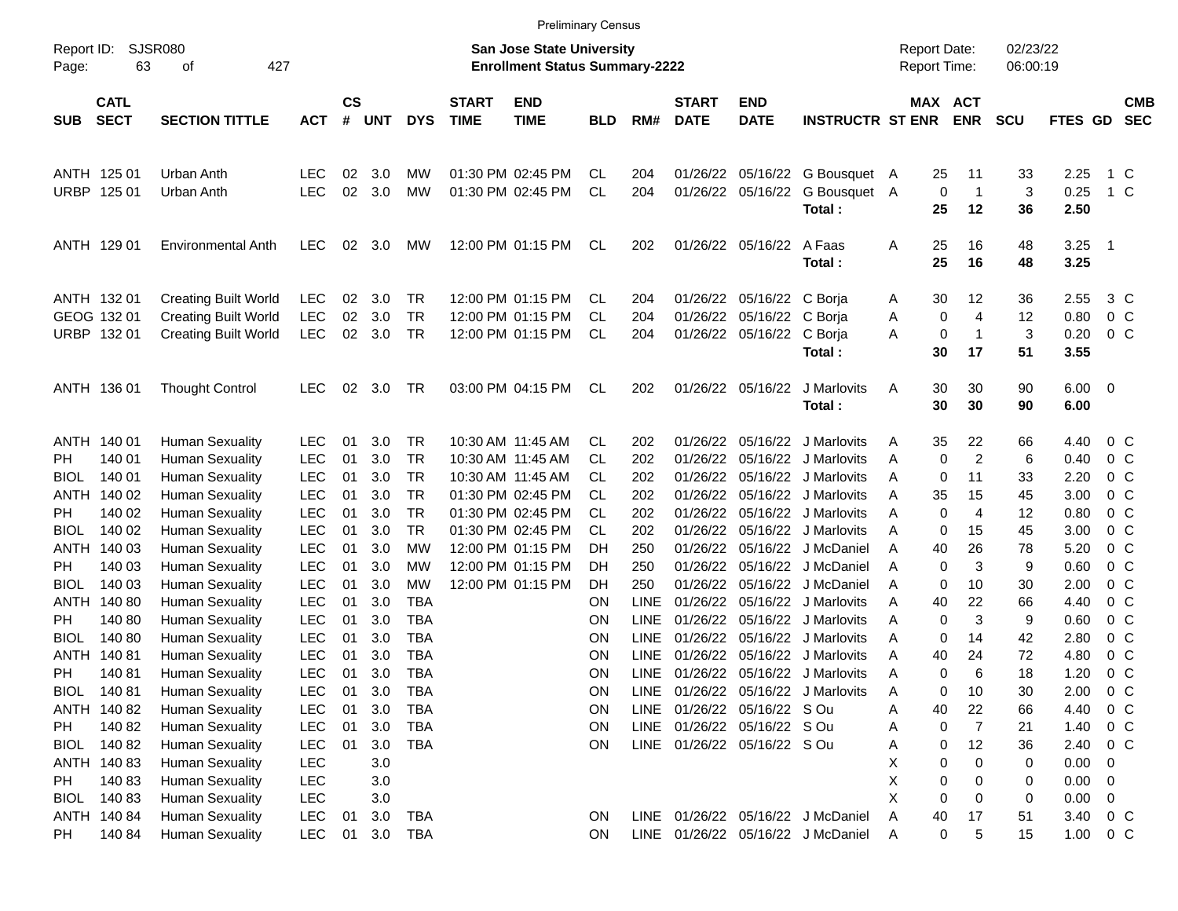Preliminary Census

Report ID: SJSR080

**San Jose State University**
**Enrollment Status Summary-2222**

Report Date: 02/23/22
Report Time: 06:00:19

| SUB | CATL SECT | SECTION TITTLE | ACT | CS # | UNT | DYS | START TIME | END TIME | BLD | RM# | START DATE | END DATE | INSTRUCTR | ST | MAX ENR | ACT ENR | SCU | FTES | GD | CMB SEC |
|---|---|---|---|---|---|---|---|---|---|---|---|---|---|---|---|---|---|---|---|---|
| ANTH | 125 01 | Urban Anth | LEC | 02 | 3.0 | MW | 01:30 PM | 02:45 PM | CL | 204 | 01/26/22 | 05/16/22 | G Bousquet | A | 25 | 11 | 33 | 2.25 | 1 | C |
| URBP | 125 01 | Urban Anth | LEC | 02 | 3.0 | MW | 01:30 PM | 02:45 PM | CL | 204 | 01/26/22 | 05/16/22 | G Bousquet | A | 0 | 1 | 3 | 0.25 | 1 | C |
| | | | | | | | | | | | | | **Total :** | | **25** | **12** | **36** | **2.50** | | |
| ANTH | 129 01 | Environmental Anth | LEC | 02 | 3.0 | MW | 12:00 PM | 01:15 PM | CL | 202 | 01/26/22 | 05/16/22 | A Faas | A | 25 | 16 | 48 | 3.25 | 1 | |
| | | | | | | | | | | | | | **Total :** | | **25** | **16** | **48** | **3.25** | | |
| ANTH | 132 01 | Creating Built World | LEC | 02 | 3.0 | TR | 12:00 PM | 01:15 PM | CL | 204 | 01/26/22 | 05/16/22 | C Borja | A | 30 | 12 | 36 | 2.55 | 3 | C |
| GEOG | 132 01 | Creating Built World | LEC | 02 | 3.0 | TR | 12:00 PM | 01:15 PM | CL | 204 | 01/26/22 | 05/16/22 | C Borja | A | 0 | 4 | 12 | 0.80 | 0 | C |
| URBP | 132 01 | Creating Built World | LEC | 02 | 3.0 | TR | 12:00 PM | 01:15 PM | CL | 204 | 01/26/22 | 05/16/22 | C Borja | A | 0 | 1 | 3 | 0.20 | 0 | C |
| | | | | | | | | | | | | | **Total :** | | **30** | **17** | **51** | **3.55** | | |
| ANTH | 136 01 | Thought Control | LEC | 02 | 3.0 | TR | 03:00 PM | 04:15 PM | CL | 202 | 01/26/22 | 05/16/22 | J Marlovits | A | 30 | 30 | 90 | 6.00 | 0 | |
| | | | | | | | | | | | | | **Total :** | | **30** | **30** | **90** | **6.00** | | |
| ANTH | 140 01 | Human Sexuality | LEC | 01 | 3.0 | TR | 10:30 AM | 11:45 AM | CL | 202 | 01/26/22 | 05/16/22 | J Marlovits | A | 35 | 22 | 66 | 4.40 | 0 | C |
| PH | 140 01 | Human Sexuality | LEC | 01 | 3.0 | TR | 10:30 AM | 11:45 AM | CL | 202 | 01/26/22 | 05/16/22 | J Marlovits | A | 0 | 2 | 6 | 0.40 | 0 | C |
| BIOL | 140 01 | Human Sexuality | LEC | 01 | 3.0 | TR | 10:30 AM | 11:45 AM | CL | 202 | 01/26/22 | 05/16/22 | J Marlovits | A | 0 | 11 | 33 | 2.20 | 0 | C |
| ANTH | 140 02 | Human Sexuality | LEC | 01 | 3.0 | TR | 01:30 PM | 02:45 PM | CL | 202 | 01/26/22 | 05/16/22 | J Marlovits | A | 35 | 15 | 45 | 3.00 | 0 | C |
| PH | 140 02 | Human Sexuality | LEC | 01 | 3.0 | TR | 01:30 PM | 02:45 PM | CL | 202 | 01/26/22 | 05/16/22 | J Marlovits | A | 0 | 4 | 12 | 0.80 | 0 | C |
| BIOL | 140 02 | Human Sexuality | LEC | 01 | 3.0 | TR | 01:30 PM | 02:45 PM | CL | 202 | 01/26/22 | 05/16/22 | J Marlovits | A | 0 | 15 | 45 | 3.00 | 0 | C |
| ANTH | 140 03 | Human Sexuality | LEC | 01 | 3.0 | MW | 12:00 PM | 01:15 PM | DH | 250 | 01/26/22 | 05/16/22 | J McDaniel | A | 40 | 26 | 78 | 5.20 | 0 | C |
| PH | 140 03 | Human Sexuality | LEC | 01 | 3.0 | MW | 12:00 PM | 01:15 PM | DH | 250 | 01/26/22 | 05/16/22 | J McDaniel | A | 0 | 3 | 9 | 0.60 | 0 | C |
| BIOL | 140 03 | Human Sexuality | LEC | 01 | 3.0 | MW | 12:00 PM | 01:15 PM | DH | 250 | 01/26/22 | 05/16/22 | J McDaniel | A | 0 | 10 | 30 | 2.00 | 0 | C |
| ANTH | 140 80 | Human Sexuality | LEC | 01 | 3.0 | TBA | | | ON | LINE | 01/26/22 | 05/16/22 | J Marlovits | A | 40 | 22 | 66 | 4.40 | 0 | C |
| PH | 140 80 | Human Sexuality | LEC | 01 | 3.0 | TBA | | | ON | LINE | 01/26/22 | 05/16/22 | J Marlovits | A | 0 | 3 | 9 | 0.60 | 0 | C |
| BIOL | 140 80 | Human Sexuality | LEC | 01 | 3.0 | TBA | | | ON | LINE | 01/26/22 | 05/16/22 | J Marlovits | A | 0 | 14 | 42 | 2.80 | 0 | C |
| ANTH | 140 81 | Human Sexuality | LEC | 01 | 3.0 | TBA | | | ON | LINE | 01/26/22 | 05/16/22 | J Marlovits | A | 40 | 24 | 72 | 4.80 | 0 | C |
| PH | 140 81 | Human Sexuality | LEC | 01 | 3.0 | TBA | | | ON | LINE | 01/26/22 | 05/16/22 | J Marlovits | A | 0 | 6 | 18 | 1.20 | 0 | C |
| BIOL | 140 81 | Human Sexuality | LEC | 01 | 3.0 | TBA | | | ON | LINE | 01/26/22 | 05/16/22 | J Marlovits | A | 0 | 10 | 30 | 2.00 | 0 | C |
| ANTH | 140 82 | Human Sexuality | LEC | 01 | 3.0 | TBA | | | ON | LINE | 01/26/22 | 05/16/22 | S Ou | A | 40 | 22 | 66 | 4.40 | 0 | C |
| PH | 140 82 | Human Sexuality | LEC | 01 | 3.0 | TBA | | | ON | LINE | 01/26/22 | 05/16/22 | S Ou | A | 0 | 7 | 21 | 1.40 | 0 | C |
| BIOL | 140 82 | Human Sexuality | LEC | 01 | 3.0 | TBA | | | ON | LINE | 01/26/22 | 05/16/22 | S Ou | A | 0 | 12 | 36 | 2.40 | 0 | C |
| ANTH | 140 83 | Human Sexuality | LEC | | 3.0 | | | | | | | | | X | 0 | 0 | 0 | 0.00 | 0 | |
| PH | 140 83 | Human Sexuality | LEC | | 3.0 | | | | | | | | | X | 0 | 0 | 0 | 0.00 | 0 | |
| BIOL | 140 83 | Human Sexuality | LEC | | 3.0 | | | | | | | | | X | 0 | 0 | 0 | 0.00 | 0 | |
| ANTH | 140 84 | Human Sexuality | LEC | 01 | 3.0 | TBA | | | ON | LINE | 01/26/22 | 05/16/22 | J McDaniel | A | 40 | 17 | 51 | 3.40 | 0 | C |
| PH | 140 84 | Human Sexuality | LEC | 01 | 3.0 | TBA | | | ON | LINE | 01/26/22 | 05/16/22 | J McDaniel | A | 0 | 5 | 15 | 1.00 | 0 | C |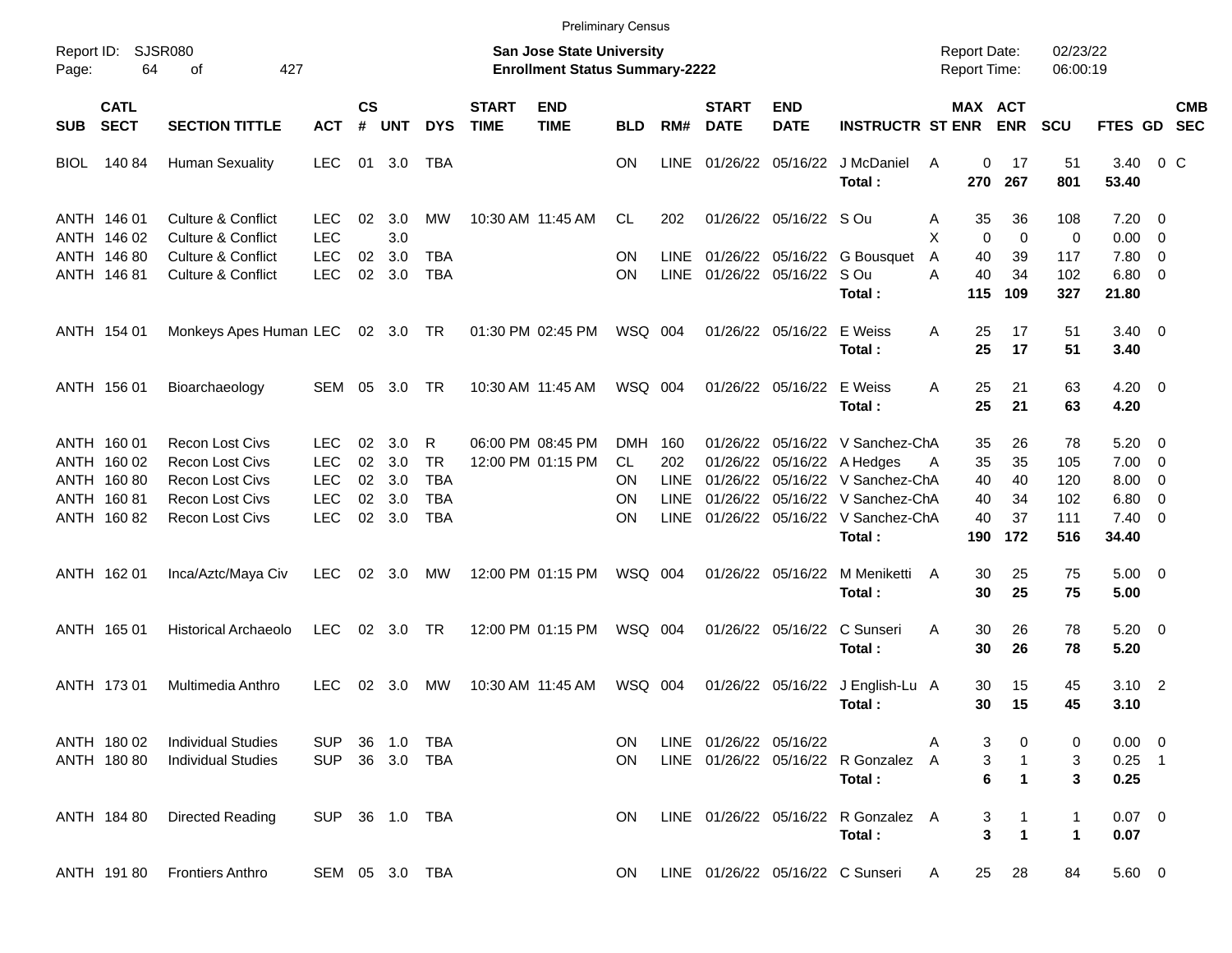Preliminary Census

Report ID: SJSR080

**San Jose State University**
**Enrollment Status Summary-2222**

Report Date: 02/23/22
Report Time: 06:00:19

| SUB | CATL SECT | SECTION TITTLE | ACT | CS # | UNT | DYS | START TIME | END TIME | BLD | RM# | START DATE | END DATE | INSTRUCTR | ST | MAX ENR | ACT ENR | SCU | FTES | GD | CMB SEC |
|---|---|---|---|---|---|---|---|---|---|---|---|---|---|---|---|---|---|---|---|---|
| BIOL | 140 84 | Human Sexuality | LEC | 01 | 3.0 | TBA | | | ON | LINE | 01/26/22 | 05/16/22 | J McDaniel | A | 0 | 17 | 51 | 3.40 | 0 | C |
| | | | | | | | | | | | | | **Total :** | | **270** | **267** | **801** | **53.40** | | |
| ANTH | 146 01 | Culture & Conflict | LEC | 02 | 3.0 | MW | 10:30 AM | 11:45 AM | CL | 202 | 01/26/22 | 05/16/22 | S Ou | A | 35 | 36 | 108 | 7.20 | 0 | |
| ANTH | 146 02 | Culture & Conflict | LEC | | 3.0 | | | | | | | | | X | 0 | 0 | 0 | 0.00 | 0 | |
| ANTH | 146 80 | Culture & Conflict | LEC | 02 | 3.0 | TBA | | | ON | LINE | 01/26/22 | 05/16/22 | G Bousquet | A | 40 | 39 | 117 | 7.80 | 0 | |
| ANTH | 146 81 | Culture & Conflict | LEC | 02 | 3.0 | TBA | | | ON | LINE | 01/26/22 | 05/16/22 | S Ou | A | 40 | 34 | 102 | 6.80 | 0 | |
| | | | | | | | | | | | | | **Total :** | | **115** | **109** | **327** | **21.80** | | |
| ANTH | 154 01 | Monkeys Apes Human | LEC | 02 | 3.0 | TR | 01:30 PM | 02:45 PM | WSQ | 004 | 01/26/22 | 05/16/22 | E Weiss | A | 25 | 17 | 51 | 3.40 | 0 | |
| | | | | | | | | | | | | | **Total :** | | **25** | **17** | **51** | **3.40** | | |
| ANTH | 156 01 | Bioarchaeology | SEM | 05 | 3.0 | TR | 10:30 AM | 11:45 AM | WSQ | 004 | 01/26/22 | 05/16/22 | E Weiss | A | 25 | 21 | 63 | 4.20 | 0 | |
| | | | | | | | | | | | | | **Total :** | | **25** | **21** | **63** | **4.20** | | |
| ANTH | 160 01 | Recon Lost Civs | LEC | 02 | 3.0 | R | 06:00 PM | 08:45 PM | DMH | 160 | 01/26/22 | 05/16/22 | V Sanchez-Ch | A | 35 | 26 | 78 | 5.20 | 0 | |
| ANTH | 160 02 | Recon Lost Civs | LEC | 02 | 3.0 | TR | 12:00 PM | 01:15 PM | CL | 202 | 01/26/22 | 05/16/22 | A Hedges | A | 35 | 35 | 105 | 7.00 | 0 | |
| ANTH | 160 80 | Recon Lost Civs | LEC | 02 | 3.0 | TBA | | | ON | LINE | 01/26/22 | 05/16/22 | V Sanchez-Ch | A | 40 | 40 | 120 | 8.00 | 0 | |
| ANTH | 160 81 | Recon Lost Civs | LEC | 02 | 3.0 | TBA | | | ON | LINE | 01/26/22 | 05/16/22 | V Sanchez-Ch | A | 40 | 34 | 102 | 6.80 | 0 | |
| ANTH | 160 82 | Recon Lost Civs | LEC | 02 | 3.0 | TBA | | | ON | LINE | 01/26/22 | 05/16/22 | V Sanchez-Ch | A | 40 | 37 | 111 | 7.40 | 0 | |
| | | | | | | | | | | | | | **Total :** | | **190** | **172** | **516** | **34.40** | | |
| ANTH | 162 01 | Inca/Aztc/Maya Civ | LEC | 02 | 3.0 | MW | 12:00 PM | 01:15 PM | WSQ | 004 | 01/26/22 | 05/16/22 | M Meniketti | A | 30 | 25 | 75 | 5.00 | 0 | |
| | | | | | | | | | | | | | **Total :** | | **30** | **25** | **75** | **5.00** | | |
| ANTH | 165 01 | Historical Archaeolo | LEC | 02 | 3.0 | TR | 12:00 PM | 01:15 PM | WSQ | 004 | 01/26/22 | 05/16/22 | C Sunseri | A | 30 | 26 | 78 | 5.20 | 0 | |
| | | | | | | | | | | | | | **Total :** | | **30** | **26** | **78** | **5.20** | | |
| ANTH | 173 01 | Multimedia Anthro | LEC | 02 | 3.0 | MW | 10:30 AM | 11:45 AM | WSQ | 004 | 01/26/22 | 05/16/22 | J English-Lu | A | 30 | 15 | 45 | 3.10 | 2 | |
| | | | | | | | | | | | | | **Total :** | | **30** | **15** | **45** | **3.10** | | |
| ANTH | 180 02 | Individual Studies | SUP | 36 | 1.0 | TBA | | | ON | LINE | 01/26/22 | 05/16/22 | | A | 3 | 0 | 0 | 0.00 | 0 | |
| ANTH | 180 80 | Individual Studies | SUP | 36 | 3.0 | TBA | | | ON | LINE | 01/26/22 | 05/16/22 | R Gonzalez | A | 3 | 1 | 3 | 0.25 | 1 | |
| | | | | | | | | | | | | | **Total :** | | **6** | **1** | **3** | **0.25** | | |
| ANTH | 184 80 | Directed Reading | SUP | 36 | 1.0 | TBA | | | ON | LINE | 01/26/22 | 05/16/22 | R Gonzalez | A | 3 | 1 | 1 | 0.07 | 0 | |
| | | | | | | | | | | | | | **Total :** | | **3** | **1** | **1** | **0.07** | | |
| ANTH | 191 80 | Frontiers Anthro | SEM | 05 | 3.0 | TBA | | | ON | LINE | 01/26/22 | 05/16/22 | C Sunseri | A | 25 | 28 | 84 | 5.60 | 0 | |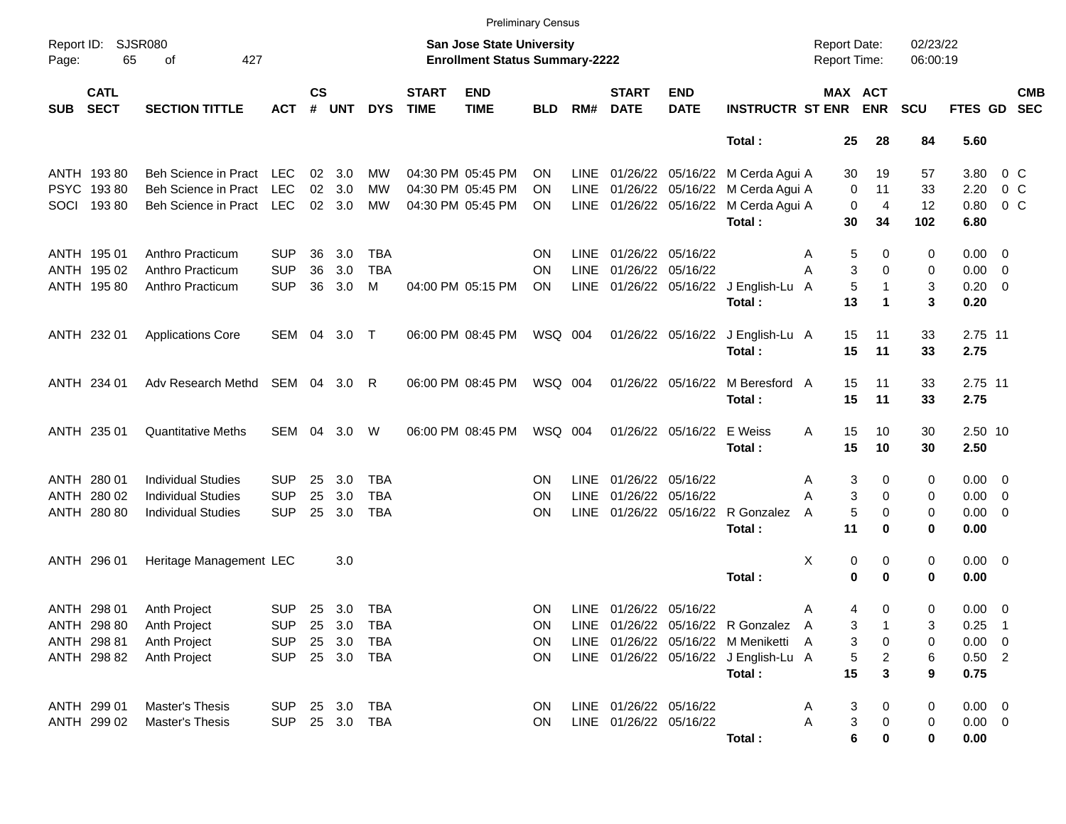Preliminary Census

Report ID: SJSR080 | **San Jose State University** | Report Date: 02/23/22
**Enrollment Status Summary-2222** | Report Time: 06:00:19

| SUB | CATL SECT | SECTION TITTLE | ACT | CS # | UNT | DYS | START TIME | END TIME | BLD | RM# | START DATE | END DATE | INSTRUCTR | ST | MAX ENR | ACT ENR | SCU | FTES | GD | CMB SEC |
|---|---|---|---|---|---|---|---|---|---|---|---|---|---|---|---|---|---|---|---|---|
| | | | | | | | | | | | | | **Total :** | | **25** | **28** | **84** | **5.60** | | |
| ANTH | 193 80 | Beh Science in Pract | LEC | 02 | 3.0 | MW | 04:30 PM | 05:45 PM | ON | LINE | 01/26/22 | 05/16/22 | M Cerda Agui | A | 30 | 19 | 57 | 3.80 | 0 | C |
| PSYC | 193 80 | Beh Science in Pract | LEC | 02 | 3.0 | MW | 04:30 PM | 05:45 PM | ON | LINE | 01/26/22 | 05/16/22 | M Cerda Agui | A | 0 | 11 | 33 | 2.20 | 0 | C |
| SOCI | 193 80 | Beh Science in Pract | LEC | 02 | 3.0 | MW | 04:30 PM | 05:45 PM | ON | LINE | 01/26/22 | 05/16/22 | M Cerda Agui | A | 0 | 4 | 12 | 0.80 | 0 | C |
| | | | | | | | | | | | | | **Total :** | | **30** | **34** | **102** | **6.80** | | |
| ANTH | 195 01 | Anthro Practicum | SUP | 36 | 3.0 | TBA | | | ON | LINE | 01/26/22 | 05/16/22 | | A | 5 | 0 | 0 | 0.00 | 0 | |
| ANTH | 195 02 | Anthro Practicum | SUP | 36 | 3.0 | TBA | | | ON | LINE | 01/26/22 | 05/16/22 | | A | 3 | 0 | 0 | 0.00 | 0 | |
| ANTH | 195 80 | Anthro Practicum | SUP | 36 | 3.0 | M | 04:00 PM | 05:15 PM | ON | LINE | 01/26/22 | 05/16/22 | J English-Lu | A | 5 | 1 | 3 | 0.20 | 0 | |
| | | | | | | | | | | | | | **Total :** | | **13** | **1** | **3** | **0.20** | | |
| ANTH | 232 01 | Applications Core | SEM | 04 | 3.0 | T | 06:00 PM | 08:45 PM | WSQ | 004 | 01/26/22 | 05/16/22 | J English-Lu | A | 15 | 11 | 33 | 2.75 | 11 | |
| | | | | | | | | | | | | | **Total :** | | **15** | **11** | **33** | **2.75** | | |
| ANTH | 234 01 | Adv Research Methd | SEM | 04 | 3.0 | R | 06:00 PM | 08:45 PM | WSQ | 004 | 01/26/22 | 05/16/22 | M Beresford | A | 15 | 11 | 33 | 2.75 | 11 | |
| | | | | | | | | | | | | | **Total :** | | **15** | **11** | **33** | **2.75** | | |
| ANTH | 235 01 | Quantitative Meths | SEM | 04 | 3.0 | W | 06:00 PM | 08:45 PM | WSQ | 004 | 01/26/22 | 05/16/22 | E Weiss | A | 15 | 10 | 30 | 2.50 | 10 | |
| | | | | | | | | | | | | | **Total :** | | **15** | **10** | **30** | **2.50** | | |
| ANTH | 280 01 | Individual Studies | SUP | 25 | 3.0 | TBA | | | ON | LINE | 01/26/22 | 05/16/22 | | A | 3 | 0 | 0 | 0.00 | 0 | |
| ANTH | 280 02 | Individual Studies | SUP | 25 | 3.0 | TBA | | | ON | LINE | 01/26/22 | 05/16/22 | | A | 3 | 0 | 0 | 0.00 | 0 | |
| ANTH | 280 80 | Individual Studies | SUP | 25 | 3.0 | TBA | | | ON | LINE | 01/26/22 | 05/16/22 | R Gonzalez | A | 5 | 0 | 0 | 0.00 | 0 | |
| | | | | | | | | | | | | | **Total :** | | **11** | **0** | **0** | **0.00** | | |
| ANTH | 296 01 | Heritage Management | LEC | | 3.0 | | | | | | | | | X | 0 | 0 | 0 | 0.00 | 0 | |
| | | | | | | | | | | | | | **Total :** | | **0** | **0** | **0** | **0.00** | | |
| ANTH | 298 01 | Anth Project | SUP | 25 | 3.0 | TBA | | | ON | LINE | 01/26/22 | 05/16/22 | | A | 4 | 0 | 0 | 0.00 | 0 | |
| ANTH | 298 80 | Anth Project | SUP | 25 | 3.0 | TBA | | | ON | LINE | 01/26/22 | 05/16/22 | R Gonzalez | A | 3 | 1 | 3 | 0.25 | 1 | |
| ANTH | 298 81 | Anth Project | SUP | 25 | 3.0 | TBA | | | ON | LINE | 01/26/22 | 05/16/22 | M Meniketti | A | 3 | 0 | 0 | 0.00 | 0 | |
| ANTH | 298 82 | Anth Project | SUP | 25 | 3.0 | TBA | | | ON | LINE | 01/26/22 | 05/16/22 | J English-Lu | A | 5 | 2 | 6 | 0.50 | 2 | |
| | | | | | | | | | | | | | **Total :** | | **15** | **3** | **9** | **0.75** | | |
| ANTH | 299 01 | Master's Thesis | SUP | 25 | 3.0 | TBA | | | ON | LINE | 01/26/22 | 05/16/22 | | A | 3 | 0 | 0 | 0.00 | 0 | |
| ANTH | 299 02 | Master's Thesis | SUP | 25 | 3.0 | TBA | | | ON | LINE | 01/26/22 | 05/16/22 | | A | 3 | 0 | 0 | 0.00 | 0 | |
| | | | | | | | | | | | | | **Total :** | | **6** | **0** | **0** | **0.00** | | |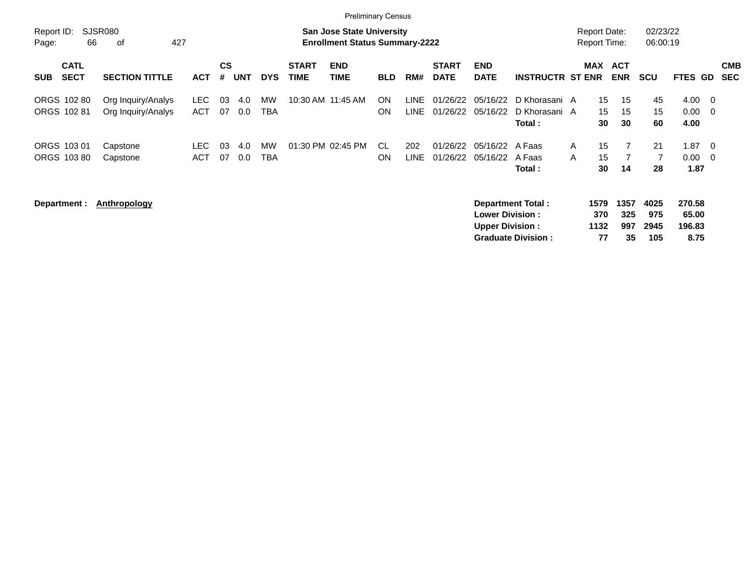Preliminary Census

Report ID: SJSR080

**San Jose State University**
**Enrollment Status Summary-2222**

Report Date: 02/23/22
Report Time: 06:00:19

| SUB | CATL SECT | SECTION TITTLE | ACT | CS # | UNT | DYS | START TIME | END TIME | BLD | RM# | START DATE | END DATE | INSTRUCTR | ST | MAX ENR | ACT ENR | SCU | FTES | GD | CMB SEC |
|---|---|---|---|---|---|---|---|---|---|---|---|---|---|---|---|---|---|---|---|---|
| ORGS | 102 80 | Org Inquiry/Analys | LEC | 03 | 4.0 | MW | 10:30 AM | 11:45 AM | ON | LINE | 01/26/22 | 05/16/22 | D Khorasani | A | 15 | 15 | 45 | 4.00 | 0 | |
| ORGS | 102 81 | Org Inquiry/Analys | ACT | 07 | 0.0 | TBA | | | ON | LINE | 01/26/22 | 05/16/22 | D Khorasani | A | 15 | 15 | 15 | 0.00 | 0 | |
| | | | | | | | | | | | | | **Total :** | | **30** | **30** | **60** | **4.00** | | |
| ORGS | 103 01 | Capstone | LEC | 03 | 4.0 | MW | 01:30 PM | 02:45 PM | CL | 202 | 01/26/22 | 05/16/22 | A Faas | A | 15 | 7 | 21 | 1.87 | 0 | |
| ORGS | 103 80 | Capstone | ACT | 07 | 0.0 | TBA | | | ON | LINE | 01/26/22 | 05/16/22 | A Faas | A | 15 | 7 | 7 | 0.00 | 0 | |
| | | | | | | | | | | | | | **Total :** | | **30** | **14** | **28** | **1.87** | | |

**Department :** **Anthropology**

| | MAX ENR | ACT ENR | SCU | FTES |
|---|---|---|---|---|
| **Department Total :** | **1579** | **1357** | **4025** | **270.58** |
| **Lower Division :** | **370** | **325** | **975** | **65.00** |
| **Upper Division :** | **1132** | **997** | **2945** | **196.83** |
| **Graduate Division :** | **77** | **35** | **105** | **8.75** |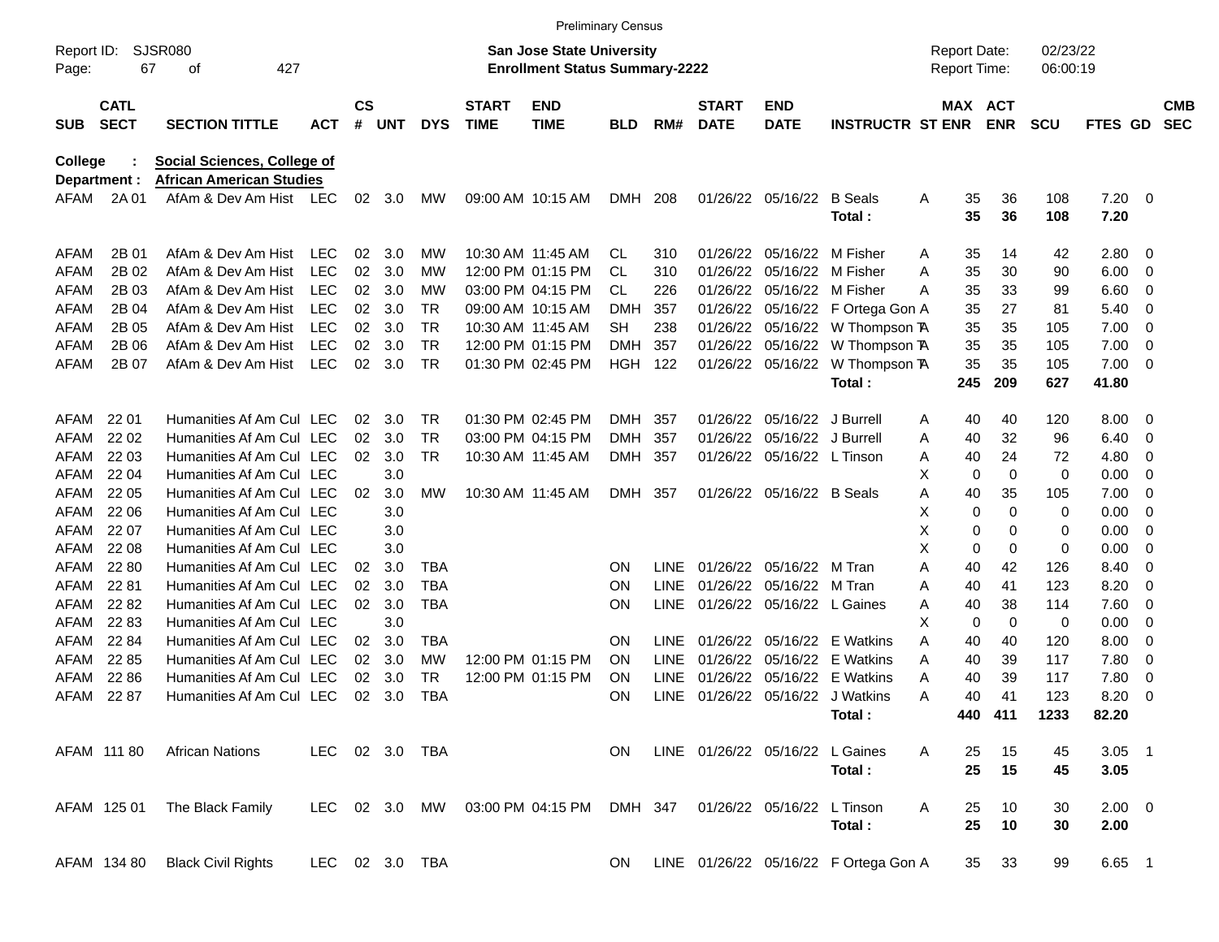Preliminary Census

Report ID: SJSR080

**San Jose State University**
**Enrollment Status Summary-2222**

Report Date: 02/23/22
Report Time: 06:00:19

| SUB | CATL SECT | SECTION TITTLE | ACT | CS # | UNT | DYS | START TIME | END TIME | BLD | RM# | START DATE | END DATE | INSTRUCTR | ST | MAX ENR | ACT ENR | SCU | FTES | GD | CMB SEC |
|---|---|---|---|---|---|---|---|---|---|---|---|---|---|---|---|---|---|---|---|---|
| **College :** | | **Social Sciences, College of** | | | | | | | | | | | | | | | | | | |
| **Department :** | | **African American Studies** | | | | | | | | | | | | | | | | | | |
| AFAM | 2A 01 | AfAm & Dev Am Hist | LEC | 02 | 3.0 | MW | 09:00 AM | 10:15 AM | DMH | 208 | 01/26/22 | 05/16/22 | B Seals | A | 35 | 36 | 108 | 7.20 | 0 | |
| | | | | | | | | | | | | | **Total :** | | **35** | **36** | **108** | **7.20** | | |
| AFAM | 2B 01 | AfAm & Dev Am Hist | LEC | 02 | 3.0 | MW | 10:30 AM | 11:45 AM | CL | 310 | 01/26/22 | 05/16/22 | M Fisher | A | 35 | 14 | 42 | 2.80 | 0 | |
| AFAM | 2B 02 | AfAm & Dev Am Hist | LEC | 02 | 3.0 | MW | 12:00 PM | 01:15 PM | CL | 310 | 01/26/22 | 05/16/22 | M Fisher | A | 35 | 30 | 90 | 6.00 | 0 | |
| AFAM | 2B 03 | AfAm & Dev Am Hist | LEC | 02 | 3.0 | MW | 03:00 PM | 04:15 PM | CL | 226 | 01/26/22 | 05/16/22 | M Fisher | A | 35 | 33 | 99 | 6.60 | 0 | |
| AFAM | 2B 04 | AfAm & Dev Am Hist | LEC | 02 | 3.0 | TR | 09:00 AM | 10:15 AM | DMH | 357 | 01/26/22 | 05/16/22 | F Ortega Gon | A | 35 | 27 | 81 | 5.40 | 0 | |
| AFAM | 2B 05 | AfAm & Dev Am Hist | LEC | 02 | 3.0 | TR | 10:30 AM | 11:45 AM | SH | 238 | 01/26/22 | 05/16/22 | W Thompson T | A | 35 | 35 | 105 | 7.00 | 0 | |
| AFAM | 2B 06 | AfAm & Dev Am Hist | LEC | 02 | 3.0 | TR | 12:00 PM | 01:15 PM | DMH | 357 | 01/26/22 | 05/16/22 | W Thompson T | A | 35 | 35 | 105 | 7.00 | 0 | |
| AFAM | 2B 07 | AfAm & Dev Am Hist | LEC | 02 | 3.0 | TR | 01:30 PM | 02:45 PM | HGH | 122 | 01/26/22 | 05/16/22 | W Thompson T | A | 35 | 35 | 105 | 7.00 | 0 | |
| | | | | | | | | | | | | | **Total :** | | **245** | **209** | **627** | **41.80** | | |
| AFAM | 22 01 | Humanities Af Am Cul | LEC | 02 | 3.0 | TR | 01:30 PM | 02:45 PM | DMH | 357 | 01/26/22 | 05/16/22 | J Burrell | A | 40 | 40 | 120 | 8.00 | 0 | |
| AFAM | 22 02 | Humanities Af Am Cul | LEC | 02 | 3.0 | TR | 03:00 PM | 04:15 PM | DMH | 357 | 01/26/22 | 05/16/22 | J Burrell | A | 40 | 32 | 96 | 6.40 | 0 | |
| AFAM | 22 03 | Humanities Af Am Cul | LEC | 02 | 3.0 | TR | 10:30 AM | 11:45 AM | DMH | 357 | 01/26/22 | 05/16/22 | L Tinson | A | 40 | 24 | 72 | 4.80 | 0 | |
| AFAM | 22 04 | Humanities Af Am Cul | LEC | | 3.0 | | | | | | | | | X | 0 | 0 | 0 | 0.00 | 0 | |
| AFAM | 22 05 | Humanities Af Am Cul | LEC | 02 | 3.0 | MW | 10:30 AM | 11:45 AM | DMH | 357 | 01/26/22 | 05/16/22 | B Seals | A | 40 | 35 | 105 | 7.00 | 0 | |
| AFAM | 22 06 | Humanities Af Am Cul | LEC | | 3.0 | | | | | | | | | X | 0 | 0 | 0 | 0.00 | 0 | |
| AFAM | 22 07 | Humanities Af Am Cul | LEC | | 3.0 | | | | | | | | | X | 0 | 0 | 0 | 0.00 | 0 | |
| AFAM | 22 08 | Humanities Af Am Cul | LEC | | 3.0 | | | | | | | | | X | 0 | 0 | 0 | 0.00 | 0 | |
| AFAM | 22 80 | Humanities Af Am Cul | LEC | 02 | 3.0 | TBA | | | ON | LINE | 01/26/22 | 05/16/22 | M Tran | A | 40 | 42 | 126 | 8.40 | 0 | |
| AFAM | 22 81 | Humanities Af Am Cul | LEC | 02 | 3.0 | TBA | | | ON | LINE | 01/26/22 | 05/16/22 | M Tran | A | 40 | 41 | 123 | 8.20 | 0 | |
| AFAM | 22 82 | Humanities Af Am Cul | LEC | 02 | 3.0 | TBA | | | ON | LINE | 01/26/22 | 05/16/22 | L Gaines | A | 40 | 38 | 114 | 7.60 | 0 | |
| AFAM | 22 83 | Humanities Af Am Cul | LEC | | 3.0 | | | | | | | | | X | 0 | 0 | 0 | 0.00 | 0 | |
| AFAM | 22 84 | Humanities Af Am Cul | LEC | 02 | 3.0 | TBA | | | ON | LINE | 01/26/22 | 05/16/22 | E Watkins | A | 40 | 40 | 120 | 8.00 | 0 | |
| AFAM | 22 85 | Humanities Af Am Cul | LEC | 02 | 3.0 | MW | 12:00 PM | 01:15 PM | ON | LINE | 01/26/22 | 05/16/22 | E Watkins | A | 40 | 39 | 117 | 7.80 | 0 | |
| AFAM | 22 86 | Humanities Af Am Cul | LEC | 02 | 3.0 | TR | 12:00 PM | 01:15 PM | ON | LINE | 01/26/22 | 05/16/22 | E Watkins | A | 40 | 39 | 117 | 7.80 | 0 | |
| AFAM | 22 87 | Humanities Af Am Cul | LEC | 02 | 3.0 | TBA | | | ON | LINE | 01/26/22 | 05/16/22 | J Watkins | A | 40 | 41 | 123 | 8.20 | 0 | |
| | | | | | | | | | | | | | **Total :** | | **440** | **411** | **1233** | **82.20** | | |
| AFAM | 111 80 | African Nations | LEC | 02 | 3.0 | TBA | | | ON | LINE | 01/26/22 | 05/16/22 | L Gaines | A | 25 | 15 | 45 | 3.05 | 1 | |
| | | | | | | | | | | | | | **Total :** | | **25** | **15** | **45** | **3.05** | | |
| AFAM | 125 01 | The Black Family | LEC | 02 | 3.0 | MW | 03:00 PM | 04:15 PM | DMH | 347 | 01/26/22 | 05/16/22 | L Tinson | A | 25 | 10 | 30 | 2.00 | 0 | |
| | | | | | | | | | | | | | **Total :** | | **25** | **10** | **30** | **2.00** | | |
| AFAM | 134 80 | Black Civil Rights | LEC | 02 | 3.0 | TBA | | | ON | LINE | 01/26/22 | 05/16/22 | F Ortega Gon | A | 35 | 33 | 99 | 6.65 | 1 | |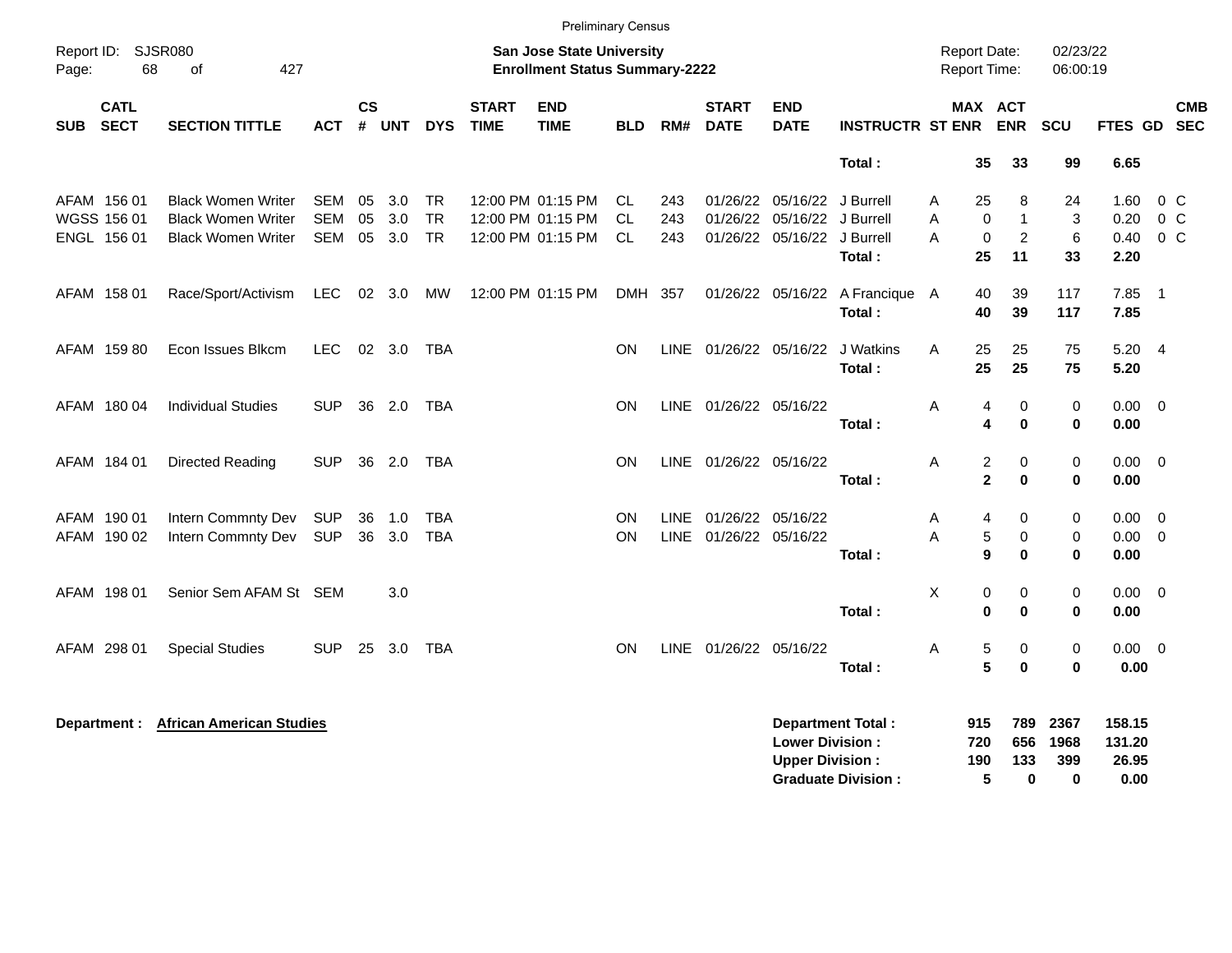Preliminary Census

Report ID: SJSR080
Page: 68 of 427

**San Jose State University**
**Enrollment Status Summary-2222**

Report Date: 02/23/22
Report Time: 06:00:19

| SUB | CATL SECT | SECTION TITTLE | ACT | CS # | UNT | DYS | START TIME | END TIME | BLD | RM# | START DATE | END DATE | INSTRUCTR | ST | MAX ENR | ACT ENR | SCU | FTES | GD | CMB SEC |
|---|---|---|---|---|---|---|---|---|---|---|---|---|---|---|---|---|---|---|---|---|
| | | | | | | | | | | | | | **Total :** | | **35** | **33** | **99** | **6.65** | | |
| AFAM | 156 01 | Black Women Writer | SEM | 05 | 3.0 | TR | 12:00 PM | 01:15 PM | CL | 243 | 01/26/22 | 05/16/22 | J Burrell | A | 25 | 8 | 24 | 1.60 | 0 | C |
| WGSS | 156 01 | Black Women Writer | SEM | 05 | 3.0 | TR | 12:00 PM | 01:15 PM | CL | 243 | 01/26/22 | 05/16/22 | J Burrell | A | 0 | 1 | 3 | 0.20 | 0 | C |
| ENGL | 156 01 | Black Women Writer | SEM | 05 | 3.0 | TR | 12:00 PM | 01:15 PM | CL | 243 | 01/26/22 | 05/16/22 | J Burrell | A | 0 | 2 | 6 | 0.40 | 0 | C |
| | | | | | | | | | | | | | **Total :** | | **25** | **11** | **33** | **2.20** | | |
| AFAM | 158 01 | Race/Sport/Activism | LEC | 02 | 3.0 | MW | 12:00 PM | 01:15 PM | DMH | 357 | 01/26/22 | 05/16/22 | A Francique | A | 40 | 39 | 117 | 7.85 | 1 | |
| | | | | | | | | | | | | | **Total :** | | **40** | **39** | **117** | **7.85** | | |
| AFAM | 159 80 | Econ Issues Blkcm | LEC | 02 | 3.0 | TBA | | | ON | LINE | 01/26/22 | 05/16/22 | J Watkins | A | 25 | 25 | 75 | 5.20 | 4 | |
| | | | | | | | | | | | | | **Total :** | | **25** | **25** | **75** | **5.20** | | |
| AFAM | 180 04 | Individual Studies | SUP | 36 | 2.0 | TBA | | | ON | LINE | 01/26/22 | 05/16/22 | | A | 4 | 0 | 0 | 0.00 | 0 | |
| | | | | | | | | | | | | | **Total :** | | **4** | **0** | **0** | **0.00** | | |
| AFAM | 184 01 | Directed Reading | SUP | 36 | 2.0 | TBA | | | ON | LINE | 01/26/22 | 05/16/22 | | A | 2 | 0 | 0 | 0.00 | 0 | |
| | | | | | | | | | | | | | **Total :** | | **2** | **0** | **0** | **0.00** | | |
| AFAM | 190 01 | Intern Commnty Dev | SUP | 36 | 1.0 | TBA | | | ON | LINE | 01/26/22 | 05/16/22 | | A | 4 | 0 | 0 | 0.00 | 0 | |
| AFAM | 190 02 | Intern Commnty Dev | SUP | 36 | 3.0 | TBA | | | ON | LINE | 01/26/22 | 05/16/22 | | A | 5 | 0 | 0 | 0.00 | 0 | |
| | | | | | | | | | | | | | **Total :** | | **9** | **0** | **0** | **0.00** | | |
| AFAM | 198 01 | Senior Sem AFAM St | SEM | | 3.0 | | | | | | | | | X | 0 | 0 | 0 | 0.00 | 0 | |
| | | | | | | | | | | | | | **Total :** | | **0** | **0** | **0** | **0.00** | | |
| AFAM | 298 01 | Special Studies | SUP | 25 | 3.0 | TBA | | | ON | LINE | 01/26/22 | 05/16/22 | | A | 5 | 0 | 0 | 0.00 | 0 | |
| | | | | | | | | | | | | | **Total :** | | **5** | **0** | **0** | **0.00** | | |

**Department :** **African American Studies**

| | MAX ENR | ACT ENR | SCU | FTES |
|---|---|---|---|---|
| **Department Total :** | **915** | **789** | **2367** | **158.15** |
| **Lower Division :** | **720** | **656** | **1968** | **131.20** |
| **Upper Division :** | **190** | **133** | **399** | **26.95** |
| **Graduate Division :** | **5** | **0** | **0** | **0.00** |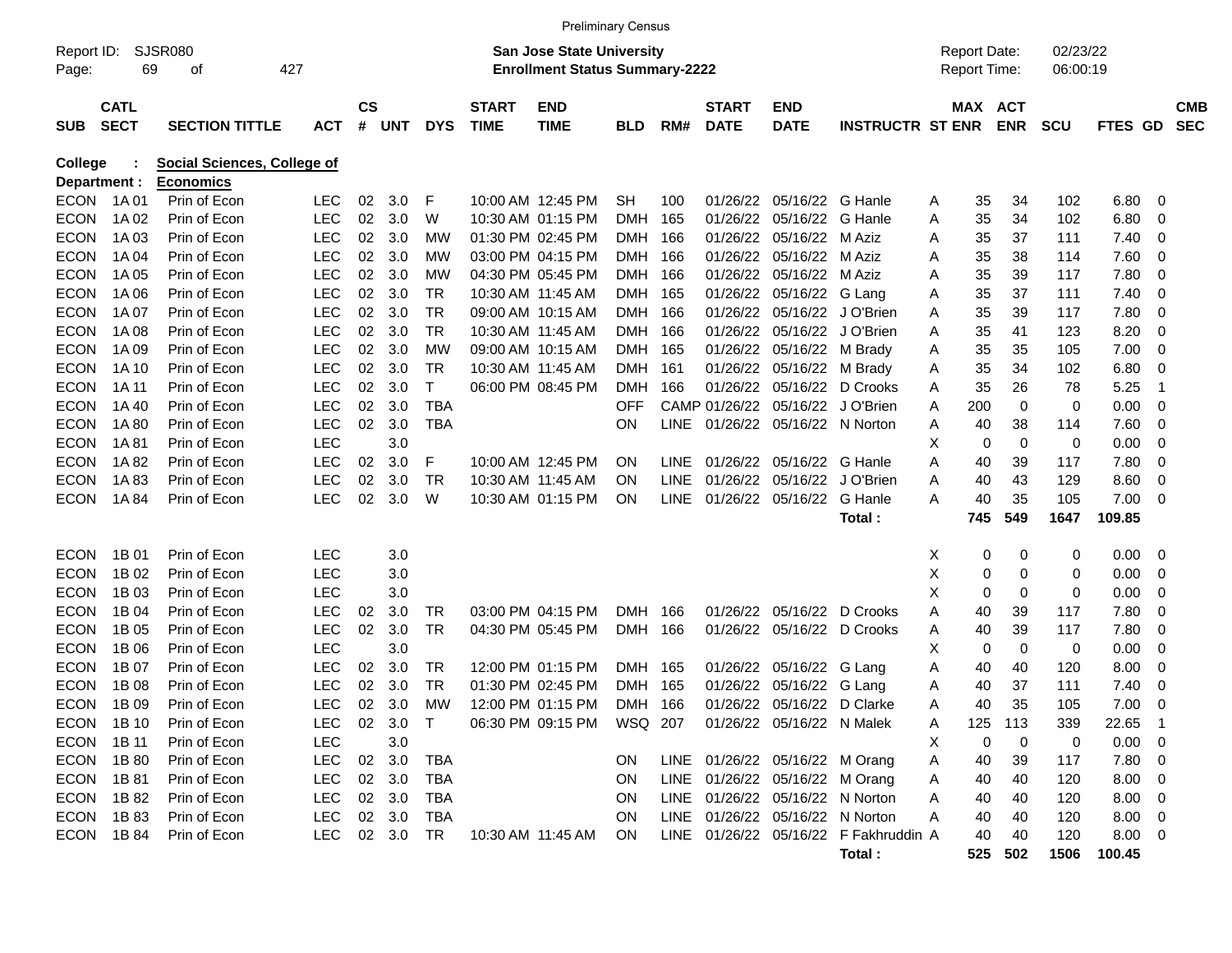Preliminary Census

Report ID: SJSR080
Page: 69 of 427

**San Jose State University**
**Enrollment Status Summary-2222**

Report Date: 02/23/22
Report Time: 06:00:19

**College : Social Sciences, College of**
**Department : Economics**

| SUB | CATL SECT | SECTION TITTLE | ACT | CS # | UNT | DYS | START TIME | END TIME | BLD | RM# | START DATE | END DATE | INSTRUCTR | ST | MAX ENR | ACT ENR | SCU | FTES | GD | CMB SEC |
|---|---|---|---|---|---|---|---|---|---|---|---|---|---|---|---|---|---|---|---|---|
| ECON | 1A 01 | Prin of Econ | LEC | 02 | 3.0 | F | 10:00 AM | 12:45 PM | SH | 100 | 01/26/22 | 05/16/22 | G Hanle | A | 35 | 34 | 102 | 6.80 | 0 | |
| ECON | 1A 02 | Prin of Econ | LEC | 02 | 3.0 | W | 10:30 AM | 01:15 PM | DMH | 165 | 01/26/22 | 05/16/22 | G Hanle | A | 35 | 34 | 102 | 6.80 | 0 | |
| ECON | 1A 03 | Prin of Econ | LEC | 02 | 3.0 | MW | 01:30 PM | 02:45 PM | DMH | 166 | 01/26/22 | 05/16/22 | M Aziz | A | 35 | 37 | 111 | 7.40 | 0 | |
| ECON | 1A 04 | Prin of Econ | LEC | 02 | 3.0 | MW | 03:00 PM | 04:15 PM | DMH | 166 | 01/26/22 | 05/16/22 | M Aziz | A | 35 | 38 | 114 | 7.60 | 0 | |
| ECON | 1A 05 | Prin of Econ | LEC | 02 | 3.0 | MW | 04:30 PM | 05:45 PM | DMH | 166 | 01/26/22 | 05/16/22 | M Aziz | A | 35 | 39 | 117 | 7.80 | 0 | |
| ECON | 1A 06 | Prin of Econ | LEC | 02 | 3.0 | TR | 10:30 AM | 11:45 AM | DMH | 165 | 01/26/22 | 05/16/22 | G Lang | A | 35 | 37 | 111 | 7.40 | 0 | |
| ECON | 1A 07 | Prin of Econ | LEC | 02 | 3.0 | TR | 09:00 AM | 10:15 AM | DMH | 166 | 01/26/22 | 05/16/22 | J O'Brien | A | 35 | 39 | 117 | 7.80 | 0 | |
| ECON | 1A 08 | Prin of Econ | LEC | 02 | 3.0 | TR | 10:30 AM | 11:45 AM | DMH | 166 | 01/26/22 | 05/16/22 | J O'Brien | A | 35 | 41 | 123 | 8.20 | 0 | |
| ECON | 1A 09 | Prin of Econ | LEC | 02 | 3.0 | MW | 09:00 AM | 10:15 AM | DMH | 165 | 01/26/22 | 05/16/22 | M Brady | A | 35 | 35 | 105 | 7.00 | 0 | |
| ECON | 1A 10 | Prin of Econ | LEC | 02 | 3.0 | TR | 10:30 AM | 11:45 AM | DMH | 161 | 01/26/22 | 05/16/22 | M Brady | A | 35 | 34 | 102 | 6.80 | 0 | |
| ECON | 1A 11 | Prin of Econ | LEC | 02 | 3.0 | T | 06:00 PM | 08:45 PM | DMH | 166 | 01/26/22 | 05/16/22 | D Crooks | A | 35 | 26 | 78 | 5.25 | 1 | |
| ECON | 1A 40 | Prin of Econ | LEC | 02 | 3.0 | TBA | | | OFF | CAMP | 01/26/22 | 05/16/22 | J O'Brien | A | 200 | 0 | 0 | 0.00 | 0 | |
| ECON | 1A 80 | Prin of Econ | LEC | 02 | 3.0 | TBA | | | ON | LINE | 01/26/22 | 05/16/22 | N Norton | A | 40 | 38 | 114 | 7.60 | 0 | |
| ECON | 1A 81 | Prin of Econ | LEC | | 3.0 | | | | | | | | | X | 0 | 0 | 0 | 0.00 | 0 | |
| ECON | 1A 82 | Prin of Econ | LEC | 02 | 3.0 | F | 10:00 AM | 12:45 PM | ON | LINE | 01/26/22 | 05/16/22 | G Hanle | A | 40 | 39 | 117 | 7.80 | 0 | |
| ECON | 1A 83 | Prin of Econ | LEC | 02 | 3.0 | TR | 10:30 AM | 11:45 AM | ON | LINE | 01/26/22 | 05/16/22 | J O'Brien | A | 40 | 43 | 129 | 8.60 | 0 | |
| ECON | 1A 84 | Prin of Econ | LEC | 02 | 3.0 | W | 10:30 AM | 01:15 PM | ON | LINE | 01/26/22 | 05/16/22 | G Hanle | A | 40 | 35 | 105 | 7.00 | 0 | |
| | | | | | | | | | | | | | **Total :** | | **745** | **549** | **1647** | **109.85** | | |
| ECON | 1B 01 | Prin of Econ | LEC | | 3.0 | | | | | | | | | X | 0 | 0 | 0 | 0.00 | 0 | |
| ECON | 1B 02 | Prin of Econ | LEC | | 3.0 | | | | | | | | | X | 0 | 0 | 0 | 0.00 | 0 | |
| ECON | 1B 03 | Prin of Econ | LEC | | 3.0 | | | | | | | | | X | 0 | 0 | 0 | 0.00 | 0 | |
| ECON | 1B 04 | Prin of Econ | LEC | 02 | 3.0 | TR | 03:00 PM | 04:15 PM | DMH | 166 | 01/26/22 | 05/16/22 | D Crooks | A | 40 | 39 | 117 | 7.80 | 0 | |
| ECON | 1B 05 | Prin of Econ | LEC | 02 | 3.0 | TR | 04:30 PM | 05:45 PM | DMH | 166 | 01/26/22 | 05/16/22 | D Crooks | A | 40 | 39 | 117 | 7.80 | 0 | |
| ECON | 1B 06 | Prin of Econ | LEC | | 3.0 | | | | | | | | | X | 0 | 0 | 0 | 0.00 | 0 | |
| ECON | 1B 07 | Prin of Econ | LEC | 02 | 3.0 | TR | 12:00 PM | 01:15 PM | DMH | 165 | 01/26/22 | 05/16/22 | G Lang | A | 40 | 40 | 120 | 8.00 | 0 | |
| ECON | 1B 08 | Prin of Econ | LEC | 02 | 3.0 | TR | 01:30 PM | 02:45 PM | DMH | 165 | 01/26/22 | 05/16/22 | G Lang | A | 40 | 37 | 111 | 7.40 | 0 | |
| ECON | 1B 09 | Prin of Econ | LEC | 02 | 3.0 | MW | 12:00 PM | 01:15 PM | DMH | 166 | 01/26/22 | 05/16/22 | D Clarke | A | 40 | 35 | 105 | 7.00 | 0 | |
| ECON | 1B 10 | Prin of Econ | LEC | 02 | 3.0 | T | 06:30 PM | 09:15 PM | WSQ | 207 | 01/26/22 | 05/16/22 | N Malek | A | 125 | 113 | 339 | 22.65 | 1 | |
| ECON | 1B 11 | Prin of Econ | LEC | | 3.0 | | | | | | | | | X | 0 | 0 | 0 | 0.00 | 0 | |
| ECON | 1B 80 | Prin of Econ | LEC | 02 | 3.0 | TBA | | | ON | LINE | 01/26/22 | 05/16/22 | M Orang | A | 40 | 39 | 117 | 7.80 | 0 | |
| ECON | 1B 81 | Prin of Econ | LEC | 02 | 3.0 | TBA | | | ON | LINE | 01/26/22 | 05/16/22 | M Orang | A | 40 | 40 | 120 | 8.00 | 0 | |
| ECON | 1B 82 | Prin of Econ | LEC | 02 | 3.0 | TBA | | | ON | LINE | 01/26/22 | 05/16/22 | N Norton | A | 40 | 40 | 120 | 8.00 | 0 | |
| ECON | 1B 83 | Prin of Econ | LEC | 02 | 3.0 | TBA | | | ON | LINE | 01/26/22 | 05/16/22 | N Norton | A | 40 | 40 | 120 | 8.00 | 0 | |
| ECON | 1B 84 | Prin of Econ | LEC | 02 | 3.0 | TR | 10:30 AM | 11:45 AM | ON | LINE | 01/26/22 | 05/16/22 | F Fakhruddin | A | 40 | 40 | 120 | 8.00 | 0 | |
| | | | | | | | | | | | | | **Total :** | | **525** | **502** | **1506** | **100.45** | | |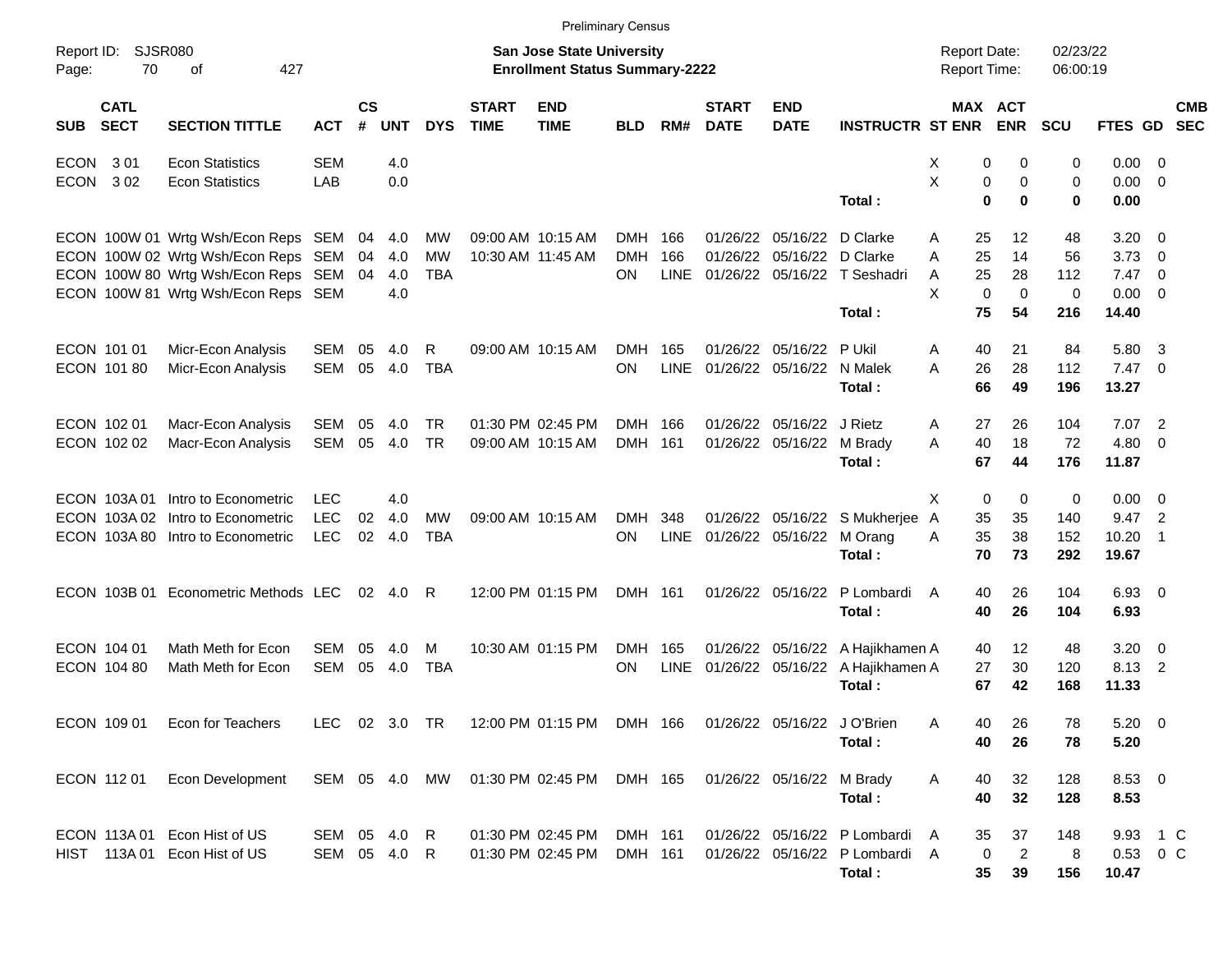Preliminary Census

Report ID: SJSR080

**San Jose State University**
**Enrollment Status Summary-2222**

Report Date: 02/23/22
Report Time: 06:00:19

| SUB | CATL SECT | SECTION TITTLE | ACT | CS # | UNT | DYS | START TIME | END TIME | BLD | RM# | START DATE | END DATE | INSTRUCTR | ST | MAX ENR | ACT ENR | SCU | FTES | GD | CMB SEC |
|---|---|---|---|---|---|---|---|---|---|---|---|---|---|---|---|---|---|---|---|---|
| ECON | 3 01 | Econ Statistics | SEM | | 4.0 | | | | | | | | | X | 0 | 0 | 0 | 0.00 | 0 | |
| ECON | 3 02 | Econ Statistics | LAB | | 0.0 | | | | | | | | | X | 0 | 0 | 0 | 0.00 | 0 | |
| | | | | | | | | | | | | | **Total :** | | **0** | **0** | **0** | **0.00** | | |
| ECON | 100W 01 | Wrtg Wsh/Econ Reps | SEM | 04 | 4.0 | MW | 09:00 AM | 10:15 AM | DMH | 166 | 01/26/22 | 05/16/22 | D Clarke | A | 25 | 12 | 48 | 3.20 | 0 | |
| ECON | 100W 02 | Wrtg Wsh/Econ Reps | SEM | 04 | 4.0 | MW | 10:30 AM | 11:45 AM | DMH | 166 | 01/26/22 | 05/16/22 | D Clarke | A | 25 | 14 | 56 | 3.73 | 0 | |
| ECON | 100W 80 | Wrtg Wsh/Econ Reps | SEM | 04 | 4.0 | TBA | | | ON | LINE | 01/26/22 | 05/16/22 | T Seshadri | A | 25 | 28 | 112 | 7.47 | 0 | |
| ECON | 100W 81 | Wrtg Wsh/Econ Reps | SEM | | 4.0 | | | | | | | | | X | 0 | 0 | 0 | 0.00 | 0 | |
| | | | | | | | | | | | | | **Total :** | | **75** | **54** | **216** | **14.40** | | |
| ECON | 101 01 | Micr-Econ Analysis | SEM | 05 | 4.0 | R | 09:00 AM | 10:15 AM | DMH | 165 | 01/26/22 | 05/16/22 | P Ukil | A | 40 | 21 | 84 | 5.80 | 3 | |
| ECON | 101 80 | Micr-Econ Analysis | SEM | 05 | 4.0 | TBA | | | ON | LINE | 01/26/22 | 05/16/22 | N Malek | A | 26 | 28 | 112 | 7.47 | 0 | |
| | | | | | | | | | | | | | **Total :** | | **66** | **49** | **196** | **13.27** | | |
| ECON | 102 01 | Macr-Econ Analysis | SEM | 05 | 4.0 | TR | 01:30 PM | 02:45 PM | DMH | 166 | 01/26/22 | 05/16/22 | J Rietz | A | 27 | 26 | 104 | 7.07 | 2 | |
| ECON | 102 02 | Macr-Econ Analysis | SEM | 05 | 4.0 | TR | 09:00 AM | 10:15 AM | DMH | 161 | 01/26/22 | 05/16/22 | M Brady | A | 40 | 18 | 72 | 4.80 | 0 | |
| | | | | | | | | | | | | | **Total :** | | **67** | **44** | **176** | **11.87** | | |
| ECON | 103A 01 | Intro to Econometric | LEC | | 4.0 | | | | | | | | | X | 0 | 0 | 0 | 0.00 | 0 | |
| ECON | 103A 02 | Intro to Econometric | LEC | 02 | 4.0 | MW | 09:00 AM | 10:15 AM | DMH | 348 | 01/26/22 | 05/16/22 | S Mukherjee | A | 35 | 35 | 140 | 9.47 | 2 | |
| ECON | 103A 80 | Intro to Econometric | LEC | 02 | 4.0 | TBA | | | ON | LINE | 01/26/22 | 05/16/22 | M Orang | A | 35 | 38 | 152 | 10.20 | 1 | |
| | | | | | | | | | | | | | **Total :** | | **70** | **73** | **292** | **19.67** | | |
| ECON | 103B 01 | Econometric Methods | LEC | 02 | 4.0 | R | 12:00 PM | 01:15 PM | DMH | 161 | 01/26/22 | 05/16/22 | P Lombardi | A | 40 | 26 | 104 | 6.93 | 0 | |
| | | | | | | | | | | | | | **Total :** | | **40** | **26** | **104** | **6.93** | | |
| ECON | 104 01 | Math Meth for Econ | SEM | 05 | 4.0 | M | 10:30 AM | 01:15 PM | DMH | 165 | 01/26/22 | 05/16/22 | A Hajikhamen | A | 40 | 12 | 48 | 3.20 | 0 | |
| ECON | 104 80 | Math Meth for Econ | SEM | 05 | 4.0 | TBA | | | ON | LINE | 01/26/22 | 05/16/22 | A Hajikhamen | A | 27 | 30 | 120 | 8.13 | 2 | |
| | | | | | | | | | | | | | **Total :** | | **67** | **42** | **168** | **11.33** | | |
| ECON | 109 01 | Econ for Teachers | LEC | 02 | 3.0 | TR | 12:00 PM | 01:15 PM | DMH | 166 | 01/26/22 | 05/16/22 | J O'Brien | A | 40 | 26 | 78 | 5.20 | 0 | |
| | | | | | | | | | | | | | **Total :** | | **40** | **26** | **78** | **5.20** | | |
| ECON | 112 01 | Econ Development | SEM | 05 | 4.0 | MW | 01:30 PM | 02:45 PM | DMH | 165 | 01/26/22 | 05/16/22 | M Brady | A | 40 | 32 | 128 | 8.53 | 0 | |
| | | | | | | | | | | | | | **Total :** | | **40** | **32** | **128** | **8.53** | | |
| ECON | 113A 01 | Econ Hist of US | SEM | 05 | 4.0 | R | 01:30 PM | 02:45 PM | DMH | 161 | 01/26/22 | 05/16/22 | P Lombardi | A | 35 | 37 | 148 | 9.93 | 1 | C |
| HIST | 113A 01 | Econ Hist of US | SEM | 05 | 4.0 | R | 01:30 PM | 02:45 PM | DMH | 161 | 01/26/22 | 05/16/22 | P Lombardi | A | 0 | 2 | 8 | 0.53 | 0 | C |
| | | | | | | | | | | | | | **Total :** | | **35** | **39** | **156** | **10.47** | | |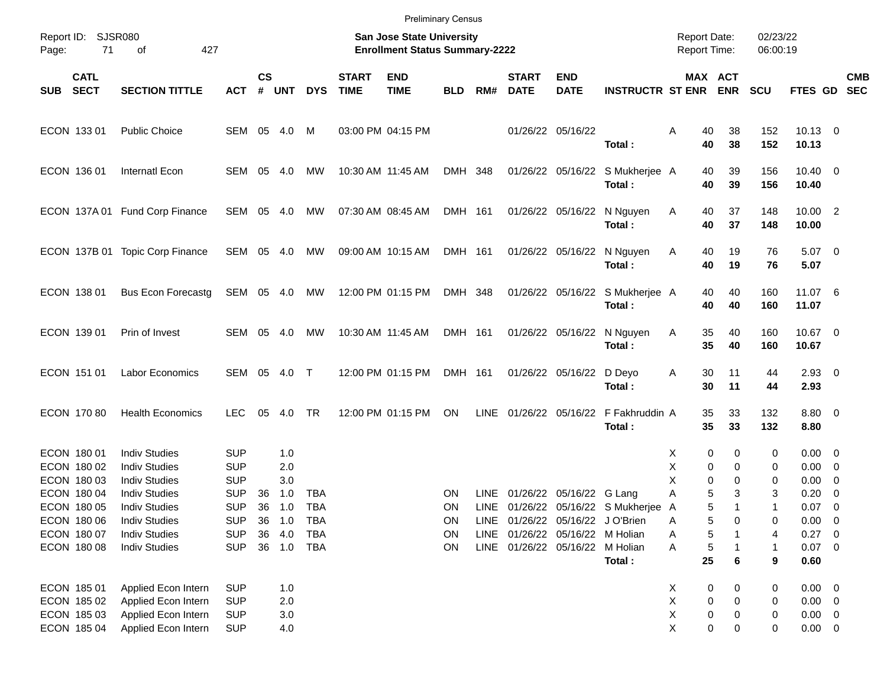Preliminary Census

Report ID: SJSR080

**San Jose State University**
**Enrollment Status Summary-2222**

Report Date: 02/23/22
Report Time: 06:00:19

| SUB | CATL SECT | SECTION TITTLE | ACT | CS # | UNT | DYS | START TIME | END TIME | BLD | RM# | START DATE | END DATE | INSTRUCTR | ST | MAX ENR | ACT ENR | SCU | FTES | GD | CMB SEC |
|---|---|---|---|---|---|---|---|---|---|---|---|---|---|---|---|---|---|---|---|---|
| ECON | 133 01 | Public Choice | SEM | 05 | 4.0 | M | 03:00 PM | 04:15 PM | | | 01/26/22 | 05/16/22 | | A | 40 | 38 | 152 | 10.13 | 0 | |
| | | | | | | | | | | | | | **Total :** | | **40** | **38** | **152** | **10.13** | | |
| ECON | 136 01 | Internatl Econ | SEM | 05 | 4.0 | MW | 10:30 AM | 11:45 AM | DMH | 348 | 01/26/22 | 05/16/22 | S Mukherjee | A | 40 | 39 | 156 | 10.40 | 0 | |
| | | | | | | | | | | | | | **Total :** | | **40** | **39** | **156** | **10.40** | | |
| ECON | 137A 01 | Fund Corp Finance | SEM | 05 | 4.0 | MW | 07:30 AM | 08:45 AM | DMH | 161 | 01/26/22 | 05/16/22 | N Nguyen | A | 40 | 37 | 148 | 10.00 | 2 | |
| | | | | | | | | | | | | | **Total :** | | **40** | **37** | **148** | **10.00** | | |
| ECON | 137B 01 | Topic Corp Finance | SEM | 05 | 4.0 | MW | 09:00 AM | 10:15 AM | DMH | 161 | 01/26/22 | 05/16/22 | N Nguyen | A | 40 | 19 | 76 | 5.07 | 0 | |
| | | | | | | | | | | | | | **Total :** | | **40** | **19** | **76** | **5.07** | | |
| ECON | 138 01 | Bus Econ Forecastg | SEM | 05 | 4.0 | MW | 12:00 PM | 01:15 PM | DMH | 348 | 01/26/22 | 05/16/22 | S Mukherjee | A | 40 | 40 | 160 | 11.07 | 6 | |
| | | | | | | | | | | | | | **Total :** | | **40** | **40** | **160** | **11.07** | | |
| ECON | 139 01 | Prin of Invest | SEM | 05 | 4.0 | MW | 10:30 AM | 11:45 AM | DMH | 161 | 01/26/22 | 05/16/22 | N Nguyen | A | 35 | 40 | 160 | 10.67 | 0 | |
| | | | | | | | | | | | | | **Total :** | | **35** | **40** | **160** | **10.67** | | |
| ECON | 151 01 | Labor Economics | SEM | 05 | 4.0 | T | 12:00 PM | 01:15 PM | DMH | 161 | 01/26/22 | 05/16/22 | D Deyo | A | 30 | 11 | 44 | 2.93 | 0 | |
| | | | | | | | | | | | | | **Total :** | | **30** | **11** | **44** | **2.93** | | |
| ECON | 170 80 | Health Economics | LEC | 05 | 4.0 | TR | 12:00 PM | 01:15 PM | ON | LINE | 01/26/22 | 05/16/22 | F Fakhruddin | A | 35 | 33 | 132 | 8.80 | 0 | |
| | | | | | | | | | | | | | **Total :** | | **35** | **33** | **132** | **8.80** | | |
| ECON | 180 01 | Indiv Studies | SUP | | 1.0 | | | | | | | | | X | 0 | 0 | 0 | 0.00 | 0 | |
| ECON | 180 02 | Indiv Studies | SUP | | 2.0 | | | | | | | | | X | 0 | 0 | 0 | 0.00 | 0 | |
| ECON | 180 03 | Indiv Studies | SUP | | 3.0 | | | | | | | | | X | 0 | 0 | 0 | 0.00 | 0 | |
| ECON | 180 04 | Indiv Studies | SUP | 36 | 1.0 | TBA | | | ON | LINE | 01/26/22 | 05/16/22 | G Lang | A | 5 | 3 | 3 | 0.20 | 0 | |
| ECON | 180 05 | Indiv Studies | SUP | 36 | 1.0 | TBA | | | ON | LINE | 01/26/22 | 05/16/22 | S Mukherjee | A | 5 | 1 | 1 | 0.07 | 0 | |
| ECON | 180 06 | Indiv Studies | SUP | 36 | 1.0 | TBA | | | ON | LINE | 01/26/22 | 05/16/22 | J O'Brien | A | 5 | 0 | 0 | 0.00 | 0 | |
| ECON | 180 07 | Indiv Studies | SUP | 36 | 4.0 | TBA | | | ON | LINE | 01/26/22 | 05/16/22 | M Holian | A | 5 | 1 | 4 | 0.27 | 0 | |
| ECON | 180 08 | Indiv Studies | SUP | 36 | 1.0 | TBA | | | ON | LINE | 01/26/22 | 05/16/22 | M Holian | A | 5 | 1 | 1 | 0.07 | 0 | |
| | | | | | | | | | | | | | **Total :** | | **25** | **6** | **9** | **0.60** | | |
| ECON | 185 01 | Applied Econ Intern | SUP | | 1.0 | | | | | | | | | X | 0 | 0 | 0 | 0.00 | 0 | |
| ECON | 185 02 | Applied Econ Intern | SUP | | 2.0 | | | | | | | | | X | 0 | 0 | 0 | 0.00 | 0 | |
| ECON | 185 03 | Applied Econ Intern | SUP | | 3.0 | | | | | | | | | X | 0 | 0 | 0 | 0.00 | 0 | |
| ECON | 185 04 | Applied Econ Intern | SUP | | 4.0 | | | | | | | | | X | 0 | 0 | 0 | 0.00 | 0 | |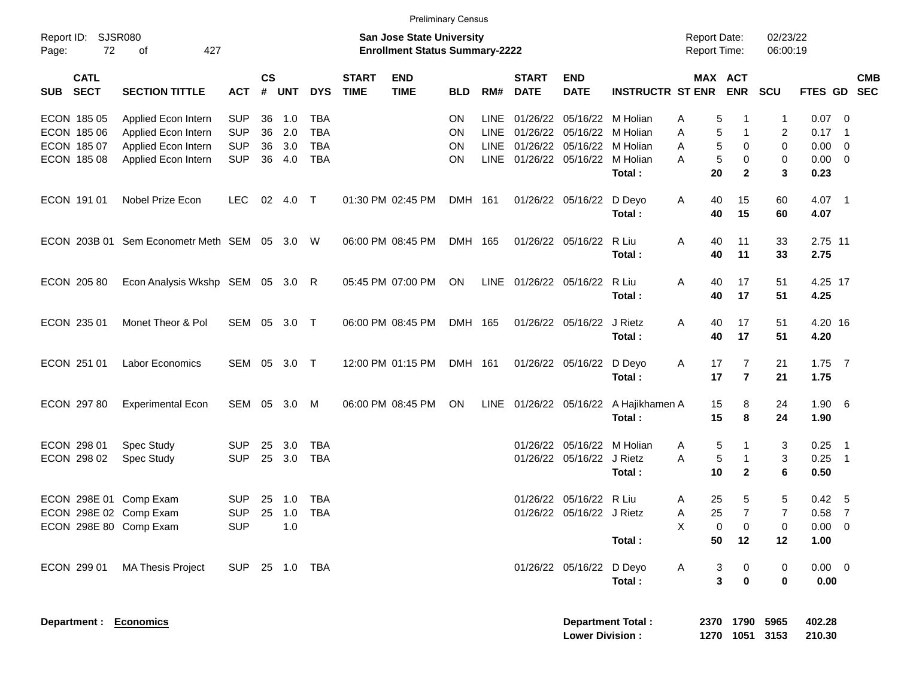Preliminary Census

Report ID: SJSR080

**San Jose State University**
**Enrollment Status Summary-2222**

Report Date: 02/23/22
Report Time: 06:00:19

| SUB | CATL SECT | SECTION TITTLE | ACT | CS # | UNT | DYS | START TIME | END TIME | BLD | RM# | START DATE | END DATE | INSTRUCTR | ST | MAX ENR | ACT ENR | SCU | FTES | GD | CMB SEC |
|---|---|---|---|---|---|---|---|---|---|---|---|---|---|---|---|---|---|---|---|---|
| ECON | 185 05 | Applied Econ Intern | SUP | 36 | 1.0 | TBA | | | ON | LINE | 01/26/22 | 05/16/22 | M Holian | A | 5 | 1 | 1 | 0.07 | 0 | |
| ECON | 185 06 | Applied Econ Intern | SUP | 36 | 2.0 | TBA | | | ON | LINE | 01/26/22 | 05/16/22 | M Holian | A | 5 | 1 | 2 | 0.17 | 1 | |
| ECON | 185 07 | Applied Econ Intern | SUP | 36 | 3.0 | TBA | | | ON | LINE | 01/26/22 | 05/16/22 | M Holian | A | 5 | 0 | 0 | 0.00 | 0 | |
| ECON | 185 08 | Applied Econ Intern | SUP | 36 | 4.0 | TBA | | | ON | LINE | 01/26/22 | 05/16/22 | M Holian | A | 5 | 0 | 0 | 0.00 | 0 | |
| | | | | | | | | | | | | | **Total :** | | **20** | **2** | **3** | **0.23** | | |
| ECON | 191 01 | Nobel Prize Econ | LEC | 02 | 4.0 | T | 01:30 PM | 02:45 PM | DMH | 161 | 01/26/22 | 05/16/22 | D Deyo | A | 40 | 15 | 60 | 4.07 | 1 | |
| | | | | | | | | | | | | | **Total :** | | **40** | **15** | **60** | **4.07** | | |
| ECON | 203B 01 | Sem Econometr Meth | SEM | 05 | 3.0 | W | 06:00 PM | 08:45 PM | DMH | 165 | 01/26/22 | 05/16/22 | R Liu | A | 40 | 11 | 33 | 2.75 | 11 | |
| | | | | | | | | | | | | | **Total :** | | **40** | **11** | **33** | **2.75** | | |
| ECON | 205 80 | Econ Analysis Wkshp | SEM | 05 | 3.0 | R | 05:45 PM | 07:00 PM | ON | LINE | 01/26/22 | 05/16/22 | R Liu | A | 40 | 17 | 51 | 4.25 | 17 | |
| | | | | | | | | | | | | | **Total :** | | **40** | **17** | **51** | **4.25** | | |
| ECON | 235 01 | Monet Theor & Pol | SEM | 05 | 3.0 | T | 06:00 PM | 08:45 PM | DMH | 165 | 01/26/22 | 05/16/22 | J Rietz | A | 40 | 17 | 51 | 4.20 | 16 | |
| | | | | | | | | | | | | | **Total :** | | **40** | **17** | **51** | **4.20** | | |
| ECON | 251 01 | Labor Economics | SEM | 05 | 3.0 | T | 12:00 PM | 01:15 PM | DMH | 161 | 01/26/22 | 05/16/22 | D Deyo | A | 17 | 7 | 21 | 1.75 | 7 | |
| | | | | | | | | | | | | | **Total :** | | **17** | **7** | **21** | **1.75** | | |
| ECON | 297 80 | Experimental Econ | SEM | 05 | 3.0 | M | 06:00 PM | 08:45 PM | ON | LINE | 01/26/22 | 05/16/22 | A Hajikhamen | A | 15 | 8 | 24 | 1.90 | 6 | |
| | | | | | | | | | | | | | **Total :** | | **15** | **8** | **24** | **1.90** | | |
| ECON | 298 01 | Spec Study | SUP | 25 | 3.0 | TBA | | | | | 01/26/22 | 05/16/22 | M Holian | A | 5 | 1 | 3 | 0.25 | 1 | |
| ECON | 298 02 | Spec Study | SUP | 25 | 3.0 | TBA | | | | | 01/26/22 | 05/16/22 | J Rietz | A | 5 | 1 | 3 | 0.25 | 1 | |
| | | | | | | | | | | | | | **Total :** | | **10** | **2** | **6** | **0.50** | | |
| ECON | 298E 01 | Comp Exam | SUP | 25 | 1.0 | TBA | | | | | 01/26/22 | 05/16/22 | R Liu | A | 25 | 5 | 5 | 0.42 | 5 | |
| ECON | 298E 02 | Comp Exam | SUP | 25 | 1.0 | TBA | | | | | 01/26/22 | 05/16/22 | J Rietz | A | 25 | 7 | 7 | 0.58 | 7 | |
| ECON | 298E 80 | Comp Exam | SUP | | 1.0 | | | | | | | | | X | 0 | 0 | 0 | 0.00 | 0 | |
| | | | | | | | | | | | | | **Total :** | | **50** | **12** | **12** | **1.00** | | |
| ECON | 299 01 | MA Thesis Project | SUP | 25 | 1.0 | TBA | | | | | 01/26/22 | 05/16/22 | D Deyo | A | 3 | 0 | 0 | 0.00 | 0 | |
| | | | | | | | | | | | | | **Total :** | | **3** | **0** | **0** | **0.00** | | |

**Department : Economics**

| | MAX ENR | ACT ENR | SCU | FTES |
|---|---|---|---|---|
| **Department Total :** | **2370** | **1790** | **5965** | **402.28** |
| **Lower Division :** | **1270** | **1051** | **3153** | **210.30** |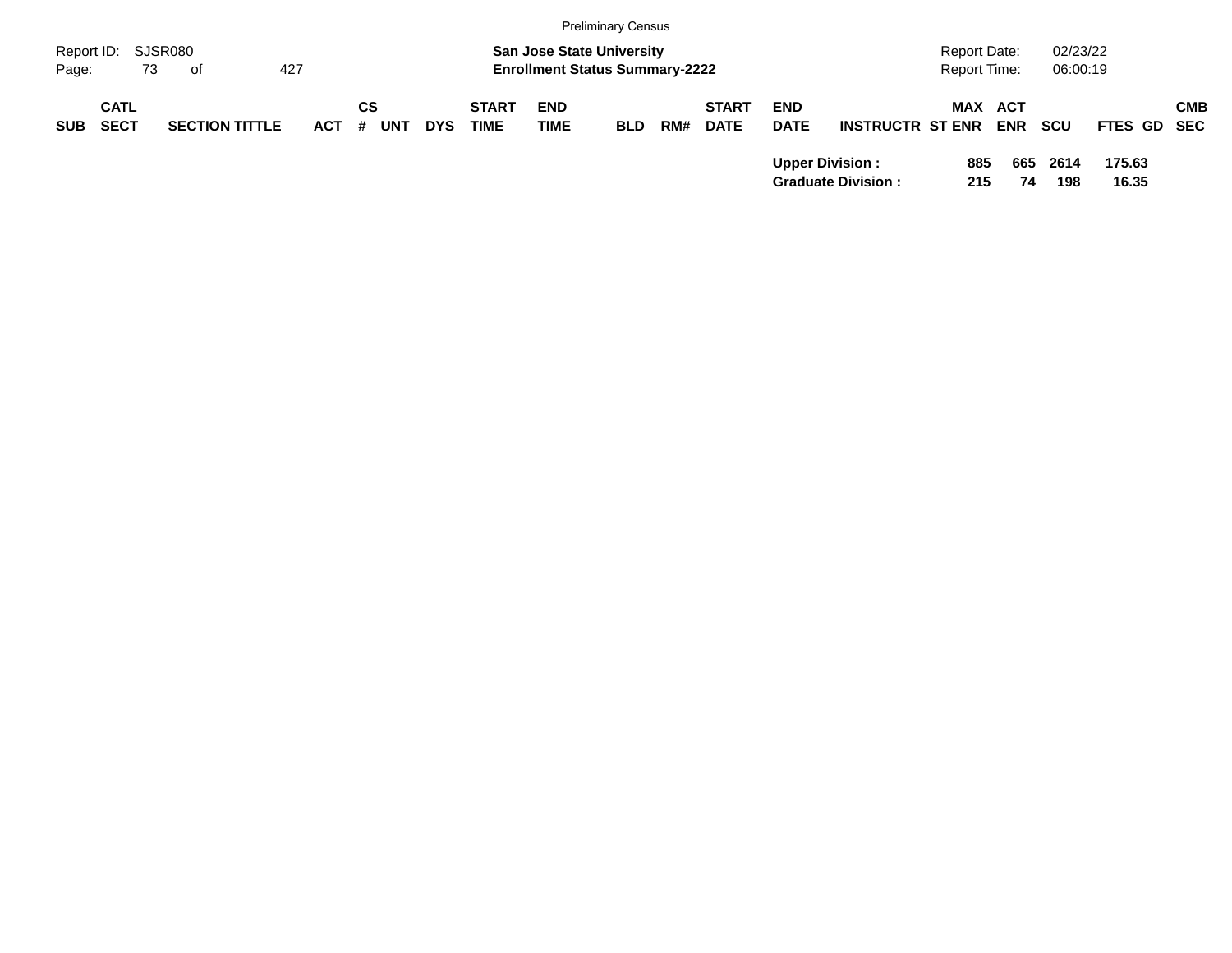| SUB | CATL SECT | SECTION TITTLE | ACT | CS # | UNT | DYS | START TIME | END TIME | BLD | RM# | START DATE | END DATE | INSTRUCTR | ST | MAX ENR | ACT ENR | SCU | FTES | GD | CMB SEC |
|---|---|---|---|---|---|---|---|---|---|---|---|---|---|---|---|---|---|---|---|---|
| | | | | | | | | | | | | **Upper Division :** | | | **885** | **665** | **2614** | **175.63** | | |
| | | | | | | | | | | | | **Graduate Division :** | | | **215** | **74** | **198** | **16.35** | | |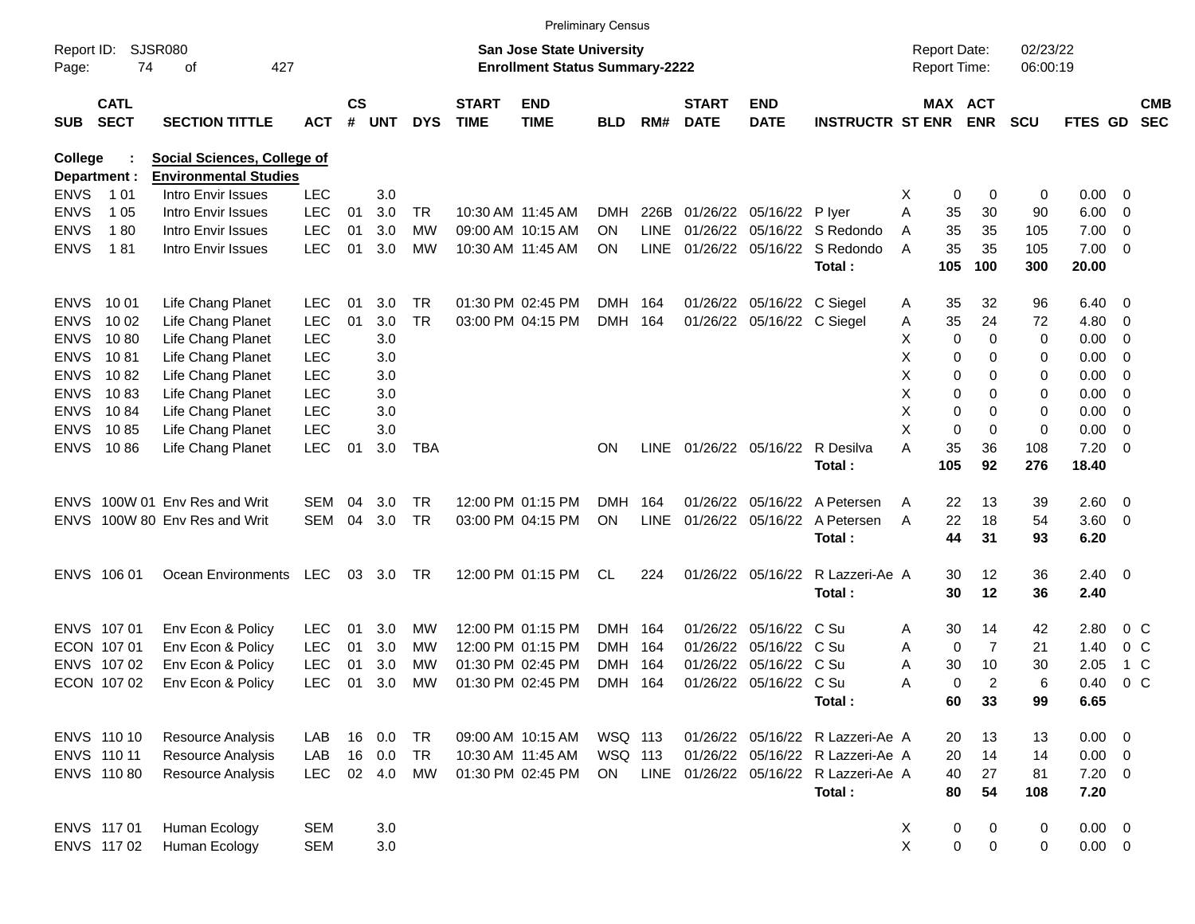Preliminary Census

Report ID: SJSR080

**San Jose State University**
**Enrollment Status Summary-2222**

Report Date: 02/23/22
Report Time: 06:00:19

**College : Social Sciences, College of**
**Department : Environmental Studies**

| SUB | CATL SECT | SECTION TITTLE | ACT | CS # | UNT | DYS | START TIME | END TIME | BLD | RM# | START DATE | END DATE | INSTRUCTR | ST | MAX ENR | ACT ENR | SCU | FTES | GD | CMB SEC |
|---|---|---|---|---|---|---|---|---|---|---|---|---|---|---|---|---|---|---|---|---|
| ENVS | 1 01 | Intro Envir Issues | LEC | | 3.0 | | | | | | | | | X | 0 | 0 | 0 | 0.00 | 0 | |
| ENVS | 1 05 | Intro Envir Issues | LEC | 01 | 3.0 | TR | 10:30 AM | 11:45 AM | DMH | 226B | 01/26/22 | 05/16/22 | P Iyer | A | 35 | 30 | 90 | 6.00 | 0 | |
| ENVS | 1 80 | Intro Envir Issues | LEC | 01 | 3.0 | MW | 09:00 AM | 10:15 AM | ON | LINE | 01/26/22 | 05/16/22 | S Redondo | A | 35 | 35 | 105 | 7.00 | 0 | |
| ENVS | 1 81 | Intro Envir Issues | LEC | 01 | 3.0 | MW | 10:30 AM | 11:45 AM | ON | LINE | 01/26/22 | 05/16/22 | S Redondo | A | 35 | 35 | 105 | 7.00 | 0 | |
| | | | | | | | | | | | | | **Total :** | | **105** | **100** | **300** | **20.00** | | |
| ENVS | 10 01 | Life Chang Planet | LEC | 01 | 3.0 | TR | 01:30 PM | 02:45 PM | DMH | 164 | 01/26/22 | 05/16/22 | C Siegel | A | 35 | 32 | 96 | 6.40 | 0 | |
| ENVS | 10 02 | Life Chang Planet | LEC | 01 | 3.0 | TR | 03:00 PM | 04:15 PM | DMH | 164 | 01/26/22 | 05/16/22 | C Siegel | A | 35 | 24 | 72 | 4.80 | 0 | |
| ENVS | 10 80 | Life Chang Planet | LEC | | 3.0 | | | | | | | | | X | 0 | 0 | 0 | 0.00 | 0 | |
| ENVS | 10 81 | Life Chang Planet | LEC | | 3.0 | | | | | | | | | X | 0 | 0 | 0 | 0.00 | 0 | |
| ENVS | 10 82 | Life Chang Planet | LEC | | 3.0 | | | | | | | | | X | 0 | 0 | 0 | 0.00 | 0 | |
| ENVS | 10 83 | Life Chang Planet | LEC | | 3.0 | | | | | | | | | X | 0 | 0 | 0 | 0.00 | 0 | |
| ENVS | 10 84 | Life Chang Planet | LEC | | 3.0 | | | | | | | | | X | 0 | 0 | 0 | 0.00 | 0 | |
| ENVS | 10 85 | Life Chang Planet | LEC | | 3.0 | | | | | | | | | X | 0 | 0 | 0 | 0.00 | 0 | |
| ENVS | 10 86 | Life Chang Planet | LEC | 01 | 3.0 | TBA | | | ON | LINE | 01/26/22 | 05/16/22 | R Desilva | A | 35 | 36 | 108 | 7.20 | 0 | |
| | | | | | | | | | | | | | **Total :** | | **105** | **92** | **276** | **18.40** | | |
| ENVS | 100W 01 | Env Res and Writ | SEM | 04 | 3.0 | TR | 12:00 PM | 01:15 PM | DMH | 164 | 01/26/22 | 05/16/22 | A Petersen | A | 22 | 13 | 39 | 2.60 | 0 | |
| ENVS | 100W 80 | Env Res and Writ | SEM | 04 | 3.0 | TR | 03:00 PM | 04:15 PM | ON | LINE | 01/26/22 | 05/16/22 | A Petersen | A | 22 | 18 | 54 | 3.60 | 0 | |
| | | | | | | | | | | | | | **Total :** | | **44** | **31** | **93** | **6.20** | | |
| ENVS | 106 01 | Ocean Environments | LEC | 03 | 3.0 | TR | 12:00 PM | 01:15 PM | CL | 224 | 01/26/22 | 05/16/22 | R Lazzeri-Ae | A | 30 | 12 | 36 | 2.40 | 0 | |
| | | | | | | | | | | | | | **Total :** | | **30** | **12** | **36** | **2.40** | | |
| ENVS | 107 01 | Env Econ & Policy | LEC | 01 | 3.0 | MW | 12:00 PM | 01:15 PM | DMH | 164 | 01/26/22 | 05/16/22 | C Su | A | 30 | 14 | 42 | 2.80 | 0 | C |
| ECON | 107 01 | Env Econ & Policy | LEC | 01 | 3.0 | MW | 12:00 PM | 01:15 PM | DMH | 164 | 01/26/22 | 05/16/22 | C Su | A | 0 | 7 | 21 | 1.40 | 0 | C |
| ENVS | 107 02 | Env Econ & Policy | LEC | 01 | 3.0 | MW | 01:30 PM | 02:45 PM | DMH | 164 | 01/26/22 | 05/16/22 | C Su | A | 30 | 10 | 30 | 2.05 | 1 | C |
| ECON | 107 02 | Env Econ & Policy | LEC | 01 | 3.0 | MW | 01:30 PM | 02:45 PM | DMH | 164 | 01/26/22 | 05/16/22 | C Su | A | 0 | 2 | 6 | 0.40 | 0 | C |
| | | | | | | | | | | | | | **Total :** | | **60** | **33** | **99** | **6.65** | | |
| ENVS | 110 10 | Resource Analysis | LAB | 16 | 0.0 | TR | 09:00 AM | 10:15 AM | WSQ | 113 | 01/26/22 | 05/16/22 | R Lazzeri-Ae | A | 20 | 13 | 13 | 0.00 | 0 | |
| ENVS | 110 11 | Resource Analysis | LAB | 16 | 0.0 | TR | 10:30 AM | 11:45 AM | WSQ | 113 | 01/26/22 | 05/16/22 | R Lazzeri-Ae | A | 20 | 14 | 14 | 0.00 | 0 | |
| ENVS | 110 80 | Resource Analysis | LEC | 02 | 4.0 | MW | 01:30 PM | 02:45 PM | ON | LINE | 01/26/22 | 05/16/22 | R Lazzeri-Ae | A | 40 | 27 | 81 | 7.20 | 0 | |
| | | | | | | | | | | | | | **Total :** | | **80** | **54** | **108** | **7.20** | | |
| ENVS | 117 01 | Human Ecology | SEM | | 3.0 | | | | | | | | | X | 0 | 0 | 0 | 0.00 | 0 | |
| ENVS | 117 02 | Human Ecology | SEM | | 3.0 | | | | | | | | | X | 0 | 0 | 0 | 0.00 | 0 | |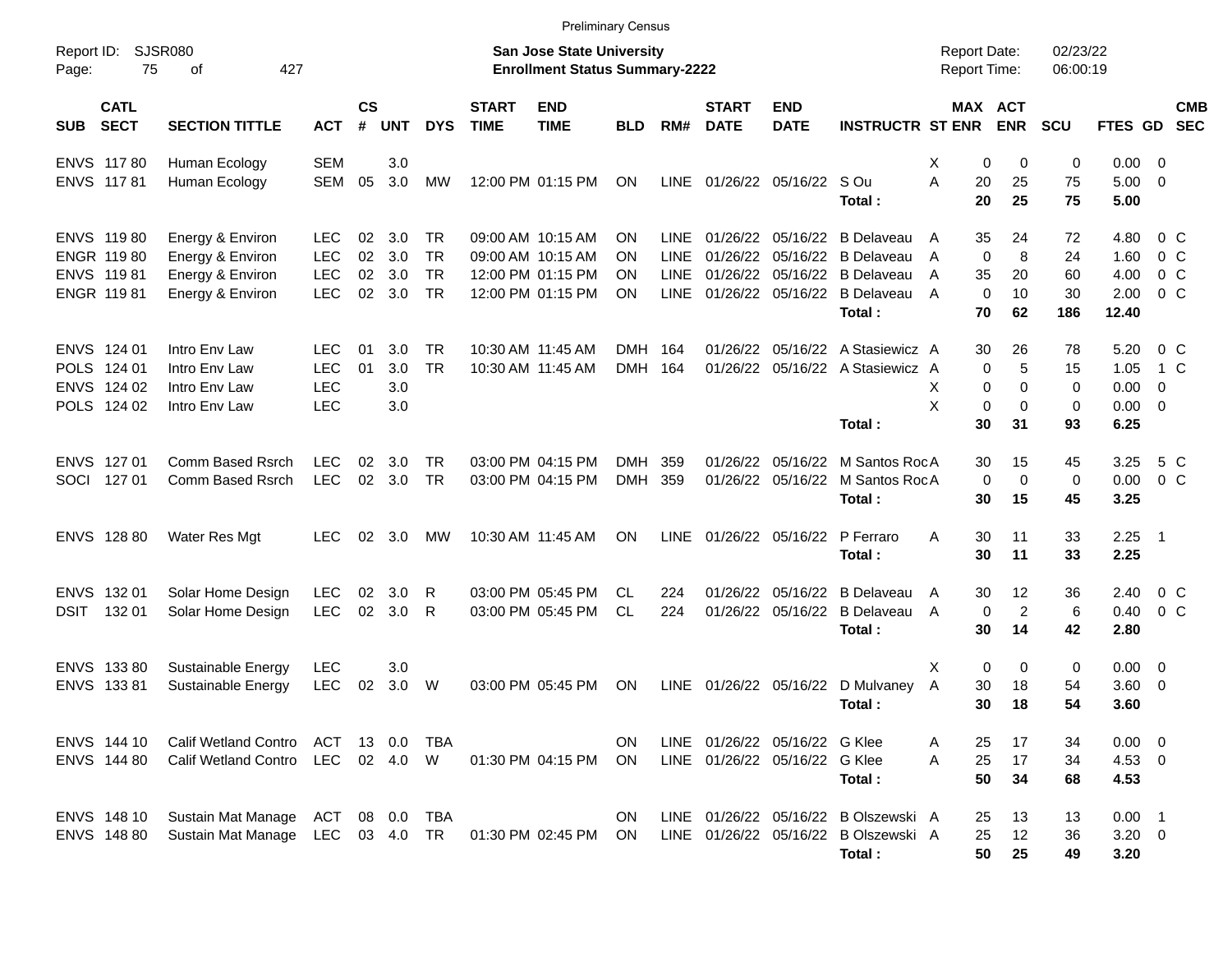Preliminary Census

Report ID: SJSR080

**San Jose State University**
**Enrollment Status Summary-2222**

Report Date: 02/23/22
Report Time: 06:00:19

| SUB | CATL SECT | SECTION TITTLE | ACT | CS # | UNT | DYS | START TIME | END TIME | BLD | RM# | START DATE | END DATE | INSTRUCTR | ST | MAX ENR | ACT ENR | SCU | FTES | GD | CMB SEC |
|---|---|---|---|---|---|---|---|---|---|---|---|---|---|---|---|---|---|---|---|---|
| ENVS | 117 80 | Human Ecology | SEM | | 3.0 | | | | | | | | | X | 0 | 0 | 0 | 0.00 | 0 | |
| ENVS | 117 81 | Human Ecology | SEM | 05 | 3.0 | MW | 12:00 PM | 01:15 PM | ON | LINE | 01/26/22 | 05/16/22 | S Ou | A | 20 | 25 | 75 | 5.00 | 0 | |
| | | | | | | | | | | | | | **Total :** | | **20** | **25** | **75** | **5.00** | | |
| ENVS | 119 80 | Energy & Environ | LEC | 02 | 3.0 | TR | 09:00 AM | 10:15 AM | ON | LINE | 01/26/22 | 05/16/22 | B Delaveau | A | 35 | 24 | 72 | 4.80 | 0 | C |
| ENGR | 119 80 | Energy & Environ | LEC | 02 | 3.0 | TR | 09:00 AM | 10:15 AM | ON | LINE | 01/26/22 | 05/16/22 | B Delaveau | A | 0 | 8 | 24 | 1.60 | 0 | C |
| ENVS | 119 81 | Energy & Environ | LEC | 02 | 3.0 | TR | 12:00 PM | 01:15 PM | ON | LINE | 01/26/22 | 05/16/22 | B Delaveau | A | 35 | 20 | 60 | 4.00 | 0 | C |
| ENGR | 119 81 | Energy & Environ | LEC | 02 | 3.0 | TR | 12:00 PM | 01:15 PM | ON | LINE | 01/26/22 | 05/16/22 | B Delaveau | A | 0 | 10 | 30 | 2.00 | 0 | C |
| | | | | | | | | | | | | | **Total :** | | **70** | **62** | **186** | **12.40** | | |
| ENVS | 124 01 | Intro Env Law | LEC | 01 | 3.0 | TR | 10:30 AM | 11:45 AM | DMH | 164 | 01/26/22 | 05/16/22 | A Stasiewicz | A | 30 | 26 | 78 | 5.20 | 0 | C |
| POLS | 124 01 | Intro Env Law | LEC | 01 | 3.0 | TR | 10:30 AM | 11:45 AM | DMH | 164 | 01/26/22 | 05/16/22 | A Stasiewicz | A | 0 | 5 | 15 | 1.05 | 1 | C |
| ENVS | 124 02 | Intro Env Law | LEC | | 3.0 | | | | | | | | | X | 0 | 0 | 0 | 0.00 | 0 | |
| POLS | 124 02 | Intro Env Law | LEC | | 3.0 | | | | | | | | | X | 0 | 0 | 0 | 0.00 | 0 | |
| | | | | | | | | | | | | | **Total :** | | **30** | **31** | **93** | **6.25** | | |
| ENVS | 127 01 | Comm Based Rsrch | LEC | 02 | 3.0 | TR | 03:00 PM | 04:15 PM | DMH | 359 | 01/26/22 | 05/16/22 | M Santos Roc | A | 30 | 15 | 45 | 3.25 | 5 | C |
| SOCI | 127 01 | Comm Based Rsrch | LEC | 02 | 3.0 | TR | 03:00 PM | 04:15 PM | DMH | 359 | 01/26/22 | 05/16/22 | M Santos Roc | A | 0 | 0 | 0 | 0.00 | 0 | C |
| | | | | | | | | | | | | | **Total :** | | **30** | **15** | **45** | **3.25** | | |
| ENVS | 128 80 | Water Res Mgt | LEC | 02 | 3.0 | MW | 10:30 AM | 11:45 AM | ON | LINE | 01/26/22 | 05/16/22 | P Ferraro | A | 30 | 11 | 33 | 2.25 | 1 | |
| | | | | | | | | | | | | | **Total :** | | **30** | **11** | **33** | **2.25** | | |
| ENVS | 132 01 | Solar Home Design | LEC | 02 | 3.0 | R | 03:00 PM | 05:45 PM | CL | 224 | 01/26/22 | 05/16/22 | B Delaveau | A | 30 | 12 | 36 | 2.40 | 0 | C |
| DSIT | 132 01 | Solar Home Design | LEC | 02 | 3.0 | R | 03:00 PM | 05:45 PM | CL | 224 | 01/26/22 | 05/16/22 | B Delaveau | A | 0 | 2 | 6 | 0.40 | 0 | C |
| | | | | | | | | | | | | | **Total :** | | **30** | **14** | **42** | **2.80** | | |
| ENVS | 133 80 | Sustainable Energy | LEC | | 3.0 | | | | | | | | | X | 0 | 0 | 0 | 0.00 | 0 | |
| ENVS | 133 81 | Sustainable Energy | LEC | 02 | 3.0 | W | 03:00 PM | 05:45 PM | ON | LINE | 01/26/22 | 05/16/22 | D Mulvaney | A | 30 | 18 | 54 | 3.60 | 0 | |
| | | | | | | | | | | | | | **Total :** | | **30** | **18** | **54** | **3.60** | | |
| ENVS | 144 10 | Calif Wetland Contro | ACT | 13 | 0.0 | TBA | | | ON | LINE | 01/26/22 | 05/16/22 | G Klee | A | 25 | 17 | 34 | 0.00 | 0 | |
| ENVS | 144 80 | Calif Wetland Contro | LEC | 02 | 4.0 | W | 01:30 PM | 04:15 PM | ON | LINE | 01/26/22 | 05/16/22 | G Klee | A | 25 | 17 | 34 | 4.53 | 0 | |
| | | | | | | | | | | | | | **Total :** | | **50** | **34** | **68** | **4.53** | | |
| ENVS | 148 10 | Sustain Mat Manage | ACT | 08 | 0.0 | TBA | | | ON | LINE | 01/26/22 | 05/16/22 | B Olszewski | A | 25 | 13 | 13 | 0.00 | 1 | |
| ENVS | 148 80 | Sustain Mat Manage | LEC | 03 | 4.0 | TR | 01:30 PM | 02:45 PM | ON | LINE | 01/26/22 | 05/16/22 | B Olszewski | A | 25 | 12 | 36 | 3.20 | 0 | |
| | | | | | | | | | | | | | **Total :** | | **50** | **25** | **49** | **3.20** | | |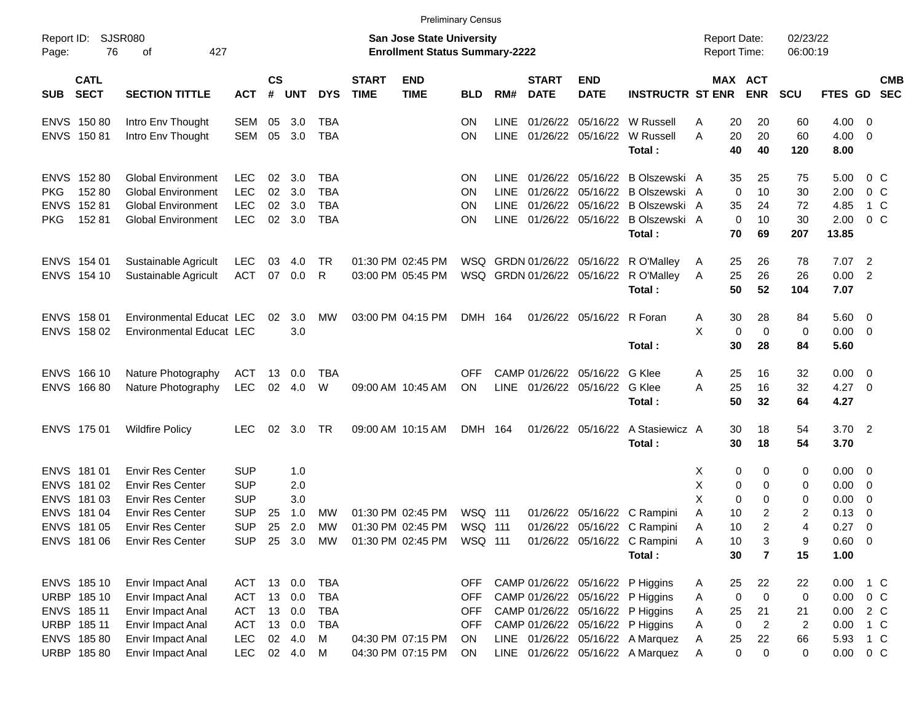Preliminary Census

Report ID: SJSR080

**San Jose State University**
**Enrollment Status Summary-2222**

Report Date: 02/23/22
Report Time: 06:00:19

| SUB | CATL SECT | SECTION TITTLE | ACT | CS # | UNT | DYS | START TIME | END TIME | BLD | RM# | START DATE | END DATE | INSTRUCTR | ST | MAX ENR | ACT ENR | SCU | FTES | GD | CMB SEC |
|---|---|---|---|---|---|---|---|---|---|---|---|---|---|---|---|---|---|---|---|---|
| ENVS | 150 80 | Intro Env Thought | SEM | 05 | 3.0 | TBA | | | ON | LINE | 01/26/22 | 05/16/22 | W Russell | A | 20 | 20 | 60 | 4.00 | 0 | |
| ENVS | 150 81 | Intro Env Thought | SEM | 05 | 3.0 | TBA | | | ON | LINE | 01/26/22 | 05/16/22 | W Russell | A | 20 | 20 | 60 | 4.00 | 0 | |
| | | | | | | | | | | | | | **Total :** | | **40** | **40** | **120** | **8.00** | | |
| ENVS | 152 80 | Global Environment | LEC | 02 | 3.0 | TBA | | | ON | LINE | 01/26/22 | 05/16/22 | B Olszewski | A | 35 | 25 | 75 | 5.00 | 0 | C |
| PKG | 152 80 | Global Environment | LEC | 02 | 3.0 | TBA | | | ON | LINE | 01/26/22 | 05/16/22 | B Olszewski | A | 0 | 10 | 30 | 2.00 | 0 | C |
| ENVS | 152 81 | Global Environment | LEC | 02 | 3.0 | TBA | | | ON | LINE | 01/26/22 | 05/16/22 | B Olszewski | A | 35 | 24 | 72 | 4.85 | 1 | C |
| PKG | 152 81 | Global Environment | LEC | 02 | 3.0 | TBA | | | ON | LINE | 01/26/22 | 05/16/22 | B Olszewski | A | 0 | 10 | 30 | 2.00 | 0 | C |
| | | | | | | | | | | | | | **Total :** | | **70** | **69** | **207** | **13.85** | | |
| ENVS | 154 01 | Sustainable Agricult | LEC | 03 | 4.0 | TR | 01:30 PM | 02:45 PM | WSQ | GRDN | 01/26/22 | 05/16/22 | R O'Malley | A | 25 | 26 | 78 | 7.07 | 2 | |
| ENVS | 154 10 | Sustainable Agricult | ACT | 07 | 0.0 | R | 03:00 PM | 05:45 PM | WSQ | GRDN | 01/26/22 | 05/16/22 | R O'Malley | A | 25 | 26 | 26 | 0.00 | 2 | |
| | | | | | | | | | | | | | **Total :** | | **50** | **52** | **104** | **7.07** | | |
| ENVS | 158 01 | Environmental Educat | LEC | 02 | 3.0 | MW | 03:00 PM | 04:15 PM | DMH | 164 | 01/26/22 | 05/16/22 | R Foran | A | 30 | 28 | 84 | 5.60 | 0 | |
| ENVS | 158 02 | Environmental Educat | LEC | | 3.0 | | | | | | | | | X | 0 | 0 | 0 | 0.00 | 0 | |
| | | | | | | | | | | | | | **Total :** | | **30** | **28** | **84** | **5.60** | | |
| ENVS | 166 10 | Nature Photography | ACT | 13 | 0.0 | TBA | | | OFF | CAMP | 01/26/22 | 05/16/22 | G Klee | A | 25 | 16 | 32 | 0.00 | 0 | |
| ENVS | 166 80 | Nature Photography | LEC | 02 | 4.0 | W | 09:00 AM | 10:45 AM | ON | LINE | 01/26/22 | 05/16/22 | G Klee | A | 25 | 16 | 32 | 4.27 | 0 | |
| | | | | | | | | | | | | | **Total :** | | **50** | **32** | **64** | **4.27** | | |
| ENVS | 175 01 | Wildfire Policy | LEC | 02 | 3.0 | TR | 09:00 AM | 10:15 AM | DMH | 164 | 01/26/22 | 05/16/22 | A Stasiewicz | A | 30 | 18 | 54 | 3.70 | 2 | |
| | | | | | | | | | | | | | **Total :** | | **30** | **18** | **54** | **3.70** | | |
| ENVS | 181 01 | Envir Res Center | SUP | | 1.0 | | | | | | | | | X | 0 | 0 | 0 | 0.00 | 0 | |
| ENVS | 181 02 | Envir Res Center | SUP | | 2.0 | | | | | | | | | X | 0 | 0 | 0 | 0.00 | 0 | |
| ENVS | 181 03 | Envir Res Center | SUP | | 3.0 | | | | | | | | | X | 0 | 0 | 0 | 0.00 | 0 | |
| ENVS | 181 04 | Envir Res Center | SUP | 25 | 1.0 | MW | 01:30 PM | 02:45 PM | WSQ | 111 | 01/26/22 | 05/16/22 | C Rampini | A | 10 | 2 | 2 | 0.13 | 0 | |
| ENVS | 181 05 | Envir Res Center | SUP | 25 | 2.0 | MW | 01:30 PM | 02:45 PM | WSQ | 111 | 01/26/22 | 05/16/22 | C Rampini | A | 10 | 2 | 4 | 0.27 | 0 | |
| ENVS | 181 06 | Envir Res Center | SUP | 25 | 3.0 | MW | 01:30 PM | 02:45 PM | WSQ | 111 | 01/26/22 | 05/16/22 | C Rampini | A | 10 | 3 | 9 | 0.60 | 0 | |
| | | | | | | | | | | | | | **Total :** | | **30** | **7** | **15** | **1.00** | | |
| ENVS | 185 10 | Envir Impact Anal | ACT | 13 | 0.0 | TBA | | | OFF | CAMP | 01/26/22 | 05/16/22 | P Higgins | A | 25 | 22 | 22 | 0.00 | 1 | C |
| URBP | 185 10 | Envir Impact Anal | ACT | 13 | 0.0 | TBA | | | OFF | CAMP | 01/26/22 | 05/16/22 | P Higgins | A | 0 | 0 | 0 | 0.00 | 0 | C |
| ENVS | 185 11 | Envir Impact Anal | ACT | 13 | 0.0 | TBA | | | OFF | CAMP | 01/26/22 | 05/16/22 | P Higgins | A | 25 | 21 | 21 | 0.00 | 2 | C |
| URBP | 185 11 | Envir Impact Anal | ACT | 13 | 0.0 | TBA | | | OFF | CAMP | 01/26/22 | 05/16/22 | P Higgins | A | 0 | 2 | 2 | 0.00 | 1 | C |
| ENVS | 185 80 | Envir Impact Anal | LEC | 02 | 4.0 | M | 04:30 PM | 07:15 PM | ON | LINE | 01/26/22 | 05/16/22 | A Marquez | A | 25 | 22 | 66 | 5.93 | 1 | C |
| URBP | 185 80 | Envir Impact Anal | LEC | 02 | 4.0 | M | 04:30 PM | 07:15 PM | ON | LINE | 01/26/22 | 05/16/22 | A Marquez | A | 0 | 0 | 0 | 0.00 | 0 | C |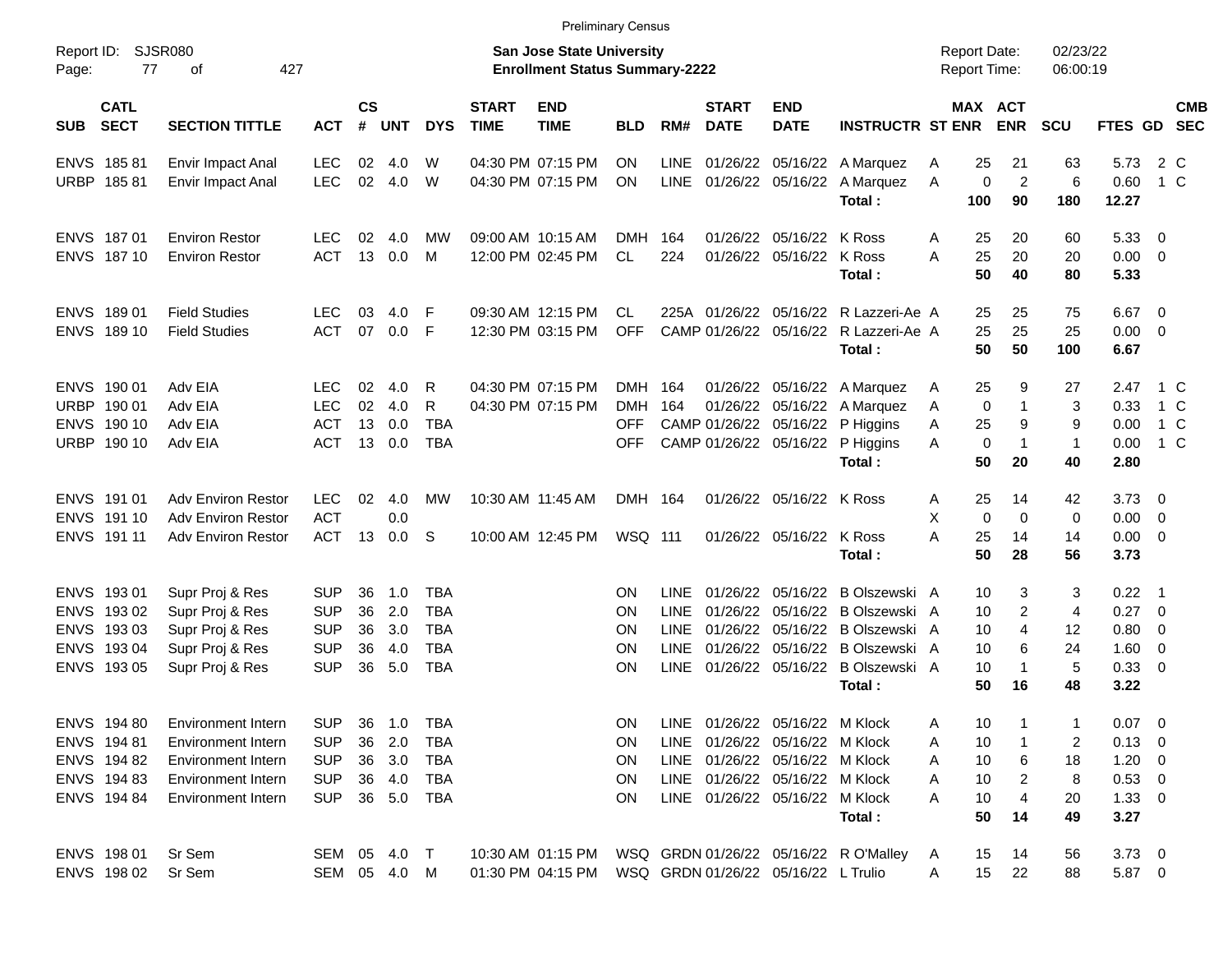Preliminary Census

Report ID: SJSR080

**San Jose State University**
**Enrollment Status Summary-2222**

Report Date: 02/23/22
Report Time: 06:00:19

| SUB | CATL SECT | SECTION TITTLE | ACT | CS # | UNT | DYS | START TIME | END TIME | BLD | RM# | START DATE | END DATE | INSTRUCTR | ST | MAX ENR | ACT ENR | SCU | FTES | GD | CMB SEC |
|---|---|---|---|---|---|---|---|---|---|---|---|---|---|---|---|---|---|---|---|---|
| ENVS | 185 81 | Envir Impact Anal | LEC | 02 | 4.0 | W | 04:30 PM | 07:15 PM | ON | LINE | 01/26/22 | 05/16/22 | A Marquez | A | 25 | 21 | 63 | 5.73 | 2 | C |
| URBP | 185 81 | Envir Impact Anal | LEC | 02 | 4.0 | W | 04:30 PM | 07:15 PM | ON | LINE | 01/26/22 | 05/16/22 | A Marquez | A | 0 | 2 | 6 | 0.60 | 1 | C |
| | | | | | | | | | | | | | **Total :** | | **100** | **90** | **180** | **12.27** | | |
| ENVS | 187 01 | Environ Restor | LEC | 02 | 4.0 | MW | 09:00 AM | 10:15 AM | DMH | 164 | 01/26/22 | 05/16/22 | K Ross | A | 25 | 20 | 60 | 5.33 | 0 | |
| ENVS | 187 10 | Environ Restor | ACT | 13 | 0.0 | M | 12:00 PM | 02:45 PM | CL | 224 | 01/26/22 | 05/16/22 | K Ross | A | 25 | 20 | 20 | 0.00 | 0 | |
| | | | | | | | | | | | | | **Total :** | | **50** | **40** | **80** | **5.33** | | |
| ENVS | 189 01 | Field Studies | LEC | 03 | 4.0 | F | 09:30 AM | 12:15 PM | CL | 225A | 01/26/22 | 05/16/22 | R Lazzeri-Ae | A | 25 | 25 | 75 | 6.67 | 0 | |
| ENVS | 189 10 | Field Studies | ACT | 07 | 0.0 | F | 12:30 PM | 03:15 PM | OFF | CAMP | 01/26/22 | 05/16/22 | R Lazzeri-Ae | A | 25 | 25 | 25 | 0.00 | 0 | |
| | | | | | | | | | | | | | **Total :** | | **50** | **50** | **100** | **6.67** | | |
| ENVS | 190 01 | Adv EIA | LEC | 02 | 4.0 | R | 04:30 PM | 07:15 PM | DMH | 164 | 01/26/22 | 05/16/22 | A Marquez | A | 25 | 9 | 27 | 2.47 | 1 | C |
| URBP | 190 01 | Adv EIA | LEC | 02 | 4.0 | R | 04:30 PM | 07:15 PM | DMH | 164 | 01/26/22 | 05/16/22 | A Marquez | A | 0 | 1 | 3 | 0.33 | 1 | C |
| ENVS | 190 10 | Adv EIA | ACT | 13 | 0.0 | TBA | | | OFF | CAMP | 01/26/22 | 05/16/22 | P Higgins | A | 25 | 9 | 9 | 0.00 | 1 | C |
| URBP | 190 10 | Adv EIA | ACT | 13 | 0.0 | TBA | | | OFF | CAMP | 01/26/22 | 05/16/22 | P Higgins | A | 0 | 1 | 1 | 0.00 | 1 | C |
| | | | | | | | | | | | | | **Total :** | | **50** | **20** | **40** | **2.80** | | |
| ENVS | 191 01 | Adv Environ Restor | LEC | 02 | 4.0 | MW | 10:30 AM | 11:45 AM | DMH | 164 | 01/26/22 | 05/16/22 | K Ross | A | 25 | 14 | 42 | 3.73 | 0 | |
| ENVS | 191 10 | Adv Environ Restor | ACT | | 0.0 | | | | | | | | | X | 0 | 0 | 0 | 0.00 | 0 | |
| ENVS | 191 11 | Adv Environ Restor | ACT | 13 | 0.0 | S | 10:00 AM | 12:45 PM | WSQ | 111 | 01/26/22 | 05/16/22 | K Ross | A | 25 | 14 | 14 | 0.00 | 0 | |
| | | | | | | | | | | | | | **Total :** | | **50** | **28** | **56** | **3.73** | | |
| ENVS | 193 01 | Supr Proj & Res | SUP | 36 | 1.0 | TBA | | | ON | LINE | 01/26/22 | 05/16/22 | B Olszewski | A | 10 | 3 | 3 | 0.22 | 1 | |
| ENVS | 193 02 | Supr Proj & Res | SUP | 36 | 2.0 | TBA | | | ON | LINE | 01/26/22 | 05/16/22 | B Olszewski | A | 10 | 2 | 4 | 0.27 | 0 | |
| ENVS | 193 03 | Supr Proj & Res | SUP | 36 | 3.0 | TBA | | | ON | LINE | 01/26/22 | 05/16/22 | B Olszewski | A | 10 | 4 | 12 | 0.80 | 0 | |
| ENVS | 193 04 | Supr Proj & Res | SUP | 36 | 4.0 | TBA | | | ON | LINE | 01/26/22 | 05/16/22 | B Olszewski | A | 10 | 6 | 24 | 1.60 | 0 | |
| ENVS | 193 05 | Supr Proj & Res | SUP | 36 | 5.0 | TBA | | | ON | LINE | 01/26/22 | 05/16/22 | B Olszewski | A | 10 | 1 | 5 | 0.33 | 0 | |
| | | | | | | | | | | | | | **Total :** | | **50** | **16** | **48** | **3.22** | | |
| ENVS | 194 80 | Environment Intern | SUP | 36 | 1.0 | TBA | | | ON | LINE | 01/26/22 | 05/16/22 | M Klock | A | 10 | 1 | 1 | 0.07 | 0 | |
| ENVS | 194 81 | Environment Intern | SUP | 36 | 2.0 | TBA | | | ON | LINE | 01/26/22 | 05/16/22 | M Klock | A | 10 | 1 | 2 | 0.13 | 0 | |
| ENVS | 194 82 | Environment Intern | SUP | 36 | 3.0 | TBA | | | ON | LINE | 01/26/22 | 05/16/22 | M Klock | A | 10 | 6 | 18 | 1.20 | 0 | |
| ENVS | 194 83 | Environment Intern | SUP | 36 | 4.0 | TBA | | | ON | LINE | 01/26/22 | 05/16/22 | M Klock | A | 10 | 2 | 8 | 0.53 | 0 | |
| ENVS | 194 84 | Environment Intern | SUP | 36 | 5.0 | TBA | | | ON | LINE | 01/26/22 | 05/16/22 | M Klock | A | 10 | 4 | 20 | 1.33 | 0 | |
| | | | | | | | | | | | | | **Total :** | | **50** | **14** | **49** | **3.27** | | |
| ENVS | 198 01 | Sr Sem | SEM | 05 | 4.0 | T | 10:30 AM | 01:15 PM | WSQ | GRDN | 01/26/22 | 05/16/22 | R O'Malley | A | 15 | 14 | 56 | 3.73 | 0 | |
| ENVS | 198 02 | Sr Sem | SEM | 05 | 4.0 | M | 01:30 PM | 04:15 PM | WSQ | GRDN | 01/26/22 | 05/16/22 | L Trulio | A | 15 | 22 | 88 | 5.87 | 0 | |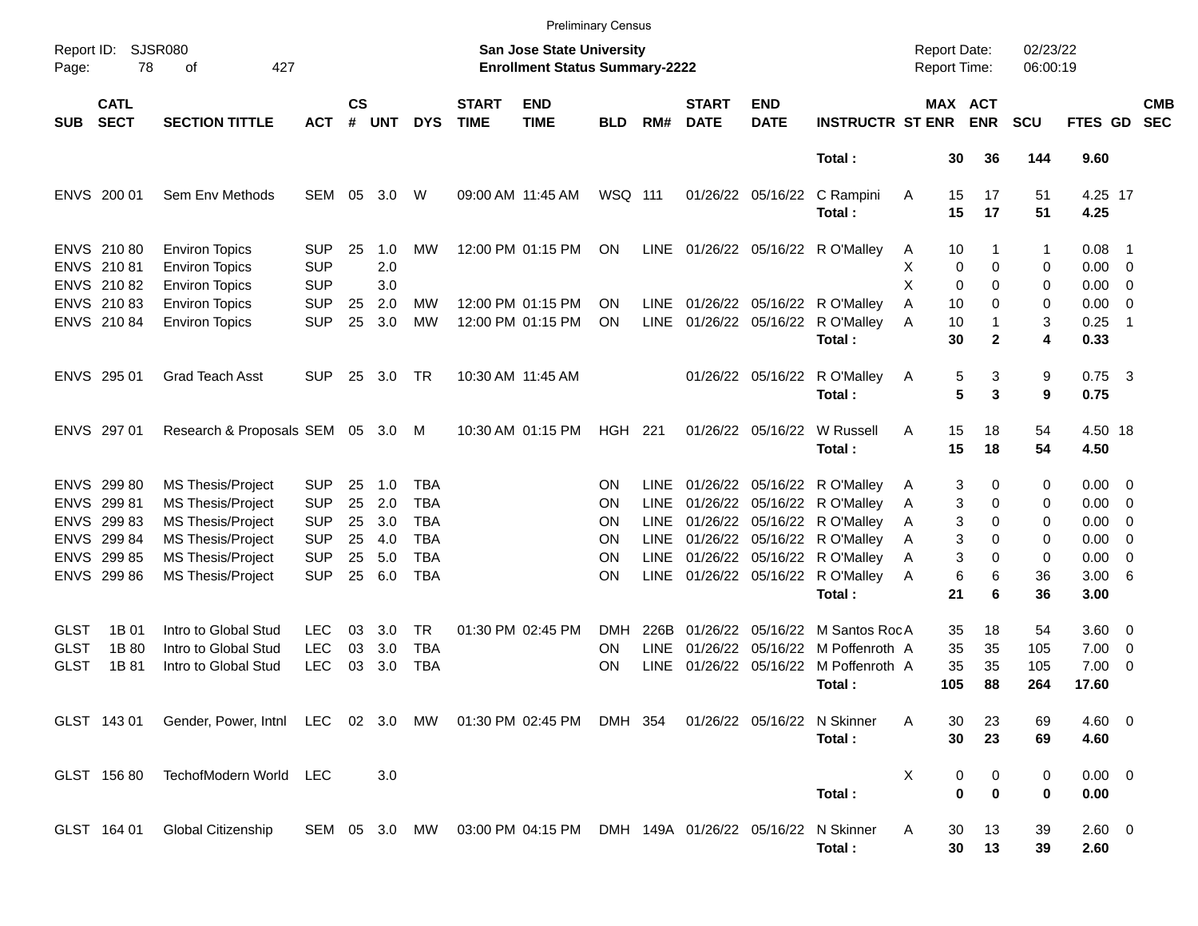Preliminary Census

Report ID: SJSR080

**San Jose State University**
**Enrollment Status Summary-2222**

Report Date: 02/23/22
Report Time: 06:00:19

| SUB | CATL SECT | SECTION TITTLE | ACT | CS # | UNT | DYS | START TIME | END TIME | BLD | RM# | START DATE | END DATE | INSTRUCTR | ST | MAX ENR | ACT ENR | SCU | FTES | GD | CMB SEC |
|---|---|---|---|---|---|---|---|---|---|---|---|---|---|---|---|---|---|---|---|---|
| | | | | | | | | | | | | | **Total :** | | **30** | **36** | **144** | **9.60** | | |
| ENVS | 200 01 | Sem Env Methods | SEM | 05 | 3.0 | W | 09:00 AM | 11:45 AM | WSQ | 111 | 01/26/22 | 05/16/22 | C Rampini | A | 15 | 17 | 51 | 4.25 | 17 | |
| | | | | | | | | | | | | | **Total :** | | **15** | **17** | **51** | **4.25** | | |
| ENVS | 210 80 | Environ Topics | SUP | 25 | 1.0 | MW | 12:00 PM | 01:15 PM | ON | LINE | 01/26/22 | 05/16/22 | R O'Malley | A | 10 | 1 | 1 | 0.08 | 1 | |
| ENVS | 210 81 | Environ Topics | SUP | | 2.0 | | | | | | | | | X | 0 | 0 | 0 | 0.00 | 0 | |
| ENVS | 210 82 | Environ Topics | SUP | | 3.0 | | | | | | | | | X | 0 | 0 | 0 | 0.00 | 0 | |
| ENVS | 210 83 | Environ Topics | SUP | 25 | 2.0 | MW | 12:00 PM | 01:15 PM | ON | LINE | 01/26/22 | 05/16/22 | R O'Malley | A | 10 | 0 | 0 | 0.00 | 0 | |
| ENVS | 210 84 | Environ Topics | SUP | 25 | 3.0 | MW | 12:00 PM | 01:15 PM | ON | LINE | 01/26/22 | 05/16/22 | R O'Malley | A | 10 | 1 | 3 | 0.25 | 1 | |
| | | | | | | | | | | | | | **Total :** | | **30** | **2** | **4** | **0.33** | | |
| ENVS | 295 01 | Grad Teach Asst | SUP | 25 | 3.0 | TR | 10:30 AM | 11:45 AM | | | 01/26/22 | 05/16/22 | R O'Malley | A | 5 | 3 | 9 | 0.75 | 3 | |
| | | | | | | | | | | | | | **Total :** | | **5** | **3** | **9** | **0.75** | | |
| ENVS | 297 01 | Research & Proposals | SEM | 05 | 3.0 | M | 10:30 AM | 01:15 PM | HGH | 221 | 01/26/22 | 05/16/22 | W Russell | A | 15 | 18 | 54 | 4.50 | 18 | |
| | | | | | | | | | | | | | **Total :** | | **15** | **18** | **54** | **4.50** | | |
| ENVS | 299 80 | MS Thesis/Project | SUP | 25 | 1.0 | TBA | | | ON | LINE | 01/26/22 | 05/16/22 | R O'Malley | A | 3 | 0 | 0 | 0.00 | 0 | |
| ENVS | 299 81 | MS Thesis/Project | SUP | 25 | 2.0 | TBA | | | ON | LINE | 01/26/22 | 05/16/22 | R O'Malley | A | 3 | 0 | 0 | 0.00 | 0 | |
| ENVS | 299 83 | MS Thesis/Project | SUP | 25 | 3.0 | TBA | | | ON | LINE | 01/26/22 | 05/16/22 | R O'Malley | A | 3 | 0 | 0 | 0.00 | 0 | |
| ENVS | 299 84 | MS Thesis/Project | SUP | 25 | 4.0 | TBA | | | ON | LINE | 01/26/22 | 05/16/22 | R O'Malley | A | 3 | 0 | 0 | 0.00 | 0 | |
| ENVS | 299 85 | MS Thesis/Project | SUP | 25 | 5.0 | TBA | | | ON | LINE | 01/26/22 | 05/16/22 | R O'Malley | A | 3 | 0 | 0 | 0.00 | 0 | |
| ENVS | 299 86 | MS Thesis/Project | SUP | 25 | 6.0 | TBA | | | ON | LINE | 01/26/22 | 05/16/22 | R O'Malley | A | 6 | 6 | 36 | 3.00 | 6 | |
| | | | | | | | | | | | | | **Total :** | | **21** | **6** | **36** | **3.00** | | |
| GLST | 1B 01 | Intro to Global Stud | LEC | 03 | 3.0 | TR | 01:30 PM | 02:45 PM | DMH | 226B | 01/26/22 | 05/16/22 | M Santos Roc | A | 35 | 18 | 54 | 3.60 | 0 | |
| GLST | 1B 80 | Intro to Global Stud | LEC | 03 | 3.0 | TBA | | | ON | LINE | 01/26/22 | 05/16/22 | M Poffenroth | A | 35 | 35 | 105 | 7.00 | 0 | |
| GLST | 1B 81 | Intro to Global Stud | LEC | 03 | 3.0 | TBA | | | ON | LINE | 01/26/22 | 05/16/22 | M Poffenroth | A | 35 | 35 | 105 | 7.00 | 0 | |
| | | | | | | | | | | | | | **Total :** | | **105** | **88** | **264** | **17.60** | | |
| GLST | 143 01 | Gender, Power, Intnl | LEC | 02 | 3.0 | MW | 01:30 PM | 02:45 PM | DMH | 354 | 01/26/22 | 05/16/22 | N Skinner | A | 30 | 23 | 69 | 4.60 | 0 | |
| | | | | | | | | | | | | | **Total :** | | **30** | **23** | **69** | **4.60** | | |
| GLST | 156 80 | TechofModern World | LEC | | 3.0 | | | | | | | | | X | 0 | 0 | 0 | 0.00 | 0 | |
| | | | | | | | | | | | | | **Total :** | | **0** | **0** | **0** | **0.00** | | |
| GLST | 164 01 | Global Citizenship | SEM | 05 | 3.0 | MW | 03:00 PM | 04:15 PM | DMH | 149A | 01/26/22 | 05/16/22 | N Skinner | A | 30 | 13 | 39 | 2.60 | 0 | |
| | | | | | | | | | | | | | **Total :** | | **30** | **13** | **39** | **2.60** | | |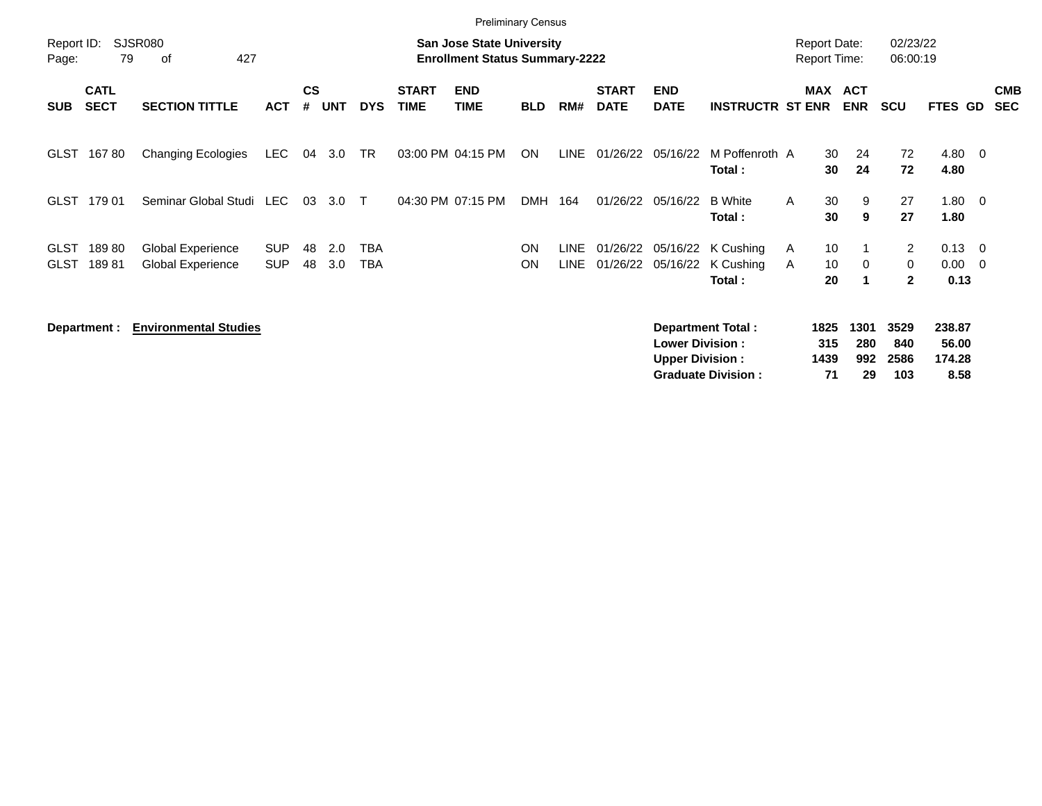Preliminary Census

Report ID: SJSR080
Page: 79 of 427

**San Jose State University**
**Enrollment Status Summary-2222**

Report Date: 02/23/22
Report Time: 06:00:19

| SUB | CATL SECT | SECTION TITTLE | ACT | CS # | UNT | DYS | START TIME | END TIME | BLD | RM# | START DATE | END DATE | INSTRUCTR | ST | MAX ENR | ACT ENR | SCU | FTES | GD | CMB SEC |
|---|---|---|---|---|---|---|---|---|---|---|---|---|---|---|---|---|---|---|---|---|
| GLST | 167 80 | Changing Ecologies | LEC | 04 | 3.0 | TR | 03:00 PM | 04:15 PM | ON | LINE | 01/26/22 | 05/16/22 | M Poffenroth | A | 30 | 24 | 72 | 4.80 | 0 | |
| | | | | | | | | | | | | | **Total :** | | **30** | **24** | **72** | **4.80** | | |
| GLST | 179 01 | Seminar Global Studi | LEC | 03 | 3.0 | T | 04:30 PM | 07:15 PM | DMH | 164 | 01/26/22 | 05/16/22 | B White | A | 30 | 9 | 27 | 1.80 | 0 | |
| | | | | | | | | | | | | | **Total :** | | **30** | **9** | **27** | **1.80** | | |
| GLST | 189 80 | Global Experience | SUP | 48 | 2.0 | TBA | | | ON | LINE | 01/26/22 | 05/16/22 | K Cushing | A | 10 | 1 | 2 | 0.13 | 0 | |
| GLST | 189 81 | Global Experience | SUP | 48 | 3.0 | TBA | | | ON | LINE | 01/26/22 | 05/16/22 | K Cushing | A | 10 | 0 | 0 | 0.00 | 0 | |
| | | | | | | | | | | | | | **Total :** | | **20** | **1** | **2** | **0.13** | | |

**Department : Environmental Studies**

| | MAX ENR | ACT ENR | SCU | FTES |
|---|---|---|---|---|
| **Department Total :** | **1825** | **1301** | **3529** | **238.87** |
| **Lower Division :** | **315** | **280** | **840** | **56.00** |
| **Upper Division :** | **1439** | **992** | **2586** | **174.28** |
| **Graduate Division :** | **71** | **29** | **103** | **8.58** |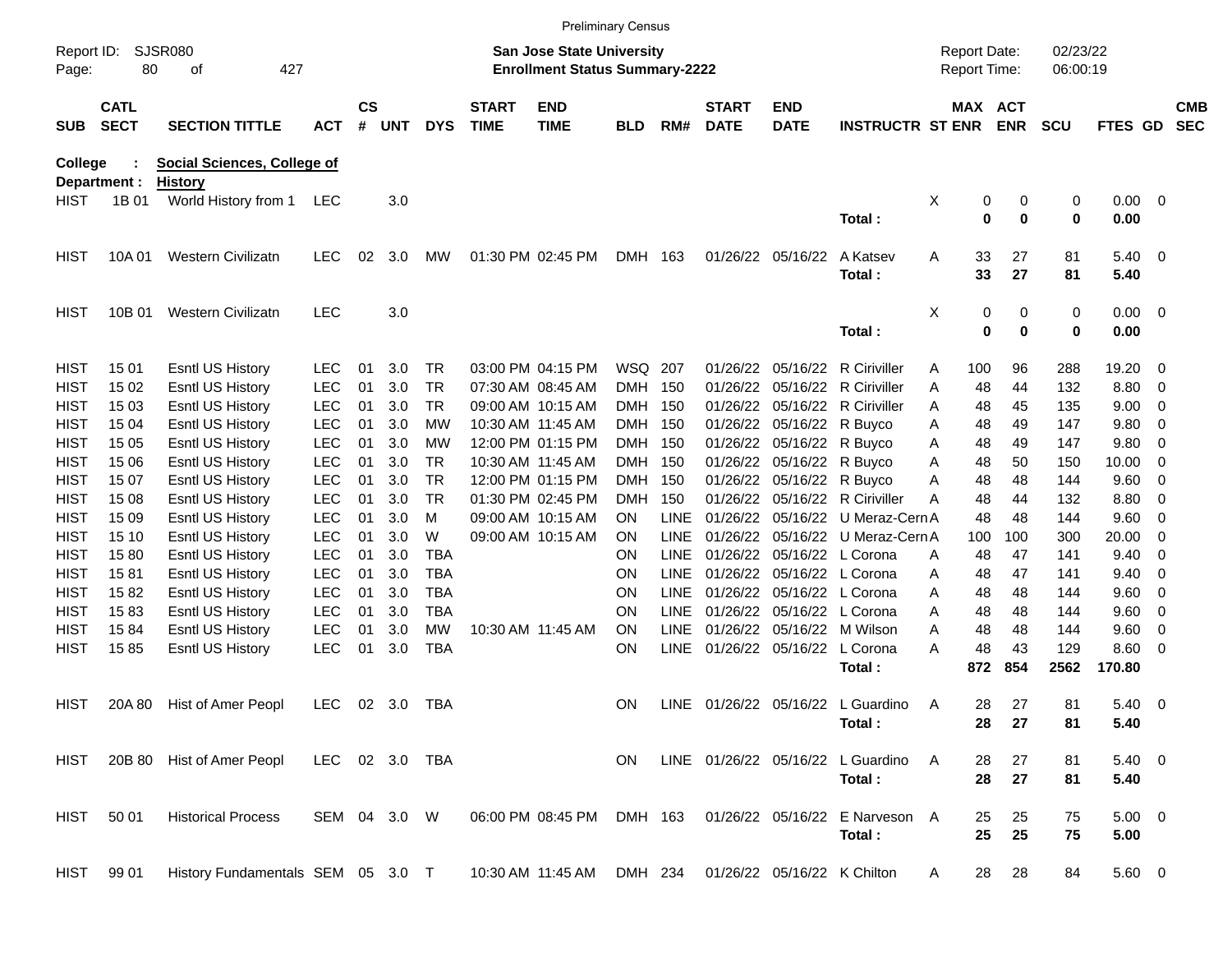Preliminary Census

Report ID: SJSR080
Page: 80 of 427

**San Jose State University**
**Enrollment Status Summary-2222**

Report Date: 02/23/22
Report Time: 06:00:19

**College : Social Sciences, College of**
**Department : History**

| SUB | CATL SECT | SECTION TITTLE | ACT | CS # | UNT | DYS | START TIME | END TIME | BLD | RM# | START DATE | END DATE | INSTRUCTR | ST | MAX ENR | ACT ENR | SCU | FTES | GD | CMB SEC |
|---|---|---|---|---|---|---|---|---|---|---|---|---|---|---|---|---|---|---|---|---|
| HIST | 1B 01 | World History from 1 | LEC | | 3.0 | | | | | | | | | X | 0 | 0 | 0 | 0.00 | 0 | |
| | | | | | | | | | | | | | **Total :** | | **0** | **0** | **0** | **0.00** | | |
| HIST | 10A 01 | Western Civilizatn | LEC | 02 | 3.0 | MW | 01:30 PM | 02:45 PM | DMH | 163 | 01/26/22 | 05/16/22 | A Katsev | A | 33 | 27 | 81 | 5.40 | 0 | |
| | | | | | | | | | | | | | **Total :** | | **33** | **27** | **81** | **5.40** | | |
| HIST | 10B 01 | Western Civilizatn | LEC | | 3.0 | | | | | | | | | X | 0 | 0 | 0 | 0.00 | 0 | |
| | | | | | | | | | | | | | **Total :** | | **0** | **0** | **0** | **0.00** | | |
| HIST | 15 01 | Esntl US History | LEC | 01 | 3.0 | TR | 03:00 PM | 04:15 PM | WSQ | 207 | 01/26/22 | 05/16/22 | R Ciriviller | A | 100 | 96 | 288 | 19.20 | 0 | |
| HIST | 15 02 | Esntl US History | LEC | 01 | 3.0 | TR | 07:30 AM | 08:45 AM | DMH | 150 | 01/26/22 | 05/16/22 | R Ciriviller | A | 48 | 44 | 132 | 8.80 | 0 | |
| HIST | 15 03 | Esntl US History | LEC | 01 | 3.0 | TR | 09:00 AM | 10:15 AM | DMH | 150 | 01/26/22 | 05/16/22 | R Ciriviller | A | 48 | 45 | 135 | 9.00 | 0 | |
| HIST | 15 04 | Esntl US History | LEC | 01 | 3.0 | MW | 10:30 AM | 11:45 AM | DMH | 150 | 01/26/22 | 05/16/22 | R Buyco | A | 48 | 49 | 147 | 9.80 | 0 | |
| HIST | 15 05 | Esntl US History | LEC | 01 | 3.0 | MW | 12:00 PM | 01:15 PM | DMH | 150 | 01/26/22 | 05/16/22 | R Buyco | A | 48 | 49 | 147 | 9.80 | 0 | |
| HIST | 15 06 | Esntl US History | LEC | 01 | 3.0 | TR | 10:30 AM | 11:45 AM | DMH | 150 | 01/26/22 | 05/16/22 | R Buyco | A | 48 | 50 | 150 | 10.00 | 0 | |
| HIST | 15 07 | Esntl US History | LEC | 01 | 3.0 | TR | 12:00 PM | 01:15 PM | DMH | 150 | 01/26/22 | 05/16/22 | R Buyco | A | 48 | 48 | 144 | 9.60 | 0 | |
| HIST | 15 08 | Esntl US History | LEC | 01 | 3.0 | TR | 01:30 PM | 02:45 PM | DMH | 150 | 01/26/22 | 05/16/22 | R Ciriviller | A | 48 | 44 | 132 | 8.80 | 0 | |
| HIST | 15 09 | Esntl US History | LEC | 01 | 3.0 | M | 09:00 AM | 10:15 AM | ON | LINE | 01/26/22 | 05/16/22 | U Meraz-Cern | A | 48 | 48 | 144 | 9.60 | 0 | |
| HIST | 15 10 | Esntl US History | LEC | 01 | 3.0 | W | 09:00 AM | 10:15 AM | ON | LINE | 01/26/22 | 05/16/22 | U Meraz-Cern | A | 100 | 100 | 300 | 20.00 | 0 | |
| HIST | 15 80 | Esntl US History | LEC | 01 | 3.0 | TBA | | | ON | LINE | 01/26/22 | 05/16/22 | L Corona | A | 48 | 47 | 141 | 9.40 | 0 | |
| HIST | 15 81 | Esntl US History | LEC | 01 | 3.0 | TBA | | | ON | LINE | 01/26/22 | 05/16/22 | L Corona | A | 48 | 47 | 141 | 9.40 | 0 | |
| HIST | 15 82 | Esntl US History | LEC | 01 | 3.0 | TBA | | | ON | LINE | 01/26/22 | 05/16/22 | L Corona | A | 48 | 48 | 144 | 9.60 | 0 | |
| HIST | 15 83 | Esntl US History | LEC | 01 | 3.0 | TBA | | | ON | LINE | 01/26/22 | 05/16/22 | L Corona | A | 48 | 48 | 144 | 9.60 | 0 | |
| HIST | 15 84 | Esntl US History | LEC | 01 | 3.0 | MW | 10:30 AM | 11:45 AM | ON | LINE | 01/26/22 | 05/16/22 | M Wilson | A | 48 | 48 | 144 | 9.60 | 0 | |
| HIST | 15 85 | Esntl US History | LEC | 01 | 3.0 | TBA | | | ON | LINE | 01/26/22 | 05/16/22 | L Corona | A | 48 | 43 | 129 | 8.60 | 0 | |
| | | | | | | | | | | | | | **Total :** | | **872** | **854** | **2562** | **170.80** | | |
| HIST | 20A 80 | Hist of Amer Peopl | LEC | 02 | 3.0 | TBA | | | ON | LINE | 01/26/22 | 05/16/22 | L Guardino | A | 28 | 27 | 81 | 5.40 | 0 | |
| | | | | | | | | | | | | | **Total :** | | **28** | **27** | **81** | **5.40** | | |
| HIST | 20B 80 | Hist of Amer Peopl | LEC | 02 | 3.0 | TBA | | | ON | LINE | 01/26/22 | 05/16/22 | L Guardino | A | 28 | 27 | 81 | 5.40 | 0 | |
| | | | | | | | | | | | | | **Total :** | | **28** | **27** | **81** | **5.40** | | |
| HIST | 50 01 | Historical Process | SEM | 04 | 3.0 | W | 06:00 PM | 08:45 PM | DMH | 163 | 01/26/22 | 05/16/22 | E Narveson | A | 25 | 25 | 75 | 5.00 | 0 | |
| | | | | | | | | | | | | | **Total :** | | **25** | **25** | **75** | **5.00** | | |
| HIST | 99 01 | History Fundamentals | SEM | 05 | 3.0 | T | 10:30 AM | 11:45 AM | DMH | 234 | 01/26/22 | 05/16/22 | K Chilton | A | 28 | 28 | 84 | 5.60 | 0 | |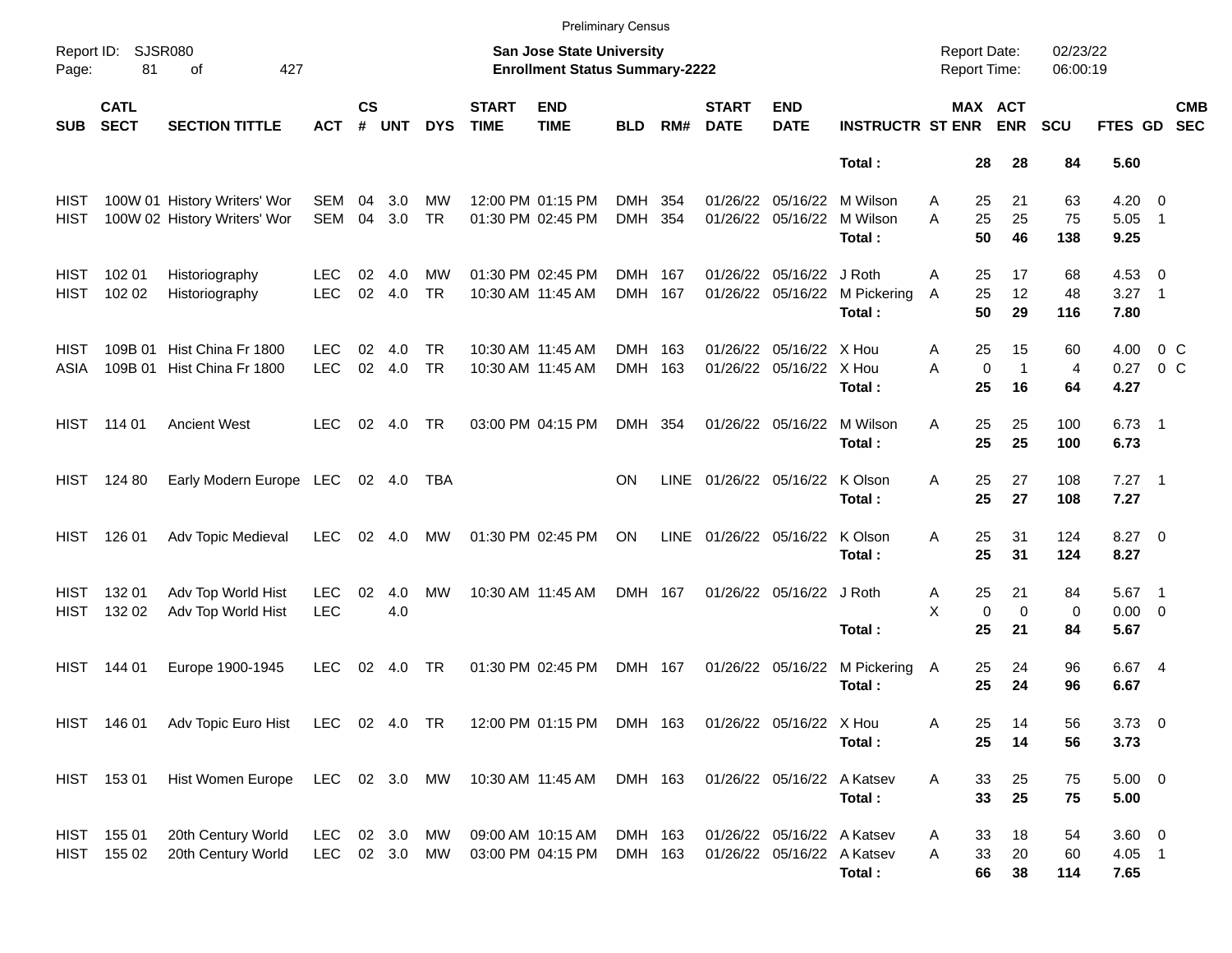Preliminary Census

Report ID: SJSR080
Page: 81 of 427

**San Jose State University**
**Enrollment Status Summary-2222**

Report Date: 02/23/22
Report Time: 06:00:19

| SUB | CATL SECT | SECTION TITTLE | ACT | CS # | UNT | DYS | START TIME | END TIME | BLD | RM# | START DATE | END DATE | INSTRUCTR | ST | MAX ENR | ACT ENR | SCU | FTES | GD | CMB SEC |
|---|---|---|---|---|---|---|---|---|---|---|---|---|---|---|---|---|---|---|---|---|
| | | | | | | | | | | | | | **Total :** | | **28** | **28** | **84** | **5.60** | | |
| HIST | 100W 01 | History Writers' Wor | SEM | 04 | 3.0 | MW | 12:00 PM | 01:15 PM | DMH | 354 | 01/26/22 | 05/16/22 | M Wilson | A | 25 | 21 | 63 | 4.20 | 0 | |
| HIST | 100W 02 | History Writers' Wor | SEM | 04 | 3.0 | TR | 01:30 PM | 02:45 PM | DMH | 354 | 01/26/22 | 05/16/22 | M Wilson | A | 25 | 25 | 75 | 5.05 | 1 | |
| | | | | | | | | | | | | | **Total :** | | **50** | **46** | **138** | **9.25** | | |
| HIST | 102 01 | Historiography | LEC | 02 | 4.0 | MW | 01:30 PM | 02:45 PM | DMH | 167 | 01/26/22 | 05/16/22 | J Roth | A | 25 | 17 | 68 | 4.53 | 0 | |
| HIST | 102 02 | Historiography | LEC | 02 | 4.0 | TR | 10:30 AM | 11:45 AM | DMH | 167 | 01/26/22 | 05/16/22 | M Pickering | A | 25 | 12 | 48 | 3.27 | 1 | |
| | | | | | | | | | | | | | **Total :** | | **50** | **29** | **116** | **7.80** | | |
| HIST | 109B 01 | Hist China Fr 1800 | LEC | 02 | 4.0 | TR | 10:30 AM | 11:45 AM | DMH | 163 | 01/26/22 | 05/16/22 | X Hou | A | 25 | 15 | 60 | 4.00 | 0 | C |
| ASIA | 109B 01 | Hist China Fr 1800 | LEC | 02 | 4.0 | TR | 10:30 AM | 11:45 AM | DMH | 163 | 01/26/22 | 05/16/22 | X Hou | A | 0 | 1 | 4 | 0.27 | 0 | C |
| | | | | | | | | | | | | | **Total :** | | **25** | **16** | **64** | **4.27** | | |
| HIST | 114 01 | Ancient West | LEC | 02 | 4.0 | TR | 03:00 PM | 04:15 PM | DMH | 354 | 01/26/22 | 05/16/22 | M Wilson | A | 25 | 25 | 100 | 6.73 | 1 | |
| | | | | | | | | | | | | | **Total :** | | **25** | **25** | **100** | **6.73** | | |
| HIST | 124 80 | Early Modern Europe | LEC | 02 | 4.0 | TBA | | | ON | LINE | 01/26/22 | 05/16/22 | K Olson | A | 25 | 27 | 108 | 7.27 | 1 | |
| | | | | | | | | | | | | | **Total :** | | **25** | **27** | **108** | **7.27** | | |
| HIST | 126 01 | Adv Topic Medieval | LEC | 02 | 4.0 | MW | 01:30 PM | 02:45 PM | ON | LINE | 01/26/22 | 05/16/22 | K Olson | A | 25 | 31 | 124 | 8.27 | 0 | |
| | | | | | | | | | | | | | **Total :** | | **25** | **31** | **124** | **8.27** | | |
| HIST | 132 01 | Adv Top World Hist | LEC | 02 | 4.0 | MW | 10:30 AM | 11:45 AM | DMH | 167 | 01/26/22 | 05/16/22 | J Roth | A | 25 | 21 | 84 | 5.67 | 1 | |
| HIST | 132 02 | Adv Top World Hist | LEC | | 4.0 | | | | | | | | | X | 0 | 0 | 0 | 0.00 | 0 | |
| | | | | | | | | | | | | | **Total :** | | **25** | **21** | **84** | **5.67** | | |
| HIST | 144 01 | Europe 1900-1945 | LEC | 02 | 4.0 | TR | 01:30 PM | 02:45 PM | DMH | 167 | 01/26/22 | 05/16/22 | M Pickering | A | 25 | 24 | 96 | 6.67 | 4 | |
| | | | | | | | | | | | | | **Total :** | | **25** | **24** | **96** | **6.67** | | |
| HIST | 146 01 | Adv Topic Euro Hist | LEC | 02 | 4.0 | TR | 12:00 PM | 01:15 PM | DMH | 163 | 01/26/22 | 05/16/22 | X Hou | A | 25 | 14 | 56 | 3.73 | 0 | |
| | | | | | | | | | | | | | **Total :** | | **25** | **14** | **56** | **3.73** | | |
| HIST | 153 01 | Hist Women Europe | LEC | 02 | 3.0 | MW | 10:30 AM | 11:45 AM | DMH | 163 | 01/26/22 | 05/16/22 | A Katsev | A | 33 | 25 | 75 | 5.00 | 0 | |
| | | | | | | | | | | | | | **Total :** | | **33** | **25** | **75** | **5.00** | | |
| HIST | 155 01 | 20th Century World | LEC | 02 | 3.0 | MW | 09:00 AM | 10:15 AM | DMH | 163 | 01/26/22 | 05/16/22 | A Katsev | A | 33 | 18 | 54 | 3.60 | 0 | |
| HIST | 155 02 | 20th Century World | LEC | 02 | 3.0 | MW | 03:00 PM | 04:15 PM | DMH | 163 | 01/26/22 | 05/16/22 | A Katsev | A | 33 | 20 | 60 | 4.05 | 1 | |
| | | | | | | | | | | | | | **Total :** | | **66** | **38** | **114** | **7.65** | | |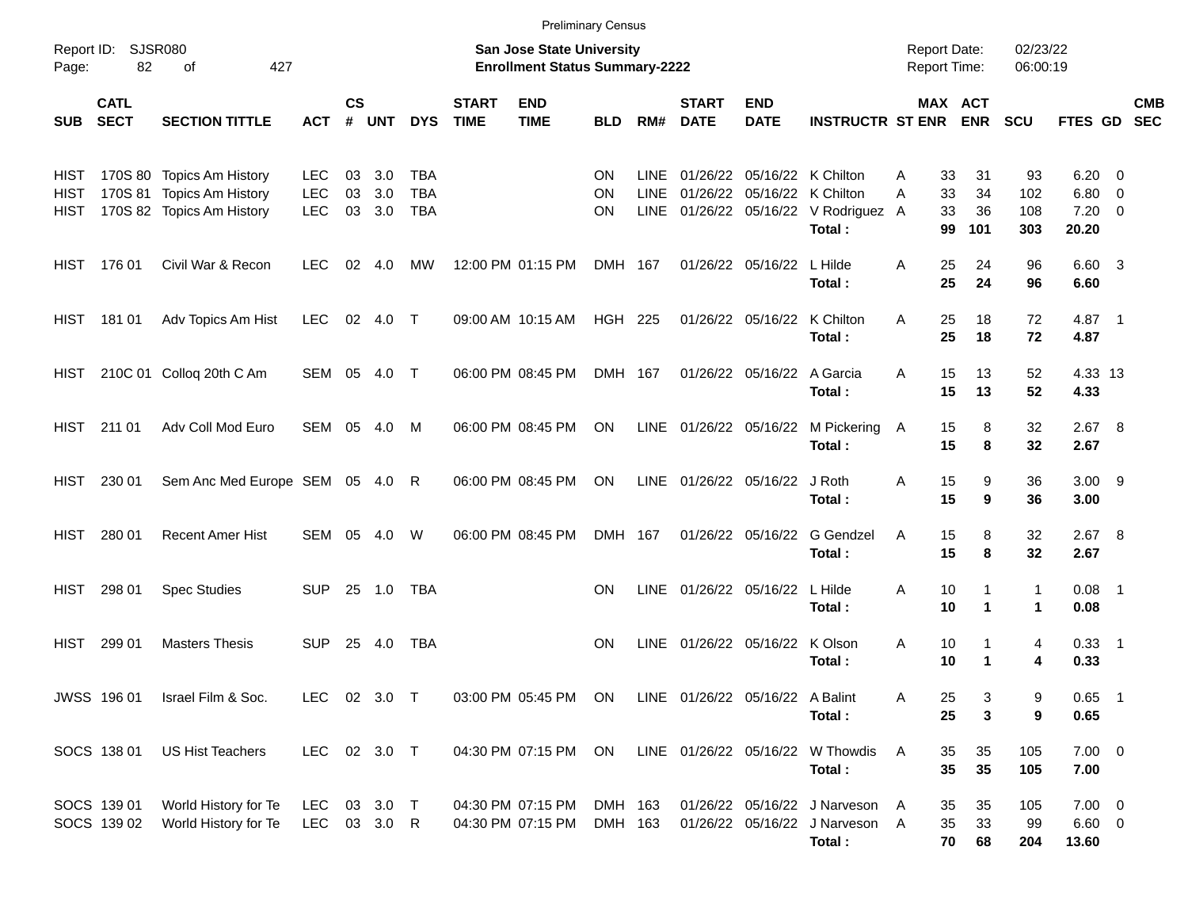Preliminary Census

Report ID: SJSR080

**San Jose State University**
**Enrollment Status Summary-2222**

Report Date: 02/23/22
Report Time: 06:00:19

| SUB | CATL SECT | SECTION TITTLE | ACT | CS # | UNT | DYS | START TIME | END TIME | BLD | RM# | START DATE | END DATE | INSTRUCTR | ST | MAX ENR | ACT ENR | SCU | FTES | GD | CMB SEC |
|---|---|---|---|---|---|---|---|---|---|---|---|---|---|---|---|---|---|---|---|---|
| HIST | 170S 80 | Topics Am History | LEC | 03 | 3.0 | TBA | | | ON | LINE | 01/26/22 | 05/16/22 | K Chilton | A | 33 | 31 | 93 | 6.20 | 0 | |
| HIST | 170S 81 | Topics Am History | LEC | 03 | 3.0 | TBA | | | ON | LINE | 01/26/22 | 05/16/22 | K Chilton | A | 33 | 34 | 102 | 6.80 | 0 | |
| HIST | 170S 82 | Topics Am History | LEC | 03 | 3.0 | TBA | | | ON | LINE | 01/26/22 | 05/16/22 | V Rodriguez | A | 33 | 36 | 108 | 7.20 | 0 | |
| | | | | | | | | | | | | | **Total :** | | **99** | **101** | **303** | **20.20** | | |
| HIST | 176 01 | Civil War & Recon | LEC | 02 | 4.0 | MW | 12:00 PM | 01:15 PM | DMH | 167 | 01/26/22 | 05/16/22 | L Hilde | A | 25 | 24 | 96 | 6.60 | 3 | |
| | | | | | | | | | | | | | **Total :** | | **25** | **24** | **96** | **6.60** | | |
| HIST | 181 01 | Adv Topics Am Hist | LEC | 02 | 4.0 | T | 09:00 AM | 10:15 AM | HGH | 225 | 01/26/22 | 05/16/22 | K Chilton | A | 25 | 18 | 72 | 4.87 | 1 | |
| | | | | | | | | | | | | | **Total :** | | **25** | **18** | **72** | **4.87** | | |
| HIST | 210C 01 | Colloq 20th C Am | SEM | 05 | 4.0 | T | 06:00 PM | 08:45 PM | DMH | 167 | 01/26/22 | 05/16/22 | A Garcia | A | 15 | 13 | 52 | 4.33 | 13 | |
| | | | | | | | | | | | | | **Total :** | | **15** | **13** | **52** | **4.33** | | |
| HIST | 211 01 | Adv Coll Mod Euro | SEM | 05 | 4.0 | M | 06:00 PM | 08:45 PM | ON | LINE | 01/26/22 | 05/16/22 | M Pickering | A | 15 | 8 | 32 | 2.67 | 8 | |
| | | | | | | | | | | | | | **Total :** | | **15** | **8** | **32** | **2.67** | | |
| HIST | 230 01 | Sem Anc Med Europe | SEM | 05 | 4.0 | R | 06:00 PM | 08:45 PM | ON | LINE | 01/26/22 | 05/16/22 | J Roth | A | 15 | 9 | 36 | 3.00 | 9 | |
| | | | | | | | | | | | | | **Total :** | | **15** | **9** | **36** | **3.00** | | |
| HIST | 280 01 | Recent Amer Hist | SEM | 05 | 4.0 | W | 06:00 PM | 08:45 PM | DMH | 167 | 01/26/22 | 05/16/22 | G Gendzel | A | 15 | 8 | 32 | 2.67 | 8 | |
| | | | | | | | | | | | | | **Total :** | | **15** | **8** | **32** | **2.67** | | |
| HIST | 298 01 | Spec Studies | SUP | 25 | 1.0 | TBA | | | ON | LINE | 01/26/22 | 05/16/22 | L Hilde | A | 10 | 1 | 1 | 0.08 | 1 | |
| | | | | | | | | | | | | | **Total :** | | **10** | **1** | **1** | **0.08** | | |
| HIST | 299 01 | Masters Thesis | SUP | 25 | 4.0 | TBA | | | ON | LINE | 01/26/22 | 05/16/22 | K Olson | A | 10 | 1 | 4 | 0.33 | 1 | |
| | | | | | | | | | | | | | **Total :** | | **10** | **1** | **4** | **0.33** | | |
| JWSS | 196 01 | Israel Film & Soc. | LEC | 02 | 3.0 | T | 03:00 PM | 05:45 PM | ON | LINE | 01/26/22 | 05/16/22 | A Balint | A | 25 | 3 | 9 | 0.65 | 1 | |
| | | | | | | | | | | | | | **Total :** | | **25** | **3** | **9** | **0.65** | | |
| SOCS | 138 01 | US Hist Teachers | LEC | 02 | 3.0 | T | 04:30 PM | 07:15 PM | ON | LINE | 01/26/22 | 05/16/22 | W Thowdis | A | 35 | 35 | 105 | 7.00 | 0 | |
| | | | | | | | | | | | | | **Total :** | | **35** | **35** | **105** | **7.00** | | |
| SOCS | 139 01 | World History for Te | LEC | 03 | 3.0 | T | 04:30 PM | 07:15 PM | DMH | 163 | 01/26/22 | 05/16/22 | J Narveson | A | 35 | 35 | 105 | 7.00 | 0 | |
| SOCS | 139 02 | World History for Te | LEC | 03 | 3.0 | R | 04:30 PM | 07:15 PM | DMH | 163 | 01/26/22 | 05/16/22 | J Narveson | A | 35 | 33 | 99 | 6.60 | 0 | |
| | | | | | | | | | | | | | **Total :** | | **70** | **68** | **204** | **13.60** | | |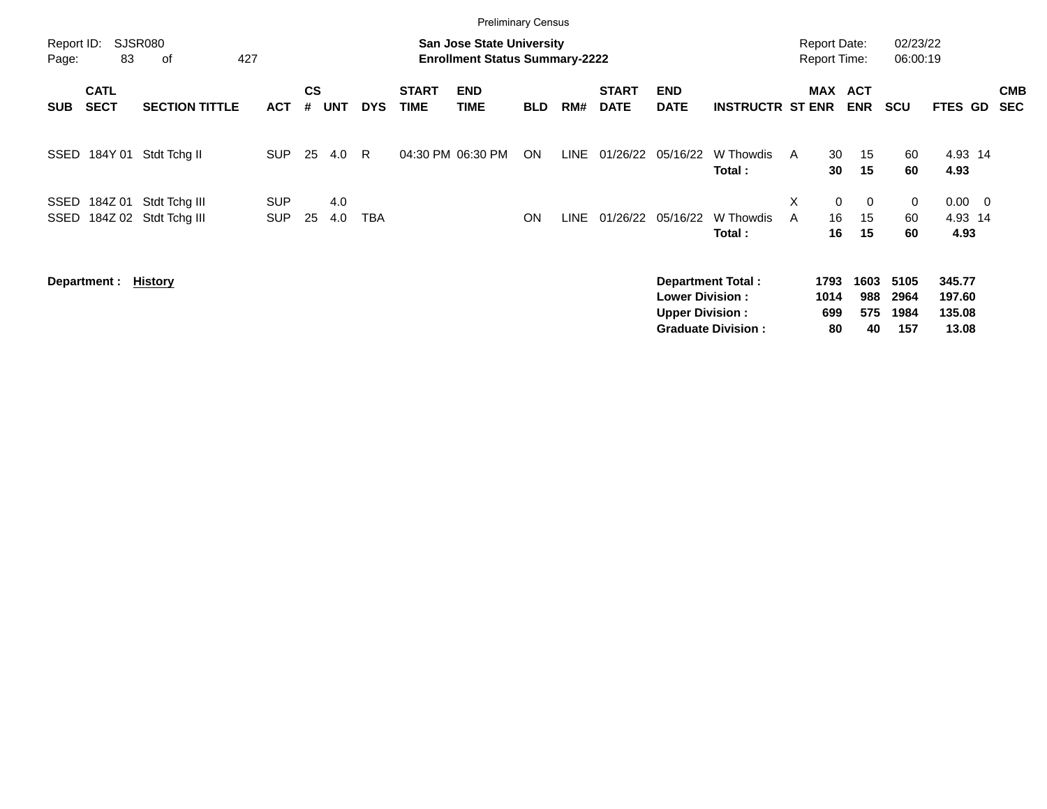Preliminary Census

Report ID: SJSR080

**San Jose State University**
**Enrollment Status Summary-2222**

Report Date: 02/23/22
Report Time: 06:00:19

| SUB | CATL SECT | SECTION TITTLE | ACT | CS # | UNT | DYS | START TIME | END TIME | BLD | RM# | START DATE | END DATE | INSTRUCTR | ST | MAX ENR | ACT ENR | SCU | FTES | GD | CMB SEC |
|---|---|---|---|---|---|---|---|---|---|---|---|---|---|---|---|---|---|---|---|---|
| SSED | 184Y 01 | Stdt Tchg II | SUP | 25 | 4.0 | R | 04:30 PM | 06:30 PM | ON | LINE | 01/26/22 | 05/16/22 | W Thowdis | A | 30 | 15 | 60 | 4.93 | 14 | |
| | | | | | | | | | | | | | **Total :** | | **30** | **15** | **60** | **4.93** | | |
| SSED | 184Z 01 | Stdt Tchg III | SUP | | 4.0 | | | | | | | | | X | 0 | 0 | 0 | 0.00 | 0 | |
| SSED | 184Z 02 | Stdt Tchg III | SUP | 25 | 4.0 | TBA | | | ON | LINE | 01/26/22 | 05/16/22 | W Thowdis | A | 16 | 15 | 60 | 4.93 | 14 | |
| | | | | | | | | | | | | | **Total :** | | **16** | **15** | **60** | **4.93** | | |

**Department :** **History**

| | MAX ENR | ACT ENR | SCU | FTES |
|---|---|---|---|---|
| **Department Total :** | **1793** | **1603** | **5105** | **345.77** |
| **Lower Division :** | **1014** | **988** | **2964** | **197.60** |
| **Upper Division :** | **699** | **575** | **1984** | **135.08** |
| **Graduate Division :** | **80** | **40** | **157** | **13.08** |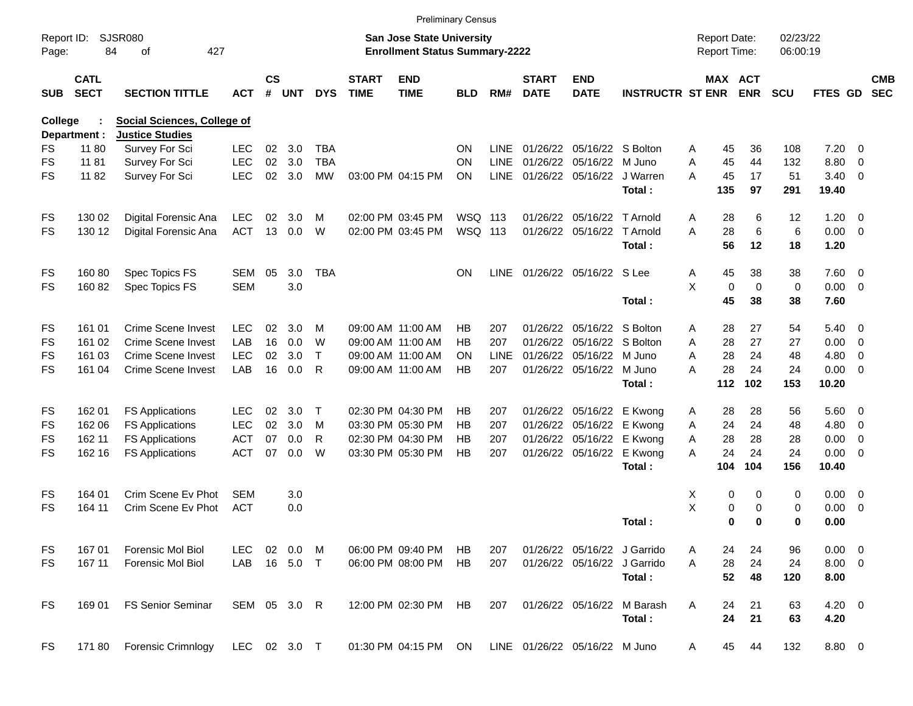Preliminary Census

Report ID: SJSR080

**San Jose State University**
**Enrollment Status Summary-2222**

Report Date: 02/23/22
Report Time: 06:00:19

**College : Social Sciences, College of**
**Department : Justice Studies**

| SUB | CATL SECT | SECTION TITTLE | ACT | CS # | UNT | DYS | START TIME | END TIME | BLD | RM# | START DATE | END DATE | INSTRUCTR | ST | MAX ENR | ACT ENR | SCU | FTES | GD | CMB SEC |
|---|---|---|---|---|---|---|---|---|---|---|---|---|---|---|---|---|---|---|---|---|
| FS | 11 80 | Survey For Sci | LEC | 02 | 3.0 | TBA | | | ON | LINE | 01/26/22 | 05/16/22 | S Bolton | A | 45 | 36 | 108 | 7.20 | 0 | |
| FS | 11 81 | Survey For Sci | LEC | 02 | 3.0 | TBA | | | ON | LINE | 01/26/22 | 05/16/22 | M Juno | A | 45 | 44 | 132 | 8.80 | 0 | |
| FS | 11 82 | Survey For Sci | LEC | 02 | 3.0 | MW | 03:00 PM | 04:15 PM | ON | LINE | 01/26/22 | 05/16/22 | J Warren | A | 45 | 17 | 51 | 3.40 | 0 | |
| | | | | | | | | | | | | | **Total :** | | **135** | **97** | **291** | **19.40** | | |
| FS | 130 02 | Digital Forensic Ana | LEC | 02 | 3.0 | M | 02:00 PM | 03:45 PM | WSQ | 113 | 01/26/22 | 05/16/22 | T Arnold | A | 28 | 6 | 12 | 1.20 | 0 | |
| FS | 130 12 | Digital Forensic Ana | ACT | 13 | 0.0 | W | 02:00 PM | 03:45 PM | WSQ | 113 | 01/26/22 | 05/16/22 | T Arnold | A | 28 | 6 | 6 | 0.00 | 0 | |
| | | | | | | | | | | | | | **Total :** | | **56** | **12** | **18** | **1.20** | | |
| FS | 160 80 | Spec Topics FS | SEM | 05 | 3.0 | TBA | | | ON | LINE | 01/26/22 | 05/16/22 | S Lee | A | 45 | 38 | 38 | 7.60 | 0 | |
| FS | 160 82 | Spec Topics FS | SEM | | 3.0 | | | | | | | | | X | 0 | 0 | 0 | 0.00 | 0 | |
| | | | | | | | | | | | | | **Total :** | | **45** | **38** | **38** | **7.60** | | |
| FS | 161 01 | Crime Scene Invest | LEC | 02 | 3.0 | M | 09:00 AM | 11:00 AM | HB | 207 | 01/26/22 | 05/16/22 | S Bolton | A | 28 | 27 | 54 | 5.40 | 0 | |
| FS | 161 02 | Crime Scene Invest | LAB | 16 | 0.0 | W | 09:00 AM | 11:00 AM | HB | 207 | 01/26/22 | 05/16/22 | S Bolton | A | 28 | 27 | 27 | 0.00 | 0 | |
| FS | 161 03 | Crime Scene Invest | LEC | 02 | 3.0 | T | 09:00 AM | 11:00 AM | ON | LINE | 01/26/22 | 05/16/22 | M Juno | A | 28 | 24 | 48 | 4.80 | 0 | |
| FS | 161 04 | Crime Scene Invest | LAB | 16 | 0.0 | R | 09:00 AM | 11:00 AM | HB | 207 | 01/26/22 | 05/16/22 | M Juno | A | 28 | 24 | 24 | 0.00 | 0 | |
| | | | | | | | | | | | | | **Total :** | | **112** | **102** | **153** | **10.20** | | |
| FS | 162 01 | FS Applications | LEC | 02 | 3.0 | T | 02:30 PM | 04:30 PM | HB | 207 | 01/26/22 | 05/16/22 | E Kwong | A | 28 | 28 | 56 | 5.60 | 0 | |
| FS | 162 06 | FS Applications | LEC | 02 | 3.0 | M | 03:30 PM | 05:30 PM | HB | 207 | 01/26/22 | 05/16/22 | E Kwong | A | 24 | 24 | 48 | 4.80 | 0 | |
| FS | 162 11 | FS Applications | ACT | 07 | 0.0 | R | 02:30 PM | 04:30 PM | HB | 207 | 01/26/22 | 05/16/22 | E Kwong | A | 28 | 28 | 28 | 0.00 | 0 | |
| FS | 162 16 | FS Applications | ACT | 07 | 0.0 | W | 03:30 PM | 05:30 PM | HB | 207 | 01/26/22 | 05/16/22 | E Kwong | A | 24 | 24 | 24 | 0.00 | 0 | |
| | | | | | | | | | | | | | **Total :** | | **104** | **104** | **156** | **10.40** | | |
| FS | 164 01 | Crim Scene Ev Phot | SEM | | 3.0 | | | | | | | | | X | 0 | 0 | 0 | 0.00 | 0 | |
| FS | 164 11 | Crim Scene Ev Phot | ACT | | 0.0 | | | | | | | | | X | 0 | 0 | 0 | 0.00 | 0 | |
| | | | | | | | | | | | | | **Total :** | | **0** | **0** | **0** | **0.00** | | |
| FS | 167 01 | Forensic Mol Biol | LEC | 02 | 0.0 | M | 06:00 PM | 09:40 PM | HB | 207 | 01/26/22 | 05/16/22 | J Garrido | A | 24 | 24 | 96 | 0.00 | 0 | |
| FS | 167 11 | Forensic Mol Biol | LAB | 16 | 5.0 | T | 06:00 PM | 08:00 PM | HB | 207 | 01/26/22 | 05/16/22 | J Garrido | A | 28 | 24 | 24 | 8.00 | 0 | |
| | | | | | | | | | | | | | **Total :** | | **52** | **48** | **120** | **8.00** | | |
| FS | 169 01 | FS Senior Seminar | SEM | 05 | 3.0 | R | 12:00 PM | 02:30 PM | HB | 207 | 01/26/22 | 05/16/22 | M Barash | A | 24 | 21 | 63 | 4.20 | 0 | |
| | | | | | | | | | | | | | **Total :** | | **24** | **21** | **63** | **4.20** | | |
| FS | 171 80 | Forensic Crimnlogy | LEC | 02 | 3.0 | T | 01:30 PM | 04:15 PM | ON | LINE | 01/26/22 | 05/16/22 | M Juno | A | 45 | 44 | 132 | 8.80 | 0 | |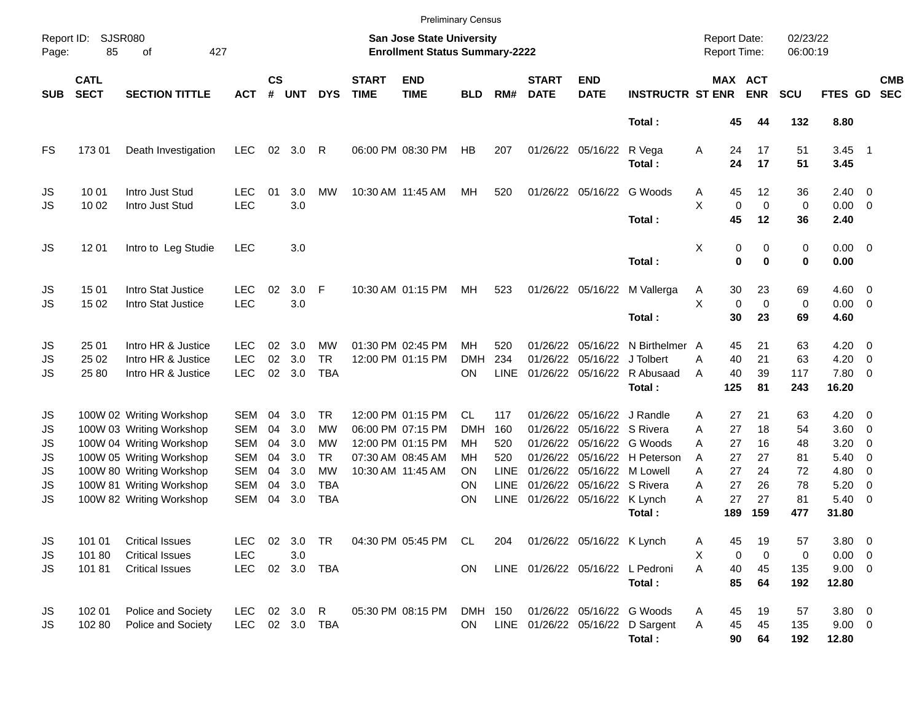Preliminary Census

Report ID: SJSR080

**San Jose State University**
**Enrollment Status Summary-2222**

Report Date: 02/23/22
Report Time: 06:00:19

| SUB | CATL SECT | SECTION TITTLE | ACT | CS # | UNT | DYS | START TIME | END TIME | BLD | RM# | START DATE | END DATE | INSTRUCTR | ST | MAX ENR | ACT ENR | SCU | FTES | GD | CMB SEC |
|---|---|---|---|---|---|---|---|---|---|---|---|---|---|---|---|---|---|---|---|---|
| | | | | | | | | | | | | | **Total :** | | **45** | **44** | **132** | **8.80** | | |
| FS | 173 01 | Death Investigation | LEC | 02 | 3.0 | R | 06:00 PM | 08:30 PM | HB | 207 | 01/26/22 | 05/16/22 | R Vega | A | 24 | 17 | 51 | 3.45 | 1 | |
| | | | | | | | | | | | | | **Total :** | | **24** | **17** | **51** | **3.45** | | |
| JS | 10 01 | Intro Just Stud | LEC | 01 | 3.0 | MW | 10:30 AM | 11:45 AM | MH | 520 | 01/26/22 | 05/16/22 | G Woods | A | 45 | 12 | 36 | 2.40 | 0 | |
| JS | 10 02 | Intro Just Stud | LEC | | 3.0 | | | | | | | | | X | 0 | 0 | 0 | 0.00 | 0 | |
| | | | | | | | | | | | | | **Total :** | | **45** | **12** | **36** | **2.40** | | |
| JS | 12 01 | Intro to Leg Studie | LEC | | 3.0 | | | | | | | | | X | 0 | 0 | 0 | 0.00 | 0 | |
| | | | | | | | | | | | | | **Total :** | | **0** | **0** | **0** | **0.00** | | |
| JS | 15 01 | Intro Stat Justice | LEC | 02 | 3.0 | F | 10:30 AM | 01:15 PM | MH | 523 | 01/26/22 | 05/16/22 | M Vallerga | A | 30 | 23 | 69 | 4.60 | 0 | |
| JS | 15 02 | Intro Stat Justice | LEC | | 3.0 | | | | | | | | | X | 0 | 0 | 0 | 0.00 | 0 | |
| | | | | | | | | | | | | | **Total :** | | **30** | **23** | **69** | **4.60** | | |
| JS | 25 01 | Intro HR & Justice | LEC | 02 | 3.0 | MW | 01:30 PM | 02:45 PM | MH | 520 | 01/26/22 | 05/16/22 | N Birthelmer | A | 45 | 21 | 63 | 4.20 | 0 | |
| JS | 25 02 | Intro HR & Justice | LEC | 02 | 3.0 | TR | 12:00 PM | 01:15 PM | DMH | 234 | 01/26/22 | 05/16/22 | J Tolbert | A | 40 | 21 | 63 | 4.20 | 0 | |
| JS | 25 80 | Intro HR & Justice | LEC | 02 | 3.0 | TBA | | | ON | LINE | 01/26/22 | 05/16/22 | R Abusaad | A | 40 | 39 | 117 | 7.80 | 0 | |
| | | | | | | | | | | | | | **Total :** | | **125** | **81** | **243** | **16.20** | | |
| JS | 100W 02 | Writing Workshop | SEM | 04 | 3.0 | TR | 12:00 PM | 01:15 PM | CL | 117 | 01/26/22 | 05/16/22 | J Randle | A | 27 | 21 | 63 | 4.20 | 0 | |
| JS | 100W 03 | Writing Workshop | SEM | 04 | 3.0 | MW | 06:00 PM | 07:15 PM | DMH | 160 | 01/26/22 | 05/16/22 | S Rivera | A | 27 | 18 | 54 | 3.60 | 0 | |
| JS | 100W 04 | Writing Workshop | SEM | 04 | 3.0 | MW | 12:00 PM | 01:15 PM | MH | 520 | 01/26/22 | 05/16/22 | G Woods | A | 27 | 16 | 48 | 3.20 | 0 | |
| JS | 100W 05 | Writing Workshop | SEM | 04 | 3.0 | TR | 07:30 AM | 08:45 AM | MH | 520 | 01/26/22 | 05/16/22 | H Peterson | A | 27 | 27 | 81 | 5.40 | 0 | |
| JS | 100W 80 | Writing Workshop | SEM | 04 | 3.0 | MW | 10:30 AM | 11:45 AM | ON | LINE | 01/26/22 | 05/16/22 | M Lowell | A | 27 | 24 | 72 | 4.80 | 0 | |
| JS | 100W 81 | Writing Workshop | SEM | 04 | 3.0 | TBA | | | ON | LINE | 01/26/22 | 05/16/22 | S Rivera | A | 27 | 26 | 78 | 5.20 | 0 | |
| JS | 100W 82 | Writing Workshop | SEM | 04 | 3.0 | TBA | | | ON | LINE | 01/26/22 | 05/16/22 | K Lynch | A | 27 | 27 | 81 | 5.40 | 0 | |
| | | | | | | | | | | | | | **Total :** | | **189** | **159** | **477** | **31.80** | | |
| JS | 101 01 | Critical Issues | LEC | 02 | 3.0 | TR | 04:30 PM | 05:45 PM | CL | 204 | 01/26/22 | 05/16/22 | K Lynch | A | 45 | 19 | 57 | 3.80 | 0 | |
| JS | 101 80 | Critical Issues | LEC | | 3.0 | | | | | | | | | X | 0 | 0 | 0 | 0.00 | 0 | |
| JS | 101 81 | Critical Issues | LEC | 02 | 3.0 | TBA | | | ON | LINE | 01/26/22 | 05/16/22 | L Pedroni | A | 40 | 45 | 135 | 9.00 | 0 | |
| | | | | | | | | | | | | | **Total :** | | **85** | **64** | **192** | **12.80** | | |
| JS | 102 01 | Police and Society | LEC | 02 | 3.0 | R | 05:30 PM | 08:15 PM | DMH | 150 | 01/26/22 | 05/16/22 | G Woods | A | 45 | 19 | 57 | 3.80 | 0 | |
| JS | 102 80 | Police and Society | LEC | 02 | 3.0 | TBA | | | ON | LINE | 01/26/22 | 05/16/22 | D Sargent | A | 45 | 45 | 135 | 9.00 | 0 | |
| | | | | | | | | | | | | | **Total :** | | **90** | **64** | **192** | **12.80** | | |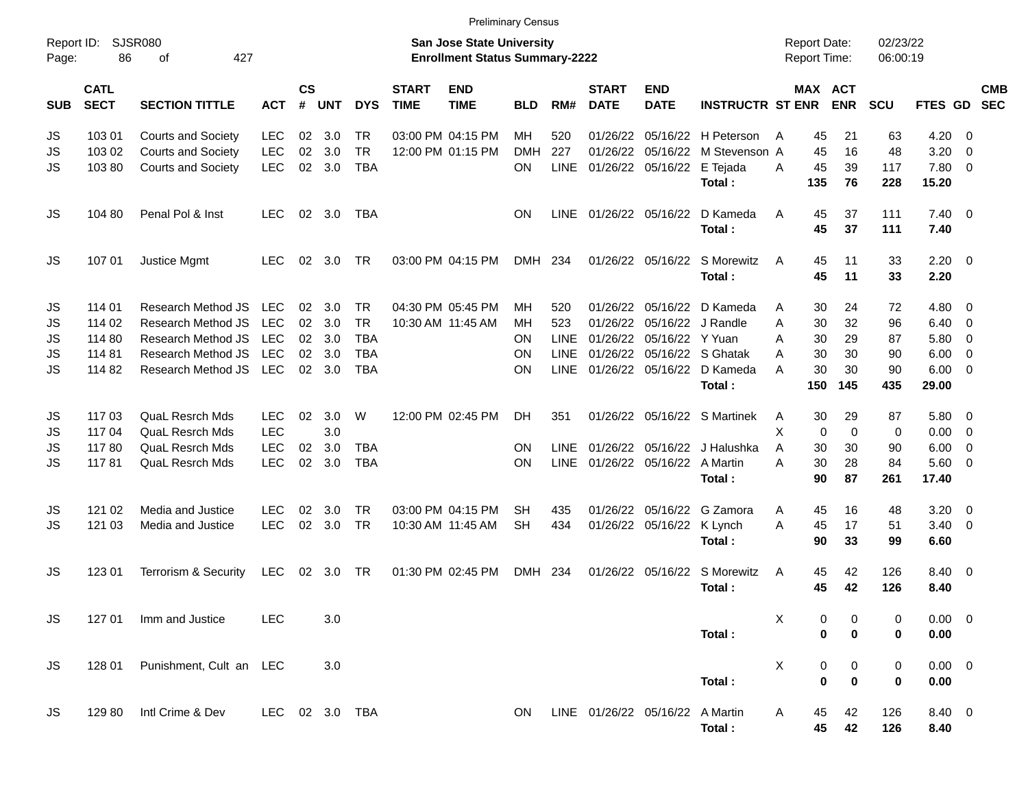Preliminary Census

Report ID: SJSR080

**San Jose State University**
**Enrollment Status Summary-2222**

Report Date: 02/23/22
Report Time: 06:00:19

| SUB | CATL SECT | SECTION TITTLE | ACT | CS # | UNT | DYS | START TIME | END TIME | BLD | RM# | START DATE | END DATE | INSTRUCTR | ST | MAX ENR | ACT ENR | SCU | FTES | GD | CMB SEC |
|---|---|---|---|---|---|---|---|---|---|---|---|---|---|---|---|---|---|---|---|---|
| JS | 103 01 | Courts and Society | LEC | 02 | 3.0 | TR | 03:00 PM | 04:15 PM | MH | 520 | 01/26/22 | 05/16/22 | H Peterson | A | 45 | 21 | 63 | 4.20 | 0 | |
| JS | 103 02 | Courts and Society | LEC | 02 | 3.0 | TR | 12:00 PM | 01:15 PM | DMH | 227 | 01/26/22 | 05/16/22 | M Stevenson | A | 45 | 16 | 48 | 3.20 | 0 | |
| JS | 103 80 | Courts and Society | LEC | 02 | 3.0 | TBA | | | ON | LINE | 01/26/22 | 05/16/22 | E Tejada | A | 45 | 39 | 117 | 7.80 | 0 | |
| | | | | | | | | | | | | | **Total :** | | **135** | **76** | **228** | **15.20** | | |
| JS | 104 80 | Penal Pol & Inst | LEC | 02 | 3.0 | TBA | | | ON | LINE | 01/26/22 | 05/16/22 | D Kameda | A | 45 | 37 | 111 | 7.40 | 0 | |
| | | | | | | | | | | | | | **Total :** | | **45** | **37** | **111** | **7.40** | | |
| JS | 107 01 | Justice Mgmt | LEC | 02 | 3.0 | TR | 03:00 PM | 04:15 PM | DMH | 234 | 01/26/22 | 05/16/22 | S Morewitz | A | 45 | 11 | 33 | 2.20 | 0 | |
| | | | | | | | | | | | | | **Total :** | | **45** | **11** | **33** | **2.20** | | |
| JS | 114 01 | Research Method JS | LEC | 02 | 3.0 | TR | 04:30 PM | 05:45 PM | MH | 520 | 01/26/22 | 05/16/22 | D Kameda | A | 30 | 24 | 72 | 4.80 | 0 | |
| JS | 114 02 | Research Method JS | LEC | 02 | 3.0 | TR | 10:30 AM | 11:45 AM | MH | 523 | 01/26/22 | 05/16/22 | J Randle | A | 30 | 32 | 96 | 6.40 | 0 | |
| JS | 114 80 | Research Method JS | LEC | 02 | 3.0 | TBA | | | ON | LINE | 01/26/22 | 05/16/22 | Y Yuan | A | 30 | 29 | 87 | 5.80 | 0 | |
| JS | 114 81 | Research Method JS | LEC | 02 | 3.0 | TBA | | | ON | LINE | 01/26/22 | 05/16/22 | S Ghatak | A | 30 | 30 | 90 | 6.00 | 0 | |
| JS | 114 82 | Research Method JS | LEC | 02 | 3.0 | TBA | | | ON | LINE | 01/26/22 | 05/16/22 | D Kameda | A | 30 | 30 | 90 | 6.00 | 0 | |
| | | | | | | | | | | | | | **Total :** | | **150** | **145** | **435** | **29.00** | | |
| JS | 117 03 | QuaL Resrch Mds | LEC | 02 | 3.0 | W | 12:00 PM | 02:45 PM | DH | 351 | 01/26/22 | 05/16/22 | S Martinek | A | 30 | 29 | 87 | 5.80 | 0 | |
| JS | 117 04 | QuaL Resrch Mds | LEC | | 3.0 | | | | | | | | | X | 0 | 0 | 0 | 0.00 | 0 | |
| JS | 117 80 | QuaL Resrch Mds | LEC | 02 | 3.0 | TBA | | | ON | LINE | 01/26/22 | 05/16/22 | J Halushka | A | 30 | 30 | 90 | 6.00 | 0 | |
| JS | 117 81 | QuaL Resrch Mds | LEC | 02 | 3.0 | TBA | | | ON | LINE | 01/26/22 | 05/16/22 | A Martin | A | 30 | 28 | 84 | 5.60 | 0 | |
| | | | | | | | | | | | | | **Total :** | | **90** | **87** | **261** | **17.40** | | |
| JS | 121 02 | Media and Justice | LEC | 02 | 3.0 | TR | 03:00 PM | 04:15 PM | SH | 435 | 01/26/22 | 05/16/22 | G Zamora | A | 45 | 16 | 48 | 3.20 | 0 | |
| JS | 121 03 | Media and Justice | LEC | 02 | 3.0 | TR | 10:30 AM | 11:45 AM | SH | 434 | 01/26/22 | 05/16/22 | K Lynch | A | 45 | 17 | 51 | 3.40 | 0 | |
| | | | | | | | | | | | | | **Total :** | | **90** | **33** | **99** | **6.60** | | |
| JS | 123 01 | Terrorism & Security | LEC | 02 | 3.0 | TR | 01:30 PM | 02:45 PM | DMH | 234 | 01/26/22 | 05/16/22 | S Morewitz | A | 45 | 42 | 126 | 8.40 | 0 | |
| | | | | | | | | | | | | | **Total :** | | **45** | **42** | **126** | **8.40** | | |
| JS | 127 01 | Imm and Justice | LEC | | 3.0 | | | | | | | | | X | 0 | 0 | 0 | 0.00 | 0 | |
| | | | | | | | | | | | | | **Total :** | | **0** | **0** | **0** | **0.00** | | |
| JS | 128 01 | Punishment, Cult an | LEC | | 3.0 | | | | | | | | | X | 0 | 0 | 0 | 0.00 | 0 | |
| | | | | | | | | | | | | | **Total :** | | **0** | **0** | **0** | **0.00** | | |
| JS | 129 80 | Intl Crime & Dev | LEC | 02 | 3.0 | TBA | | | ON | LINE | 01/26/22 | 05/16/22 | A Martin | A | 45 | 42 | 126 | 8.40 | 0 | |
| | | | | | | | | | | | | | **Total :** | | **45** | **42** | **126** | **8.40** | | |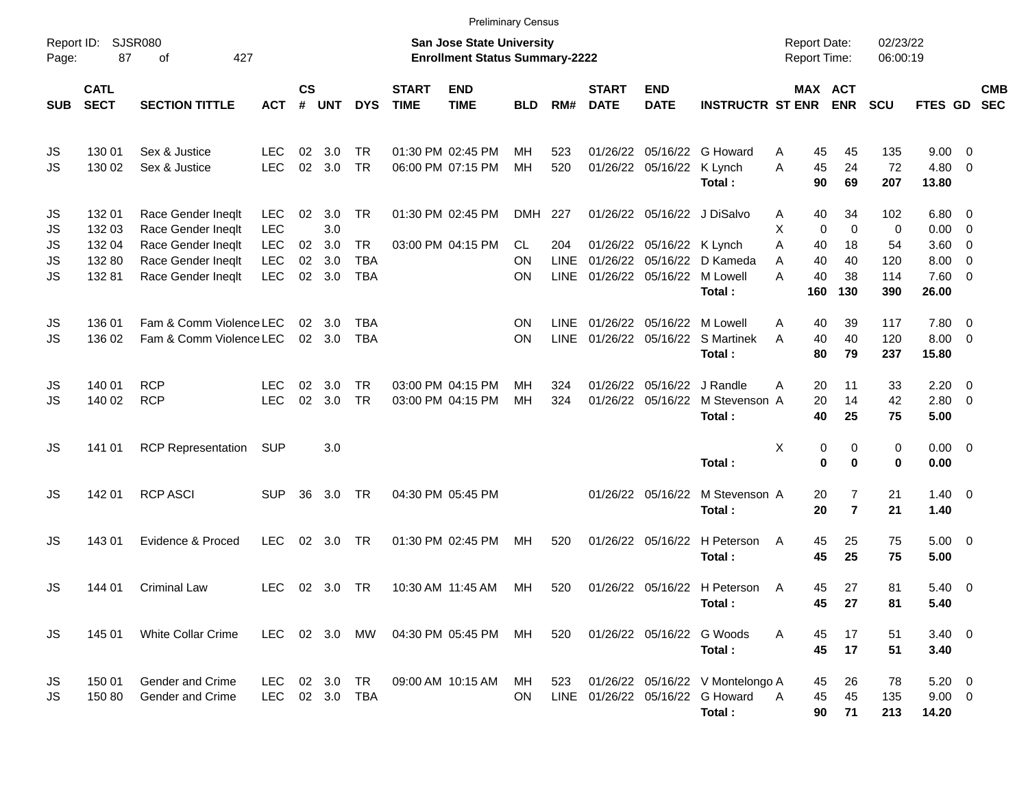Preliminary Census

Report ID: SJSR080

**San Jose State University**
**Enrollment Status Summary-2222**

Report Date: 02/23/22
Report Time: 06:00:19

| SUB | CATL SECT | SECTION TITTLE | ACT | CS # | UNT | DYS | START TIME | END TIME | BLD | RM# | START DATE | END DATE | INSTRUCTR | ST | MAX ENR | ACT ENR | SCU | FTES | GD | CMB SEC |
|---|---|---|---|---|---|---|---|---|---|---|---|---|---|---|---|---|---|---|---|---|
| JS | 130 01 | Sex & Justice | LEC | 02 | 3.0 | TR | 01:30 PM | 02:45 PM | MH | 523 | 01/26/22 | 05/16/22 | G Howard | A | 45 | 45 | 135 | 9.00 | 0 | |
| JS | 130 02 | Sex & Justice | LEC | 02 | 3.0 | TR | 06:00 PM | 07:15 PM | MH | 520 | 01/26/22 | 05/16/22 | K Lynch | A | 45 | 24 | 72 | 4.80 | 0 | |
| | | | | | | | | | | | | | **Total :** | | **90** | **69** | **207** | **13.80** | | |
| JS | 132 01 | Race Gender Ineqlt | LEC | 02 | 3.0 | TR | 01:30 PM | 02:45 PM | DMH | 227 | 01/26/22 | 05/16/22 | J DiSalvo | A | 40 | 34 | 102 | 6.80 | 0 | |
| JS | 132 03 | Race Gender Ineqlt | LEC | | 3.0 | | | | | | | | | X | 0 | 0 | 0 | 0.00 | 0 | |
| JS | 132 04 | Race Gender Ineqlt | LEC | 02 | 3.0 | TR | 03:00 PM | 04:15 PM | CL | 204 | 01/26/22 | 05/16/22 | K Lynch | A | 40 | 18 | 54 | 3.60 | 0 | |
| JS | 132 80 | Race Gender Ineqlt | LEC | 02 | 3.0 | TBA | | | ON | LINE | 01/26/22 | 05/16/22 | D Kameda | A | 40 | 40 | 120 | 8.00 | 0 | |
| JS | 132 81 | Race Gender Ineqlt | LEC | 02 | 3.0 | TBA | | | ON | LINE | 01/26/22 | 05/16/22 | M Lowell | A | 40 | 38 | 114 | 7.60 | 0 | |
| | | | | | | | | | | | | | **Total :** | | **160** | **130** | **390** | **26.00** | | |
| JS | 136 01 | Fam & Comm Violence | LEC | 02 | 3.0 | TBA | | | ON | LINE | 01/26/22 | 05/16/22 | M Lowell | A | 40 | 39 | 117 | 7.80 | 0 | |
| JS | 136 02 | Fam & Comm Violence | LEC | 02 | 3.0 | TBA | | | ON | LINE | 01/26/22 | 05/16/22 | S Martinek | A | 40 | 40 | 120 | 8.00 | 0 | |
| | | | | | | | | | | | | | **Total :** | | **80** | **79** | **237** | **15.80** | | |
| JS | 140 01 | RCP | LEC | 02 | 3.0 | TR | 03:00 PM | 04:15 PM | MH | 324 | 01/26/22 | 05/16/22 | J Randle | A | 20 | 11 | 33 | 2.20 | 0 | |
| JS | 140 02 | RCP | LEC | 02 | 3.0 | TR | 03:00 PM | 04:15 PM | MH | 324 | 01/26/22 | 05/16/22 | M Stevenson | A | 20 | 14 | 42 | 2.80 | 0 | |
| | | | | | | | | | | | | | **Total :** | | **40** | **25** | **75** | **5.00** | | |
| JS | 141 01 | RCP Representation | SUP | | 3.0 | | | | | | | | | X | 0 | 0 | 0 | 0.00 | 0 | |
| | | | | | | | | | | | | | **Total :** | | **0** | **0** | **0** | **0.00** | | |
| JS | 142 01 | RCP ASCI | SUP | 36 | 3.0 | TR | 04:30 PM | 05:45 PM | | | 01/26/22 | 05/16/22 | M Stevenson | A | 20 | 7 | 21 | 1.40 | 0 | |
| | | | | | | | | | | | | | **Total :** | | **20** | **7** | **21** | **1.40** | | |
| JS | 143 01 | Evidence & Proced | LEC | 02 | 3.0 | TR | 01:30 PM | 02:45 PM | MH | 520 | 01/26/22 | 05/16/22 | H Peterson | A | 45 | 25 | 75 | 5.00 | 0 | |
| | | | | | | | | | | | | | **Total :** | | **45** | **25** | **75** | **5.00** | | |
| JS | 144 01 | Criminal Law | LEC | 02 | 3.0 | TR | 10:30 AM | 11:45 AM | MH | 520 | 01/26/22 | 05/16/22 | H Peterson | A | 45 | 27 | 81 | 5.40 | 0 | |
| | | | | | | | | | | | | | **Total :** | | **45** | **27** | **81** | **5.40** | | |
| JS | 145 01 | White Collar Crime | LEC | 02 | 3.0 | MW | 04:30 PM | 05:45 PM | MH | 520 | 01/26/22 | 05/16/22 | G Woods | A | 45 | 17 | 51 | 3.40 | 0 | |
| | | | | | | | | | | | | | **Total :** | | **45** | **17** | **51** | **3.40** | | |
| JS | 150 01 | Gender and Crime | LEC | 02 | 3.0 | TR | 09:00 AM | 10:15 AM | MH | 523 | 01/26/22 | 05/16/22 | V Montelongo | A | 45 | 26 | 78 | 5.20 | 0 | |
| JS | 150 80 | Gender and Crime | LEC | 02 | 3.0 | TBA | | | ON | LINE | 01/26/22 | 05/16/22 | G Howard | A | 45 | 45 | 135 | 9.00 | 0 | |
| | | | | | | | | | | | | | **Total :** | | **90** | **71** | **213** | **14.20** | | |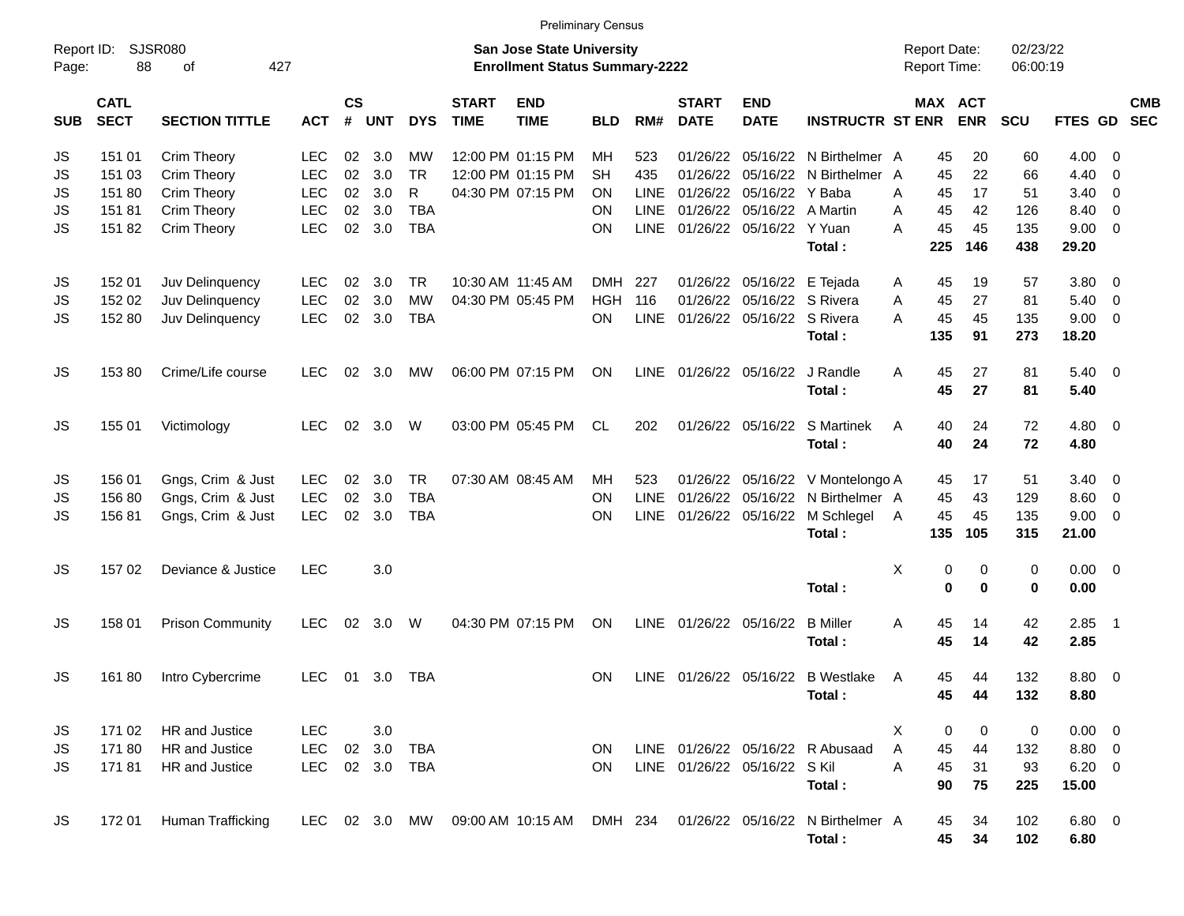Preliminary Census

Report ID: SJSR080
Page: 88 of 427

**San Jose State University**
**Enrollment Status Summary-2222**

Report Date: 02/23/22
Report Time: 06:00:19

| SUB | CATL SECT | SECTION TITTLE | ACT | CS # | UNT | DYS | START TIME | END TIME | BLD | RM# | START DATE | END DATE | INSTRUCTR | ST | MAX ENR | ACT ENR | SCU | FTES | GD | CMB SEC |
|---|---|---|---|---|---|---|---|---|---|---|---|---|---|---|---|---|---|---|---|---|
| JS | 151 01 | Crim Theory | LEC | 02 | 3.0 | MW | 12:00 PM | 01:15 PM | MH | 523 | 01/26/22 | 05/16/22 | N Birthelmer | A | 45 | 20 | 60 | 4.00 | 0 | |
| JS | 151 03 | Crim Theory | LEC | 02 | 3.0 | TR | 12:00 PM | 01:15 PM | SH | 435 | 01/26/22 | 05/16/22 | N Birthelmer | A | 45 | 22 | 66 | 4.40 | 0 | |
| JS | 151 80 | Crim Theory | LEC | 02 | 3.0 | R | 04:30 PM | 07:15 PM | ON | LINE | 01/26/22 | 05/16/22 | Y Baba | A | 45 | 17 | 51 | 3.40 | 0 | |
| JS | 151 81 | Crim Theory | LEC | 02 | 3.0 | TBA | | | ON | LINE | 01/26/22 | 05/16/22 | A Martin | A | 45 | 42 | 126 | 8.40 | 0 | |
| JS | 151 82 | Crim Theory | LEC | 02 | 3.0 | TBA | | | ON | LINE | 01/26/22 | 05/16/22 | Y Yuan | A | 45 | 45 | 135 | 9.00 | 0 | |
| | | | | | | | | | | | | | **Total :** | | **225** | **146** | **438** | **29.20** | | |
| JS | 152 01 | Juv Delinquency | LEC | 02 | 3.0 | TR | 10:30 AM | 11:45 AM | DMH | 227 | 01/26/22 | 05/16/22 | E Tejada | A | 45 | 19 | 57 | 3.80 | 0 | |
| JS | 152 02 | Juv Delinquency | LEC | 02 | 3.0 | MW | 04:30 PM | 05:45 PM | HGH | 116 | 01/26/22 | 05/16/22 | S Rivera | A | 45 | 27 | 81 | 5.40 | 0 | |
| JS | 152 80 | Juv Delinquency | LEC | 02 | 3.0 | TBA | | | ON | LINE | 01/26/22 | 05/16/22 | S Rivera | A | 45 | 45 | 135 | 9.00 | 0 | |
| | | | | | | | | | | | | | **Total :** | | **135** | **91** | **273** | **18.20** | | |
| JS | 153 80 | Crime/Life course | LEC | 02 | 3.0 | MW | 06:00 PM | 07:15 PM | ON | LINE | 01/26/22 | 05/16/22 | J Randle | A | 45 | 27 | 81 | 5.40 | 0 | |
| | | | | | | | | | | | | | **Total :** | | **45** | **27** | **81** | **5.40** | | |
| JS | 155 01 | Victimology | LEC | 02 | 3.0 | W | 03:00 PM | 05:45 PM | CL | 202 | 01/26/22 | 05/16/22 | S Martinek | A | 40 | 24 | 72 | 4.80 | 0 | |
| | | | | | | | | | | | | | **Total :** | | **40** | **24** | **72** | **4.80** | | |
| JS | 156 01 | Gngs, Crim & Just | LEC | 02 | 3.0 | TR | 07:30 AM | 08:45 AM | MH | 523 | 01/26/22 | 05/16/22 | V Montelongo | A | 45 | 17 | 51 | 3.40 | 0 | |
| JS | 156 80 | Gngs, Crim & Just | LEC | 02 | 3.0 | TBA | | | ON | LINE | 01/26/22 | 05/16/22 | N Birthelmer | A | 45 | 43 | 129 | 8.60 | 0 | |
| JS | 156 81 | Gngs, Crim & Just | LEC | 02 | 3.0 | TBA | | | ON | LINE | 01/26/22 | 05/16/22 | M Schlegel | A | 45 | 45 | 135 | 9.00 | 0 | |
| | | | | | | | | | | | | | **Total :** | | **135** | **105** | **315** | **21.00** | | |
| JS | 157 02 | Deviance & Justice | LEC | | 3.0 | | | | | | | | | X | 0 | 0 | 0 | 0.00 | 0 | |
| | | | | | | | | | | | | | **Total :** | | **0** | **0** | **0** | **0.00** | | |
| JS | 158 01 | Prison Community | LEC | 02 | 3.0 | W | 04:30 PM | 07:15 PM | ON | LINE | 01/26/22 | 05/16/22 | B Miller | A | 45 | 14 | 42 | 2.85 | 1 | |
| | | | | | | | | | | | | | **Total :** | | **45** | **14** | **42** | **2.85** | | |
| JS | 161 80 | Intro Cybercrime | LEC | 01 | 3.0 | TBA | | | ON | LINE | 01/26/22 | 05/16/22 | B Westlake | A | 45 | 44 | 132 | 8.80 | 0 | |
| | | | | | | | | | | | | | **Total :** | | **45** | **44** | **132** | **8.80** | | |
| JS | 171 02 | HR and Justice | LEC | | 3.0 | | | | | | | | | X | 0 | 0 | 0 | 0.00 | 0 | |
| JS | 171 80 | HR and Justice | LEC | 02 | 3.0 | TBA | | | ON | LINE | 01/26/22 | 05/16/22 | R Abusaad | A | 45 | 44 | 132 | 8.80 | 0 | |
| JS | 171 81 | HR and Justice | LEC | 02 | 3.0 | TBA | | | ON | LINE | 01/26/22 | 05/16/22 | S Kil | A | 45 | 31 | 93 | 6.20 | 0 | |
| | | | | | | | | | | | | | **Total :** | | **90** | **75** | **225** | **15.00** | | |
| JS | 172 01 | Human Trafficking | LEC | 02 | 3.0 | MW | 09:00 AM | 10:15 AM | DMH | 234 | 01/26/22 | 05/16/22 | N Birthelmer | A | 45 | 34 | 102 | 6.80 | 0 | |
| | | | | | | | | | | | | | **Total :** | | **45** | **34** | **102** | **6.80** | | |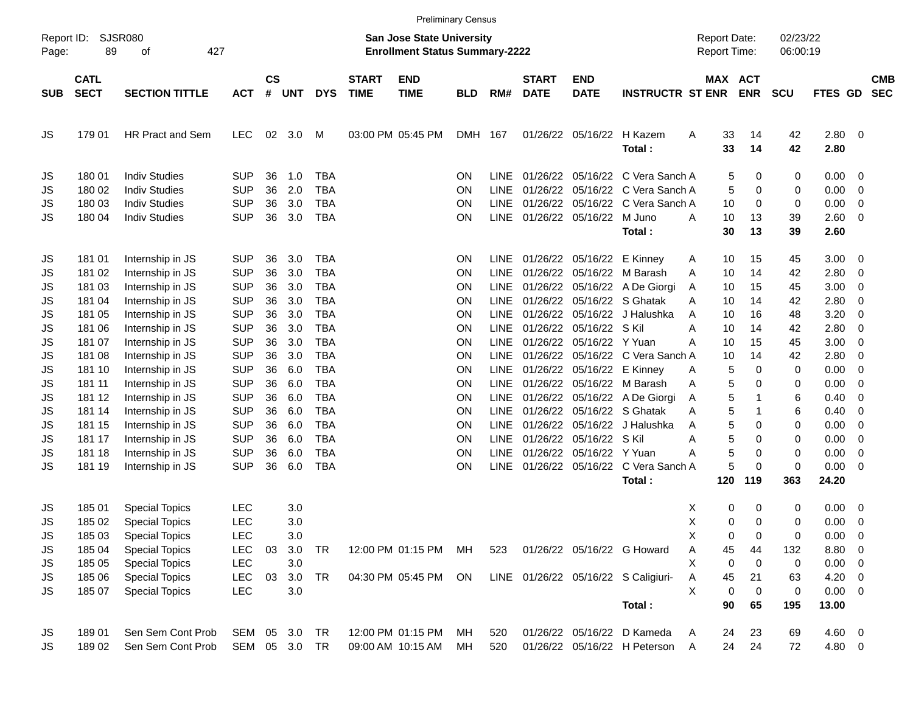Preliminary Census

Report ID: SJSR080

**San Jose State University**
**Enrollment Status Summary-2222**

Report Date: 02/23/22
Report Time: 06:00:19

| SUB | CATL SECT | SECTION TITTLE | ACT | CS # | UNT | DYS | START TIME | END TIME | BLD | RM# | START DATE | END DATE | INSTRUCTR | ST | MAX ENR | ACT ENR | SCU | FTES | GD | CMB SEC |
|---|---|---|---|---|---|---|---|---|---|---|---|---|---|---|---|---|---|---|---|---|
| JS | 179 01 | HR Pract and Sem | LEC | 02 | 3.0 | M | 03:00 PM | 05:45 PM | DMH | 167 | 01/26/22 | 05/16/22 | H Kazem | A | 33 | 14 | 42 | 2.80 | 0 | |
| | | | | | | | | | | | | | **Total :** | | **33** | **14** | **42** | **2.80** | | |
| JS | 180 01 | Indiv Studies | SUP | 36 | 1.0 | TBA | | | ON | LINE | 01/26/22 | 05/16/22 | C Vera Sanch | A | 5 | 0 | 0 | 0.00 | 0 | |
| JS | 180 02 | Indiv Studies | SUP | 36 | 2.0 | TBA | | | ON | LINE | 01/26/22 | 05/16/22 | C Vera Sanch | A | 5 | 0 | 0 | 0.00 | 0 | |
| JS | 180 03 | Indiv Studies | SUP | 36 | 3.0 | TBA | | | ON | LINE | 01/26/22 | 05/16/22 | C Vera Sanch | A | 10 | 0 | 0 | 0.00 | 0 | |
| JS | 180 04 | Indiv Studies | SUP | 36 | 3.0 | TBA | | | ON | LINE | 01/26/22 | 05/16/22 | M Juno | A | 10 | 13 | 39 | 2.60 | 0 | |
| | | | | | | | | | | | | | **Total :** | | **30** | **13** | **39** | **2.60** | | |
| JS | 181 01 | Internship in JS | SUP | 36 | 3.0 | TBA | | | ON | LINE | 01/26/22 | 05/16/22 | E Kinney | A | 10 | 15 | 45 | 3.00 | 0 | |
| JS | 181 02 | Internship in JS | SUP | 36 | 3.0 | TBA | | | ON | LINE | 01/26/22 | 05/16/22 | M Barash | A | 10 | 14 | 42 | 2.80 | 0 | |
| JS | 181 03 | Internship in JS | SUP | 36 | 3.0 | TBA | | | ON | LINE | 01/26/22 | 05/16/22 | A De Giorgi | A | 10 | 15 | 45 | 3.00 | 0 | |
| JS | 181 04 | Internship in JS | SUP | 36 | 3.0 | TBA | | | ON | LINE | 01/26/22 | 05/16/22 | S Ghatak | A | 10 | 14 | 42 | 2.80 | 0 | |
| JS | 181 05 | Internship in JS | SUP | 36 | 3.0 | TBA | | | ON | LINE | 01/26/22 | 05/16/22 | J Halushka | A | 10 | 16 | 48 | 3.20 | 0 | |
| JS | 181 06 | Internship in JS | SUP | 36 | 3.0 | TBA | | | ON | LINE | 01/26/22 | 05/16/22 | S Kil | A | 10 | 14 | 42 | 2.80 | 0 | |
| JS | 181 07 | Internship in JS | SUP | 36 | 3.0 | TBA | | | ON | LINE | 01/26/22 | 05/16/22 | Y Yuan | A | 10 | 15 | 45 | 3.00 | 0 | |
| JS | 181 08 | Internship in JS | SUP | 36 | 3.0 | TBA | | | ON | LINE | 01/26/22 | 05/16/22 | C Vera Sanch | A | 10 | 14 | 42 | 2.80 | 0 | |
| JS | 181 10 | Internship in JS | SUP | 36 | 6.0 | TBA | | | ON | LINE | 01/26/22 | 05/16/22 | E Kinney | A | 5 | 0 | 0 | 0.00 | 0 | |
| JS | 181 11 | Internship in JS | SUP | 36 | 6.0 | TBA | | | ON | LINE | 01/26/22 | 05/16/22 | M Barash | A | 5 | 0 | 0 | 0.00 | 0 | |
| JS | 181 12 | Internship in JS | SUP | 36 | 6.0 | TBA | | | ON | LINE | 01/26/22 | 05/16/22 | A De Giorgi | A | 5 | 1 | 6 | 0.40 | 0 | |
| JS | 181 14 | Internship in JS | SUP | 36 | 6.0 | TBA | | | ON | LINE | 01/26/22 | 05/16/22 | S Ghatak | A | 5 | 1 | 6 | 0.40 | 0 | |
| JS | 181 15 | Internship in JS | SUP | 36 | 6.0 | TBA | | | ON | LINE | 01/26/22 | 05/16/22 | J Halushka | A | 5 | 0 | 0 | 0.00 | 0 | |
| JS | 181 17 | Internship in JS | SUP | 36 | 6.0 | TBA | | | ON | LINE | 01/26/22 | 05/16/22 | S Kil | A | 5 | 0 | 0 | 0.00 | 0 | |
| JS | 181 18 | Internship in JS | SUP | 36 | 6.0 | TBA | | | ON | LINE | 01/26/22 | 05/16/22 | Y Yuan | A | 5 | 0 | 0 | 0.00 | 0 | |
| JS | 181 19 | Internship in JS | SUP | 36 | 6.0 | TBA | | | ON | LINE | 01/26/22 | 05/16/22 | C Vera Sanch | A | 5 | 0 | 0 | 0.00 | 0 | |
| | | | | | | | | | | | | | **Total :** | | **120** | **119** | **363** | **24.20** | | |
| JS | 185 01 | Special Topics | LEC | | 3.0 | | | | | | | | | X | 0 | 0 | 0 | 0.00 | 0 | |
| JS | 185 02 | Special Topics | LEC | | 3.0 | | | | | | | | | X | 0 | 0 | 0 | 0.00 | 0 | |
| JS | 185 03 | Special Topics | LEC | | 3.0 | | | | | | | | | X | 0 | 0 | 0 | 0.00 | 0 | |
| JS | 185 04 | Special Topics | LEC | 03 | 3.0 | TR | 12:00 PM | 01:15 PM | MH | 523 | 01/26/22 | 05/16/22 | G Howard | A | 45 | 44 | 132 | 8.80 | 0 | |
| JS | 185 05 | Special Topics | LEC | | 3.0 | | | | | | | | | X | 0 | 0 | 0 | 0.00 | 0 | |
| JS | 185 06 | Special Topics | LEC | 03 | 3.0 | TR | 04:30 PM | 05:45 PM | ON | LINE | 01/26/22 | 05/16/22 | S Caligiuri- | A | 45 | 21 | 63 | 4.20 | 0 | |
| JS | 185 07 | Special Topics | LEC | | 3.0 | | | | | | | | | X | 0 | 0 | 0 | 0.00 | 0 | |
| | | | | | | | | | | | | | **Total :** | | **90** | **65** | **195** | **13.00** | | |
| JS | 189 01 | Sen Sem Cont Prob | SEM | 05 | 3.0 | TR | 12:00 PM | 01:15 PM | MH | 520 | 01/26/22 | 05/16/22 | D Kameda | A | 24 | 23 | 69 | 4.60 | 0 | |
| JS | 189 02 | Sen Sem Cont Prob | SEM | 05 | 3.0 | TR | 09:00 AM | 10:15 AM | MH | 520 | 01/26/22 | 05/16/22 | H Peterson | A | 24 | 24 | 72 | 4.80 | 0 | |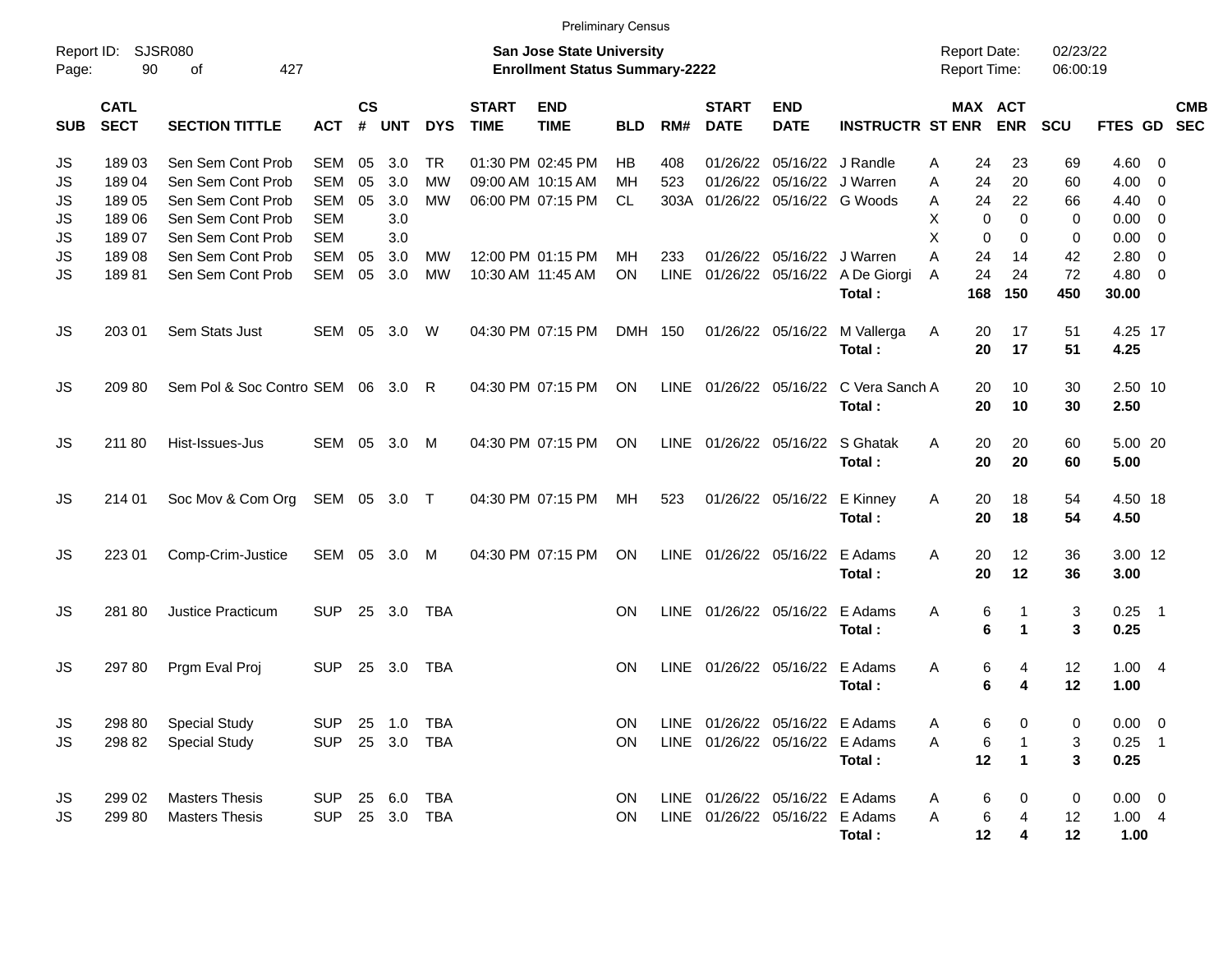Preliminary Census

Report ID: SJSR080
Page: 90 of 427

**San Jose State University**
**Enrollment Status Summary-2222**

Report Date: 02/23/22
Report Time: 06:00:19

| SUB | CATL SECT | SECTION TITTLE | ACT | CS # | UNT | DYS | START TIME | END TIME | BLD | RM# | START DATE | END DATE | INSTRUCTR | ST | MAX ENR | ACT ENR | SCU | FTES | GD | CMB SEC |
|---|---|---|---|---|---|---|---|---|---|---|---|---|---|---|---|---|---|---|---|---|
| JS | 189 03 | Sen Sem Cont Prob | SEM | 05 | 3.0 | TR | 01:30 PM | 02:45 PM | HB | 408 | 01/26/22 | 05/16/22 | J Randle | A | 24 | 23 | 69 | 4.60 | 0 | |
| JS | 189 04 | Sen Sem Cont Prob | SEM | 05 | 3.0 | MW | 09:00 AM | 10:15 AM | MH | 523 | 01/26/22 | 05/16/22 | J Warren | A | 24 | 20 | 60 | 4.00 | 0 | |
| JS | 189 05 | Sen Sem Cont Prob | SEM | 05 | 3.0 | MW | 06:00 PM | 07:15 PM | CL | 303A | 01/26/22 | 05/16/22 | G Woods | A | 24 | 22 | 66 | 4.40 | 0 | |
| JS | 189 06 | Sen Sem Cont Prob | SEM | | 3.0 | | | | | | | | | X | 0 | 0 | 0 | 0.00 | 0 | |
| JS | 189 07 | Sen Sem Cont Prob | SEM | | 3.0 | | | | | | | | | X | 0 | 0 | 0 | 0.00 | 0 | |
| JS | 189 08 | Sen Sem Cont Prob | SEM | 05 | 3.0 | MW | 12:00 PM | 01:15 PM | MH | 233 | 01/26/22 | 05/16/22 | J Warren | A | 24 | 14 | 42 | 2.80 | 0 | |
| JS | 189 81 | Sen Sem Cont Prob | SEM | 05 | 3.0 | MW | 10:30 AM | 11:45 AM | ON | LINE | 01/26/22 | 05/16/22 | A De Giorgi | A | 24 | 24 | 72 | 4.80 | 0 | |
| | | | | | | | | | | | | | **Total :** | | **168** | **150** | **450** | **30.00** | | |
| JS | 203 01 | Sem Stats Just | SEM | 05 | 3.0 | W | 04:30 PM | 07:15 PM | DMH | 150 | 01/26/22 | 05/16/22 | M Vallerga | A | 20 | 17 | 51 | 4.25 | 17 | |
| | | | | | | | | | | | | | **Total :** | | **20** | **17** | **51** | **4.25** | | |
| JS | 209 80 | Sem Pol & Soc Contro | SEM | 06 | 3.0 | R | 04:30 PM | 07:15 PM | ON | LINE | 01/26/22 | 05/16/22 | C Vera Sanch | A | 20 | 10 | 30 | 2.50 | 10 | |
| | | | | | | | | | | | | | **Total :** | | **20** | **10** | **30** | **2.50** | | |
| JS | 211 80 | Hist-Issues-Jus | SEM | 05 | 3.0 | M | 04:30 PM | 07:15 PM | ON | LINE | 01/26/22 | 05/16/22 | S Ghatak | A | 20 | 20 | 60 | 5.00 | 20 | |
| | | | | | | | | | | | | | **Total :** | | **20** | **20** | **60** | **5.00** | | |
| JS | 214 01 | Soc Mov & Com Org | SEM | 05 | 3.0 | T | 04:30 PM | 07:15 PM | MH | 523 | 01/26/22 | 05/16/22 | E Kinney | A | 20 | 18 | 54 | 4.50 | 18 | |
| | | | | | | | | | | | | | **Total :** | | **20** | **18** | **54** | **4.50** | | |
| JS | 223 01 | Comp-Crim-Justice | SEM | 05 | 3.0 | M | 04:30 PM | 07:15 PM | ON | LINE | 01/26/22 | 05/16/22 | E Adams | A | 20 | 12 | 36 | 3.00 | 12 | |
| | | | | | | | | | | | | | **Total :** | | **20** | **12** | **36** | **3.00** | | |
| JS | 281 80 | Justice Practicum | SUP | 25 | 3.0 | TBA | | | ON | LINE | 01/26/22 | 05/16/22 | E Adams | A | 6 | 1 | 3 | 0.25 | 1 | |
| | | | | | | | | | | | | | **Total :** | | **6** | **1** | **3** | **0.25** | | |
| JS | 297 80 | Prgm Eval Proj | SUP | 25 | 3.0 | TBA | | | ON | LINE | 01/26/22 | 05/16/22 | E Adams | A | 6 | 4 | 12 | 1.00 | 4 | |
| | | | | | | | | | | | | | **Total :** | | **6** | **4** | **12** | **1.00** | | |
| JS | 298 80 | Special Study | SUP | 25 | 1.0 | TBA | | | ON | LINE | 01/26/22 | 05/16/22 | E Adams | A | 6 | 0 | 0 | 0.00 | 0 | |
| JS | 298 82 | Special Study | SUP | 25 | 3.0 | TBA | | | ON | LINE | 01/26/22 | 05/16/22 | E Adams | A | 6 | 1 | 3 | 0.25 | 1 | |
| | | | | | | | | | | | | | **Total :** | | **12** | **1** | **3** | **0.25** | | |
| JS | 299 02 | Masters Thesis | SUP | 25 | 6.0 | TBA | | | ON | LINE | 01/26/22 | 05/16/22 | E Adams | A | 6 | 0 | 0 | 0.00 | 0 | |
| JS | 299 80 | Masters Thesis | SUP | 25 | 3.0 | TBA | | | ON | LINE | 01/26/22 | 05/16/22 | E Adams | A | 6 | 4 | 12 | 1.00 | 4 | |
| | | | | | | | | | | | | | **Total :** | | **12** | **4** | **12** | **1.00** | | |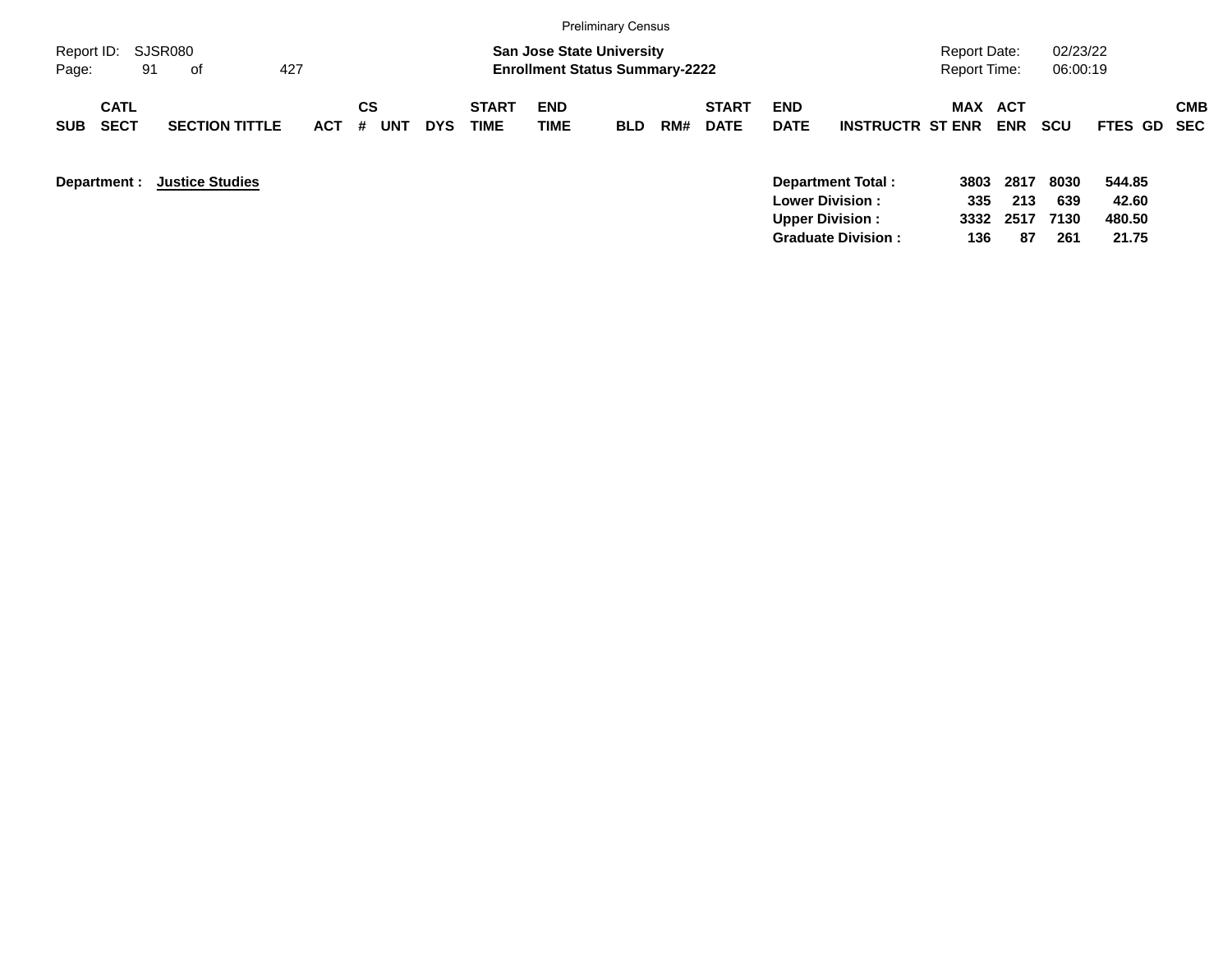Preliminary Census

Report ID: SJSR080

**San Jose State University**
**Enrollment Status Summary-2222**

Report Date: 02/23/22
Report Time: 06:00:19

| SUB | CATL SECT | SECTION TITTLE | ACT | CS # | UNT | DYS | START TIME | END TIME | BLD | RM# | START DATE | END DATE | INSTRUCTR | ST | MAX ENR | ACT ENR | SCU | FTES | GD | CMB SEC |
|---|---|---|---|---|---|---|---|---|---|---|---|---|---|---|---|---|---|---|---|---|

**Department :** **Justice Studies**

| | MAX ENR | ACT ENR | SCU | FTES |
|---|---|---|---|---|
| **Department Total :** | **3803** | **2817** | **8030** | **544.85** |
| **Lower Division :** | **335** | **213** | **639** | **42.60** |
| **Upper Division :** | **3332** | **2517** | **7130** | **480.50** |
| **Graduate Division :** | **136** | **87** | **261** | **21.75** |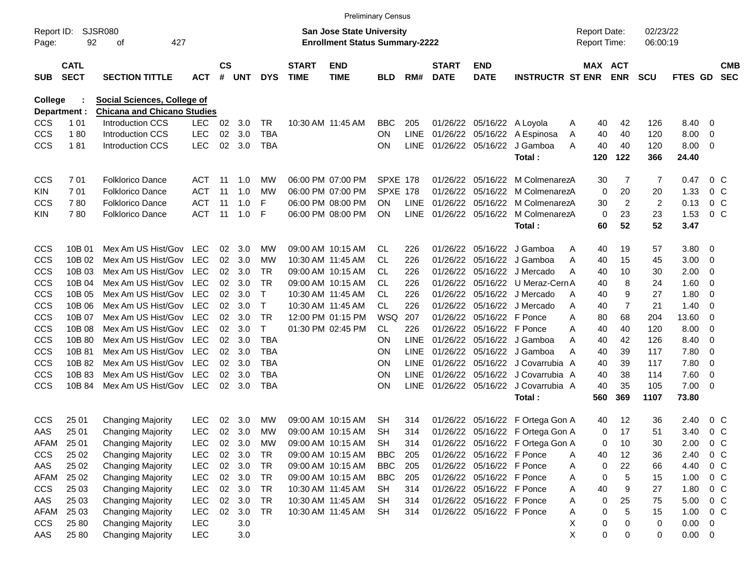Preliminary Census

Report ID: SJSR080

**San Jose State University**
**Enrollment Status Summary-2222**

Report Date: 02/23/22
Report Time: 06:00:19

| SUB | CATL SECT | SECTION TITTLE | ACT | CS # | UNT | DYS | START TIME | END TIME | BLD | RM# | START DATE | END DATE | INSTRUCTR | ST | MAX ENR | ACT ENR | SCU | FTES | GD | CMB SEC |
|---|---|---|---|---|---|---|---|---|---|---|---|---|---|---|---|---|---|---|---|---|
| College : | | **Social Sciences, College of** | | | | | | | | | | | | | | | | | | |
| Department : | | **Chicana and Chicano Studies** | | | | | | | | | | | | | | | | | | |
| CCS | 1 01 | Introduction CCS | LEC | 02 | 3.0 | TR | 10:30 AM | 11:45 AM | BBC | 205 | 01/26/22 | 05/16/22 | A Loyola | A | 40 | 42 | 126 | 8.40 | 0 | |
| CCS | 1 80 | Introduction CCS | LEC | 02 | 3.0 | TBA | | | ON | LINE | 01/26/22 | 05/16/22 | A Espinosa | A | 40 | 40 | 120 | 8.00 | 0 | |
| CCS | 1 81 | Introduction CCS | LEC | 02 | 3.0 | TBA | | | ON | LINE | 01/26/22 | 05/16/22 | J Gamboa | A | 40 | 40 | 120 | 8.00 | 0 | |
| | | | | | | | | | | | | | **Total :** | | **120** | **122** | **366** | **24.40** | | |
| CCS | 7 01 | Folklorico Dance | ACT | 11 | 1.0 | MW | 06:00 PM | 07:00 PM | SPXE | 178 | 01/26/22 | 05/16/22 | M Colmenarez | A | 30 | 7 | 7 | 0.47 | 0 | C |
| KIN | 7 01 | Folklorico Dance | ACT | 11 | 1.0 | MW | 06:00 PM | 07:00 PM | SPXE | 178 | 01/26/22 | 05/16/22 | M Colmenarez | A | 0 | 20 | 20 | 1.33 | 0 | C |
| CCS | 7 80 | Folklorico Dance | ACT | 11 | 1.0 | F | 06:00 PM | 08:00 PM | ON | LINE | 01/26/22 | 05/16/22 | M Colmenarez | A | 30 | 2 | 2 | 0.13 | 0 | C |
| KIN | 7 80 | Folklorico Dance | ACT | 11 | 1.0 | F | 06:00 PM | 08:00 PM | ON | LINE | 01/26/22 | 05/16/22 | M Colmenarez | A | 0 | 23 | 23 | 1.53 | 0 | C |
| | | | | | | | | | | | | | **Total :** | | **60** | **52** | **52** | **3.47** | | |
| CCS | 10B 01 | Mex Am US Hist/Gov | LEC | 02 | 3.0 | MW | 09:00 AM | 10:15 AM | CL | 226 | 01/26/22 | 05/16/22 | J Gamboa | A | 40 | 19 | 57 | 3.80 | 0 | |
| CCS | 10B 02 | Mex Am US Hist/Gov | LEC | 02 | 3.0 | MW | 10:30 AM | 11:45 AM | CL | 226 | 01/26/22 | 05/16/22 | J Gamboa | A | 40 | 15 | 45 | 3.00 | 0 | |
| CCS | 10B 03 | Mex Am US Hist/Gov | LEC | 02 | 3.0 | TR | 09:00 AM | 10:15 AM | CL | 226 | 01/26/22 | 05/16/22 | J Mercado | A | 40 | 10 | 30 | 2.00 | 0 | |
| CCS | 10B 04 | Mex Am US Hist/Gov | LEC | 02 | 3.0 | TR | 09:00 AM | 10:15 AM | CL | 226 | 01/26/22 | 05/16/22 | U Meraz-Cern | A | 40 | 8 | 24 | 1.60 | 0 | |
| CCS | 10B 05 | Mex Am US Hist/Gov | LEC | 02 | 3.0 | T | 10:30 AM | 11:45 AM | CL | 226 | 01/26/22 | 05/16/22 | J Mercado | A | 40 | 9 | 27 | 1.80 | 0 | |
| CCS | 10B 06 | Mex Am US Hist/Gov | LEC | 02 | 3.0 | T | 10:30 AM | 11:45 AM | CL | 226 | 01/26/22 | 05/16/22 | J Mercado | A | 40 | 7 | 21 | 1.40 | 0 | |
| CCS | 10B 07 | Mex Am US Hist/Gov | LEC | 02 | 3.0 | TR | 12:00 PM | 01:15 PM | WSQ | 207 | 01/26/22 | 05/16/22 | F Ponce | A | 80 | 68 | 204 | 13.60 | 0 | |
| CCS | 10B 08 | Mex Am US Hist/Gov | LEC | 02 | 3.0 | T | 01:30 PM | 02:45 PM | CL | 226 | 01/26/22 | 05/16/22 | F Ponce | A | 40 | 40 | 120 | 8.00 | 0 | |
| CCS | 10B 80 | Mex Am US Hist/Gov | LEC | 02 | 3.0 | TBA | | | ON | LINE | 01/26/22 | 05/16/22 | J Gamboa | A | 40 | 42 | 126 | 8.40 | 0 | |
| CCS | 10B 81 | Mex Am US Hist/Gov | LEC | 02 | 3.0 | TBA | | | ON | LINE | 01/26/22 | 05/16/22 | J Gamboa | A | 40 | 39 | 117 | 7.80 | 0 | |
| CCS | 10B 82 | Mex Am US Hist/Gov | LEC | 02 | 3.0 | TBA | | | ON | LINE | 01/26/22 | 05/16/22 | J Covarrubia | A | 40 | 39 | 117 | 7.80 | 0 | |
| CCS | 10B 83 | Mex Am US Hist/Gov | LEC | 02 | 3.0 | TBA | | | ON | LINE | 01/26/22 | 05/16/22 | J Covarrubia | A | 40 | 38 | 114 | 7.60 | 0 | |
| CCS | 10B 84 | Mex Am US Hist/Gov | LEC | 02 | 3.0 | TBA | | | ON | LINE | 01/26/22 | 05/16/22 | J Covarrubia | A | 40 | 35 | 105 | 7.00 | 0 | |
| | | | | | | | | | | | | | **Total :** | | **560** | **369** | **1107** | **73.80** | | |
| CCS | 25 01 | Changing Majority | LEC | 02 | 3.0 | MW | 09:00 AM | 10:15 AM | SH | 314 | 01/26/22 | 05/16/22 | F Ortega Gon | A | 40 | 12 | 36 | 2.40 | 0 | C |
| AAS | 25 01 | Changing Majority | LEC | 02 | 3.0 | MW | 09:00 AM | 10:15 AM | SH | 314 | 01/26/22 | 05/16/22 | F Ortega Gon | A | 0 | 17 | 51 | 3.40 | 0 | C |
| AFAM | 25 01 | Changing Majority | LEC | 02 | 3.0 | MW | 09:00 AM | 10:15 AM | SH | 314 | 01/26/22 | 05/16/22 | F Ortega Gon | A | 0 | 10 | 30 | 2.00 | 0 | C |
| CCS | 25 02 | Changing Majority | LEC | 02 | 3.0 | TR | 09:00 AM | 10:15 AM | BBC | 205 | 01/26/22 | 05/16/22 | F Ponce | A | 40 | 12 | 36 | 2.40 | 0 | C |
| AAS | 25 02 | Changing Majority | LEC | 02 | 3.0 | TR | 09:00 AM | 10:15 AM | BBC | 205 | 01/26/22 | 05/16/22 | F Ponce | A | 0 | 22 | 66 | 4.40 | 0 | C |
| AFAM | 25 02 | Changing Majority | LEC | 02 | 3.0 | TR | 09:00 AM | 10:15 AM | BBC | 205 | 01/26/22 | 05/16/22 | F Ponce | A | 0 | 5 | 15 | 1.00 | 0 | C |
| CCS | 25 03 | Changing Majority | LEC | 02 | 3.0 | TR | 10:30 AM | 11:45 AM | SH | 314 | 01/26/22 | 05/16/22 | F Ponce | A | 40 | 9 | 27 | 1.80 | 0 | C |
| AAS | 25 03 | Changing Majority | LEC | 02 | 3.0 | TR | 10:30 AM | 11:45 AM | SH | 314 | 01/26/22 | 05/16/22 | F Ponce | A | 0 | 25 | 75 | 5.00 | 0 | C |
| AFAM | 25 03 | Changing Majority | LEC | 02 | 3.0 | TR | 10:30 AM | 11:45 AM | SH | 314 | 01/26/22 | 05/16/22 | F Ponce | A | 0 | 5 | 15 | 1.00 | 0 | C |
| CCS | 25 80 | Changing Majority | LEC | | 3.0 | | | | | | | | | X | 0 | 0 | 0 | 0.00 | 0 | |
| AAS | 25 80 | Changing Majority | LEC | | 3.0 | | | | | | | | | X | 0 | 0 | 0 | 0.00 | 0 | |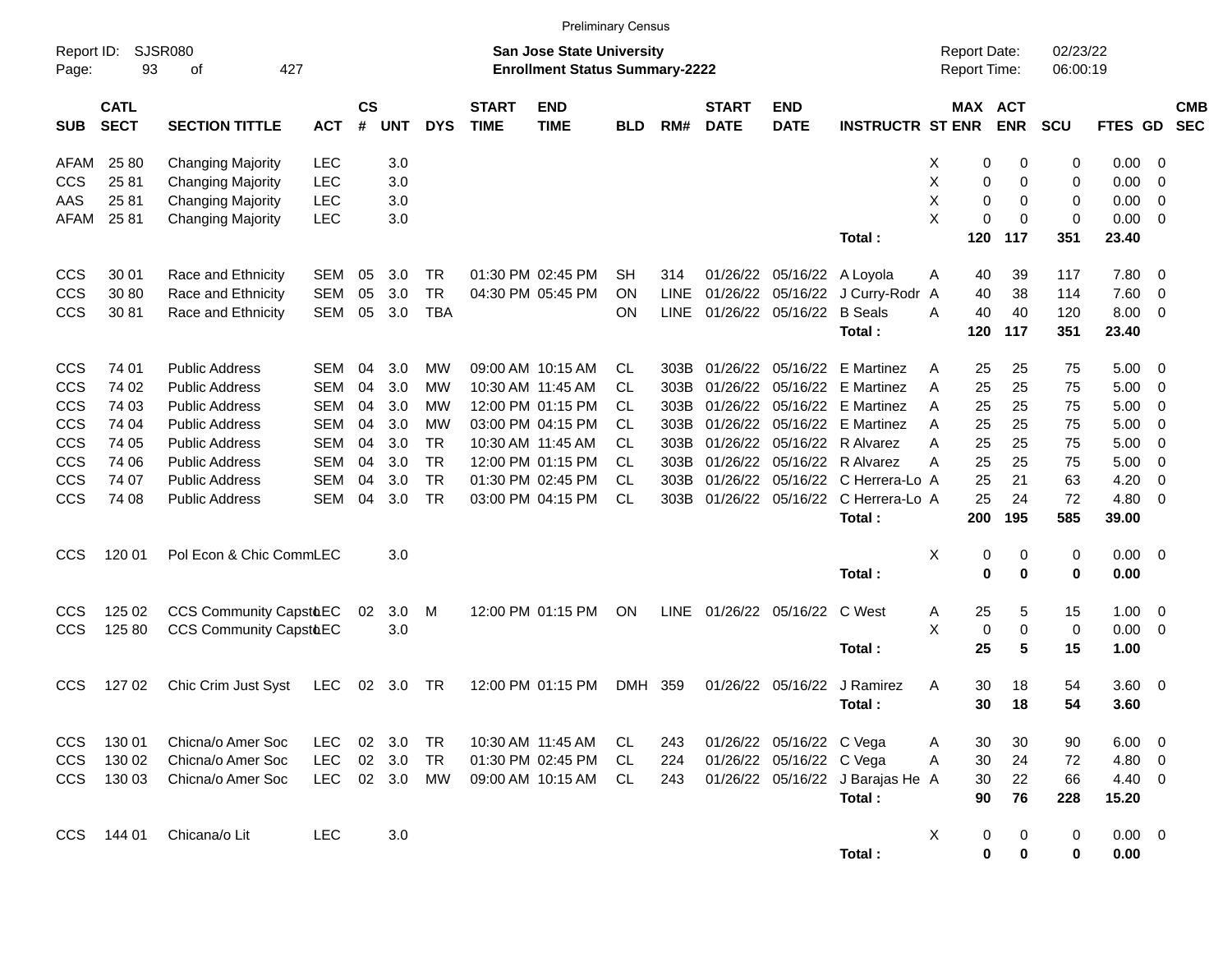Preliminary Census

Report ID: SJSR080

**San Jose State University**
**Enrollment Status Summary-2222**

Report Date: 02/23/22
Report Time: 06:00:19

| SUB | CATL SECT | SECTION TITTLE | ACT | CS # | UNT | DYS | START TIME | END TIME | BLD | RM# | START DATE | END DATE | INSTRUCTR | ST | MAX ENR | ACT ENR | SCU | FTES | GD | CMB SEC |
|---|---|---|---|---|---|---|---|---|---|---|---|---|---|---|---|---|---|---|---|---|
| AFAM | 25 80 | Changing Majority | LEC | | 3.0 | | | | | | | | | X | 0 | 0 | 0 | 0.00 | 0 | |
| CCS | 25 81 | Changing Majority | LEC | | 3.0 | | | | | | | | | X | 0 | 0 | 0 | 0.00 | 0 | |
| AAS | 25 81 | Changing Majority | LEC | | 3.0 | | | | | | | | | X | 0 | 0 | 0 | 0.00 | 0 | |
| AFAM | 25 81 | Changing Majority | LEC | | 3.0 | | | | | | | | | X | 0 | 0 | 0 | 0.00 | 0 | |
| | | | | | | | | | | | | | **Total :** | | **120** | **117** | **351** | **23.40** | | |
| CCS | 30 01 | Race and Ethnicity | SEM | 05 | 3.0 | TR | 01:30 PM | 02:45 PM | SH | 314 | 01/26/22 | 05/16/22 | A Loyola | A | 40 | 39 | 117 | 7.80 | 0 | |
| CCS | 30 80 | Race and Ethnicity | SEM | 05 | 3.0 | TR | 04:30 PM | 05:45 PM | ON | LINE | 01/26/22 | 05/16/22 | J Curry-Rodr | A | 40 | 38 | 114 | 7.60 | 0 | |
| CCS | 30 81 | Race and Ethnicity | SEM | 05 | 3.0 | TBA | | | ON | LINE | 01/26/22 | 05/16/22 | B Seals | A | 40 | 40 | 120 | 8.00 | 0 | |
| | | | | | | | | | | | | | **Total :** | | **120** | **117** | **351** | **23.40** | | |
| CCS | 74 01 | Public Address | SEM | 04 | 3.0 | MW | 09:00 AM | 10:15 AM | CL | 303B | 01/26/22 | 05/16/22 | E Martinez | A | 25 | 25 | 75 | 5.00 | 0 | |
| CCS | 74 02 | Public Address | SEM | 04 | 3.0 | MW | 10:30 AM | 11:45 AM | CL | 303B | 01/26/22 | 05/16/22 | E Martinez | A | 25 | 25 | 75 | 5.00 | 0 | |
| CCS | 74 03 | Public Address | SEM | 04 | 3.0 | MW | 12:00 PM | 01:15 PM | CL | 303B | 01/26/22 | 05/16/22 | E Martinez | A | 25 | 25 | 75 | 5.00 | 0 | |
| CCS | 74 04 | Public Address | SEM | 04 | 3.0 | MW | 03:00 PM | 04:15 PM | CL | 303B | 01/26/22 | 05/16/22 | E Martinez | A | 25 | 25 | 75 | 5.00 | 0 | |
| CCS | 74 05 | Public Address | SEM | 04 | 3.0 | TR | 10:30 AM | 11:45 AM | CL | 303B | 01/26/22 | 05/16/22 | R Alvarez | A | 25 | 25 | 75 | 5.00 | 0 | |
| CCS | 74 06 | Public Address | SEM | 04 | 3.0 | TR | 12:00 PM | 01:15 PM | CL | 303B | 01/26/22 | 05/16/22 | R Alvarez | A | 25 | 25 | 75 | 5.00 | 0 | |
| CCS | 74 07 | Public Address | SEM | 04 | 3.0 | TR | 01:30 PM | 02:45 PM | CL | 303B | 01/26/22 | 05/16/22 | C Herrera-Lo | A | 25 | 21 | 63 | 4.20 | 0 | |
| CCS | 74 08 | Public Address | SEM | 04 | 3.0 | TR | 03:00 PM | 04:15 PM | CL | 303B | 01/26/22 | 05/16/22 | C Herrera-Lo | A | 25 | 24 | 72 | 4.80 | 0 | |
| | | | | | | | | | | | | | **Total :** | | **200** | **195** | **585** | **39.00** | | |
| CCS | 120 01 | Pol Econ & Chic Comm | LEC | | 3.0 | | | | | | | | | X | 0 | 0 | 0 | 0.00 | 0 | |
| | | | | | | | | | | | | | **Total :** | | **0** | **0** | **0** | **0.00** | | |
| CCS | 125 02 | CCS Community Capstone | LEC | 02 | 3.0 | M | 12:00 PM | 01:15 PM | ON | LINE | 01/26/22 | 05/16/22 | C West | A | 25 | 5 | 15 | 1.00 | 0 | |
| CCS | 125 80 | CCS Community Capstone | LEC | | 3.0 | | | | | | | | | X | 0 | 0 | 0 | 0.00 | 0 | |
| | | | | | | | | | | | | | **Total :** | | **25** | **5** | **15** | **1.00** | | |
| CCS | 127 02 | Chic Crim Just Syst | LEC | 02 | 3.0 | TR | 12:00 PM | 01:15 PM | DMH | 359 | 01/26/22 | 05/16/22 | J Ramirez | A | 30 | 18 | 54 | 3.60 | 0 | |
| | | | | | | | | | | | | | **Total :** | | **30** | **18** | **54** | **3.60** | | |
| CCS | 130 01 | Chicna/o Amer Soc | LEC | 02 | 3.0 | TR | 10:30 AM | 11:45 AM | CL | 243 | 01/26/22 | 05/16/22 | C Vega | A | 30 | 30 | 90 | 6.00 | 0 | |
| CCS | 130 02 | Chicna/o Amer Soc | LEC | 02 | 3.0 | TR | 01:30 PM | 02:45 PM | CL | 224 | 01/26/22 | 05/16/22 | C Vega | A | 30 | 24 | 72 | 4.80 | 0 | |
| CCS | 130 03 | Chicna/o Amer Soc | LEC | 02 | 3.0 | MW | 09:00 AM | 10:15 AM | CL | 243 | 01/26/22 | 05/16/22 | J Barajas He | A | 30 | 22 | 66 | 4.40 | 0 | |
| | | | | | | | | | | | | | **Total :** | | **90** | **76** | **228** | **15.20** | | |
| CCS | 144 01 | Chicana/o Lit | LEC | | 3.0 | | | | | | | | | X | 0 | 0 | 0 | 0.00 | 0 | |
| | | | | | | | | | | | | | **Total :** | | **0** | **0** | **0** | **0.00** | | |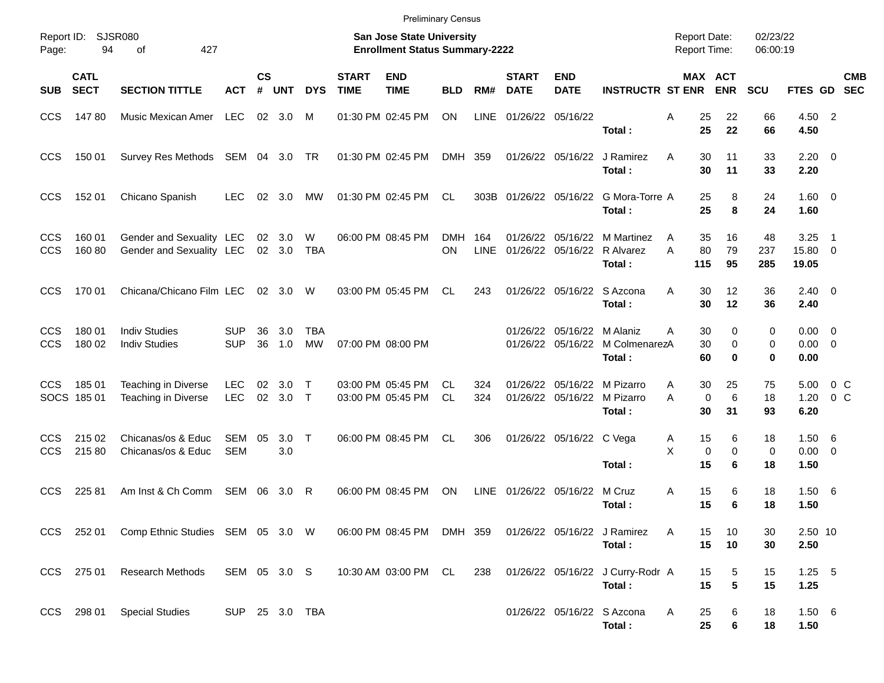Preliminary Census

Report ID: SJSR080

**San Jose State University**
**Enrollment Status Summary-2222**

Report Date: 02/23/22
Report Time: 06:00:19

| SUB | CATL SECT | SECTION TITTLE | ACT | CS # | UNT | DYS | START TIME | END TIME | BLD | RM# | START DATE | END DATE | INSTRUCTR | ST | MAX ENR | ACT ENR | SCU | FTES | GD | CMB SEC |
|---|---|---|---|---|---|---|---|---|---|---|---|---|---|---|---|---|---|---|---|---|
| CCS | 147 80 | Music Mexican Amer | LEC | 02 | 3.0 | M | 01:30 PM | 02:45 PM | ON | LINE | 01/26/22 | 05/16/22 | | A | 25 | 22 | 66 | 4.50 | 2 | |
| | | | | | | | | | | | | | **Total :** | | **25** | **22** | **66** | **4.50** | | |
| CCS | 150 01 | Survey Res Methods | SEM | 04 | 3.0 | TR | 01:30 PM | 02:45 PM | DMH | 359 | 01/26/22 | 05/16/22 | J Ramirez | A | 30 | 11 | 33 | 2.20 | 0 | |
| | | | | | | | | | | | | | **Total :** | | **30** | **11** | **33** | **2.20** | | |
| CCS | 152 01 | Chicano Spanish | LEC | 02 | 3.0 | MW | 01:30 PM | 02:45 PM | CL | 303B | 01/26/22 | 05/16/22 | G Mora-Torre | A | 25 | 8 | 24 | 1.60 | 0 | |
| | | | | | | | | | | | | | **Total :** | | **25** | **8** | **24** | **1.60** | | |
| CCS | 160 01 | Gender and Sexuality | LEC | 02 | 3.0 | W | 06:00 PM | 08:45 PM | DMH | 164 | 01/26/22 | 05/16/22 | M Martinez | A | 35 | 16 | 48 | 3.25 | 1 | |
| CCS | 160 80 | Gender and Sexuality | LEC | 02 | 3.0 | TBA | | | ON | LINE | 01/26/22 | 05/16/22 | R Alvarez | A | 80 | 79 | 237 | 15.80 | 0 | |
| | | | | | | | | | | | | | **Total :** | | **115** | **95** | **285** | **19.05** | | |
| CCS | 170 01 | Chicana/Chicano Film | LEC | 02 | 3.0 | W | 03:00 PM | 05:45 PM | CL | 243 | 01/26/22 | 05/16/22 | S Azcona | A | 30 | 12 | 36 | 2.40 | 0 | |
| | | | | | | | | | | | | | **Total :** | | **30** | **12** | **36** | **2.40** | | |
| CCS | 180 01 | Indiv Studies | SUP | 36 | 3.0 | TBA | | | | | 01/26/22 | 05/16/22 | M Alaniz | A | 30 | 0 | 0 | 0.00 | 0 | |
| CCS | 180 02 | Indiv Studies | SUP | 36 | 1.0 | MW | 07:00 PM | 08:00 PM | | | 01/26/22 | 05/16/22 | M Colmenarez | A | 30 | 0 | 0 | 0.00 | 0 | |
| | | | | | | | | | | | | | **Total :** | | **60** | **0** | **0** | **0.00** | | |
| CCS | 185 01 | Teaching in Diverse | LEC | 02 | 3.0 | T | 03:00 PM | 05:45 PM | CL | 324 | 01/26/22 | 05/16/22 | M Pizarro | A | 30 | 25 | 75 | 5.00 | 0 | C |
| SOCS | 185 01 | Teaching in Diverse | LEC | 02 | 3.0 | T | 03:00 PM | 05:45 PM | CL | 324 | 01/26/22 | 05/16/22 | M Pizarro | A | 0 | 6 | 18 | 1.20 | 0 | C |
| | | | | | | | | | | | | | **Total :** | | **30** | **31** | **93** | **6.20** | | |
| CCS | 215 02 | Chicanas/os & Educ | SEM | 05 | 3.0 | T | 06:00 PM | 08:45 PM | CL | 306 | 01/26/22 | 05/16/22 | C Vega | A | 15 | 6 | 18 | 1.50 | 6 | |
| CCS | 215 80 | Chicanas/os & Educ | SEM | | 3.0 | | | | | | | | | X | 0 | 0 | 0 | 0.00 | 0 | |
| | | | | | | | | | | | | | **Total :** | | **15** | **6** | **18** | **1.50** | | |
| CCS | 225 81 | Am Inst & Ch Comm | SEM | 06 | 3.0 | R | 06:00 PM | 08:45 PM | ON | LINE | 01/26/22 | 05/16/22 | M Cruz | A | 15 | 6 | 18 | 1.50 | 6 | |
| | | | | | | | | | | | | | **Total :** | | **15** | **6** | **18** | **1.50** | | |
| CCS | 252 01 | Comp Ethnic Studies | SEM | 05 | 3.0 | W | 06:00 PM | 08:45 PM | DMH | 359 | 01/26/22 | 05/16/22 | J Ramirez | A | 15 | 10 | 30 | 2.50 | 10 | |
| | | | | | | | | | | | | | **Total :** | | **15** | **10** | **30** | **2.50** | | |
| CCS | 275 01 | Research Methods | SEM | 05 | 3.0 | S | 10:30 AM | 03:00 PM | CL | 238 | 01/26/22 | 05/16/22 | J Curry-Rodr | A | 15 | 5 | 15 | 1.25 | 5 | |
| | | | | | | | | | | | | | **Total :** | | **15** | **5** | **15** | **1.25** | | |
| CCS | 298 01 | Special Studies | SUP | 25 | 3.0 | TBA | | | | | 01/26/22 | 05/16/22 | S Azcona | A | 25 | 6 | 18 | 1.50 | 6 | |
| | | | | | | | | | | | | | **Total :** | | **25** | **6** | **18** | **1.50** | | |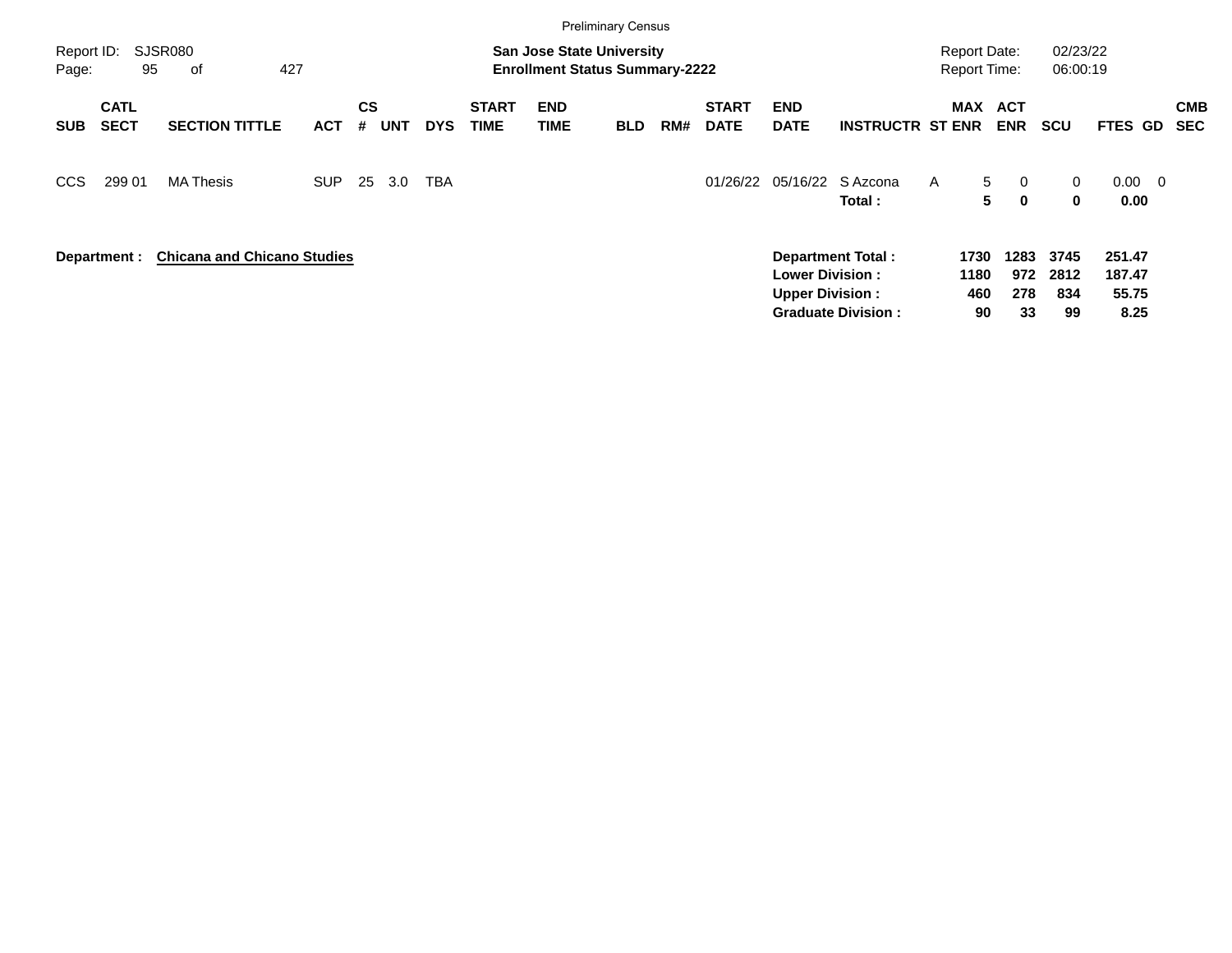Preliminary Census

Report ID: SJSR080

**San Jose State University**
**Enrollment Status Summary-2222**

Report Date: 02/23/22
Report Time: 06:00:19

| SUB | CATL SECT | SECTION TITTLE | ACT | CS # | UNT | DYS | START TIME | END TIME | BLD | RM# | START DATE | END DATE | INSTRUCTR | ST | MAX ENR | ACT ENR | SCU | FTES | GD | CMB SEC |
|---|---|---|---|---|---|---|---|---|---|---|---|---|---|---|---|---|---|---|---|---|
| CCS | 299 01 | MA Thesis | SUP | 25 | 3.0 | TBA | | | | | 01/26/22 | 05/16/22 | S Azcona | A | 5 | 0 | 0 | 0.00 | 0 | |
| | | | | | | | | | | | | | **Total :** | | **5** | **0** | **0** | **0.00** | | |

**Department :** **Chicana and Chicano Studies**

| | MAX ENR | ACT ENR | SCU | FTES |
|---|---|---|---|---|
| **Department Total :** | **1730** | **1283** | **3745** | **251.47** |
| **Lower Division :** | **1180** | **972** | **2812** | **187.47** |
| **Upper Division :** | **460** | **278** | **834** | **55.75** |
| **Graduate Division :** | **90** | **33** | **99** | **8.25** |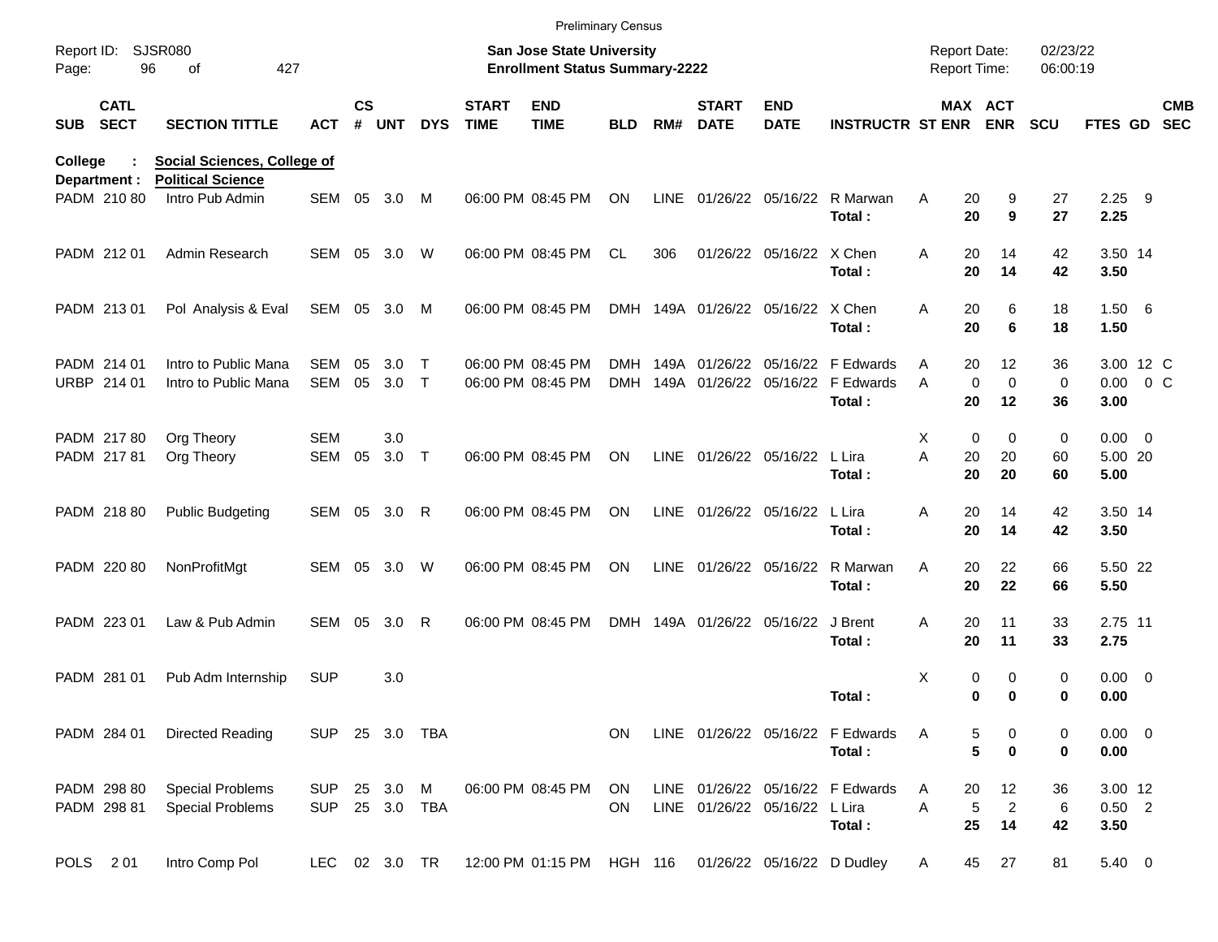Preliminary Census

Report ID: SJSR080
Page: 96 of 427

**San Jose State University**
**Enrollment Status Summary-2222**

Report Date: 02/23/22
Report Time: 06:00:19

| SUB | CATL SECT | SECTION TITTLE | ACT | CS # | UNT | DYS | START TIME | END TIME | BLD | RM# | START DATE | END DATE | INSTRUCTR | ST | MAX ENR | ACT ENR | SCU | FTES | GD | CMB SEC |
|---|---|---|---|---|---|---|---|---|---|---|---|---|---|---|---|---|---|---|---|---|
| **College :** | | **Social Sciences, College of** | | | | | | | | | | | | | | | | | | |
| **Department :** | | **Political Science** | | | | | | | | | | | | | | | | | | |
| PADM | 210 80 | Intro Pub Admin | SEM | 05 | 3.0 | M | 06:00 PM | 08:45 PM | ON | LINE | 01/26/22 | 05/16/22 | R Marwan | A | 20 | 9 | 27 | 2.25 | 9 | |
| | | | | | | | | | | | | | **Total :** | | **20** | **9** | **27** | **2.25** | | |
| PADM | 212 01 | Admin Research | SEM | 05 | 3.0 | W | 06:00 PM | 08:45 PM | CL | 306 | 01/26/22 | 05/16/22 | X Chen | A | 20 | 14 | 42 | 3.50 | 14 | |
| | | | | | | | | | | | | | **Total :** | | **20** | **14** | **42** | **3.50** | | |
| PADM | 213 01 | Pol Analysis & Eval | SEM | 05 | 3.0 | M | 06:00 PM | 08:45 PM | DMH | 149A | 01/26/22 | 05/16/22 | X Chen | A | 20 | 6 | 18 | 1.50 | 6 | |
| | | | | | | | | | | | | | **Total :** | | **20** | **6** | **18** | **1.50** | | |
| PADM | 214 01 | Intro to Public Mana | SEM | 05 | 3.0 | T | 06:00 PM | 08:45 PM | DMH | 149A | 01/26/22 | 05/16/22 | F Edwards | A | 20 | 12 | 36 | 3.00 | 12 | C |
| URBP | 214 01 | Intro to Public Mana | SEM | 05 | 3.0 | T | 06:00 PM | 08:45 PM | DMH | 149A | 01/26/22 | 05/16/22 | F Edwards | A | 0 | 0 | 0 | 0.00 | 0 | C |
| | | | | | | | | | | | | | **Total :** | | **20** | **12** | **36** | **3.00** | | |
| PADM | 217 80 | Org Theory | SEM | | 3.0 | | | | | | | | | X | 0 | 0 | 0 | 0.00 | 0 | |
| PADM | 217 81 | Org Theory | SEM | 05 | 3.0 | T | 06:00 PM | 08:45 PM | ON | LINE | 01/26/22 | 05/16/22 | L Lira | A | 20 | 20 | 60 | 5.00 | 20 | |
| | | | | | | | | | | | | | **Total :** | | **20** | **20** | **60** | **5.00** | | |
| PADM | 218 80 | Public Budgeting | SEM | 05 | 3.0 | R | 06:00 PM | 08:45 PM | ON | LINE | 01/26/22 | 05/16/22 | L Lira | A | 20 | 14 | 42 | 3.50 | 14 | |
| | | | | | | | | | | | | | **Total :** | | **20** | **14** | **42** | **3.50** | | |
| PADM | 220 80 | NonProfitMgt | SEM | 05 | 3.0 | W | 06:00 PM | 08:45 PM | ON | LINE | 01/26/22 | 05/16/22 | R Marwan | A | 20 | 22 | 66 | 5.50 | 22 | |
| | | | | | | | | | | | | | **Total :** | | **20** | **22** | **66** | **5.50** | | |
| PADM | 223 01 | Law & Pub Admin | SEM | 05 | 3.0 | R | 06:00 PM | 08:45 PM | DMH | 149A | 01/26/22 | 05/16/22 | J Brent | A | 20 | 11 | 33 | 2.75 | 11 | |
| | | | | | | | | | | | | | **Total :** | | **20** | **11** | **33** | **2.75** | | |
| PADM | 281 01 | Pub Adm Internship | SUP | | 3.0 | | | | | | | | | X | 0 | 0 | 0 | 0.00 | 0 | |
| | | | | | | | | | | | | | **Total :** | | **0** | **0** | **0** | **0.00** | | |
| PADM | 284 01 | Directed Reading | SUP | 25 | 3.0 | TBA | | | ON | LINE | 01/26/22 | 05/16/22 | F Edwards | A | 5 | 0 | 0 | 0.00 | 0 | |
| | | | | | | | | | | | | | **Total :** | | **5** | **0** | **0** | **0.00** | | |
| PADM | 298 80 | Special Problems | SUP | 25 | 3.0 | M | 06:00 PM | 08:45 PM | ON | LINE | 01/26/22 | 05/16/22 | F Edwards | A | 20 | 12 | 36 | 3.00 | 12 | |
| PADM | 298 81 | Special Problems | SUP | 25 | 3.0 | TBA | | | ON | LINE | 01/26/22 | 05/16/22 | L Lira | A | 5 | 2 | 6 | 0.50 | 2 | |
| | | | | | | | | | | | | | **Total :** | | **25** | **14** | **42** | **3.50** | | |
| POLS | 2 01 | Intro Comp Pol | LEC | 02 | 3.0 | TR | 12:00 PM | 01:15 PM | HGH | 116 | 01/26/22 | 05/16/22 | D Dudley | A | 45 | 27 | 81 | 5.40 | 0 | |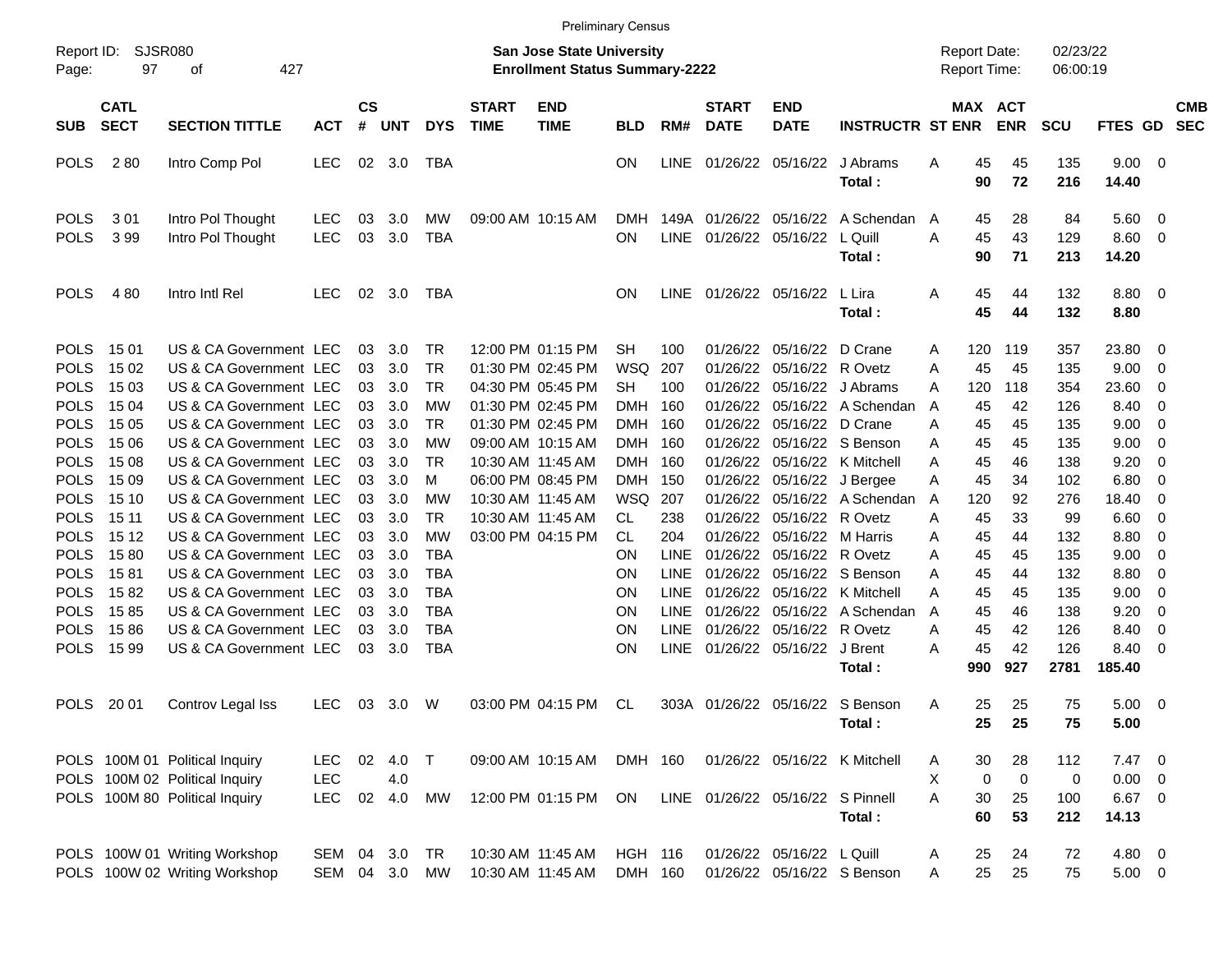Preliminary Census

Report ID: SJSR080
Page: 97 of 427

**San Jose State University**
**Enrollment Status Summary-2222**

Report Date: 02/23/22
Report Time: 06:00:19

| SUB | CATL SECT | SECTION TITTLE | ACT | CS # | UNT | DYS | START TIME | END TIME | BLD | RM# | START DATE | END DATE | INSTRUCTR | ST | MAX ENR | ACT ENR | SCU | FTES | GD | CMB SEC |
|---|---|---|---|---|---|---|---|---|---|---|---|---|---|---|---|---|---|---|---|---|
| POLS | 2 80 | Intro Comp Pol | LEC | 02 | 3.0 | TBA | | | ON | LINE | 01/26/22 | 05/16/22 | J Abrams | A | 45 | 45 | 135 | 9.00 | 0 | |
| | | | | | | | | | | | | | **Total :** | | **90** | **72** | **216** | **14.40** | | |
| POLS | 3 01 | Intro Pol Thought | LEC | 03 | 3.0 | MW | 09:00 AM | 10:15 AM | DMH | 149A | 01/26/22 | 05/16/22 | A Schendan | A | 45 | 28 | 84 | 5.60 | 0 | |
| POLS | 3 99 | Intro Pol Thought | LEC | 03 | 3.0 | TBA | | | ON | LINE | 01/26/22 | 05/16/22 | L Quill | A | 45 | 43 | 129 | 8.60 | 0 | |
| | | | | | | | | | | | | | **Total :** | | **90** | **71** | **213** | **14.20** | | |
| POLS | 4 80 | Intro Intl Rel | LEC | 02 | 3.0 | TBA | | | ON | LINE | 01/26/22 | 05/16/22 | L Lira | A | 45 | 44 | 132 | 8.80 | 0 | |
| | | | | | | | | | | | | | **Total :** | | **45** | **44** | **132** | **8.80** | | |
| POLS | 15 01 | US & CA Government | LEC | 03 | 3.0 | TR | 12:00 PM | 01:15 PM | SH | 100 | 01/26/22 | 05/16/22 | D Crane | A | 120 | 119 | 357 | 23.80 | 0 | |
| POLS | 15 02 | US & CA Government | LEC | 03 | 3.0 | TR | 01:30 PM | 02:45 PM | WSQ | 207 | 01/26/22 | 05/16/22 | R Ovetz | A | 45 | 45 | 135 | 9.00 | 0 | |
| POLS | 15 03 | US & CA Government | LEC | 03 | 3.0 | TR | 04:30 PM | 05:45 PM | SH | 100 | 01/26/22 | 05/16/22 | J Abrams | A | 120 | 118 | 354 | 23.60 | 0 | |
| POLS | 15 04 | US & CA Government | LEC | 03 | 3.0 | MW | 01:30 PM | 02:45 PM | DMH | 160 | 01/26/22 | 05/16/22 | A Schendan | A | 45 | 42 | 126 | 8.40 | 0 | |
| POLS | 15 05 | US & CA Government | LEC | 03 | 3.0 | TR | 01:30 PM | 02:45 PM | DMH | 160 | 01/26/22 | 05/16/22 | D Crane | A | 45 | 45 | 135 | 9.00 | 0 | |
| POLS | 15 06 | US & CA Government | LEC | 03 | 3.0 | MW | 09:00 AM | 10:15 AM | DMH | 160 | 01/26/22 | 05/16/22 | S Benson | A | 45 | 45 | 135 | 9.00 | 0 | |
| POLS | 15 08 | US & CA Government | LEC | 03 | 3.0 | TR | 10:30 AM | 11:45 AM | DMH | 160 | 01/26/22 | 05/16/22 | K Mitchell | A | 45 | 46 | 138 | 9.20 | 0 | |
| POLS | 15 09 | US & CA Government | LEC | 03 | 3.0 | M | 06:00 PM | 08:45 PM | DMH | 150 | 01/26/22 | 05/16/22 | J Bergee | A | 45 | 34 | 102 | 6.80 | 0 | |
| POLS | 15 10 | US & CA Government | LEC | 03 | 3.0 | MW | 10:30 AM | 11:45 AM | WSQ | 207 | 01/26/22 | 05/16/22 | A Schendan | A | 120 | 92 | 276 | 18.40 | 0 | |
| POLS | 15 11 | US & CA Government | LEC | 03 | 3.0 | TR | 10:30 AM | 11:45 AM | CL | 238 | 01/26/22 | 05/16/22 | R Ovetz | A | 45 | 33 | 99 | 6.60 | 0 | |
| POLS | 15 12 | US & CA Government | LEC | 03 | 3.0 | MW | 03:00 PM | 04:15 PM | CL | 204 | 01/26/22 | 05/16/22 | M Harris | A | 45 | 44 | 132 | 8.80 | 0 | |
| POLS | 15 80 | US & CA Government | LEC | 03 | 3.0 | TBA | | | ON | LINE | 01/26/22 | 05/16/22 | R Ovetz | A | 45 | 45 | 135 | 9.00 | 0 | |
| POLS | 15 81 | US & CA Government | LEC | 03 | 3.0 | TBA | | | ON | LINE | 01/26/22 | 05/16/22 | S Benson | A | 45 | 44 | 132 | 8.80 | 0 | |
| POLS | 15 82 | US & CA Government | LEC | 03 | 3.0 | TBA | | | ON | LINE | 01/26/22 | 05/16/22 | K Mitchell | A | 45 | 45 | 135 | 9.00 | 0 | |
| POLS | 15 85 | US & CA Government | LEC | 03 | 3.0 | TBA | | | ON | LINE | 01/26/22 | 05/16/22 | A Schendan | A | 45 | 46 | 138 | 9.20 | 0 | |
| POLS | 15 86 | US & CA Government | LEC | 03 | 3.0 | TBA | | | ON | LINE | 01/26/22 | 05/16/22 | R Ovetz | A | 45 | 42 | 126 | 8.40 | 0 | |
| POLS | 15 99 | US & CA Government | LEC | 03 | 3.0 | TBA | | | ON | LINE | 01/26/22 | 05/16/22 | J Brent | A | 45 | 42 | 126 | 8.40 | 0 | |
| | | | | | | | | | | | | | **Total :** | | **990** | **927** | **2781** | **185.40** | | |
| POLS | 20 01 | Controv Legal Iss | LEC | 03 | 3.0 | W | 03:00 PM | 04:15 PM | CL | 303A | 01/26/22 | 05/16/22 | S Benson | A | 25 | 25 | 75 | 5.00 | 0 | |
| | | | | | | | | | | | | | **Total :** | | **25** | **25** | **75** | **5.00** | | |
| POLS | 100M 01 | Political Inquiry | LEC | 02 | 4.0 | T | 09:00 AM | 10:15 AM | DMH | 160 | 01/26/22 | 05/16/22 | K Mitchell | A | 30 | 28 | 112 | 7.47 | 0 | |
| POLS | 100M 02 | Political Inquiry | LEC | | 4.0 | | | | | | | | | X | 0 | 0 | 0 | 0.00 | 0 | |
| POLS | 100M 80 | Political Inquiry | LEC | 02 | 4.0 | MW | 12:00 PM | 01:15 PM | ON | LINE | 01/26/22 | 05/16/22 | S Pinnell | A | 30 | 25 | 100 | 6.67 | 0 | |
| | | | | | | | | | | | | | **Total :** | | **60** | **53** | **212** | **14.13** | | |
| POLS | 100W 01 | Writing Workshop | SEM | 04 | 3.0 | TR | 10:30 AM | 11:45 AM | HGH | 116 | 01/26/22 | 05/16/22 | L Quill | A | 25 | 24 | 72 | 4.80 | 0 | |
| POLS | 100W 02 | Writing Workshop | SEM | 04 | 3.0 | MW | 10:30 AM | 11:45 AM | DMH | 160 | 01/26/22 | 05/16/22 | S Benson | A | 25 | 25 | 75 | 5.00 | 0 | |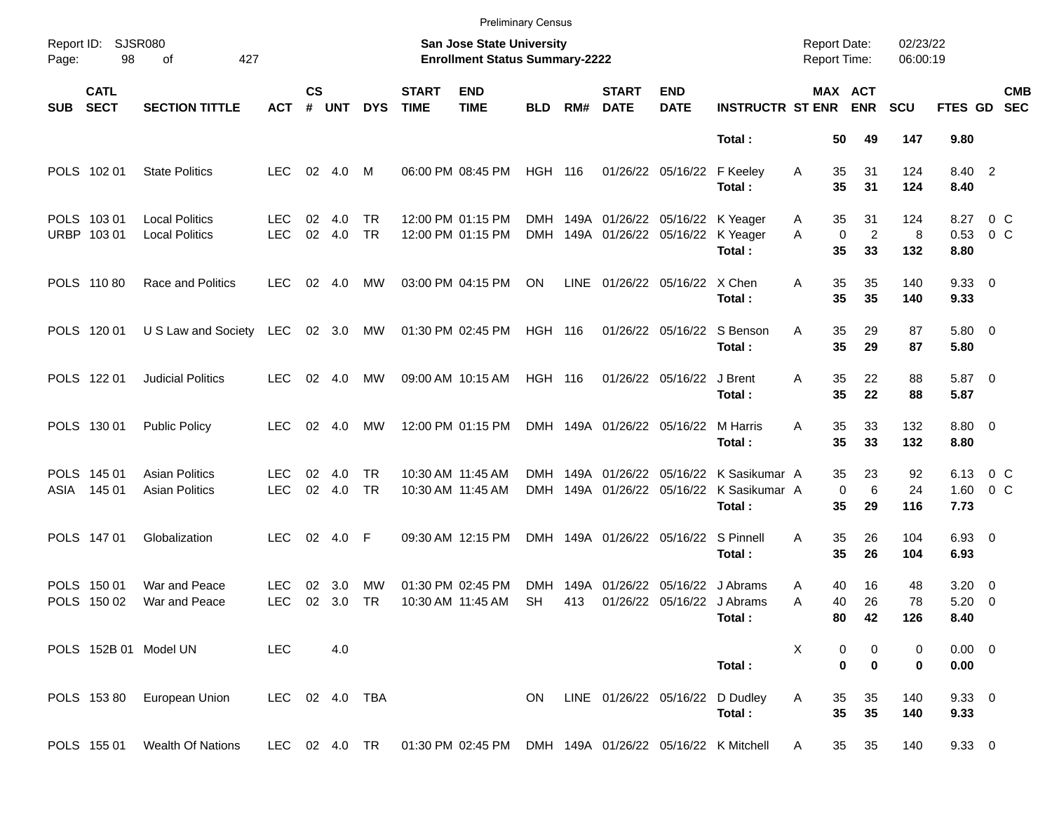Preliminary Census

Report ID: SJSR080
Page: 98 of 427

**San Jose State University**
**Enrollment Status Summary-2222**

Report Date: 02/23/22
Report Time: 06:00:19

| SUB | CATL SECT | SECTION TITTLE | ACT | CS # | UNT | DYS | START TIME | END TIME | BLD | RM# | START DATE | END DATE | INSTRUCTR | ST | MAX ENR | ACT ENR | SCU | FTES | GD | CMB SEC |
|---|---|---|---|---|---|---|---|---|---|---|---|---|---|---|---|---|---|---|---|---|
| | | | | | | | | | | | | | **Total :** | | **50** | **49** | **147** | **9.80** | | |
| POLS | 102 01 | State Politics | LEC | 02 | 4.0 | M | 06:00 PM | 08:45 PM | HGH | 116 | 01/26/22 | 05/16/22 | F Keeley | A | 35 | 31 | 124 | 8.40 | 2 | |
| | | | | | | | | | | | | | **Total :** | | **35** | **31** | **124** | **8.40** | | |
| POLS | 103 01 | Local Politics | LEC | 02 | 4.0 | TR | 12:00 PM | 01:15 PM | DMH | 149A | 01/26/22 | 05/16/22 | K Yeager | A | 35 | 31 | 124 | 8.27 | 0 | C |
| URBP | 103 01 | Local Politics | LEC | 02 | 4.0 | TR | 12:00 PM | 01:15 PM | DMH | 149A | 01/26/22 | 05/16/22 | K Yeager | A | 0 | 2 | 8 | 0.53 | 0 | C |
| | | | | | | | | | | | | | **Total :** | | **35** | **33** | **132** | **8.80** | | |
| POLS | 110 80 | Race and Politics | LEC | 02 | 4.0 | MW | 03:00 PM | 04:15 PM | ON | LINE | 01/26/22 | 05/16/22 | X Chen | A | 35 | 35 | 140 | 9.33 | 0 | |
| | | | | | | | | | | | | | **Total :** | | **35** | **35** | **140** | **9.33** | | |
| POLS | 120 01 | U S Law and Society | LEC | 02 | 3.0 | MW | 01:30 PM | 02:45 PM | HGH | 116 | 01/26/22 | 05/16/22 | S Benson | A | 35 | 29 | 87 | 5.80 | 0 | |
| | | | | | | | | | | | | | **Total :** | | **35** | **29** | **87** | **5.80** | | |
| POLS | 122 01 | Judicial Politics | LEC | 02 | 4.0 | MW | 09:00 AM | 10:15 AM | HGH | 116 | 01/26/22 | 05/16/22 | J Brent | A | 35 | 22 | 88 | 5.87 | 0 | |
| | | | | | | | | | | | | | **Total :** | | **35** | **22** | **88** | **5.87** | | |
| POLS | 130 01 | Public Policy | LEC | 02 | 4.0 | MW | 12:00 PM | 01:15 PM | DMH | 149A | 01/26/22 | 05/16/22 | M Harris | A | 35 | 33 | 132 | 8.80 | 0 | |
| | | | | | | | | | | | | | **Total :** | | **35** | **33** | **132** | **8.80** | | |
| POLS | 145 01 | Asian Politics | LEC | 02 | 4.0 | TR | 10:30 AM | 11:45 AM | DMH | 149A | 01/26/22 | 05/16/22 | K Sasikumar | A | 35 | 23 | 92 | 6.13 | 0 | C |
| ASIA | 145 01 | Asian Politics | LEC | 02 | 4.0 | TR | 10:30 AM | 11:45 AM | DMH | 149A | 01/26/22 | 05/16/22 | K Sasikumar | A | 0 | 6 | 24 | 1.60 | 0 | C |
| | | | | | | | | | | | | | **Total :** | | **35** | **29** | **116** | **7.73** | | |
| POLS | 147 01 | Globalization | LEC | 02 | 4.0 | F | 09:30 AM | 12:15 PM | DMH | 149A | 01/26/22 | 05/16/22 | S Pinnell | A | 35 | 26 | 104 | 6.93 | 0 | |
| | | | | | | | | | | | | | **Total :** | | **35** | **26** | **104** | **6.93** | | |
| POLS | 150 01 | War and Peace | LEC | 02 | 3.0 | MW | 01:30 PM | 02:45 PM | DMH | 149A | 01/26/22 | 05/16/22 | J Abrams | A | 40 | 16 | 48 | 3.20 | 0 | |
| POLS | 150 02 | War and Peace | LEC | 02 | 3.0 | TR | 10:30 AM | 11:45 AM | SH | 413 | 01/26/22 | 05/16/22 | J Abrams | A | 40 | 26 | 78 | 5.20 | 0 | |
| | | | | | | | | | | | | | **Total :** | | **80** | **42** | **126** | **8.40** | | |
| POLS | 152B 01 | Model UN | LEC | | 4.0 | | | | | | | | | X | 0 | 0 | 0 | 0.00 | 0 | |
| | | | | | | | | | | | | | **Total :** | | **0** | **0** | **0** | **0.00** | | |
| POLS | 153 80 | European Union | LEC | 02 | 4.0 | TBA | | | ON | LINE | 01/26/22 | 05/16/22 | D Dudley | A | 35 | 35 | 140 | 9.33 | 0 | |
| | | | | | | | | | | | | | **Total :** | | **35** | **35** | **140** | **9.33** | | |
| POLS | 155 01 | Wealth Of Nations | LEC | 02 | 4.0 | TR | 01:30 PM | 02:45 PM | DMH | 149A | 01/26/22 | 05/16/22 | K Mitchell | A | 35 | 35 | 140 | 9.33 | 0 | |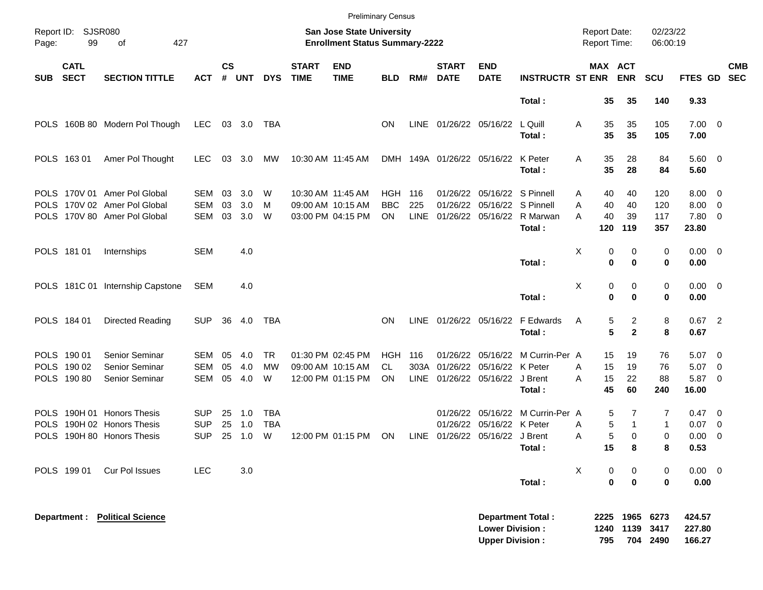Preliminary Census

Report ID: SJSR080
Page: 99 of 427

**San Jose State University**
**Enrollment Status Summary-2222**

Report Date: 02/23/22
Report Time: 06:00:19

| SUB | CATL SECT | SECTION TITTLE | ACT | CS # | UNT | DYS | START TIME | END TIME | BLD | RM# | START DATE | END DATE | INSTRUCTR | ST | MAX ENR | ACT ENR | SCU | FTES | GD | CMB SEC |
|---|---|---|---|---|---|---|---|---|---|---|---|---|---|---|---|---|---|---|---|---|
| | | | | | | | | | | | | | **Total :** | | **35** | **35** | **140** | **9.33** | | |
| POLS | 160B 80 | Modern Pol Though | LEC | 03 | 3.0 | TBA | | | ON | LINE | 01/26/22 | 05/16/22 | L Quill | A | 35 | 35 | 105 | 7.00 | 0 | |
| | | | | | | | | | | | | | **Total :** | | **35** | **35** | **105** | **7.00** | | |
| POLS | 163 01 | Amer Pol Thought | LEC | 03 | 3.0 | MW | 10:30 AM | 11:45 AM | DMH | 149A | 01/26/22 | 05/16/22 | K Peter | A | 35 | 28 | 84 | 5.60 | 0 | |
| | | | | | | | | | | | | | **Total :** | | **35** | **28** | **84** | **5.60** | | |
| POLS | 170V 01 | Amer Pol Global | SEM | 03 | 3.0 | W | 10:30 AM | 11:45 AM | HGH | 116 | 01/26/22 | 05/16/22 | S Pinnell | A | 40 | 40 | 120 | 8.00 | 0 | |
| POLS | 170V 02 | Amer Pol Global | SEM | 03 | 3.0 | M | 09:00 AM | 10:15 AM | BBC | 225 | 01/26/22 | 05/16/22 | S Pinnell | A | 40 | 40 | 120 | 8.00 | 0 | |
| POLS | 170V 80 | Amer Pol Global | SEM | 03 | 3.0 | W | 03:00 PM | 04:15 PM | ON | LINE | 01/26/22 | 05/16/22 | R Marwan | A | 40 | 39 | 117 | 7.80 | 0 | |
| | | | | | | | | | | | | | **Total :** | | **120** | **119** | **357** | **23.80** | | |
| POLS | 181 01 | Internships | SEM | | 4.0 | | | | | | | | | X | 0 | 0 | 0 | 0.00 | 0 | |
| | | | | | | | | | | | | | **Total :** | | **0** | **0** | **0** | **0.00** | | |
| POLS | 181C 01 | Internship Capstone | SEM | | 4.0 | | | | | | | | | X | 0 | 0 | 0 | 0.00 | 0 | |
| | | | | | | | | | | | | | **Total :** | | **0** | **0** | **0** | **0.00** | | |
| POLS | 184 01 | Directed Reading | SUP | 36 | 4.0 | TBA | | | ON | LINE | 01/26/22 | 05/16/22 | F Edwards | A | 5 | 2 | 8 | 0.67 | 2 | |
| | | | | | | | | | | | | | **Total :** | | **5** | **2** | **8** | **0.67** | | |
| POLS | 190 01 | Senior Seminar | SEM | 05 | 4.0 | TR | 01:30 PM | 02:45 PM | HGH | 116 | 01/26/22 | 05/16/22 | M Currin-Per | A | 15 | 19 | 76 | 5.07 | 0 | |
| POLS | 190 02 | Senior Seminar | SEM | 05 | 4.0 | MW | 09:00 AM | 10:15 AM | CL | 303A | 01/26/22 | 05/16/22 | K Peter | A | 15 | 19 | 76 | 5.07 | 0 | |
| POLS | 190 80 | Senior Seminar | SEM | 05 | 4.0 | W | 12:00 PM | 01:15 PM | ON | LINE | 01/26/22 | 05/16/22 | J Brent | A | 15 | 22 | 88 | 5.87 | 0 | |
| | | | | | | | | | | | | | **Total :** | | **45** | **60** | **240** | **16.00** | | |
| POLS | 190H 01 | Honors Thesis | SUP | 25 | 1.0 | TBA | | | | | 01/26/22 | 05/16/22 | M Currin-Per | A | 5 | 7 | 7 | 0.47 | 0 | |
| POLS | 190H 02 | Honors Thesis | SUP | 25 | 1.0 | TBA | | | | | 01/26/22 | 05/16/22 | K Peter | A | 5 | 1 | 1 | 0.07 | 0 | |
| POLS | 190H 80 | Honors Thesis | SUP | 25 | 1.0 | W | 12:00 PM | 01:15 PM | ON | LINE | 01/26/22 | 05/16/22 | J Brent | A | 5 | 0 | 0 | 0.00 | 0 | |
| | | | | | | | | | | | | | **Total :** | | **15** | **8** | **8** | **0.53** | | |
| POLS | 199 01 | Cur Pol Issues | LEC | | 3.0 | | | | | | | | | X | 0 | 0 | 0 | 0.00 | 0 | |
| | | | | | | | | | | | | | **Total :** | | **0** | **0** | **0** | **0.00** | | |

**Department : Political Science**

| | MAX ENR | ACT ENR | SCU | FTES |
|---|---|---|---|---|
| **Department Total :** | **2225** | **1965** | **6273** | **424.57** |
| **Lower Division :** | **1240** | **1139** | **3417** | **227.80** |
| **Upper Division :** | **795** | **704** | **2490** | **166.27** |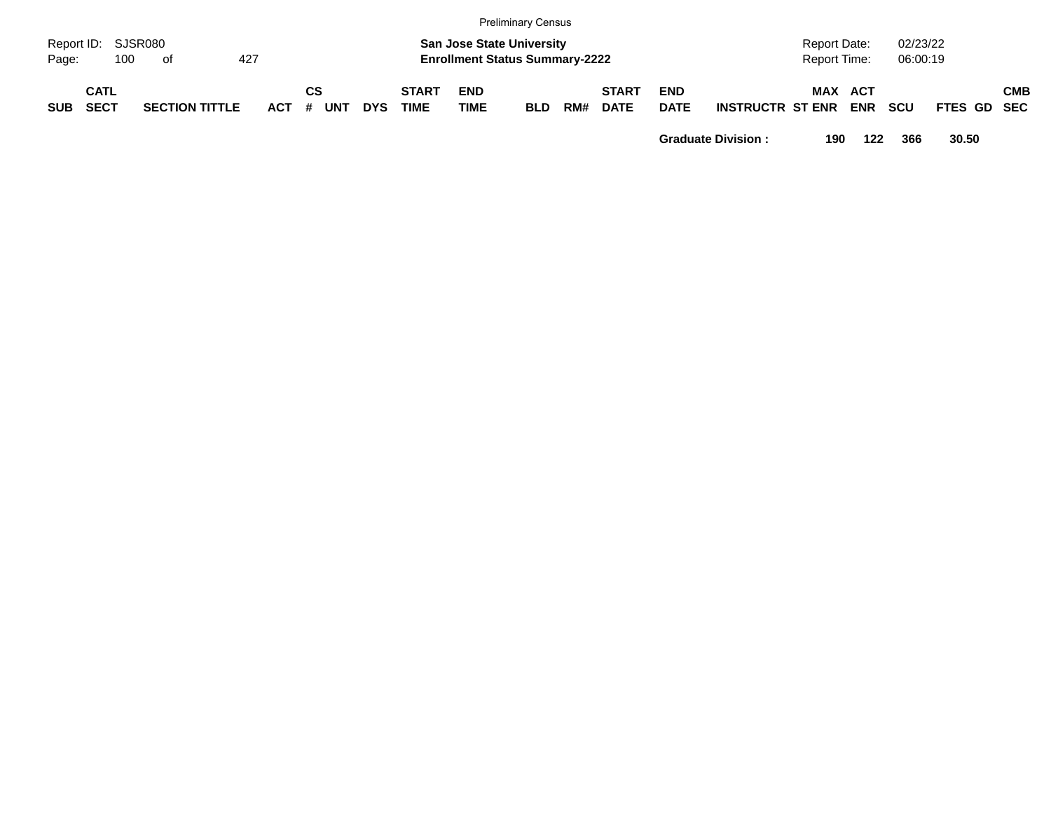Preliminary Census

Report ID: SJSR080
Page: 100 of 427

**San Jose State University**
**Enrollment Status Summary-2222**

Report Date: 02/23/22
Report Time: 06:00:19

| SUB | CATL SECT | SECTION TITTLE | ACT | CS # | UNT | DYS | START TIME | END TIME | BLD | RM# | START DATE | END DATE | INSTRUCTR | ST | MAX ENR | ACT ENR | SCU | FTES | GD | CMB SEC |
|---|---|---|---|---|---|---|---|---|---|---|---|---|---|---|---|---|---|---|---|---|
| | | | | | | | | | | | | **Graduate Division :** | | | **190** | **122** | **366** | **30.50** | | |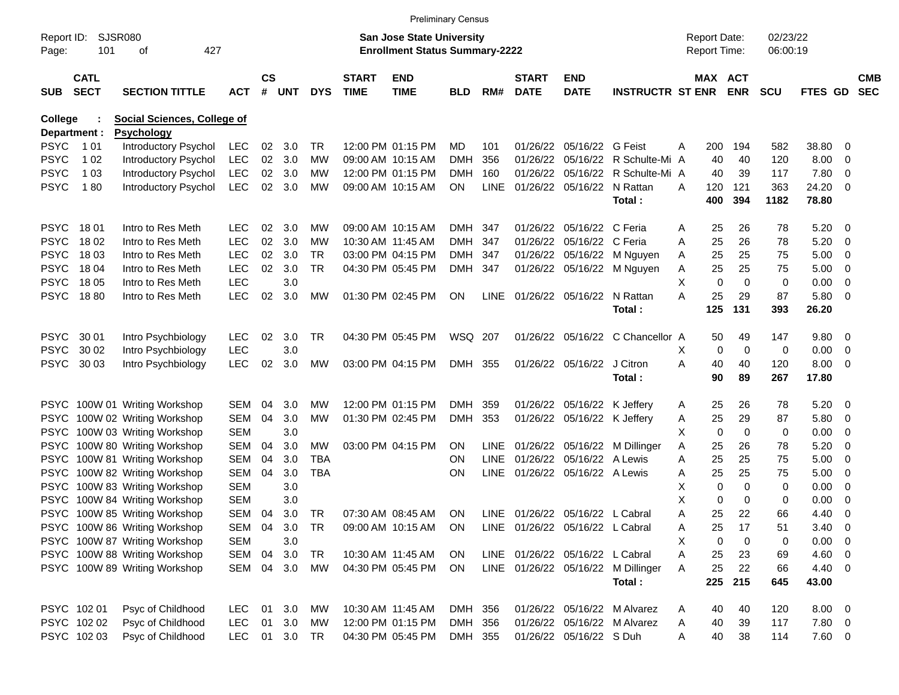Preliminary Census

Report ID: SJSR080

**San Jose State University**
**Enrollment Status Summary-2222**

Report Date: 02/23/22
Report Time: 06:00:19

**College : Social Sciences, College of**
**Department : Psychology**

| SUB | CATL SECT | SECTION TITTLE | ACT | CS # | UNT | DYS | START TIME | END TIME | BLD | RM# | START DATE | END DATE | INSTRUCTR | ST | MAX ENR | ACT ENR | SCU | FTES | GD | CMB SEC |
|---|---|---|---|---|---|---|---|---|---|---|---|---|---|---|---|---|---|---|---|---|
| PSYC | 1 01 | Introductory Psychol | LEC | 02 | 3.0 | TR | 12:00 PM | 01:15 PM | MD | 101 | 01/26/22 | 05/16/22 | G Feist | A | 200 | 194 | 582 | 38.80 | 0 | |
| PSYC | 1 02 | Introductory Psychol | LEC | 02 | 3.0 | MW | 09:00 AM | 10:15 AM | DMH | 356 | 01/26/22 | 05/16/22 | R Schulte-Mi | A | 40 | 40 | 120 | 8.00 | 0 | |
| PSYC | 1 03 | Introductory Psychol | LEC | 02 | 3.0 | MW | 12:00 PM | 01:15 PM | DMH | 160 | 01/26/22 | 05/16/22 | R Schulte-Mi | A | 40 | 39 | 117 | 7.80 | 0 | |
| PSYC | 1 80 | Introductory Psychol | LEC | 02 | 3.0 | MW | 09:00 AM | 10:15 AM | ON | LINE | 01/26/22 | 05/16/22 | N Rattan | A | 120 | 121 | 363 | 24.20 | 0 | |
| | | | | | | | | | | | | | **Total :** | | **400** | **394** | **1182** | **78.80** | | |
| PSYC | 18 01 | Intro to Res Meth | LEC | 02 | 3.0 | MW | 09:00 AM | 10:15 AM | DMH | 347 | 01/26/22 | 05/16/22 | C Feria | A | 25 | 26 | 78 | 5.20 | 0 | |
| PSYC | 18 02 | Intro to Res Meth | LEC | 02 | 3.0 | MW | 10:30 AM | 11:45 AM | DMH | 347 | 01/26/22 | 05/16/22 | C Feria | A | 25 | 26 | 78 | 5.20 | 0 | |
| PSYC | 18 03 | Intro to Res Meth | LEC | 02 | 3.0 | TR | 03:00 PM | 04:15 PM | DMH | 347 | 01/26/22 | 05/16/22 | M Nguyen | A | 25 | 25 | 75 | 5.00 | 0 | |
| PSYC | 18 04 | Intro to Res Meth | LEC | 02 | 3.0 | TR | 04:30 PM | 05:45 PM | DMH | 347 | 01/26/22 | 05/16/22 | M Nguyen | A | 25 | 25 | 75 | 5.00 | 0 | |
| PSYC | 18 05 | Intro to Res Meth | LEC | | 3.0 | | | | | | | | | X | 0 | 0 | 0 | 0.00 | 0 | |
| PSYC | 18 80 | Intro to Res Meth | LEC | 02 | 3.0 | MW | 01:30 PM | 02:45 PM | ON | LINE | 01/26/22 | 05/16/22 | N Rattan | A | 25 | 29 | 87 | 5.80 | 0 | |
| | | | | | | | | | | | | | **Total :** | | **125** | **131** | **393** | **26.20** | | |
| PSYC | 30 01 | Intro Psychbiology | LEC | 02 | 3.0 | TR | 04:30 PM | 05:45 PM | WSQ | 207 | 01/26/22 | 05/16/22 | C Chancellor | A | 50 | 49 | 147 | 9.80 | 0 | |
| PSYC | 30 02 | Intro Psychbiology | LEC | | 3.0 | | | | | | | | | X | 0 | 0 | 0 | 0.00 | 0 | |
| PSYC | 30 03 | Intro Psychbiology | LEC | 02 | 3.0 | MW | 03:00 PM | 04:15 PM | DMH | 355 | 01/26/22 | 05/16/22 | J Citron | A | 40 | 40 | 120 | 8.00 | 0 | |
| | | | | | | | | | | | | | **Total :** | | **90** | **89** | **267** | **17.80** | | |
| PSYC | 100W 01 | Writing Workshop | SEM | 04 | 3.0 | MW | 12:00 PM | 01:15 PM | DMH | 359 | 01/26/22 | 05/16/22 | K Jeffery | A | 25 | 26 | 78 | 5.20 | 0 | |
| PSYC | 100W 02 | Writing Workshop | SEM | 04 | 3.0 | MW | 01:30 PM | 02:45 PM | DMH | 353 | 01/26/22 | 05/16/22 | K Jeffery | A | 25 | 29 | 87 | 5.80 | 0 | |
| PSYC | 100W 03 | Writing Workshop | SEM | | 3.0 | | | | | | | | | X | 0 | 0 | 0 | 0.00 | 0 | |
| PSYC | 100W 80 | Writing Workshop | SEM | 04 | 3.0 | MW | 03:00 PM | 04:15 PM | ON | LINE | 01/26/22 | 05/16/22 | M Dillinger | A | 25 | 26 | 78 | 5.20 | 0 | |
| PSYC | 100W 81 | Writing Workshop | SEM | 04 | 3.0 | TBA | | | ON | LINE | 01/26/22 | 05/16/22 | A Lewis | A | 25 | 25 | 75 | 5.00 | 0 | |
| PSYC | 100W 82 | Writing Workshop | SEM | 04 | 3.0 | TBA | | | ON | LINE | 01/26/22 | 05/16/22 | A Lewis | A | 25 | 25 | 75 | 5.00 | 0 | |
| PSYC | 100W 83 | Writing Workshop | SEM | | 3.0 | | | | | | | | | X | 0 | 0 | 0 | 0.00 | 0 | |
| PSYC | 100W 84 | Writing Workshop | SEM | | 3.0 | | | | | | | | | X | 0 | 0 | 0 | 0.00 | 0 | |
| PSYC | 100W 85 | Writing Workshop | SEM | 04 | 3.0 | TR | 07:30 AM | 08:45 AM | ON | LINE | 01/26/22 | 05/16/22 | L Cabral | A | 25 | 22 | 66 | 4.40 | 0 | |
| PSYC | 100W 86 | Writing Workshop | SEM | 04 | 3.0 | TR | 09:00 AM | 10:15 AM | ON | LINE | 01/26/22 | 05/16/22 | L Cabral | A | 25 | 17 | 51 | 3.40 | 0 | |
| PSYC | 100W 87 | Writing Workshop | SEM | | 3.0 | | | | | | | | | X | 0 | 0 | 0 | 0.00 | 0 | |
| PSYC | 100W 88 | Writing Workshop | SEM | 04 | 3.0 | TR | 10:30 AM | 11:45 AM | ON | LINE | 01/26/22 | 05/16/22 | L Cabral | A | 25 | 23 | 69 | 4.60 | 0 | |
| PSYC | 100W 89 | Writing Workshop | SEM | 04 | 3.0 | MW | 04:30 PM | 05:45 PM | ON | LINE | 01/26/22 | 05/16/22 | M Dillinger | A | 25 | 22 | 66 | 4.40 | 0 | |
| | | | | | | | | | | | | | **Total :** | | **225** | **215** | **645** | **43.00** | | |
| PSYC | 102 01 | Psyc of Childhood | LEC | 01 | 3.0 | MW | 10:30 AM | 11:45 AM | DMH | 356 | 01/26/22 | 05/16/22 | M Alvarez | A | 40 | 40 | 120 | 8.00 | 0 | |
| PSYC | 102 02 | Psyc of Childhood | LEC | 01 | 3.0 | MW | 12:00 PM | 01:15 PM | DMH | 356 | 01/26/22 | 05/16/22 | M Alvarez | A | 40 | 39 | 117 | 7.80 | 0 | |
| PSYC | 102 03 | Psyc of Childhood | LEC | 01 | 3.0 | TR | 04:30 PM | 05:45 PM | DMH | 355 | 01/26/22 | 05/16/22 | S Duh | A | 40 | 38 | 114 | 7.60 | 0 | |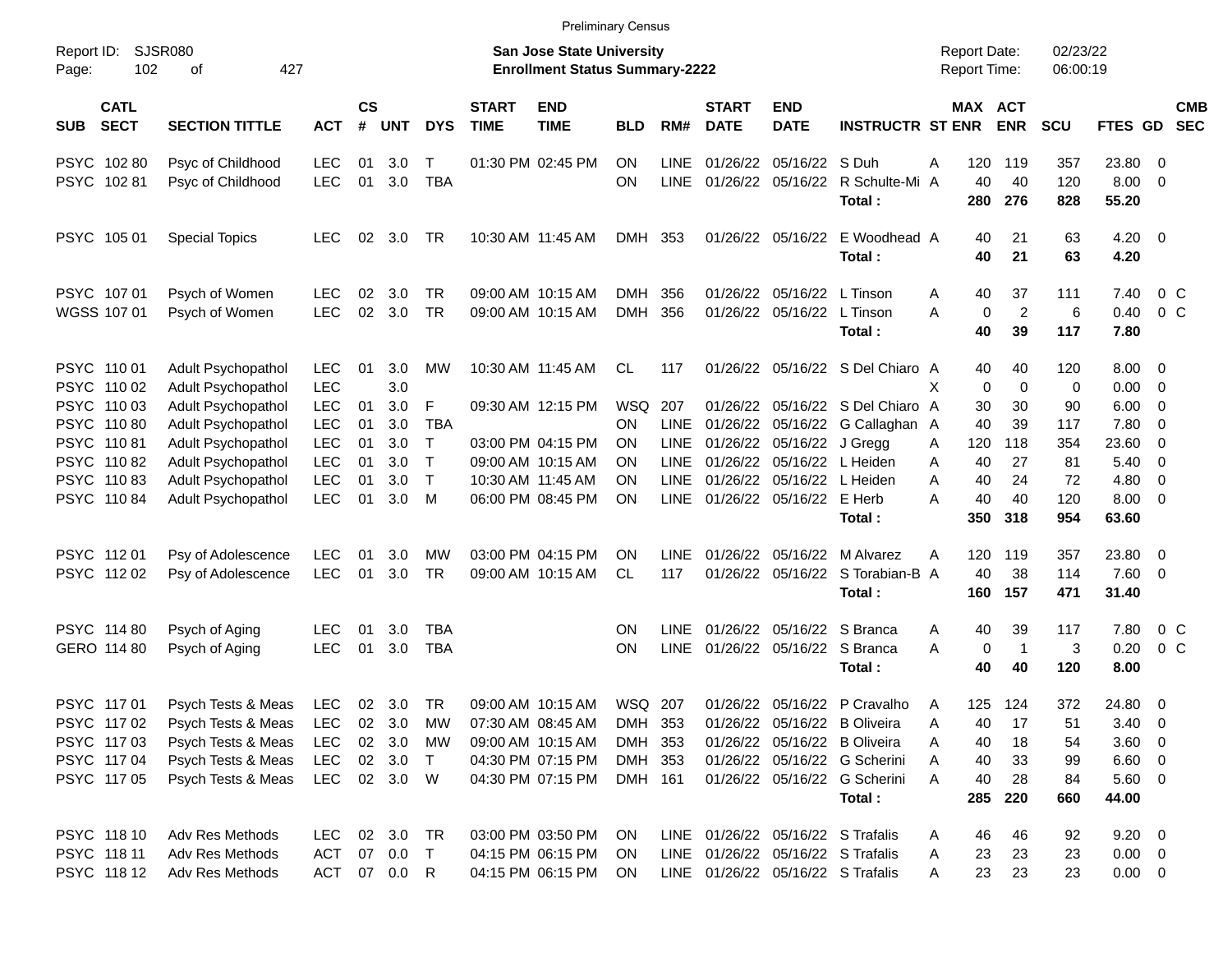Preliminary Census

Report ID: SJSR080

**San Jose State University**
**Enrollment Status Summary-2222**

Report Date: 02/23/22
Report Time: 06:00:19

| SUB | CATL SECT | SECTION TITTLE | ACT | CS # | UNT | DYS | START TIME | END TIME | BLD | RM# | START DATE | END DATE | INSTRUCTR | ST | MAX ENR | ACT ENR | SCU | FTES | GD | CMB SEC |
|---|---|---|---|---|---|---|---|---|---|---|---|---|---|---|---|---|---|---|---|---|
| PSYC | 102 80 | Psyc of Childhood | LEC | 01 | 3.0 | T | 01:30 PM | 02:45 PM | ON | LINE | 01/26/22 | 05/16/22 | S Duh | A | 120 | 119 | 357 | 23.80 | 0 | |
| PSYC | 102 81 | Psyc of Childhood | LEC | 01 | 3.0 | TBA | | | ON | LINE | 01/26/22 | 05/16/22 | R Schulte-Mi | A | 40 | 40 | 120 | 8.00 | 0 | |
| | | | | | | | | | | | | | **Total :** | | **280** | **276** | **828** | **55.20** | | |
| PSYC | 105 01 | Special Topics | LEC | 02 | 3.0 | TR | 10:30 AM | 11:45 AM | DMH | 353 | 01/26/22 | 05/16/22 | E Woodhead | A | 40 | 21 | 63 | 4.20 | 0 | |
| | | | | | | | | | | | | | **Total :** | | **40** | **21** | **63** | **4.20** | | |
| PSYC | 107 01 | Psych of Women | LEC | 02 | 3.0 | TR | 09:00 AM | 10:15 AM | DMH | 356 | 01/26/22 | 05/16/22 | L Tinson | A | 40 | 37 | 111 | 7.40 | 0 | C |
| WGSS | 107 01 | Psych of Women | LEC | 02 | 3.0 | TR | 09:00 AM | 10:15 AM | DMH | 356 | 01/26/22 | 05/16/22 | L Tinson | A | 0 | 2 | 6 | 0.40 | 0 | C |
| | | | | | | | | | | | | | **Total :** | | **40** | **39** | **117** | **7.80** | | |
| PSYC | 110 01 | Adult Psychopathol | LEC | 01 | 3.0 | MW | 10:30 AM | 11:45 AM | CL | 117 | 01/26/22 | 05/16/22 | S Del Chiaro | A | 40 | 40 | 120 | 8.00 | 0 | |
| PSYC | 110 02 | Adult Psychopathol | LEC | | 3.0 | | | | | | | | | X | 0 | 0 | 0 | 0.00 | 0 | |
| PSYC | 110 03 | Adult Psychopathol | LEC | 01 | 3.0 | F | 09:30 AM | 12:15 PM | WSQ | 207 | 01/26/22 | 05/16/22 | S Del Chiaro | A | 30 | 30 | 90 | 6.00 | 0 | |
| PSYC | 110 80 | Adult Psychopathol | LEC | 01 | 3.0 | TBA | | | ON | LINE | 01/26/22 | 05/16/22 | G Callaghan | A | 40 | 39 | 117 | 7.80 | 0 | |
| PSYC | 110 81 | Adult Psychopathol | LEC | 01 | 3.0 | T | 03:00 PM | 04:15 PM | ON | LINE | 01/26/22 | 05/16/22 | J Gregg | A | 120 | 118 | 354 | 23.60 | 0 | |
| PSYC | 110 82 | Adult Psychopathol | LEC | 01 | 3.0 | T | 09:00 AM | 10:15 AM | ON | LINE | 01/26/22 | 05/16/22 | L Heiden | A | 40 | 27 | 81 | 5.40 | 0 | |
| PSYC | 110 83 | Adult Psychopathol | LEC | 01 | 3.0 | T | 10:30 AM | 11:45 AM | ON | LINE | 01/26/22 | 05/16/22 | L Heiden | A | 40 | 24 | 72 | 4.80 | 0 | |
| PSYC | 110 84 | Adult Psychopathol | LEC | 01 | 3.0 | M | 06:00 PM | 08:45 PM | ON | LINE | 01/26/22 | 05/16/22 | E Herb | A | 40 | 40 | 120 | 8.00 | 0 | |
| | | | | | | | | | | | | | **Total :** | | **350** | **318** | **954** | **63.60** | | |
| PSYC | 112 01 | Psy of Adolescence | LEC | 01 | 3.0 | MW | 03:00 PM | 04:15 PM | ON | LINE | 01/26/22 | 05/16/22 | M Alvarez | A | 120 | 119 | 357 | 23.80 | 0 | |
| PSYC | 112 02 | Psy of Adolescence | LEC | 01 | 3.0 | TR | 09:00 AM | 10:15 AM | CL | 117 | 01/26/22 | 05/16/22 | S Torabian-B | A | 40 | 38 | 114 | 7.60 | 0 | |
| | | | | | | | | | | | | | **Total :** | | **160** | **157** | **471** | **31.40** | | |
| PSYC | 114 80 | Psych of Aging | LEC | 01 | 3.0 | TBA | | | ON | LINE | 01/26/22 | 05/16/22 | S Branca | A | 40 | 39 | 117 | 7.80 | 0 | C |
| GERO | 114 80 | Psych of Aging | LEC | 01 | 3.0 | TBA | | | ON | LINE | 01/26/22 | 05/16/22 | S Branca | A | 0 | 1 | 3 | 0.20 | 0 | C |
| | | | | | | | | | | | | | **Total :** | | **40** | **40** | **120** | **8.00** | | |
| PSYC | 117 01 | Psych Tests & Meas | LEC | 02 | 3.0 | TR | 09:00 AM | 10:15 AM | WSQ | 207 | 01/26/22 | 05/16/22 | P Cravalho | A | 125 | 124 | 372 | 24.80 | 0 | |
| PSYC | 117 02 | Psych Tests & Meas | LEC | 02 | 3.0 | MW | 07:30 AM | 08:45 AM | DMH | 353 | 01/26/22 | 05/16/22 | B Oliveira | A | 40 | 17 | 51 | 3.40 | 0 | |
| PSYC | 117 03 | Psych Tests & Meas | LEC | 02 | 3.0 | MW | 09:00 AM | 10:15 AM | DMH | 353 | 01/26/22 | 05/16/22 | B Oliveira | A | 40 | 18 | 54 | 3.60 | 0 | |
| PSYC | 117 04 | Psych Tests & Meas | LEC | 02 | 3.0 | T | 04:30 PM | 07:15 PM | DMH | 353 | 01/26/22 | 05/16/22 | G Scherini | A | 40 | 33 | 99 | 6.60 | 0 | |
| PSYC | 117 05 | Psych Tests & Meas | LEC | 02 | 3.0 | W | 04:30 PM | 07:15 PM | DMH | 161 | 01/26/22 | 05/16/22 | G Scherini | A | 40 | 28 | 84 | 5.60 | 0 | |
| | | | | | | | | | | | | | **Total :** | | **285** | **220** | **660** | **44.00** | | |
| PSYC | 118 10 | Adv Res Methods | LEC | 02 | 3.0 | TR | 03:00 PM | 03:50 PM | ON | LINE | 01/26/22 | 05/16/22 | S Trafalis | A | 46 | 46 | 92 | 9.20 | 0 | |
| PSYC | 118 11 | Adv Res Methods | ACT | 07 | 0.0 | T | 04:15 PM | 06:15 PM | ON | LINE | 01/26/22 | 05/16/22 | S Trafalis | A | 23 | 23 | 23 | 0.00 | 0 | |
| PSYC | 118 12 | Adv Res Methods | ACT | 07 | 0.0 | R | 04:15 PM | 06:15 PM | ON | LINE | 01/26/22 | 05/16/22 | S Trafalis | A | 23 | 23 | 23 | 0.00 | 0 | |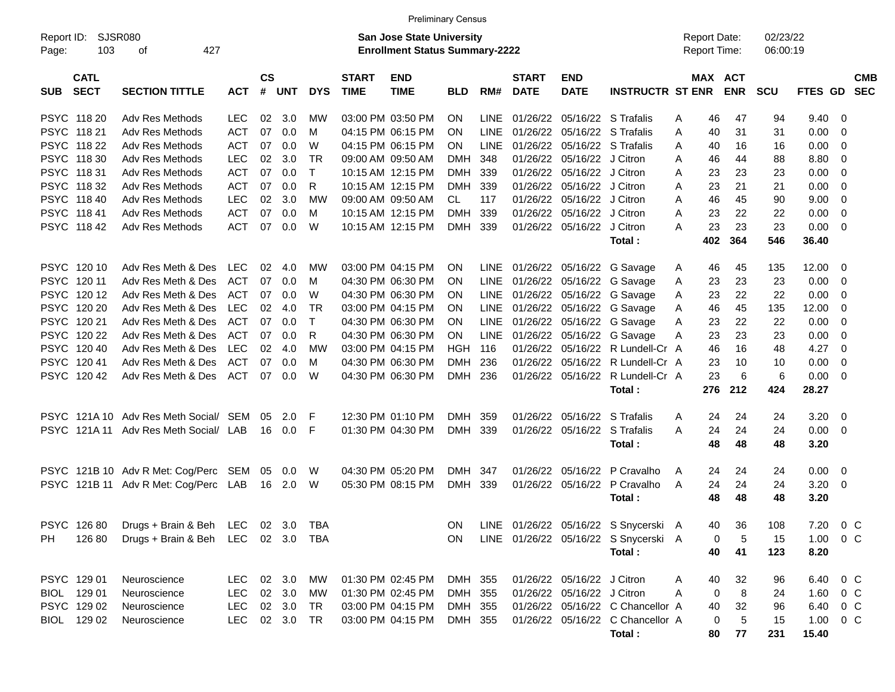Preliminary Census

Report ID: SJSR080
Page: 103 of 427

**San Jose State University**
**Enrollment Status Summary-2222**

Report Date: 02/23/22
Report Time: 06:00:19

| SUB | CATL SECT | SECTION TITTLE | ACT | CS # | UNT | DYS | START TIME | END TIME | BLD | RM# | START DATE | END DATE | INSTRUCTR | ST | MAX ENR | ACT ENR | SCU | FTES | GD | CMB SEC |
|---|---|---|---|---|---|---|---|---|---|---|---|---|---|---|---|---|---|---|---|---|
| PSYC | 118 20 | Adv Res Methods | LEC | 02 | 3.0 | MW | 03:00 PM | 03:50 PM | ON | LINE | 01/26/22 | 05/16/22 | S Trafalis | A | 46 | 47 | 94 | 9.40 | 0 | |
| PSYC | 118 21 | Adv Res Methods | ACT | 07 | 0.0 | M | 04:15 PM | 06:15 PM | ON | LINE | 01/26/22 | 05/16/22 | S Trafalis | A | 40 | 31 | 31 | 0.00 | 0 | |
| PSYC | 118 22 | Adv Res Methods | ACT | 07 | 0.0 | W | 04:15 PM | 06:15 PM | ON | LINE | 01/26/22 | 05/16/22 | S Trafalis | A | 40 | 16 | 16 | 0.00 | 0 | |
| PSYC | 118 30 | Adv Res Methods | LEC | 02 | 3.0 | TR | 09:00 AM | 09:50 AM | DMH | 348 | 01/26/22 | 05/16/22 | J Citron | A | 46 | 44 | 88 | 8.80 | 0 | |
| PSYC | 118 31 | Adv Res Methods | ACT | 07 | 0.0 | T | 10:15 AM | 12:15 PM | DMH | 339 | 01/26/22 | 05/16/22 | J Citron | A | 23 | 23 | 23 | 0.00 | 0 | |
| PSYC | 118 32 | Adv Res Methods | ACT | 07 | 0.0 | R | 10:15 AM | 12:15 PM | DMH | 339 | 01/26/22 | 05/16/22 | J Citron | A | 23 | 21 | 21 | 0.00 | 0 | |
| PSYC | 118 40 | Adv Res Methods | LEC | 02 | 3.0 | MW | 09:00 AM | 09:50 AM | CL | 117 | 01/26/22 | 05/16/22 | J Citron | A | 46 | 45 | 90 | 9.00 | 0 | |
| PSYC | 118 41 | Adv Res Methods | ACT | 07 | 0.0 | M | 10:15 AM | 12:15 PM | DMH | 339 | 01/26/22 | 05/16/22 | J Citron | A | 23 | 22 | 22 | 0.00 | 0 | |
| PSYC | 118 42 | Adv Res Methods | ACT | 07 | 0.0 | W | 10:15 AM | 12:15 PM | DMH | 339 | 01/26/22 | 05/16/22 | J Citron | A | 23 | 23 | 23 | 0.00 | 0 | |
| | | | | | | | | | | | | | **Total :** | | **402** | **364** | **546** | **36.40** | | |
| PSYC | 120 10 | Adv Res Meth & Des | LEC | 02 | 4.0 | MW | 03:00 PM | 04:15 PM | ON | LINE | 01/26/22 | 05/16/22 | G Savage | A | 46 | 45 | 135 | 12.00 | 0 | |
| PSYC | 120 11 | Adv Res Meth & Des | ACT | 07 | 0.0 | M | 04:30 PM | 06:30 PM | ON | LINE | 01/26/22 | 05/16/22 | G Savage | A | 23 | 23 | 23 | 0.00 | 0 | |
| PSYC | 120 12 | Adv Res Meth & Des | ACT | 07 | 0.0 | W | 04:30 PM | 06:30 PM | ON | LINE | 01/26/22 | 05/16/22 | G Savage | A | 23 | 22 | 22 | 0.00 | 0 | |
| PSYC | 120 20 | Adv Res Meth & Des | LEC | 02 | 4.0 | TR | 03:00 PM | 04:15 PM | ON | LINE | 01/26/22 | 05/16/22 | G Savage | A | 46 | 45 | 135 | 12.00 | 0 | |
| PSYC | 120 21 | Adv Res Meth & Des | ACT | 07 | 0.0 | T | 04:30 PM | 06:30 PM | ON | LINE | 01/26/22 | 05/16/22 | G Savage | A | 23 | 22 | 22 | 0.00 | 0 | |
| PSYC | 120 22 | Adv Res Meth & Des | ACT | 07 | 0.0 | R | 04:30 PM | 06:30 PM | ON | LINE | 01/26/22 | 05/16/22 | G Savage | A | 23 | 23 | 23 | 0.00 | 0 | |
| PSYC | 120 40 | Adv Res Meth & Des | LEC | 02 | 4.0 | MW | 03:00 PM | 04:15 PM | HGH | 116 | 01/26/22 | 05/16/22 | R Lundell-Cr | A | 46 | 16 | 48 | 4.27 | 0 | |
| PSYC | 120 41 | Adv Res Meth & Des | ACT | 07 | 0.0 | M | 04:30 PM | 06:30 PM | DMH | 236 | 01/26/22 | 05/16/22 | R Lundell-Cr | A | 23 | 10 | 10 | 0.00 | 0 | |
| PSYC | 120 42 | Adv Res Meth & Des | ACT | 07 | 0.0 | W | 04:30 PM | 06:30 PM | DMH | 236 | 01/26/22 | 05/16/22 | R Lundell-Cr | A | 23 | 6 | 6 | 0.00 | 0 | |
| | | | | | | | | | | | | | **Total :** | | **276** | **212** | **424** | **28.27** | | |
| PSYC | 121A 10 | Adv Res Meth Social/ | SEM | 05 | 2.0 | F | 12:30 PM | 01:10 PM | DMH | 359 | 01/26/22 | 05/16/22 | S Trafalis | A | 24 | 24 | 24 | 3.20 | 0 | |
| PSYC | 121A 11 | Adv Res Meth Social/ | LAB | 16 | 0.0 | F | 01:30 PM | 04:30 PM | DMH | 339 | 01/26/22 | 05/16/22 | S Trafalis | A | 24 | 24 | 24 | 0.00 | 0 | |
| | | | | | | | | | | | | | **Total :** | | **48** | **48** | **48** | **3.20** | | |
| PSYC | 121B 10 | Adv R Met: Cog/Perc | SEM | 05 | 0.0 | W | 04:30 PM | 05:20 PM | DMH | 347 | 01/26/22 | 05/16/22 | P Cravalho | A | 24 | 24 | 24 | 0.00 | 0 | |
| PSYC | 121B 11 | Adv R Met: Cog/Perc | LAB | 16 | 2.0 | W | 05:30 PM | 08:15 PM | DMH | 339 | 01/26/22 | 05/16/22 | P Cravalho | A | 24 | 24 | 24 | 3.20 | 0 | |
| | | | | | | | | | | | | | **Total :** | | **48** | **48** | **48** | **3.20** | | |
| PSYC | 126 80 | Drugs + Brain & Beh | LEC | 02 | 3.0 | TBA | | | ON | LINE | 01/26/22 | 05/16/22 | S Snycerski | A | 40 | 36 | 108 | 7.20 | 0 | C |
| PH | 126 80 | Drugs + Brain & Beh | LEC | 02 | 3.0 | TBA | | | ON | LINE | 01/26/22 | 05/16/22 | S Snycerski | A | 0 | 5 | 15 | 1.00 | 0 | C |
| | | | | | | | | | | | | | **Total :** | | **40** | **41** | **123** | **8.20** | | |
| PSYC | 129 01 | Neuroscience | LEC | 02 | 3.0 | MW | 01:30 PM | 02:45 PM | DMH | 355 | 01/26/22 | 05/16/22 | J Citron | A | 40 | 32 | 96 | 6.40 | 0 | C |
| BIOL | 129 01 | Neuroscience | LEC | 02 | 3.0 | MW | 01:30 PM | 02:45 PM | DMH | 355 | 01/26/22 | 05/16/22 | J Citron | A | 0 | 8 | 24 | 1.60 | 0 | C |
| PSYC | 129 02 | Neuroscience | LEC | 02 | 3.0 | TR | 03:00 PM | 04:15 PM | DMH | 355 | 01/26/22 | 05/16/22 | C Chancellor | A | 40 | 32 | 96 | 6.40 | 0 | C |
| BIOL | 129 02 | Neuroscience | LEC | 02 | 3.0 | TR | 03:00 PM | 04:15 PM | DMH | 355 | 01/26/22 | 05/16/22 | C Chancellor | A | 0 | 5 | 15 | 1.00 | 0 | C |
| | | | | | | | | | | | | | **Total :** | | **80** | **77** | **231** | **15.40** | | |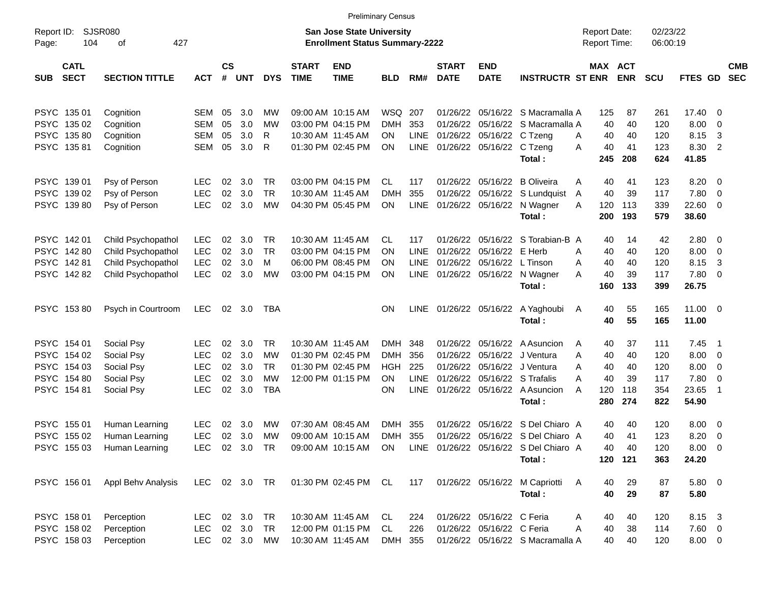Preliminary Census

Report ID: SJSR080

**San Jose State University**
**Enrollment Status Summary-2222**

Report Date: 02/23/22
Report Time: 06:00:19

| SUB | CATL SECT | SECTION TITTLE | ACT | CS # | UNT | DYS | START TIME | END TIME | BLD | RM# | START DATE | END DATE | INSTRUCTR | ST | MAX ENR | ACT ENR | SCU | FTES | GD | CMB SEC |
|---|---|---|---|---|---|---|---|---|---|---|---|---|---|---|---|---|---|---|---|---|
| PSYC | 135 01 | Cognition | SEM | 05 | 3.0 | MW | 09:00 AM | 10:15 AM | WSQ | 207 | 01/26/22 | 05/16/22 | S Macramalla | A | 125 | 87 | 261 | 17.40 | 0 | |
| PSYC | 135 02 | Cognition | SEM | 05 | 3.0 | MW | 03:00 PM | 04:15 PM | DMH | 353 | 01/26/22 | 05/16/22 | S Macramalla | A | 40 | 40 | 120 | 8.00 | 0 | |
| PSYC | 135 80 | Cognition | SEM | 05 | 3.0 | R | 10:30 AM | 11:45 AM | ON | LINE | 01/26/22 | 05/16/22 | C Tzeng | A | 40 | 40 | 120 | 8.15 | 3 | |
| PSYC | 135 81 | Cognition | SEM | 05 | 3.0 | R | 01:30 PM | 02:45 PM | ON | LINE | 01/26/22 | 05/16/22 | C Tzeng | A | 40 | 41 | 123 | 8.30 | 2 | |
| | | | | | | | | | | | | | **Total :** | | **245** | **208** | **624** | **41.85** | | |
| PSYC | 139 01 | Psy of Person | LEC | 02 | 3.0 | TR | 03:00 PM | 04:15 PM | CL | 117 | 01/26/22 | 05/16/22 | B Oliveira | A | 40 | 41 | 123 | 8.20 | 0 | |
| PSYC | 139 02 | Psy of Person | LEC | 02 | 3.0 | TR | 10:30 AM | 11:45 AM | DMH | 355 | 01/26/22 | 05/16/22 | S Lundquist | A | 40 | 39 | 117 | 7.80 | 0 | |
| PSYC | 139 80 | Psy of Person | LEC | 02 | 3.0 | MW | 04:30 PM | 05:45 PM | ON | LINE | 01/26/22 | 05/16/22 | N Wagner | A | 120 | 113 | 339 | 22.60 | 0 | |
| | | | | | | | | | | | | | **Total :** | | **200** | **193** | **579** | **38.60** | | |
| PSYC | 142 01 | Child Psychopathol | LEC | 02 | 3.0 | TR | 10:30 AM | 11:45 AM | CL | 117 | 01/26/22 | 05/16/22 | S Torabian-B | A | 40 | 14 | 42 | 2.80 | 0 | |
| PSYC | 142 80 | Child Psychopathol | LEC | 02 | 3.0 | TR | 03:00 PM | 04:15 PM | ON | LINE | 01/26/22 | 05/16/22 | E Herb | A | 40 | 40 | 120 | 8.00 | 0 | |
| PSYC | 142 81 | Child Psychopathol | LEC | 02 | 3.0 | M | 06:00 PM | 08:45 PM | ON | LINE | 01/26/22 | 05/16/22 | L Tinson | A | 40 | 40 | 120 | 8.15 | 3 | |
| PSYC | 142 82 | Child Psychopathol | LEC | 02 | 3.0 | MW | 03:00 PM | 04:15 PM | ON | LINE | 01/26/22 | 05/16/22 | N Wagner | A | 40 | 39 | 117 | 7.80 | 0 | |
| | | | | | | | | | | | | | **Total :** | | **160** | **133** | **399** | **26.75** | | |
| PSYC | 153 80 | Psych in Courtroom | LEC | 02 | 3.0 | TBA | | | ON | LINE | 01/26/22 | 05/16/22 | A Yaghoubi | A | 40 | 55 | 165 | 11.00 | 0 | |
| | | | | | | | | | | | | | **Total :** | | **40** | **55** | **165** | **11.00** | | |
| PSYC | 154 01 | Social Psy | LEC | 02 | 3.0 | TR | 10:30 AM | 11:45 AM | DMH | 348 | 01/26/22 | 05/16/22 | A Asuncion | A | 40 | 37 | 111 | 7.45 | 1 | |
| PSYC | 154 02 | Social Psy | LEC | 02 | 3.0 | MW | 01:30 PM | 02:45 PM | DMH | 356 | 01/26/22 | 05/16/22 | J Ventura | A | 40 | 40 | 120 | 8.00 | 0 | |
| PSYC | 154 03 | Social Psy | LEC | 02 | 3.0 | TR | 01:30 PM | 02:45 PM | HGH | 225 | 01/26/22 | 05/16/22 | J Ventura | A | 40 | 40 | 120 | 8.00 | 0 | |
| PSYC | 154 80 | Social Psy | LEC | 02 | 3.0 | MW | 12:00 PM | 01:15 PM | ON | LINE | 01/26/22 | 05/16/22 | S Trafalis | A | 40 | 39 | 117 | 7.80 | 0 | |
| PSYC | 154 81 | Social Psy | LEC | 02 | 3.0 | TBA | | | ON | LINE | 01/26/22 | 05/16/22 | A Asuncion | A | 120 | 118 | 354 | 23.65 | 1 | |
| | | | | | | | | | | | | | **Total :** | | **280** | **274** | **822** | **54.90** | | |
| PSYC | 155 01 | Human Learning | LEC | 02 | 3.0 | MW | 07:30 AM | 08:45 AM | DMH | 355 | 01/26/22 | 05/16/22 | S Del Chiaro | A | 40 | 40 | 120 | 8.00 | 0 | |
| PSYC | 155 02 | Human Learning | LEC | 02 | 3.0 | MW | 09:00 AM | 10:15 AM | DMH | 355 | 01/26/22 | 05/16/22 | S Del Chiaro | A | 40 | 41 | 123 | 8.20 | 0 | |
| PSYC | 155 03 | Human Learning | LEC | 02 | 3.0 | TR | 09:00 AM | 10:15 AM | ON | LINE | 01/26/22 | 05/16/22 | S Del Chiaro | A | 40 | 40 | 120 | 8.00 | 0 | |
| | | | | | | | | | | | | | **Total :** | | **120** | **121** | **363** | **24.20** | | |
| PSYC | 156 01 | Appl Behv Analysis | LEC | 02 | 3.0 | TR | 01:30 PM | 02:45 PM | CL | 117 | 01/26/22 | 05/16/22 | M Capriotti | A | 40 | 29 | 87 | 5.80 | 0 | |
| | | | | | | | | | | | | | **Total :** | | **40** | **29** | **87** | **5.80** | | |
| PSYC | 158 01 | Perception | LEC | 02 | 3.0 | TR | 10:30 AM | 11:45 AM | CL | 224 | 01/26/22 | 05/16/22 | C Feria | A | 40 | 40 | 120 | 8.15 | 3 | |
| PSYC | 158 02 | Perception | LEC | 02 | 3.0 | TR | 12:00 PM | 01:15 PM | CL | 226 | 01/26/22 | 05/16/22 | C Feria | A | 40 | 38 | 114 | 7.60 | 0 | |
| PSYC | 158 03 | Perception | LEC | 02 | 3.0 | MW | 10:30 AM | 11:45 AM | DMH | 355 | 01/26/22 | 05/16/22 | S Macramalla | A | 40 | 40 | 120 | 8.00 | 0 | |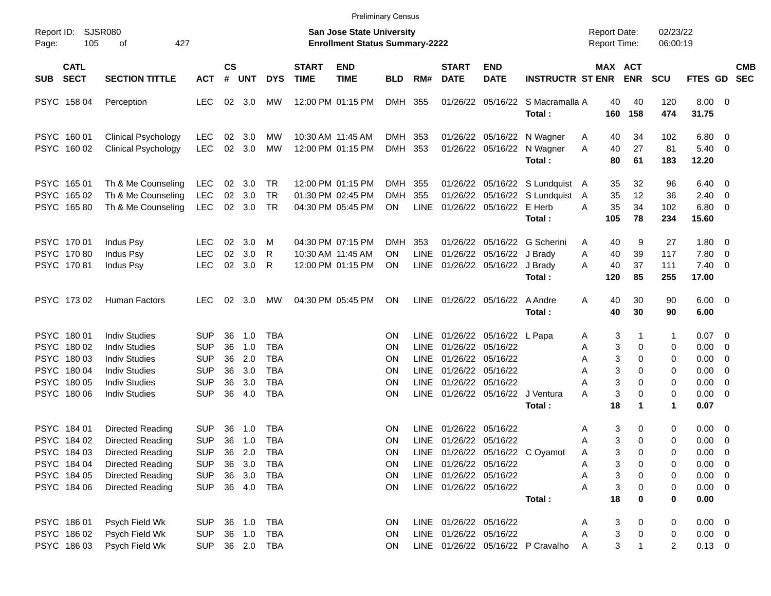Preliminary Census

Report ID: SJSR080
Page: 105 of 427

**San Jose State University**
**Enrollment Status Summary-2222**

Report Date: 02/23/22
Report Time: 06:00:19

| SUB | CATL SECT | SECTION TITTLE | ACT | CS # | UNT | DYS | START TIME | END TIME | BLD | RM# | START DATE | END DATE | INSTRUCTR | ST | MAX ENR | ACT ENR | SCU | FTES | GD | CMB SEC |
|---|---|---|---|---|---|---|---|---|---|---|---|---|---|---|---|---|---|---|---|---|
| PSYC | 158 04 | Perception | LEC | 02 | 3.0 | MW | 12:00 PM | 01:15 PM | DMH | 355 | 01/26/22 | 05/16/22 | S Macramalla | A | 40 | 40 | 120 | 8.00 | 0 | |
| | | | | | | | | | | | | | **Total :** | | **160** | **158** | **474** | **31.75** | | |
| PSYC | 160 01 | Clinical Psychology | LEC | 02 | 3.0 | MW | 10:30 AM | 11:45 AM | DMH | 353 | 01/26/22 | 05/16/22 | N Wagner | A | 40 | 34 | 102 | 6.80 | 0 | |
| PSYC | 160 02 | Clinical Psychology | LEC | 02 | 3.0 | MW | 12:00 PM | 01:15 PM | DMH | 353 | 01/26/22 | 05/16/22 | N Wagner | A | 40 | 27 | 81 | 5.40 | 0 | |
| | | | | | | | | | | | | | **Total :** | | **80** | **61** | **183** | **12.20** | | |
| PSYC | 165 01 | Th & Me Counseling | LEC | 02 | 3.0 | TR | 12:00 PM | 01:15 PM | DMH | 355 | 01/26/22 | 05/16/22 | S Lundquist | A | 35 | 32 | 96 | 6.40 | 0 | |
| PSYC | 165 02 | Th & Me Counseling | LEC | 02 | 3.0 | TR | 01:30 PM | 02:45 PM | DMH | 355 | 01/26/22 | 05/16/22 | S Lundquist | A | 35 | 12 | 36 | 2.40 | 0 | |
| PSYC | 165 80 | Th & Me Counseling | LEC | 02 | 3.0 | TR | 04:30 PM | 05:45 PM | ON | LINE | 01/26/22 | 05/16/22 | E Herb | A | 35 | 34 | 102 | 6.80 | 0 | |
| | | | | | | | | | | | | | **Total :** | | **105** | **78** | **234** | **15.60** | | |
| PSYC | 170 01 | Indus Psy | LEC | 02 | 3.0 | M | 04:30 PM | 07:15 PM | DMH | 353 | 01/26/22 | 05/16/22 | G Scherini | A | 40 | 9 | 27 | 1.80 | 0 | |
| PSYC | 170 80 | Indus Psy | LEC | 02 | 3.0 | R | 10:30 AM | 11:45 AM | ON | LINE | 01/26/22 | 05/16/22 | J Brady | A | 40 | 39 | 117 | 7.80 | 0 | |
| PSYC | 170 81 | Indus Psy | LEC | 02 | 3.0 | R | 12:00 PM | 01:15 PM | ON | LINE | 01/26/22 | 05/16/22 | J Brady | A | 40 | 37 | 111 | 7.40 | 0 | |
| | | | | | | | | | | | | | **Total :** | | **120** | **85** | **255** | **17.00** | | |
| PSYC | 173 02 | Human Factors | LEC | 02 | 3.0 | MW | 04:30 PM | 05:45 PM | ON | LINE | 01/26/22 | 05/16/22 | A Andre | A | 40 | 30 | 90 | 6.00 | 0 | |
| | | | | | | | | | | | | | **Total :** | | **40** | **30** | **90** | **6.00** | | |
| PSYC | 180 01 | Indiv Studies | SUP | 36 | 1.0 | TBA | | | ON | LINE | 01/26/22 | 05/16/22 | L Papa | A | 3 | 1 | 1 | 0.07 | 0 | |
| PSYC | 180 02 | Indiv Studies | SUP | 36 | 1.0 | TBA | | | ON | LINE | 01/26/22 | 05/16/22 | | A | 3 | 0 | 0 | 0.00 | 0 | |
| PSYC | 180 03 | Indiv Studies | SUP | 36 | 2.0 | TBA | | | ON | LINE | 01/26/22 | 05/16/22 | | A | 3 | 0 | 0 | 0.00 | 0 | |
| PSYC | 180 04 | Indiv Studies | SUP | 36 | 3.0 | TBA | | | ON | LINE | 01/26/22 | 05/16/22 | | A | 3 | 0 | 0 | 0.00 | 0 | |
| PSYC | 180 05 | Indiv Studies | SUP | 36 | 3.0 | TBA | | | ON | LINE | 01/26/22 | 05/16/22 | | A | 3 | 0 | 0 | 0.00 | 0 | |
| PSYC | 180 06 | Indiv Studies | SUP | 36 | 4.0 | TBA | | | ON | LINE | 01/26/22 | 05/16/22 | J Ventura | A | 3 | 0 | 0 | 0.00 | 0 | |
| | | | | | | | | | | | | | **Total :** | | **18** | **1** | **1** | **0.07** | | |
| PSYC | 184 01 | Directed Reading | SUP | 36 | 1.0 | TBA | | | ON | LINE | 01/26/22 | 05/16/22 | | A | 3 | 0 | 0 | 0.00 | 0 | |
| PSYC | 184 02 | Directed Reading | SUP | 36 | 1.0 | TBA | | | ON | LINE | 01/26/22 | 05/16/22 | | A | 3 | 0 | 0 | 0.00 | 0 | |
| PSYC | 184 03 | Directed Reading | SUP | 36 | 2.0 | TBA | | | ON | LINE | 01/26/22 | 05/16/22 | C Oyamot | A | 3 | 0 | 0 | 0.00 | 0 | |
| PSYC | 184 04 | Directed Reading | SUP | 36 | 3.0 | TBA | | | ON | LINE | 01/26/22 | 05/16/22 | | A | 3 | 0 | 0 | 0.00 | 0 | |
| PSYC | 184 05 | Directed Reading | SUP | 36 | 3.0 | TBA | | | ON | LINE | 01/26/22 | 05/16/22 | | A | 3 | 0 | 0 | 0.00 | 0 | |
| PSYC | 184 06 | Directed Reading | SUP | 36 | 4.0 | TBA | | | ON | LINE | 01/26/22 | 05/16/22 | | A | 3 | 0 | 0 | 0.00 | 0 | |
| | | | | | | | | | | | | | **Total :** | | **18** | **0** | **0** | **0.00** | | |
| PSYC | 186 01 | Psych Field Wk | SUP | 36 | 1.0 | TBA | | | ON | LINE | 01/26/22 | 05/16/22 | | A | 3 | 0 | 0 | 0.00 | 0 | |
| PSYC | 186 02 | Psych Field Wk | SUP | 36 | 1.0 | TBA | | | ON | LINE | 01/26/22 | 05/16/22 | | A | 3 | 0 | 0 | 0.00 | 0 | |
| PSYC | 186 03 | Psych Field Wk | SUP | 36 | 2.0 | TBA | | | ON | LINE | 01/26/22 | 05/16/22 | P Cravalho | A | 3 | 1 | 2 | 0.13 | 0 | |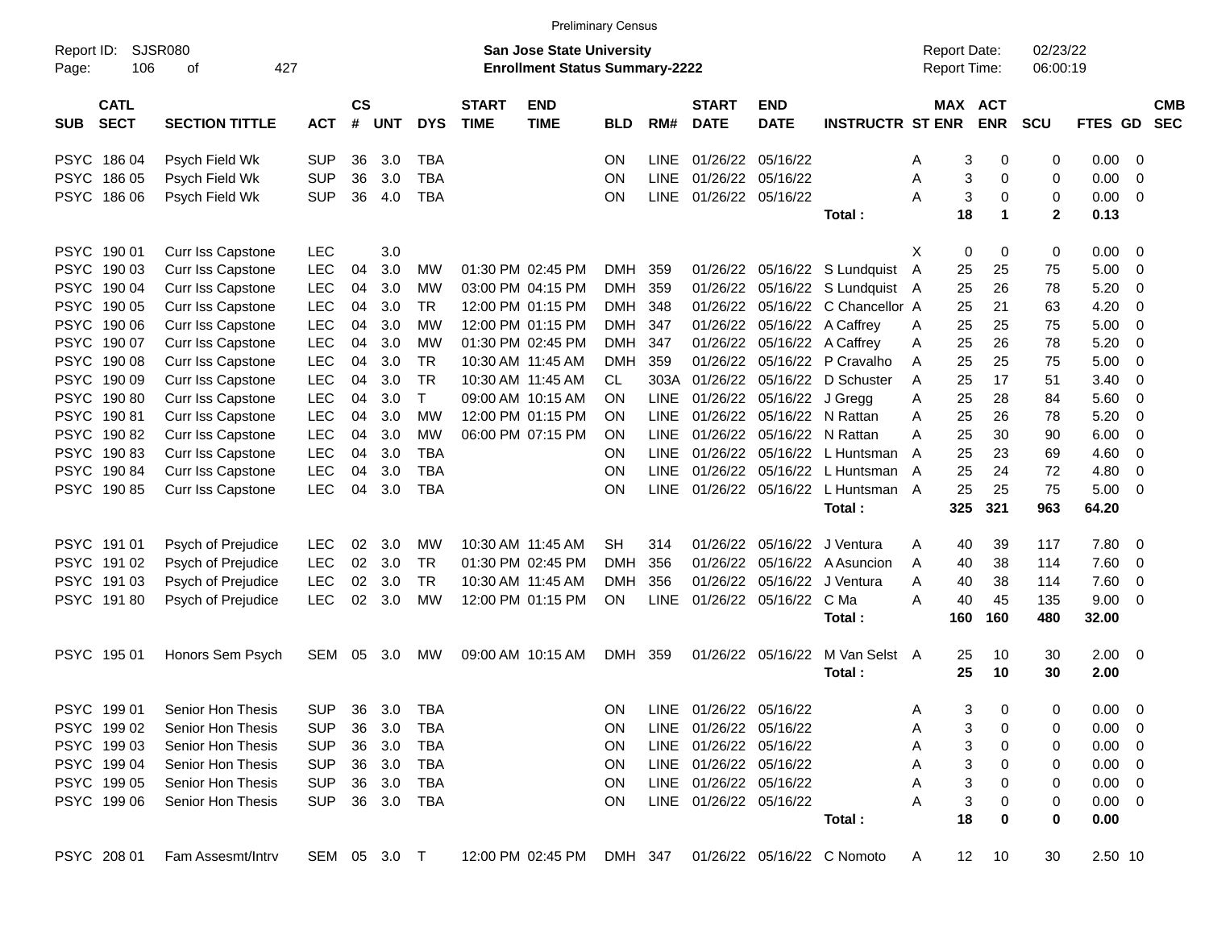Preliminary Census

Report ID: SJSR080
Page: 106 of 427

**San Jose State University**
**Enrollment Status Summary-2222**

Report Date: 02/23/22
Report Time: 06:00:19

| SUB | CATL SECT | SECTION TITTLE | ACT | CS # | UNT | DYS | START TIME | END TIME | BLD | RM# | START DATE | END DATE | INSTRUCTR | ST | MAX ENR | ACT ENR | SCU | FTES | GD | CMB SEC |
|---|---|---|---|---|---|---|---|---|---|---|---|---|---|---|---|---|---|---|---|---|
| PSYC | 186 04 | Psych Field Wk | SUP | 36 | 3.0 | TBA | | | ON | LINE | 01/26/22 | 05/16/22 | | A | 3 | 0 | 0 | 0.00 | 0 | |
| PSYC | 186 05 | Psych Field Wk | SUP | 36 | 3.0 | TBA | | | ON | LINE | 01/26/22 | 05/16/22 | | A | 3 | 0 | 0 | 0.00 | 0 | |
| PSYC | 186 06 | Psych Field Wk | SUP | 36 | 4.0 | TBA | | | ON | LINE | 01/26/22 | 05/16/22 | | A | 3 | 0 | 0 | 0.00 | 0 | |
| | | | | | | | | | | | | | **Total :** | | **18** | **1** | **2** | **0.13** | | |
| PSYC | 190 01 | Curr Iss Capstone | LEC | | 3.0 | | | | | | | | | X | 0 | 0 | 0 | 0.00 | 0 | |
| PSYC | 190 03 | Curr Iss Capstone | LEC | 04 | 3.0 | MW | 01:30 PM | 02:45 PM | DMH | 359 | 01/26/22 | 05/16/22 | S Lundquist | A | 25 | 25 | 75 | 5.00 | 0 | |
| PSYC | 190 04 | Curr Iss Capstone | LEC | 04 | 3.0 | MW | 03:00 PM | 04:15 PM | DMH | 359 | 01/26/22 | 05/16/22 | S Lundquist | A | 25 | 26 | 78 | 5.20 | 0 | |
| PSYC | 190 05 | Curr Iss Capstone | LEC | 04 | 3.0 | TR | 12:00 PM | 01:15 PM | DMH | 348 | 01/26/22 | 05/16/22 | C Chancellor | A | 25 | 21 | 63 | 4.20 | 0 | |
| PSYC | 190 06 | Curr Iss Capstone | LEC | 04 | 3.0 | MW | 12:00 PM | 01:15 PM | DMH | 347 | 01/26/22 | 05/16/22 | A Caffrey | A | 25 | 25 | 75 | 5.00 | 0 | |
| PSYC | 190 07 | Curr Iss Capstone | LEC | 04 | 3.0 | MW | 01:30 PM | 02:45 PM | DMH | 347 | 01/26/22 | 05/16/22 | A Caffrey | A | 25 | 26 | 78 | 5.20 | 0 | |
| PSYC | 190 08 | Curr Iss Capstone | LEC | 04 | 3.0 | TR | 10:30 AM | 11:45 AM | DMH | 359 | 01/26/22 | 05/16/22 | P Cravalho | A | 25 | 25 | 75 | 5.00 | 0 | |
| PSYC | 190 09 | Curr Iss Capstone | LEC | 04 | 3.0 | TR | 10:30 AM | 11:45 AM | CL | 303A | 01/26/22 | 05/16/22 | D Schuster | A | 25 | 17 | 51 | 3.40 | 0 | |
| PSYC | 190 80 | Curr Iss Capstone | LEC | 04 | 3.0 | T | 09:00 AM | 10:15 AM | ON | LINE | 01/26/22 | 05/16/22 | J Gregg | A | 25 | 28 | 84 | 5.60 | 0 | |
| PSYC | 190 81 | Curr Iss Capstone | LEC | 04 | 3.0 | MW | 12:00 PM | 01:15 PM | ON | LINE | 01/26/22 | 05/16/22 | N Rattan | A | 25 | 26 | 78 | 5.20 | 0 | |
| PSYC | 190 82 | Curr Iss Capstone | LEC | 04 | 3.0 | MW | 06:00 PM | 07:15 PM | ON | LINE | 01/26/22 | 05/16/22 | N Rattan | A | 25 | 30 | 90 | 6.00 | 0 | |
| PSYC | 190 83 | Curr Iss Capstone | LEC | 04 | 3.0 | TBA | | | ON | LINE | 01/26/22 | 05/16/22 | L Huntsman | A | 25 | 23 | 69 | 4.60 | 0 | |
| PSYC | 190 84 | Curr Iss Capstone | LEC | 04 | 3.0 | TBA | | | ON | LINE | 01/26/22 | 05/16/22 | L Huntsman | A | 25 | 24 | 72 | 4.80 | 0 | |
| PSYC | 190 85 | Curr Iss Capstone | LEC | 04 | 3.0 | TBA | | | ON | LINE | 01/26/22 | 05/16/22 | L Huntsman | A | 25 | 25 | 75 | 5.00 | 0 | |
| | | | | | | | | | | | | | **Total :** | | **325** | **321** | **963** | **64.20** | | |
| PSYC | 191 01 | Psych of Prejudice | LEC | 02 | 3.0 | MW | 10:30 AM | 11:45 AM | SH | 314 | 01/26/22 | 05/16/22 | J Ventura | A | 40 | 39 | 117 | 7.80 | 0 | |
| PSYC | 191 02 | Psych of Prejudice | LEC | 02 | 3.0 | TR | 01:30 PM | 02:45 PM | DMH | 356 | 01/26/22 | 05/16/22 | A Asuncion | A | 40 | 38 | 114 | 7.60 | 0 | |
| PSYC | 191 03 | Psych of Prejudice | LEC | 02 | 3.0 | TR | 10:30 AM | 11:45 AM | DMH | 356 | 01/26/22 | 05/16/22 | J Ventura | A | 40 | 38 | 114 | 7.60 | 0 | |
| PSYC | 191 80 | Psych of Prejudice | LEC | 02 | 3.0 | MW | 12:00 PM | 01:15 PM | ON | LINE | 01/26/22 | 05/16/22 | C Ma | A | 40 | 45 | 135 | 9.00 | 0 | |
| | | | | | | | | | | | | | **Total :** | | **160** | **160** | **480** | **32.00** | | |
| PSYC | 195 01 | Honors Sem Psych | SEM | 05 | 3.0 | MW | 09:00 AM | 10:15 AM | DMH | 359 | 01/26/22 | 05/16/22 | M Van Selst | A | 25 | 10 | 30 | 2.00 | 0 | |
| | | | | | | | | | | | | | **Total :** | | **25** | **10** | **30** | **2.00** | | |
| PSYC | 199 01 | Senior Hon Thesis | SUP | 36 | 3.0 | TBA | | | ON | LINE | 01/26/22 | 05/16/22 | | A | 3 | 0 | 0 | 0.00 | 0 | |
| PSYC | 199 02 | Senior Hon Thesis | SUP | 36 | 3.0 | TBA | | | ON | LINE | 01/26/22 | 05/16/22 | | A | 3 | 0 | 0 | 0.00 | 0 | |
| PSYC | 199 03 | Senior Hon Thesis | SUP | 36 | 3.0 | TBA | | | ON | LINE | 01/26/22 | 05/16/22 | | A | 3 | 0 | 0 | 0.00 | 0 | |
| PSYC | 199 04 | Senior Hon Thesis | SUP | 36 | 3.0 | TBA | | | ON | LINE | 01/26/22 | 05/16/22 | | A | 3 | 0 | 0 | 0.00 | 0 | |
| PSYC | 199 05 | Senior Hon Thesis | SUP | 36 | 3.0 | TBA | | | ON | LINE | 01/26/22 | 05/16/22 | | A | 3 | 0 | 0 | 0.00 | 0 | |
| PSYC | 199 06 | Senior Hon Thesis | SUP | 36 | 3.0 | TBA | | | ON | LINE | 01/26/22 | 05/16/22 | | A | 3 | 0 | 0 | 0.00 | 0 | |
| | | | | | | | | | | | | | **Total :** | | **18** | **0** | **0** | **0.00** | | |
| PSYC | 208 01 | Fam Assesmt/Intrv | SEM | 05 | 3.0 | T | 12:00 PM | 02:45 PM | DMH | 347 | 01/26/22 | 05/16/22 | C Nomoto | A | 12 | 10 | 30 | 2.50 | 10 | |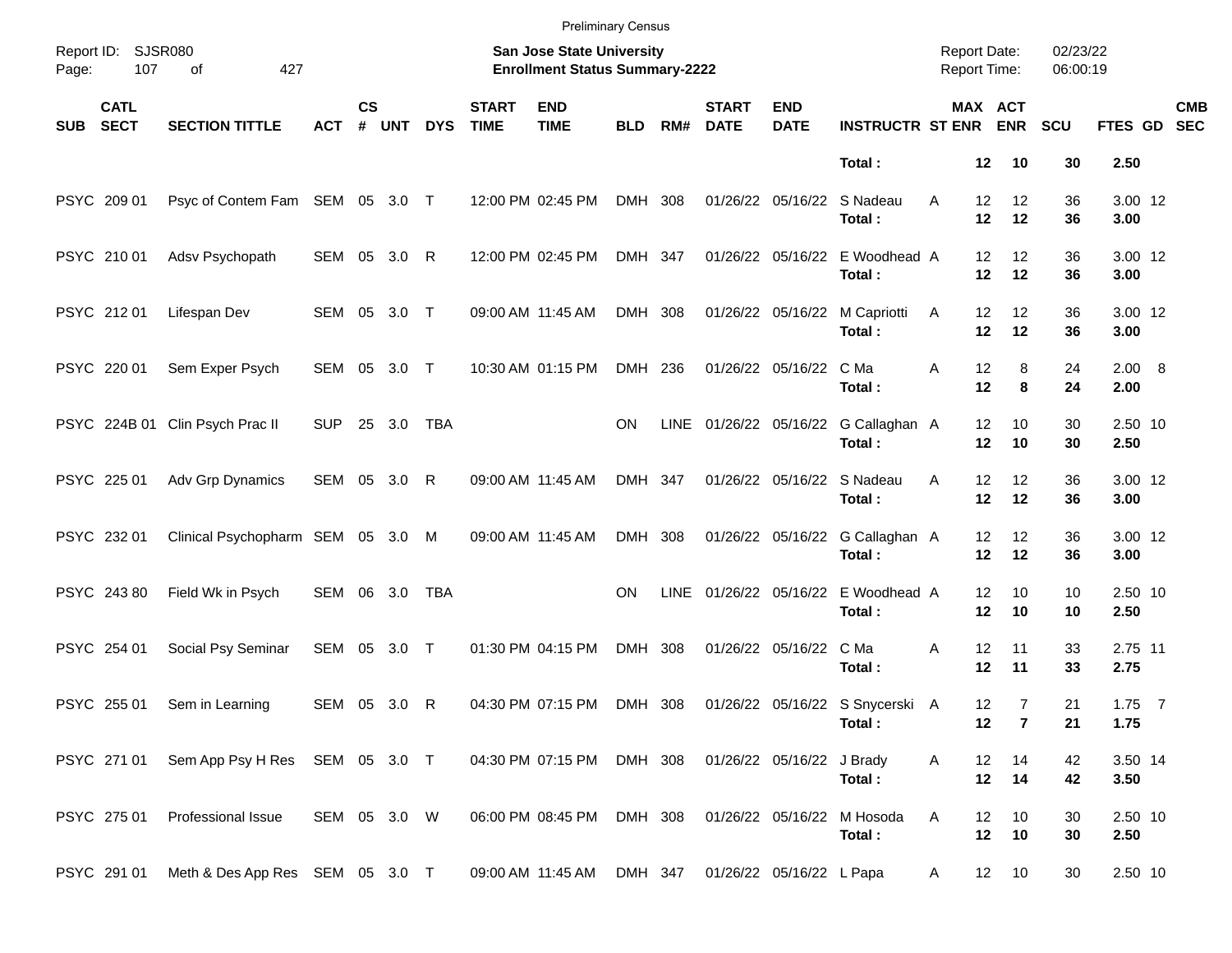Preliminary Census

Report ID: SJSR080
Page: 107 of 427

**San Jose State University**
**Enrollment Status Summary-2222**

Report Date: 02/23/22
Report Time: 06:00:19

| SUB | CATL SECT | SECTION TITTLE | ACT | CS # | UNT | DYS | START TIME | END TIME | BLD | RM# | START DATE | END DATE | INSTRUCTR | ST | MAX ENR | ACT ENR | SCU | FTES | GD | CMB SEC |
|---|---|---|---|---|---|---|---|---|---|---|---|---|---|---|---|---|---|---|---|---|
| | | | | | | | | | | | | | **Total :** | | **12** | **10** | **30** | **2.50** | | |
| PSYC | 209 01 | Psyc of Contem Fam | SEM | 05 | 3.0 | T | 12:00 PM | 02:45 PM | DMH | 308 | 01/26/22 | 05/16/22 | S Nadeau | A | 12 | 12 | 36 | 3.00 | 12 | |
| | | | | | | | | | | | | | **Total :** | | **12** | **12** | **36** | **3.00** | | |
| PSYC | 210 01 | Adsv Psychopath | SEM | 05 | 3.0 | R | 12:00 PM | 02:45 PM | DMH | 347 | 01/26/22 | 05/16/22 | E Woodhead | A | 12 | 12 | 36 | 3.00 | 12 | |
| | | | | | | | | | | | | | **Total :** | | **12** | **12** | **36** | **3.00** | | |
| PSYC | 212 01 | Lifespan Dev | SEM | 05 | 3.0 | T | 09:00 AM | 11:45 AM | DMH | 308 | 01/26/22 | 05/16/22 | M Capriotti | A | 12 | 12 | 36 | 3.00 | 12 | |
| | | | | | | | | | | | | | **Total :** | | **12** | **12** | **36** | **3.00** | | |
| PSYC | 220 01 | Sem Exper Psych | SEM | 05 | 3.0 | T | 10:30 AM | 01:15 PM | DMH | 236 | 01/26/22 | 05/16/22 | C Ma | A | 12 | 8 | 24 | 2.00 | 8 | |
| | | | | | | | | | | | | | **Total :** | | **12** | **8** | **24** | **2.00** | | |
| PSYC | 224B 01 | Clin Psych Prac II | SUP | 25 | 3.0 | TBA | | | ON | LINE | 01/26/22 | 05/16/22 | G Callaghan | A | 12 | 10 | 30 | 2.50 | 10 | |
| | | | | | | | | | | | | | **Total :** | | **12** | **10** | **30** | **2.50** | | |
| PSYC | 225 01 | Adv Grp Dynamics | SEM | 05 | 3.0 | R | 09:00 AM | 11:45 AM | DMH | 347 | 01/26/22 | 05/16/22 | S Nadeau | A | 12 | 12 | 36 | 3.00 | 12 | |
| | | | | | | | | | | | | | **Total :** | | **12** | **12** | **36** | **3.00** | | |
| PSYC | 232 01 | Clinical Psychopharm | SEM | 05 | 3.0 | M | 09:00 AM | 11:45 AM | DMH | 308 | 01/26/22 | 05/16/22 | G Callaghan | A | 12 | 12 | 36 | 3.00 | 12 | |
| | | | | | | | | | | | | | **Total :** | | **12** | **12** | **36** | **3.00** | | |
| PSYC | 243 80 | Field Wk in Psych | SEM | 06 | 3.0 | TBA | | | ON | LINE | 01/26/22 | 05/16/22 | E Woodhead | A | 12 | 10 | 10 | 2.50 | 10 | |
| | | | | | | | | | | | | | **Total :** | | **12** | **10** | **10** | **2.50** | | |
| PSYC | 254 01 | Social Psy Seminar | SEM | 05 | 3.0 | T | 01:30 PM | 04:15 PM | DMH | 308 | 01/26/22 | 05/16/22 | C Ma | A | 12 | 11 | 33 | 2.75 | 11 | |
| | | | | | | | | | | | | | **Total :** | | **12** | **11** | **33** | **2.75** | | |
| PSYC | 255 01 | Sem in Learning | SEM | 05 | 3.0 | R | 04:30 PM | 07:15 PM | DMH | 308 | 01/26/22 | 05/16/22 | S Snycerski | A | 12 | 7 | 21 | 1.75 | 7 | |
| | | | | | | | | | | | | | **Total :** | | **12** | **7** | **21** | **1.75** | | |
| PSYC | 271 01 | Sem App Psy H Res | SEM | 05 | 3.0 | T | 04:30 PM | 07:15 PM | DMH | 308 | 01/26/22 | 05/16/22 | J Brady | A | 12 | 14 | 42 | 3.50 | 14 | |
| | | | | | | | | | | | | | **Total :** | | **12** | **14** | **42** | **3.50** | | |
| PSYC | 275 01 | Professional Issue | SEM | 05 | 3.0 | W | 06:00 PM | 08:45 PM | DMH | 308 | 01/26/22 | 05/16/22 | M Hosoda | A | 12 | 10 | 30 | 2.50 | 10 | |
| | | | | | | | | | | | | | **Total :** | | **12** | **10** | **30** | **2.50** | | |
| PSYC | 291 01 | Meth & Des App Res | SEM | 05 | 3.0 | T | 09:00 AM | 11:45 AM | DMH | 347 | 01/26/22 | 05/16/22 | L Papa | A | 12 | 10 | 30 | 2.50 | 10 | |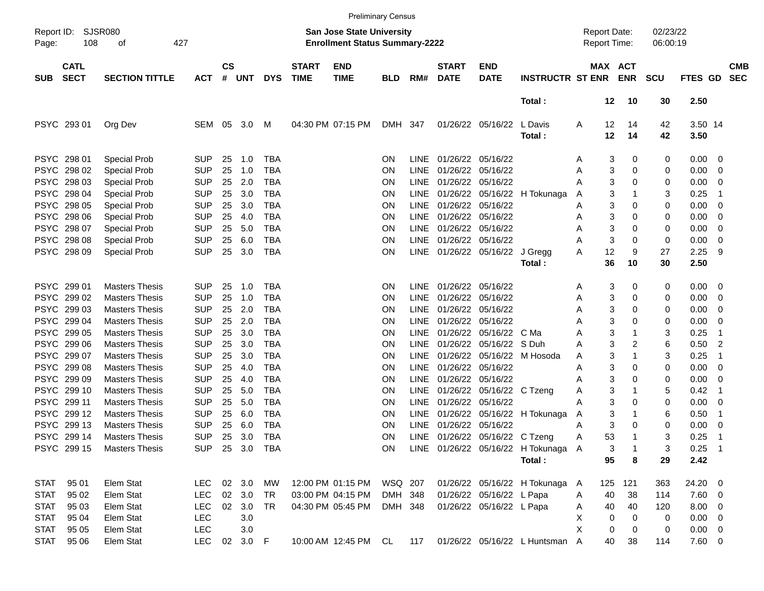Preliminary Census

Report ID: SJSR080
**San Jose State University**
**Enrollment Status Summary-2222**
Report Date: 02/23/22
Report Time: 06:00:19

| SUB | CATL SECT | SECTION TITTLE | ACT | CS # | UNT | DYS | START TIME | END TIME | BLD | RM# | START DATE | END DATE | INSTRUCTR | ST | MAX ENR | ACT ENR | SCU | FTES | GD | CMB SEC |
|---|---|---|---|---|---|---|---|---|---|---|---|---|---|---|---|---|---|---|---|---|
| | | | | | | | | | | | | | **Total :** | | **12** | **10** | **30** | **2.50** | | |
| PSYC | 293 01 | Org Dev | SEM | 05 | 3.0 | M | 04:30 PM | 07:15 PM | DMH | 347 | 01/26/22 | 05/16/22 | L Davis | A | 12 | 14 | 42 | 3.50 | 14 | |
| | | | | | | | | | | | | | **Total :** | | **12** | **14** | **42** | **3.50** | | |
| PSYC | 298 01 | Special Prob | SUP | 25 | 1.0 | TBA | | | ON | LINE | 01/26/22 | 05/16/22 | | A | 3 | 0 | 0 | 0.00 | 0 | |
| PSYC | 298 02 | Special Prob | SUP | 25 | 1.0 | TBA | | | ON | LINE | 01/26/22 | 05/16/22 | | A | 3 | 0 | 0 | 0.00 | 0 | |
| PSYC | 298 03 | Special Prob | SUP | 25 | 2.0 | TBA | | | ON | LINE | 01/26/22 | 05/16/22 | | A | 3 | 0 | 0 | 0.00 | 0 | |
| PSYC | 298 04 | Special Prob | SUP | 25 | 3.0 | TBA | | | ON | LINE | 01/26/22 | 05/16/22 | H Tokunaga | A | 3 | 1 | 3 | 0.25 | 1 | |
| PSYC | 298 05 | Special Prob | SUP | 25 | 3.0 | TBA | | | ON | LINE | 01/26/22 | 05/16/22 | | A | 3 | 0 | 0 | 0.00 | 0 | |
| PSYC | 298 06 | Special Prob | SUP | 25 | 4.0 | TBA | | | ON | LINE | 01/26/22 | 05/16/22 | | A | 3 | 0 | 0 | 0.00 | 0 | |
| PSYC | 298 07 | Special Prob | SUP | 25 | 5.0 | TBA | | | ON | LINE | 01/26/22 | 05/16/22 | | A | 3 | 0 | 0 | 0.00 | 0 | |
| PSYC | 298 08 | Special Prob | SUP | 25 | 6.0 | TBA | | | ON | LINE | 01/26/22 | 05/16/22 | | A | 3 | 0 | 0 | 0.00 | 0 | |
| PSYC | 298 09 | Special Prob | SUP | 25 | 3.0 | TBA | | | ON | LINE | 01/26/22 | 05/16/22 | J Gregg | A | 12 | 9 | 27 | 2.25 | 9 | |
| | | | | | | | | | | | | | **Total :** | | **36** | **10** | **30** | **2.50** | | |
| PSYC | 299 01 | Masters Thesis | SUP | 25 | 1.0 | TBA | | | ON | LINE | 01/26/22 | 05/16/22 | | A | 3 | 0 | 0 | 0.00 | 0 | |
| PSYC | 299 02 | Masters Thesis | SUP | 25 | 1.0 | TBA | | | ON | LINE | 01/26/22 | 05/16/22 | | A | 3 | 0 | 0 | 0.00 | 0 | |
| PSYC | 299 03 | Masters Thesis | SUP | 25 | 2.0 | TBA | | | ON | LINE | 01/26/22 | 05/16/22 | | A | 3 | 0 | 0 | 0.00 | 0 | |
| PSYC | 299 04 | Masters Thesis | SUP | 25 | 2.0 | TBA | | | ON | LINE | 01/26/22 | 05/16/22 | | A | 3 | 0 | 0 | 0.00 | 0 | |
| PSYC | 299 05 | Masters Thesis | SUP | 25 | 3.0 | TBA | | | ON | LINE | 01/26/22 | 05/16/22 | C Ma | A | 3 | 1 | 3 | 0.25 | 1 | |
| PSYC | 299 06 | Masters Thesis | SUP | 25 | 3.0 | TBA | | | ON | LINE | 01/26/22 | 05/16/22 | S Duh | A | 3 | 2 | 6 | 0.50 | 2 | |
| PSYC | 299 07 | Masters Thesis | SUP | 25 | 3.0 | TBA | | | ON | LINE | 01/26/22 | 05/16/22 | M Hosoda | A | 3 | 1 | 3 | 0.25 | 1 | |
| PSYC | 299 08 | Masters Thesis | SUP | 25 | 4.0 | TBA | | | ON | LINE | 01/26/22 | 05/16/22 | | A | 3 | 0 | 0 | 0.00 | 0 | |
| PSYC | 299 09 | Masters Thesis | SUP | 25 | 4.0 | TBA | | | ON | LINE | 01/26/22 | 05/16/22 | | A | 3 | 0 | 0 | 0.00 | 0 | |
| PSYC | 299 10 | Masters Thesis | SUP | 25 | 5.0 | TBA | | | ON | LINE | 01/26/22 | 05/16/22 | C Tzeng | A | 3 | 1 | 5 | 0.42 | 1 | |
| PSYC | 299 11 | Masters Thesis | SUP | 25 | 5.0 | TBA | | | ON | LINE | 01/26/22 | 05/16/22 | | A | 3 | 0 | 0 | 0.00 | 0 | |
| PSYC | 299 12 | Masters Thesis | SUP | 25 | 6.0 | TBA | | | ON | LINE | 01/26/22 | 05/16/22 | H Tokunaga | A | 3 | 1 | 6 | 0.50 | 1 | |
| PSYC | 299 13 | Masters Thesis | SUP | 25 | 6.0 | TBA | | | ON | LINE | 01/26/22 | 05/16/22 | | A | 3 | 0 | 0 | 0.00 | 0 | |
| PSYC | 299 14 | Masters Thesis | SUP | 25 | 3.0 | TBA | | | ON | LINE | 01/26/22 | 05/16/22 | C Tzeng | A | 53 | 1 | 3 | 0.25 | 1 | |
| PSYC | 299 15 | Masters Thesis | SUP | 25 | 3.0 | TBA | | | ON | LINE | 01/26/22 | 05/16/22 | H Tokunaga | A | 3 | 1 | 3 | 0.25 | 1 | |
| | | | | | | | | | | | | | **Total :** | | **95** | **8** | **29** | **2.42** | | |
| STAT | 95 01 | Elem Stat | LEC | 02 | 3.0 | MW | 12:00 PM | 01:15 PM | WSQ | 207 | 01/26/22 | 05/16/22 | H Tokunaga | A | 125 | 121 | 363 | 24.20 | 0 | |
| STAT | 95 02 | Elem Stat | LEC | 02 | 3.0 | TR | 03:00 PM | 04:15 PM | DMH | 348 | 01/26/22 | 05/16/22 | L Papa | A | 40 | 38 | 114 | 7.60 | 0 | |
| STAT | 95 03 | Elem Stat | LEC | 02 | 3.0 | TR | 04:30 PM | 05:45 PM | DMH | 348 | 01/26/22 | 05/16/22 | L Papa | A | 40 | 40 | 120 | 8.00 | 0 | |
| STAT | 95 04 | Elem Stat | LEC | | 3.0 | | | | | | | | | X | 0 | 0 | 0 | 0.00 | 0 | |
| STAT | 95 05 | Elem Stat | LEC | | 3.0 | | | | | | | | | X | 0 | 0 | 0 | 0.00 | 0 | |
| STAT | 95 06 | Elem Stat | LEC | 02 | 3.0 | F | 10:00 AM | 12:45 PM | CL | 117 | 01/26/22 | 05/16/22 | L Huntsman | A | 40 | 38 | 114 | 7.60 | 0 | |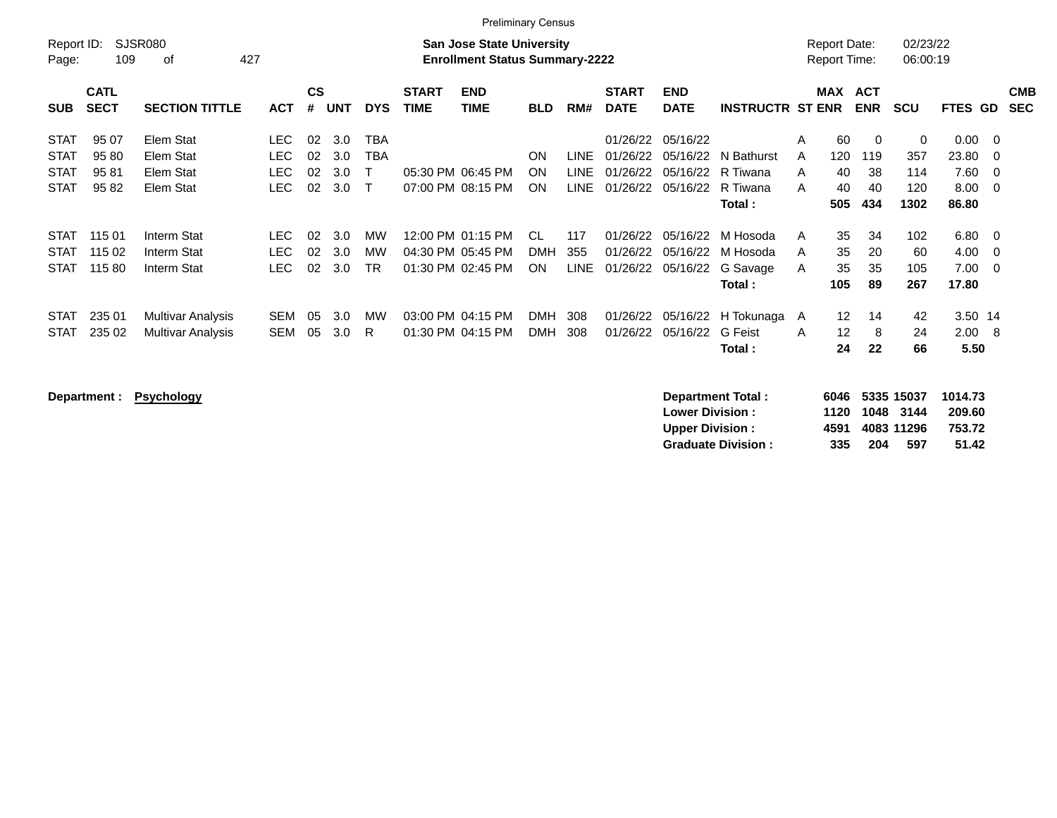Preliminary Census

Report ID: SJSR080

**San Jose State University**
**Enrollment Status Summary-2222**

Report Date: 02/23/22
Report Time: 06:00:19

| SUB | CATL SECT | SECTION TITTLE | ACT | CS # | UNT | DYS | START TIME | END TIME | BLD | RM# | START DATE | END DATE | INSTRUCTR | ST | MAX ENR | ACT ENR | SCU | FTES | GD | CMB SEC |
|---|---|---|---|---|---|---|---|---|---|---|---|---|---|---|---|---|---|---|---|---|
| STAT | 95 07 | Elem Stat | LEC | 02 | 3.0 | TBA | | | | | 01/26/22 | 05/16/22 | | A | 60 | 0 | 0 | 0.00 | 0 | |
| STAT | 95 80 | Elem Stat | LEC | 02 | 3.0 | TBA | | | ON | LINE | 01/26/22 | 05/16/22 | N Bathurst | A | 120 | 119 | 357 | 23.80 | 0 | |
| STAT | 95 81 | Elem Stat | LEC | 02 | 3.0 | T | 05:30 PM | 06:45 PM | ON | LINE | 01/26/22 | 05/16/22 | R Tiwana | A | 40 | 38 | 114 | 7.60 | 0 | |
| STAT | 95 82 | Elem Stat | LEC | 02 | 3.0 | T | 07:00 PM | 08:15 PM | ON | LINE | 01/26/22 | 05/16/22 | R Tiwana | A | 40 | 40 | 120 | 8.00 | 0 | |
| | | | | | | | | | | | | | **Total :** | | **505** | **434** | **1302** | **86.80** | | |
| STAT | 115 01 | Interm Stat | LEC | 02 | 3.0 | MW | 12:00 PM | 01:15 PM | CL | 117 | 01/26/22 | 05/16/22 | M Hosoda | A | 35 | 34 | 102 | 6.80 | 0 | |
| STAT | 115 02 | Interm Stat | LEC | 02 | 3.0 | MW | 04:30 PM | 05:45 PM | DMH | 355 | 01/26/22 | 05/16/22 | M Hosoda | A | 35 | 20 | 60 | 4.00 | 0 | |
| STAT | 115 80 | Interm Stat | LEC | 02 | 3.0 | TR | 01:30 PM | 02:45 PM | ON | LINE | 01/26/22 | 05/16/22 | G Savage | A | 35 | 35 | 105 | 7.00 | 0 | |
| | | | | | | | | | | | | | **Total :** | | **105** | **89** | **267** | **17.80** | | |
| STAT | 235 01 | Multivar Analysis | SEM | 05 | 3.0 | MW | 03:00 PM | 04:15 PM | DMH | 308 | 01/26/22 | 05/16/22 | H Tokunaga | A | 12 | 14 | 42 | 3.50 | 14 | |
| STAT | 235 02 | Multivar Analysis | SEM | 05 | 3.0 | R | 01:30 PM | 04:15 PM | DMH | 308 | 01/26/22 | 05/16/22 | G Feist | A | 12 | 8 | 24 | 2.00 | 8 | |
| | | | | | | | | | | | | | **Total :** | | **24** | **22** | **66** | **5.50** | | |

**Department : Psychology**

| | MAX ENR | ACT ENR | SCU | FTES |
|---|---|---|---|---|
| **Department Total :** | **6046** | **5335** | **15037** | **1014.73** |
| **Lower Division :** | **1120** | **1048** | **3144** | **209.60** |
| **Upper Division :** | **4591** | **4083** | **11296** | **753.72** |
| **Graduate Division :** | **335** | **204** | **597** | **51.42** |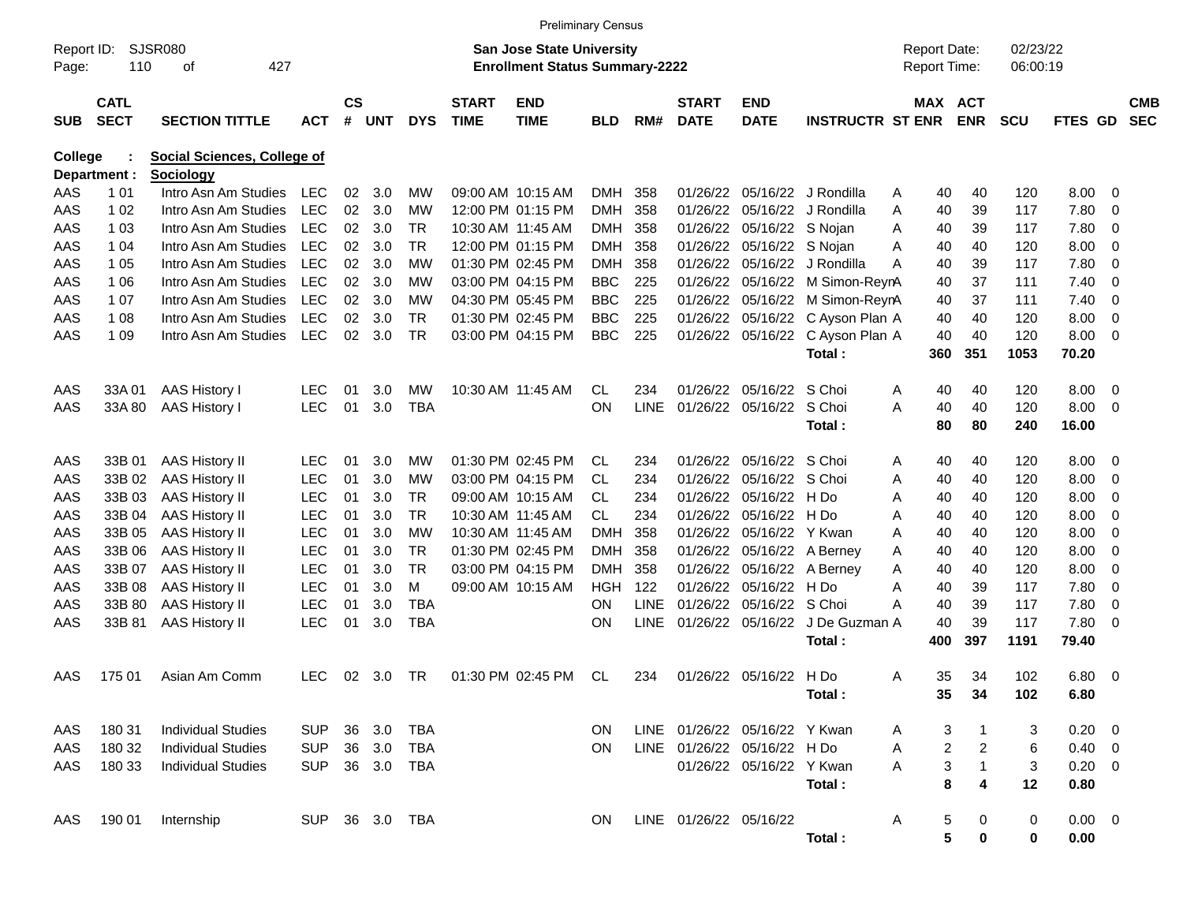Preliminary Census

Report ID: SJSR080
Page: 110 of 427

**San Jose State University**
**Enrollment Status Summary-2222**

Report Date: 02/23/22
Report Time: 06:00:19

**College : Social Sciences, College of**
**Department : Sociology**

| SUB | CATL SECT | SECTION TITTLE | ACT | CS # | UNT | DYS | START TIME | END TIME | BLD | RM# | START DATE | END DATE | INSTRUCTR | ST | MAX ENR | ACT ENR | SCU | FTES | GD | CMB SEC |
|---|---|---|---|---|---|---|---|---|---|---|---|---|---|---|---|---|---|---|---|---|
| AAS | 1 01 | Intro Asn Am Studies | LEC | 02 | 3.0 | MW | 09:00 AM | 10:15 AM | DMH | 358 | 01/26/22 | 05/16/22 | J Rondilla | A | 40 | 40 | 120 | 8.00 | 0 | |
| AAS | 1 02 | Intro Asn Am Studies | LEC | 02 | 3.0 | MW | 12:00 PM | 01:15 PM | DMH | 358 | 01/26/22 | 05/16/22 | J Rondilla | A | 40 | 39 | 117 | 7.80 | 0 | |
| AAS | 1 03 | Intro Asn Am Studies | LEC | 02 | 3.0 | TR | 10:30 AM | 11:45 AM | DMH | 358 | 01/26/22 | 05/16/22 | S Nojan | A | 40 | 39 | 117 | 7.80 | 0 | |
| AAS | 1 04 | Intro Asn Am Studies | LEC | 02 | 3.0 | TR | 12:00 PM | 01:15 PM | DMH | 358 | 01/26/22 | 05/16/22 | S Nojan | A | 40 | 40 | 120 | 8.00 | 0 | |
| AAS | 1 05 | Intro Asn Am Studies | LEC | 02 | 3.0 | MW | 01:30 PM | 02:45 PM | DMH | 358 | 01/26/22 | 05/16/22 | J Rondilla | A | 40 | 39 | 117 | 7.80 | 0 | |
| AAS | 1 06 | Intro Asn Am Studies | LEC | 02 | 3.0 | MW | 03:00 PM | 04:15 PM | BBC | 225 | 01/26/22 | 05/16/22 | M Simon-Reyn | A | 40 | 37 | 111 | 7.40 | 0 | |
| AAS | 1 07 | Intro Asn Am Studies | LEC | 02 | 3.0 | MW | 04:30 PM | 05:45 PM | BBC | 225 | 01/26/22 | 05/16/22 | M Simon-Reyn | A | 40 | 37 | 111 | 7.40 | 0 | |
| AAS | 1 08 | Intro Asn Am Studies | LEC | 02 | 3.0 | TR | 01:30 PM | 02:45 PM | BBC | 225 | 01/26/22 | 05/16/22 | C Ayson Plan | A | 40 | 40 | 120 | 8.00 | 0 | |
| AAS | 1 09 | Intro Asn Am Studies | LEC | 02 | 3.0 | TR | 03:00 PM | 04:15 PM | BBC | 225 | 01/26/22 | 05/16/22 | C Ayson Plan | A | 40 | 40 | 120 | 8.00 | 0 | |
| | | | | | | | | | | | | | **Total :** | | **360** | **351** | **1053** | **70.20** | | |
| AAS | 33A 01 | AAS History I | LEC | 01 | 3.0 | MW | 10:30 AM | 11:45 AM | CL | 234 | 01/26/22 | 05/16/22 | S Choi | A | 40 | 40 | 120 | 8.00 | 0 | |
| AAS | 33A 80 | AAS History I | LEC | 01 | 3.0 | TBA | | | ON | LINE | 01/26/22 | 05/16/22 | S Choi | A | 40 | 40 | 120 | 8.00 | 0 | |
| | | | | | | | | | | | | | **Total :** | | **80** | **80** | **240** | **16.00** | | |
| AAS | 33B 01 | AAS History II | LEC | 01 | 3.0 | MW | 01:30 PM | 02:45 PM | CL | 234 | 01/26/22 | 05/16/22 | S Choi | A | 40 | 40 | 120 | 8.00 | 0 | |
| AAS | 33B 02 | AAS History II | LEC | 01 | 3.0 | MW | 03:00 PM | 04:15 PM | CL | 234 | 01/26/22 | 05/16/22 | S Choi | A | 40 | 40 | 120 | 8.00 | 0 | |
| AAS | 33B 03 | AAS History II | LEC | 01 | 3.0 | TR | 09:00 AM | 10:15 AM | CL | 234 | 01/26/22 | 05/16/22 | H Do | A | 40 | 40 | 120 | 8.00 | 0 | |
| AAS | 33B 04 | AAS History II | LEC | 01 | 3.0 | TR | 10:30 AM | 11:45 AM | CL | 234 | 01/26/22 | 05/16/22 | H Do | A | 40 | 40 | 120 | 8.00 | 0 | |
| AAS | 33B 05 | AAS History II | LEC | 01 | 3.0 | MW | 10:30 AM | 11:45 AM | DMH | 358 | 01/26/22 | 05/16/22 | Y Kwan | A | 40 | 40 | 120 | 8.00 | 0 | |
| AAS | 33B 06 | AAS History II | LEC | 01 | 3.0 | TR | 01:30 PM | 02:45 PM | DMH | 358 | 01/26/22 | 05/16/22 | A Berney | A | 40 | 40 | 120 | 8.00 | 0 | |
| AAS | 33B 07 | AAS History II | LEC | 01 | 3.0 | TR | 03:00 PM | 04:15 PM | DMH | 358 | 01/26/22 | 05/16/22 | A Berney | A | 40 | 40 | 120 | 8.00 | 0 | |
| AAS | 33B 08 | AAS History II | LEC | 01 | 3.0 | M | 09:00 AM | 10:15 AM | HGH | 122 | 01/26/22 | 05/16/22 | H Do | A | 40 | 39 | 117 | 7.80 | 0 | |
| AAS | 33B 80 | AAS History II | LEC | 01 | 3.0 | TBA | | | ON | LINE | 01/26/22 | 05/16/22 | S Choi | A | 40 | 39 | 117 | 7.80 | 0 | |
| AAS | 33B 81 | AAS History II | LEC | 01 | 3.0 | TBA | | | ON | LINE | 01/26/22 | 05/16/22 | J De Guzman | A | 40 | 39 | 117 | 7.80 | 0 | |
| | | | | | | | | | | | | | **Total :** | | **400** | **397** | **1191** | **79.40** | | |
| AAS | 175 01 | Asian Am Comm | LEC | 02 | 3.0 | TR | 01:30 PM | 02:45 PM | CL | 234 | 01/26/22 | 05/16/22 | H Do | A | 35 | 34 | 102 | 6.80 | 0 | |
| | | | | | | | | | | | | | **Total :** | | **35** | **34** | **102** | **6.80** | | |
| AAS | 180 31 | Individual Studies | SUP | 36 | 3.0 | TBA | | | ON | LINE | 01/26/22 | 05/16/22 | Y Kwan | A | 3 | 1 | 3 | 0.20 | 0 | |
| AAS | 180 32 | Individual Studies | SUP | 36 | 3.0 | TBA | | | ON | LINE | 01/26/22 | 05/16/22 | H Do | A | 2 | 2 | 6 | 0.40 | 0 | |
| AAS | 180 33 | Individual Studies | SUP | 36 | 3.0 | TBA | | | | | 01/26/22 | 05/16/22 | Y Kwan | A | 3 | 1 | 3 | 0.20 | 0 | |
| | | | | | | | | | | | | | **Total :** | | **8** | **4** | **12** | **0.80** | | |
| AAS | 190 01 | Internship | SUP | 36 | 3.0 | TBA | | | ON | LINE | 01/26/22 | 05/16/22 | | A | 5 | 0 | 0 | 0.00 | 0 | |
| | | | | | | | | | | | | | **Total :** | | **5** | **0** | **0** | **0.00** | | |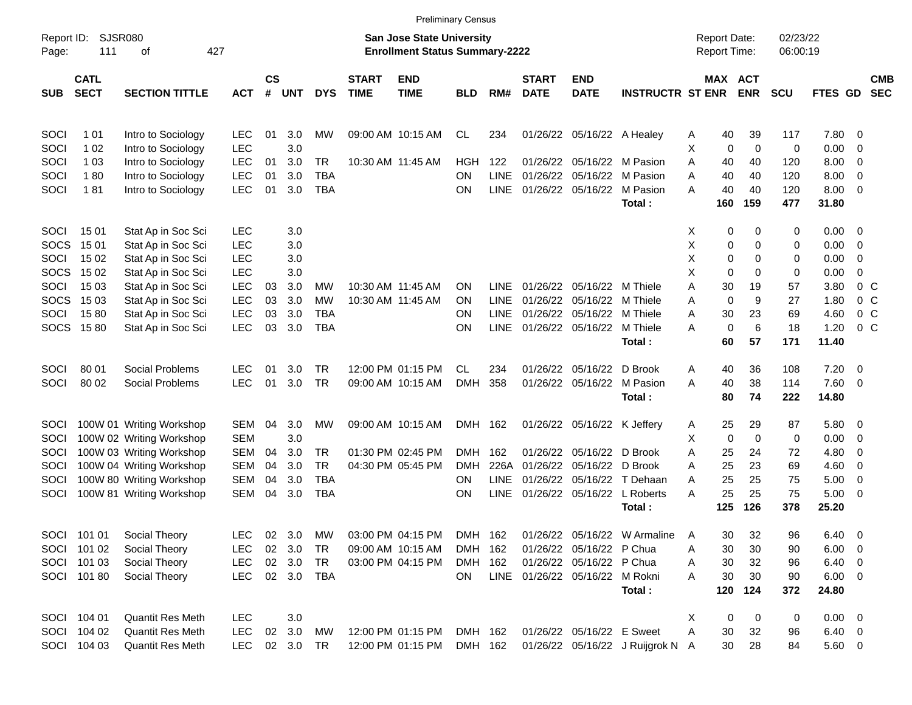Preliminary Census

Report ID: SJSR080
Page: 111 of 427

**San Jose State University**
**Enrollment Status Summary-2222**

Report Date: 02/23/22
Report Time: 06:00:19

| SUB | CATL SECT | SECTION TITTLE | ACT | CS # | UNT | DYS | START TIME | END TIME | BLD | RM# | START DATE | END DATE | INSTRUCTR | ST | MAX ENR | ACT ENR | SCU | FTES | GD | CMB SEC |
|---|---|---|---|---|---|---|---|---|---|---|---|---|---|---|---|---|---|---|---|---|
| SOCI | 1 01 | Intro to Sociology | LEC | 01 | 3.0 | MW | 09:00 AM | 10:15 AM | CL | 234 | 01/26/22 | 05/16/22 | A Healey | A | 40 | 39 | 117 | 7.80 | 0 | |
| SOCI | 1 02 | Intro to Sociology | LEC | | 3.0 | | | | | | | | | X | 0 | 0 | 0 | 0.00 | 0 | |
| SOCI | 1 03 | Intro to Sociology | LEC | 01 | 3.0 | TR | 10:30 AM | 11:45 AM | HGH | 122 | 01/26/22 | 05/16/22 | M Pasion | A | 40 | 40 | 120 | 8.00 | 0 | |
| SOCI | 1 80 | Intro to Sociology | LEC | 01 | 3.0 | TBA | | | ON | LINE | 01/26/22 | 05/16/22 | M Pasion | A | 40 | 40 | 120 | 8.00 | 0 | |
| SOCI | 1 81 | Intro to Sociology | LEC | 01 | 3.0 | TBA | | | ON | LINE | 01/26/22 | 05/16/22 | M Pasion | A | 40 | 40 | 120 | 8.00 | 0 | |
| | | | | | | | | | | | | | **Total :** | | **160** | **159** | **477** | **31.80** | | |
| SOCI | 15 01 | Stat Ap in Soc Sci | LEC | | 3.0 | | | | | | | | | X | 0 | 0 | 0 | 0.00 | 0 | |
| SOCS | 15 01 | Stat Ap in Soc Sci | LEC | | 3.0 | | | | | | | | | X | 0 | 0 | 0 | 0.00 | 0 | |
| SOCI | 15 02 | Stat Ap in Soc Sci | LEC | | 3.0 | | | | | | | | | X | 0 | 0 | 0 | 0.00 | 0 | |
| SOCS | 15 02 | Stat Ap in Soc Sci | LEC | | 3.0 | | | | | | | | | X | 0 | 0 | 0 | 0.00 | 0 | |
| SOCI | 15 03 | Stat Ap in Soc Sci | LEC | 03 | 3.0 | MW | 10:30 AM | 11:45 AM | ON | LINE | 01/26/22 | 05/16/22 | M Thiele | A | 30 | 19 | 57 | 3.80 | 0 | C |
| SOCS | 15 03 | Stat Ap in Soc Sci | LEC | 03 | 3.0 | MW | 10:30 AM | 11:45 AM | ON | LINE | 01/26/22 | 05/16/22 | M Thiele | A | 0 | 9 | 27 | 1.80 | 0 | C |
| SOCI | 15 80 | Stat Ap in Soc Sci | LEC | 03 | 3.0 | TBA | | | ON | LINE | 01/26/22 | 05/16/22 | M Thiele | A | 30 | 23 | 69 | 4.60 | 0 | C |
| SOCS | 15 80 | Stat Ap in Soc Sci | LEC | 03 | 3.0 | TBA | | | ON | LINE | 01/26/22 | 05/16/22 | M Thiele | A | 0 | 6 | 18 | 1.20 | 0 | C |
| | | | | | | | | | | | | | **Total :** | | **60** | **57** | **171** | **11.40** | | |
| SOCI | 80 01 | Social Problems | LEC | 01 | 3.0 | TR | 12:00 PM | 01:15 PM | CL | 234 | 01/26/22 | 05/16/22 | D Brook | A | 40 | 36 | 108 | 7.20 | 0 | |
| SOCI | 80 02 | Social Problems | LEC | 01 | 3.0 | TR | 09:00 AM | 10:15 AM | DMH | 358 | 01/26/22 | 05/16/22 | M Pasion | A | 40 | 38 | 114 | 7.60 | 0 | |
| | | | | | | | | | | | | | **Total :** | | **80** | **74** | **222** | **14.80** | | |
| SOCI | 100W 01 | Writing Workshop | SEM | 04 | 3.0 | MW | 09:00 AM | 10:15 AM | DMH | 162 | 01/26/22 | 05/16/22 | K Jeffery | A | 25 | 29 | 87 | 5.80 | 0 | |
| SOCI | 100W 02 | Writing Workshop | SEM | | 3.0 | | | | | | | | | X | 0 | 0 | 0 | 0.00 | 0 | |
| SOCI | 100W 03 | Writing Workshop | SEM | 04 | 3.0 | TR | 01:30 PM | 02:45 PM | DMH | 162 | 01/26/22 | 05/16/22 | D Brook | A | 25 | 24 | 72 | 4.80 | 0 | |
| SOCI | 100W 04 | Writing Workshop | SEM | 04 | 3.0 | TR | 04:30 PM | 05:45 PM | DMH | 226A | 01/26/22 | 05/16/22 | D Brook | A | 25 | 23 | 69 | 4.60 | 0 | |
| SOCI | 100W 80 | Writing Workshop | SEM | 04 | 3.0 | TBA | | | ON | LINE | 01/26/22 | 05/16/22 | T Dehaan | A | 25 | 25 | 75 | 5.00 | 0 | |
| SOCI | 100W 81 | Writing Workshop | SEM | 04 | 3.0 | TBA | | | ON | LINE | 01/26/22 | 05/16/22 | L Roberts | A | 25 | 25 | 75 | 5.00 | 0 | |
| | | | | | | | | | | | | | **Total :** | | **125** | **126** | **378** | **25.20** | | |
| SOCI | 101 01 | Social Theory | LEC | 02 | 3.0 | MW | 03:00 PM | 04:15 PM | DMH | 162 | 01/26/22 | 05/16/22 | W Armaline | A | 30 | 32 | 96 | 6.40 | 0 | |
| SOCI | 101 02 | Social Theory | LEC | 02 | 3.0 | TR | 09:00 AM | 10:15 AM | DMH | 162 | 01/26/22 | 05/16/22 | P Chua | A | 30 | 30 | 90 | 6.00 | 0 | |
| SOCI | 101 03 | Social Theory | LEC | 02 | 3.0 | TR | 03:00 PM | 04:15 PM | DMH | 162 | 01/26/22 | 05/16/22 | P Chua | A | 30 | 32 | 96 | 6.40 | 0 | |
| SOCI | 101 80 | Social Theory | LEC | 02 | 3.0 | TBA | | | ON | LINE | 01/26/22 | 05/16/22 | M Rokni | A | 30 | 30 | 90 | 6.00 | 0 | |
| | | | | | | | | | | | | | **Total :** | | **120** | **124** | **372** | **24.80** | | |
| SOCI | 104 01 | Quantit Res Meth | LEC | | 3.0 | | | | | | | | | X | 0 | 0 | 0 | 0.00 | 0 | |
| SOCI | 104 02 | Quantit Res Meth | LEC | 02 | 3.0 | MW | 12:00 PM | 01:15 PM | DMH | 162 | 01/26/22 | 05/16/22 | E Sweet | A | 30 | 32 | 96 | 6.40 | 0 | |
| SOCI | 104 03 | Quantit Res Meth | LEC | 02 | 3.0 | TR | 12:00 PM | 01:15 PM | DMH | 162 | 01/26/22 | 05/16/22 | J Ruijgrok N | A | 30 | 28 | 84 | 5.60 | 0 | |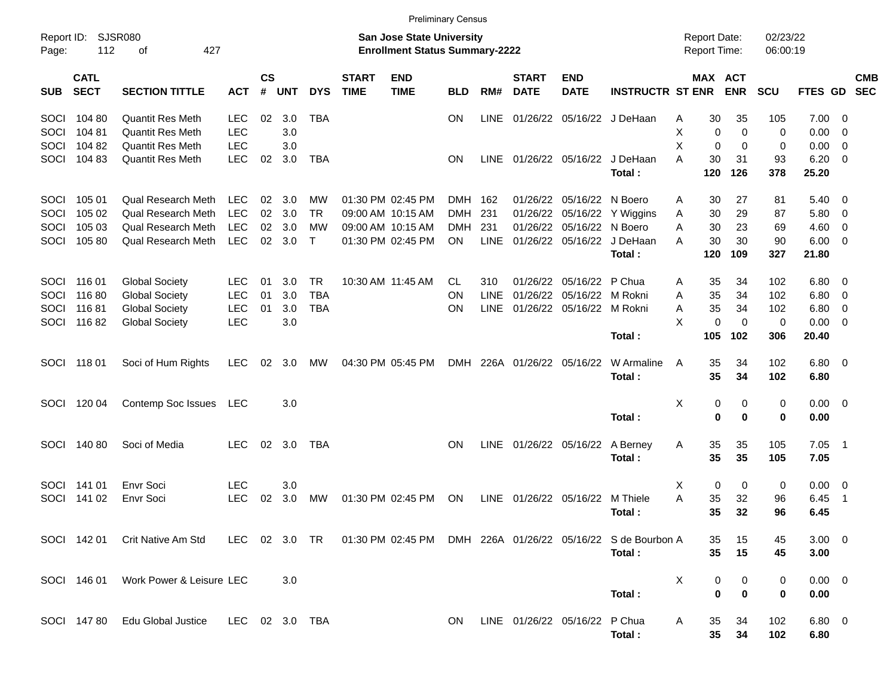Preliminary Census

Report ID: SJSR080
**San Jose State University**
**Enrollment Status Summary-2222**
Report Date: 02/23/22
Report Time: 06:00:19

| SUB | CATL SECT | SECTION TITTLE | ACT | CS # | UNT | DYS | START TIME | END TIME | BLD | RM# | START DATE | END DATE | INSTRUCTR | ST | MAX ENR | ACT ENR | SCU | FTES | GD | CMB SEC |
|---|---|---|---|---|---|---|---|---|---|---|---|---|---|---|---|---|---|---|---|---|
| SOCI | 104 80 | Quantit Res Meth | LEC | 02 | 3.0 | TBA | | | ON | LINE | 01/26/22 | 05/16/22 | J DeHaan | A | 30 | 35 | 105 | 7.00 | 0 | |
| SOCI | 104 81 | Quantit Res Meth | LEC | | 3.0 | | | | | | | | | X | 0 | 0 | 0 | 0.00 | 0 | |
| SOCI | 104 82 | Quantit Res Meth | LEC | | 3.0 | | | | | | | | | X | 0 | 0 | 0 | 0.00 | 0 | |
| SOCI | 104 83 | Quantit Res Meth | LEC | 02 | 3.0 | TBA | | | ON | LINE | 01/26/22 | 05/16/22 | J DeHaan | A | 30 | 31 | 93 | 6.20 | 0 | |
| | | | | | | | | | | | | | **Total :** | | **120** | **126** | **378** | **25.20** | | |
| SOCI | 105 01 | Qual Research Meth | LEC | 02 | 3.0 | MW | 01:30 PM | 02:45 PM | DMH | 162 | 01/26/22 | 05/16/22 | N Boero | A | 30 | 27 | 81 | 5.40 | 0 | |
| SOCI | 105 02 | Qual Research Meth | LEC | 02 | 3.0 | TR | 09:00 AM | 10:15 AM | DMH | 231 | 01/26/22 | 05/16/22 | Y Wiggins | A | 30 | 29 | 87 | 5.80 | 0 | |
| SOCI | 105 03 | Qual Research Meth | LEC | 02 | 3.0 | MW | 09:00 AM | 10:15 AM | DMH | 231 | 01/26/22 | 05/16/22 | N Boero | A | 30 | 23 | 69 | 4.60 | 0 | |
| SOCI | 105 80 | Qual Research Meth | LEC | 02 | 3.0 | T | 01:30 PM | 02:45 PM | ON | LINE | 01/26/22 | 05/16/22 | J DeHaan | A | 30 | 30 | 90 | 6.00 | 0 | |
| | | | | | | | | | | | | | **Total :** | | **120** | **109** | **327** | **21.80** | | |
| SOCI | 116 01 | Global Society | LEC | 01 | 3.0 | TR | 10:30 AM | 11:45 AM | CL | 310 | 01/26/22 | 05/16/22 | P Chua | A | 35 | 34 | 102 | 6.80 | 0 | |
| SOCI | 116 80 | Global Society | LEC | 01 | 3.0 | TBA | | | ON | LINE | 01/26/22 | 05/16/22 | M Rokni | A | 35 | 34 | 102 | 6.80 | 0 | |
| SOCI | 116 81 | Global Society | LEC | 01 | 3.0 | TBA | | | ON | LINE | 01/26/22 | 05/16/22 | M Rokni | A | 35 | 34 | 102 | 6.80 | 0 | |
| SOCI | 116 82 | Global Society | LEC | | 3.0 | | | | | | | | | X | 0 | 0 | 0 | 0.00 | 0 | |
| | | | | | | | | | | | | | **Total :** | | **105** | **102** | **306** | **20.40** | | |
| SOCI | 118 01 | Soci of Hum Rights | LEC | 02 | 3.0 | MW | 04:30 PM | 05:45 PM | DMH | 226A | 01/26/22 | 05/16/22 | W Armaline | A | 35 | 34 | 102 | 6.80 | 0 | |
| | | | | | | | | | | | | | **Total :** | | **35** | **34** | **102** | **6.80** | | |
| SOCI | 120 04 | Contemp Soc Issues | LEC | | 3.0 | | | | | | | | | X | 0 | 0 | 0 | 0.00 | 0 | |
| | | | | | | | | | | | | | **Total :** | | **0** | **0** | **0** | **0.00** | | |
| SOCI | 140 80 | Soci of Media | LEC | 02 | 3.0 | TBA | | | ON | LINE | 01/26/22 | 05/16/22 | A Berney | A | 35 | 35 | 105 | 7.05 | 1 | |
| | | | | | | | | | | | | | **Total :** | | **35** | **35** | **105** | **7.05** | | |
| SOCI | 141 01 | Envr Soci | LEC | | 3.0 | | | | | | | | | X | 0 | 0 | 0 | 0.00 | 0 | |
| SOCI | 141 02 | Envr Soci | LEC | 02 | 3.0 | MW | 01:30 PM | 02:45 PM | ON | LINE | 01/26/22 | 05/16/22 | M Thiele | A | 35 | 32 | 96 | 6.45 | 1 | |
| | | | | | | | | | | | | | **Total :** | | **35** | **32** | **96** | **6.45** | | |
| SOCI | 142 01 | Crit Native Am Std | LEC | 02 | 3.0 | TR | 01:30 PM | 02:45 PM | DMH | 226A | 01/26/22 | 05/16/22 | S de Bourbon | A | 35 | 15 | 45 | 3.00 | 0 | |
| | | | | | | | | | | | | | **Total :** | | **35** | **15** | **45** | **3.00** | | |
| SOCI | 146 01 | Work Power & Leisure | LEC | | 3.0 | | | | | | | | | X | 0 | 0 | 0 | 0.00 | 0 | |
| | | | | | | | | | | | | | **Total :** | | **0** | **0** | **0** | **0.00** | | |
| SOCI | 147 80 | Edu Global Justice | LEC | 02 | 3.0 | TBA | | | ON | LINE | 01/26/22 | 05/16/22 | P Chua | A | 35 | 34 | 102 | 6.80 | 0 | |
| | | | | | | | | | | | | | **Total :** | | **35** | **34** | **102** | **6.80** | | |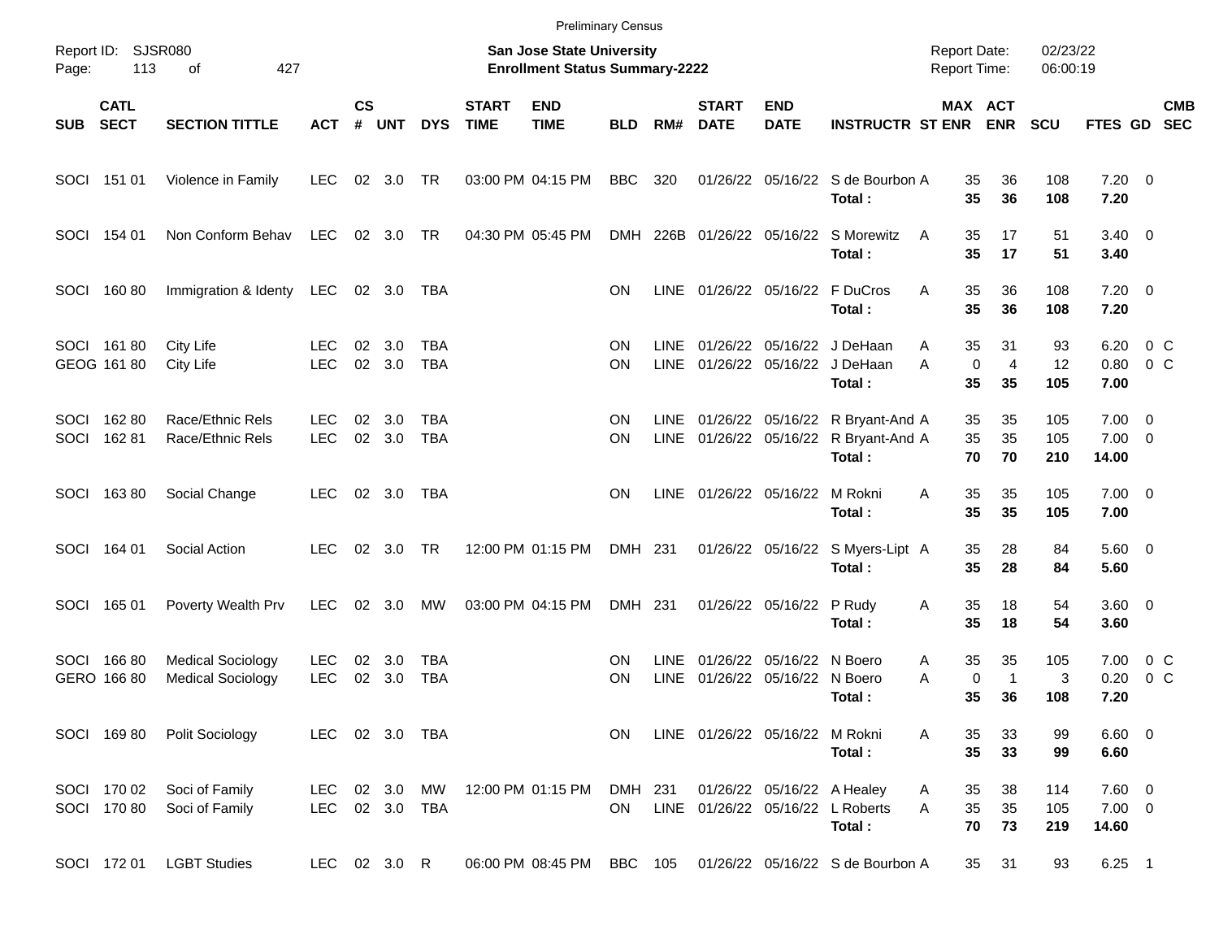Preliminary Census

Report ID: SJSR080

**San Jose State University**
**Enrollment Status Summary-2222**

Report Date: 02/23/22
Report Time: 06:00:19

| SUB | CATL SECT | SECTION TITTLE | ACT | CS # | UNT | DYS | START TIME | END TIME | BLD | RM# | START DATE | END DATE | INSTRUCTR | ST | MAX ENR | ACT ENR | SCU | FTES | GD | CMB SEC |
|---|---|---|---|---|---|---|---|---|---|---|---|---|---|---|---|---|---|---|---|---|
| SOCI | 151 01 | Violence in Family | LEC | 02 | 3.0 | TR | 03:00 PM | 04:15 PM | BBC | 320 | 01/26/22 | 05/16/22 | S de Bourbon | A | 35 | 36 | 108 | 7.20 | 0 | |
| | | | | | | | | | | | | | **Total :** | | **35** | **36** | **108** | **7.20** | | |
| SOCI | 154 01 | Non Conform Behav | LEC | 02 | 3.0 | TR | 04:30 PM | 05:45 PM | DMH | 226B | 01/26/22 | 05/16/22 | S Morewitz | A | 35 | 17 | 51 | 3.40 | 0 | |
| | | | | | | | | | | | | | **Total :** | | **35** | **17** | **51** | **3.40** | | |
| SOCI | 160 80 | Immigration & Identy | LEC | 02 | 3.0 | TBA | | | ON | LINE | 01/26/22 | 05/16/22 | F DuCros | A | 35 | 36 | 108 | 7.20 | 0 | |
| | | | | | | | | | | | | | **Total :** | | **35** | **36** | **108** | **7.20** | | |
| SOCI | 161 80 | City Life | LEC | 02 | 3.0 | TBA | | | ON | LINE | 01/26/22 | 05/16/22 | J DeHaan | A | 35 | 31 | 93 | 6.20 | 0 | C |
| GEOG | 161 80 | City Life | LEC | 02 | 3.0 | TBA | | | ON | LINE | 01/26/22 | 05/16/22 | J DeHaan | A | 0 | 4 | 12 | 0.80 | 0 | C |
| | | | | | | | | | | | | | **Total :** | | **35** | **35** | **105** | **7.00** | | |
| SOCI | 162 80 | Race/Ethnic Rels | LEC | 02 | 3.0 | TBA | | | ON | LINE | 01/26/22 | 05/16/22 | R Bryant-And | A | 35 | 35 | 105 | 7.00 | 0 | |
| SOCI | 162 81 | Race/Ethnic Rels | LEC | 02 | 3.0 | TBA | | | ON | LINE | 01/26/22 | 05/16/22 | R Bryant-And | A | 35 | 35 | 105 | 7.00 | 0 | |
| | | | | | | | | | | | | | **Total :** | | **70** | **70** | **210** | **14.00** | | |
| SOCI | 163 80 | Social Change | LEC | 02 | 3.0 | TBA | | | ON | LINE | 01/26/22 | 05/16/22 | M Rokni | A | 35 | 35 | 105 | 7.00 | 0 | |
| | | | | | | | | | | | | | **Total :** | | **35** | **35** | **105** | **7.00** | | |
| SOCI | 164 01 | Social Action | LEC | 02 | 3.0 | TR | 12:00 PM | 01:15 PM | DMH | 231 | 01/26/22 | 05/16/22 | S Myers-Lipt | A | 35 | 28 | 84 | 5.60 | 0 | |
| | | | | | | | | | | | | | **Total :** | | **35** | **28** | **84** | **5.60** | | |
| SOCI | 165 01 | Poverty Wealth Prv | LEC | 02 | 3.0 | MW | 03:00 PM | 04:15 PM | DMH | 231 | 01/26/22 | 05/16/22 | P Rudy | A | 35 | 18 | 54 | 3.60 | 0 | |
| | | | | | | | | | | | | | **Total :** | | **35** | **18** | **54** | **3.60** | | |
| SOCI | 166 80 | Medical Sociology | LEC | 02 | 3.0 | TBA | | | ON | LINE | 01/26/22 | 05/16/22 | N Boero | A | 35 | 35 | 105 | 7.00 | 0 | C |
| GERO | 166 80 | Medical Sociology | LEC | 02 | 3.0 | TBA | | | ON | LINE | 01/26/22 | 05/16/22 | N Boero | A | 0 | 1 | 3 | 0.20 | 0 | C |
| | | | | | | | | | | | | | **Total :** | | **35** | **36** | **108** | **7.20** | | |
| SOCI | 169 80 | Polit Sociology | LEC | 02 | 3.0 | TBA | | | ON | LINE | 01/26/22 | 05/16/22 | M Rokni | A | 35 | 33 | 99 | 6.60 | 0 | |
| | | | | | | | | | | | | | **Total :** | | **35** | **33** | **99** | **6.60** | | |
| SOCI | 170 02 | Soci of Family | LEC | 02 | 3.0 | MW | 12:00 PM | 01:15 PM | DMH | 231 | 01/26/22 | 05/16/22 | A Healey | A | 35 | 38 | 114 | 7.60 | 0 | |
| SOCI | 170 80 | Soci of Family | LEC | 02 | 3.0 | TBA | | | ON | LINE | 01/26/22 | 05/16/22 | L Roberts | A | 35 | 35 | 105 | 7.00 | 0 | |
| | | | | | | | | | | | | | **Total :** | | **70** | **73** | **219** | **14.60** | | |
| SOCI | 172 01 | LGBT Studies | LEC | 02 | 3.0 | R | 06:00 PM | 08:45 PM | BBC | 105 | 01/26/22 | 05/16/22 | S de Bourbon | A | 35 | 31 | 93 | 6.25 | 1 | |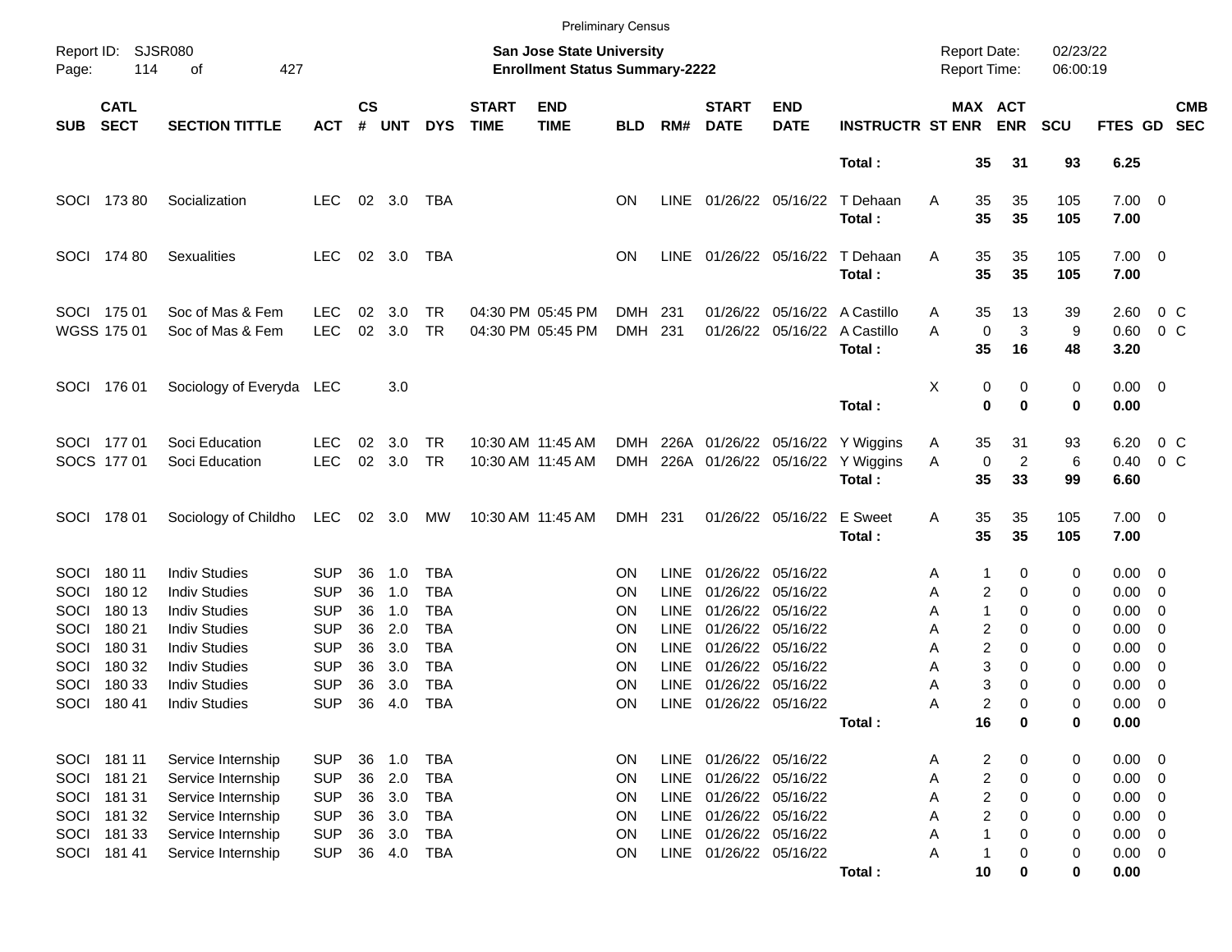Preliminary Census

Report ID: SJSR080
Page: 114 of 427

**San Jose State University**
**Enrollment Status Summary-2222**

Report Date: 02/23/22
Report Time: 06:00:19

| SUB | CATL SECT | SECTION TITTLE | ACT | CS # | UNT | DYS | START TIME | END TIME | BLD | RM# | START DATE | END DATE | INSTRUCTR | ST | MAX ENR | ACT ENR | SCU | FTES | GD | CMB SEC |
|---|---|---|---|---|---|---|---|---|---|---|---|---|---|---|---|---|---|---|---|---|
| | | | | | | | | | | | | | **Total :** | | **35** | **31** | **93** | **6.25** | | |
| SOCI | 173 80 | Socialization | LEC | 02 | 3.0 | TBA | | | ON | LINE | 01/26/22 | 05/16/22 | T Dehaan | A | 35 | 35 | 105 | 7.00 | 0 | |
| | | | | | | | | | | | | | **Total :** | | **35** | **35** | **105** | **7.00** | | |
| SOCI | 174 80 | Sexualities | LEC | 02 | 3.0 | TBA | | | ON | LINE | 01/26/22 | 05/16/22 | T Dehaan | A | 35 | 35 | 105 | 7.00 | 0 | |
| | | | | | | | | | | | | | **Total :** | | **35** | **35** | **105** | **7.00** | | |
| SOCI | 175 01 | Soc of Mas & Fem | LEC | 02 | 3.0 | TR | 04:30 PM | 05:45 PM | DMH | 231 | 01/26/22 | 05/16/22 | A Castillo | A | 35 | 13 | 39 | 2.60 | 0 | C |
| WGSS | 175 01 | Soc of Mas & Fem | LEC | 02 | 3.0 | TR | 04:30 PM | 05:45 PM | DMH | 231 | 01/26/22 | 05/16/22 | A Castillo | A | 0 | 3 | 9 | 0.60 | 0 | C |
| | | | | | | | | | | | | | **Total :** | | **35** | **16** | **48** | **3.20** | | |
| SOCI | 176 01 | Sociology of Everyda | LEC | | 3.0 | | | | | | | | | X | 0 | 0 | 0 | 0.00 | 0 | |
| | | | | | | | | | | | | | **Total :** | | **0** | **0** | **0** | **0.00** | | |
| SOCI | 177 01 | Soci Education | LEC | 02 | 3.0 | TR | 10:30 AM | 11:45 AM | DMH | 226A | 01/26/22 | 05/16/22 | Y Wiggins | A | 35 | 31 | 93 | 6.20 | 0 | C |
| SOCS | 177 01 | Soci Education | LEC | 02 | 3.0 | TR | 10:30 AM | 11:45 AM | DMH | 226A | 01/26/22 | 05/16/22 | Y Wiggins | A | 0 | 2 | 6 | 0.40 | 0 | C |
| | | | | | | | | | | | | | **Total :** | | **35** | **33** | **99** | **6.60** | | |
| SOCI | 178 01 | Sociology of Childho | LEC | 02 | 3.0 | MW | 10:30 AM | 11:45 AM | DMH | 231 | 01/26/22 | 05/16/22 | E Sweet | A | 35 | 35 | 105 | 7.00 | 0 | |
| | | | | | | | | | | | | | **Total :** | | **35** | **35** | **105** | **7.00** | | |
| SOCI | 180 11 | Indiv Studies | SUP | 36 | 1.0 | TBA | | | ON | LINE | 01/26/22 | 05/16/22 | | A | 1 | 0 | 0 | 0.00 | 0 | |
| SOCI | 180 12 | Indiv Studies | SUP | 36 | 1.0 | TBA | | | ON | LINE | 01/26/22 | 05/16/22 | | A | 2 | 0 | 0 | 0.00 | 0 | |
| SOCI | 180 13 | Indiv Studies | SUP | 36 | 1.0 | TBA | | | ON | LINE | 01/26/22 | 05/16/22 | | A | 1 | 0 | 0 | 0.00 | 0 | |
| SOCI | 180 21 | Indiv Studies | SUP | 36 | 2.0 | TBA | | | ON | LINE | 01/26/22 | 05/16/22 | | A | 2 | 0 | 0 | 0.00 | 0 | |
| SOCI | 180 31 | Indiv Studies | SUP | 36 | 3.0 | TBA | | | ON | LINE | 01/26/22 | 05/16/22 | | A | 2 | 0 | 0 | 0.00 | 0 | |
| SOCI | 180 32 | Indiv Studies | SUP | 36 | 3.0 | TBA | | | ON | LINE | 01/26/22 | 05/16/22 | | A | 3 | 0 | 0 | 0.00 | 0 | |
| SOCI | 180 33 | Indiv Studies | SUP | 36 | 3.0 | TBA | | | ON | LINE | 01/26/22 | 05/16/22 | | A | 3 | 0 | 0 | 0.00 | 0 | |
| SOCI | 180 41 | Indiv Studies | SUP | 36 | 4.0 | TBA | | | ON | LINE | 01/26/22 | 05/16/22 | | A | 2 | 0 | 0 | 0.00 | 0 | |
| | | | | | | | | | | | | | **Total :** | | **16** | **0** | **0** | **0.00** | | |
| SOCI | 181 11 | Service Internship | SUP | 36 | 1.0 | TBA | | | ON | LINE | 01/26/22 | 05/16/22 | | A | 2 | 0 | 0 | 0.00 | 0 | |
| SOCI | 181 21 | Service Internship | SUP | 36 | 2.0 | TBA | | | ON | LINE | 01/26/22 | 05/16/22 | | A | 2 | 0 | 0 | 0.00 | 0 | |
| SOCI | 181 31 | Service Internship | SUP | 36 | 3.0 | TBA | | | ON | LINE | 01/26/22 | 05/16/22 | | A | 2 | 0 | 0 | 0.00 | 0 | |
| SOCI | 181 32 | Service Internship | SUP | 36 | 3.0 | TBA | | | ON | LINE | 01/26/22 | 05/16/22 | | A | 2 | 0 | 0 | 0.00 | 0 | |
| SOCI | 181 33 | Service Internship | SUP | 36 | 3.0 | TBA | | | ON | LINE | 01/26/22 | 05/16/22 | | A | 1 | 0 | 0 | 0.00 | 0 | |
| SOCI | 181 41 | Service Internship | SUP | 36 | 4.0 | TBA | | | ON | LINE | 01/26/22 | 05/16/22 | | A | 1 | 0 | 0 | 0.00 | 0 | |
| | | | | | | | | | | | | | **Total :** | | **10** | **0** | **0** | **0.00** | | |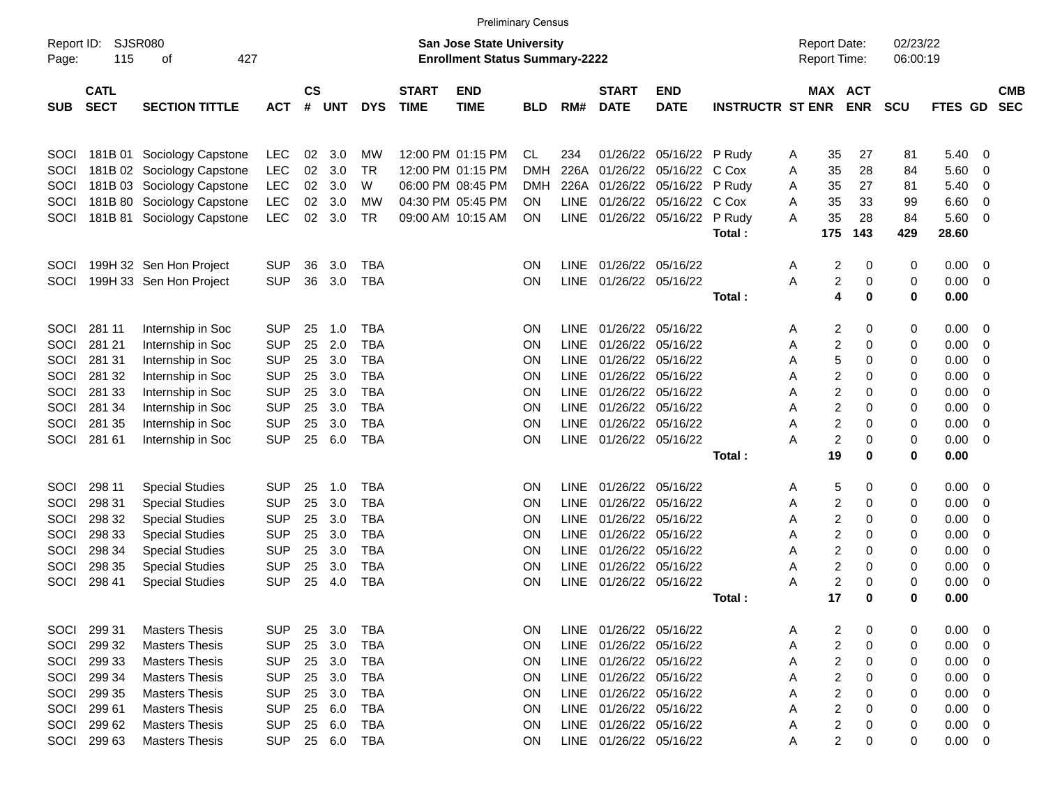Preliminary Census

Report ID: SJSR080

**San Jose State University**
**Enrollment Status Summary-2222**

Report Date: 02/23/22
Report Time: 06:00:19

| SUB | CATL SECT | SECTION TITTLE | ACT | CS # | UNT | DYS | START TIME | END TIME | BLD | RM# | START DATE | END DATE | INSTRUCTR | ST | MAX ENR | ACT ENR | SCU | FTES | GD | CMB SEC |
|---|---|---|---|---|---|---|---|---|---|---|---|---|---|---|---|---|---|---|---|---|
| SOCI | 181B 01 | Sociology Capstone | LEC | 02 | 3.0 | MW | 12:00 PM | 01:15 PM | CL | 234 | 01/26/22 | 05/16/22 | P Rudy | A | 35 | 27 | 81 | 5.40 | 0 | |
| SOCI | 181B 02 | Sociology Capstone | LEC | 02 | 3.0 | TR | 12:00 PM | 01:15 PM | DMH | 226A | 01/26/22 | 05/16/22 | C Cox | A | 35 | 28 | 84 | 5.60 | 0 | |
| SOCI | 181B 03 | Sociology Capstone | LEC | 02 | 3.0 | W | 06:00 PM | 08:45 PM | DMH | 226A | 01/26/22 | 05/16/22 | P Rudy | A | 35 | 27 | 81 | 5.40 | 0 | |
| SOCI | 181B 80 | Sociology Capstone | LEC | 02 | 3.0 | MW | 04:30 PM | 05:45 PM | ON | LINE | 01/26/22 | 05/16/22 | C Cox | A | 35 | 33 | 99 | 6.60 | 0 | |
| SOCI | 181B 81 | Sociology Capstone | LEC | 02 | 3.0 | TR | 09:00 AM | 10:15 AM | ON | LINE | 01/26/22 | 05/16/22 | P Rudy | A | 35 | 28 | 84 | 5.60 | 0 | |
| | | | | | | | | | | | | | **Total :** | | **175** | **143** | **429** | **28.60** | | |
| SOCI | 199H 32 | Sen Hon Project | SUP | 36 | 3.0 | TBA | | | ON | LINE | 01/26/22 | 05/16/22 | | A | 2 | 0 | 0 | 0.00 | 0 | |
| SOCI | 199H 33 | Sen Hon Project | SUP | 36 | 3.0 | TBA | | | ON | LINE | 01/26/22 | 05/16/22 | | A | 2 | 0 | 0 | 0.00 | 0 | |
| | | | | | | | | | | | | | **Total :** | | **4** | **0** | **0** | **0.00** | | |
| SOCI | 281 11 | Internship in Soc | SUP | 25 | 1.0 | TBA | | | ON | LINE | 01/26/22 | 05/16/22 | | A | 2 | 0 | 0 | 0.00 | 0 | |
| SOCI | 281 21 | Internship in Soc | SUP | 25 | 2.0 | TBA | | | ON | LINE | 01/26/22 | 05/16/22 | | A | 2 | 0 | 0 | 0.00 | 0 | |
| SOCI | 281 31 | Internship in Soc | SUP | 25 | 3.0 | TBA | | | ON | LINE | 01/26/22 | 05/16/22 | | A | 5 | 0 | 0 | 0.00 | 0 | |
| SOCI | 281 32 | Internship in Soc | SUP | 25 | 3.0 | TBA | | | ON | LINE | 01/26/22 | 05/16/22 | | A | 2 | 0 | 0 | 0.00 | 0 | |
| SOCI | 281 33 | Internship in Soc | SUP | 25 | 3.0 | TBA | | | ON | LINE | 01/26/22 | 05/16/22 | | A | 2 | 0 | 0 | 0.00 | 0 | |
| SOCI | 281 34 | Internship in Soc | SUP | 25 | 3.0 | TBA | | | ON | LINE | 01/26/22 | 05/16/22 | | A | 2 | 0 | 0 | 0.00 | 0 | |
| SOCI | 281 35 | Internship in Soc | SUP | 25 | 3.0 | TBA | | | ON | LINE | 01/26/22 | 05/16/22 | | A | 2 | 0 | 0 | 0.00 | 0 | |
| SOCI | 281 61 | Internship in Soc | SUP | 25 | 6.0 | TBA | | | ON | LINE | 01/26/22 | 05/16/22 | | A | 2 | 0 | 0 | 0.00 | 0 | |
| | | | | | | | | | | | | | **Total :** | | **19** | **0** | **0** | **0.00** | | |
| SOCI | 298 11 | Special Studies | SUP | 25 | 1.0 | TBA | | | ON | LINE | 01/26/22 | 05/16/22 | | A | 5 | 0 | 0 | 0.00 | 0 | |
| SOCI | 298 31 | Special Studies | SUP | 25 | 3.0 | TBA | | | ON | LINE | 01/26/22 | 05/16/22 | | A | 2 | 0 | 0 | 0.00 | 0 | |
| SOCI | 298 32 | Special Studies | SUP | 25 | 3.0 | TBA | | | ON | LINE | 01/26/22 | 05/16/22 | | A | 2 | 0 | 0 | 0.00 | 0 | |
| SOCI | 298 33 | Special Studies | SUP | 25 | 3.0 | TBA | | | ON | LINE | 01/26/22 | 05/16/22 | | A | 2 | 0 | 0 | 0.00 | 0 | |
| SOCI | 298 34 | Special Studies | SUP | 25 | 3.0 | TBA | | | ON | LINE | 01/26/22 | 05/16/22 | | A | 2 | 0 | 0 | 0.00 | 0 | |
| SOCI | 298 35 | Special Studies | SUP | 25 | 3.0 | TBA | | | ON | LINE | 01/26/22 | 05/16/22 | | A | 2 | 0 | 0 | 0.00 | 0 | |
| SOCI | 298 41 | Special Studies | SUP | 25 | 4.0 | TBA | | | ON | LINE | 01/26/22 | 05/16/22 | | A | 2 | 0 | 0 | 0.00 | 0 | |
| | | | | | | | | | | | | | **Total :** | | **17** | **0** | **0** | **0.00** | | |
| SOCI | 299 31 | Masters Thesis | SUP | 25 | 3.0 | TBA | | | ON | LINE | 01/26/22 | 05/16/22 | | A | 2 | 0 | 0 | 0.00 | 0 | |
| SOCI | 299 32 | Masters Thesis | SUP | 25 | 3.0 | TBA | | | ON | LINE | 01/26/22 | 05/16/22 | | A | 2 | 0 | 0 | 0.00 | 0 | |
| SOCI | 299 33 | Masters Thesis | SUP | 25 | 3.0 | TBA | | | ON | LINE | 01/26/22 | 05/16/22 | | A | 2 | 0 | 0 | 0.00 | 0 | |
| SOCI | 299 34 | Masters Thesis | SUP | 25 | 3.0 | TBA | | | ON | LINE | 01/26/22 | 05/16/22 | | A | 2 | 0 | 0 | 0.00 | 0 | |
| SOCI | 299 35 | Masters Thesis | SUP | 25 | 3.0 | TBA | | | ON | LINE | 01/26/22 | 05/16/22 | | A | 2 | 0 | 0 | 0.00 | 0 | |
| SOCI | 299 61 | Masters Thesis | SUP | 25 | 6.0 | TBA | | | ON | LINE | 01/26/22 | 05/16/22 | | A | 2 | 0 | 0 | 0.00 | 0 | |
| SOCI | 299 62 | Masters Thesis | SUP | 25 | 6.0 | TBA | | | ON | LINE | 01/26/22 | 05/16/22 | | A | 2 | 0 | 0 | 0.00 | 0 | |
| SOCI | 299 63 | Masters Thesis | SUP | 25 | 6.0 | TBA | | | ON | LINE | 01/26/22 | 05/16/22 | | A | 2 | 0 | 0 | 0.00 | 0 | |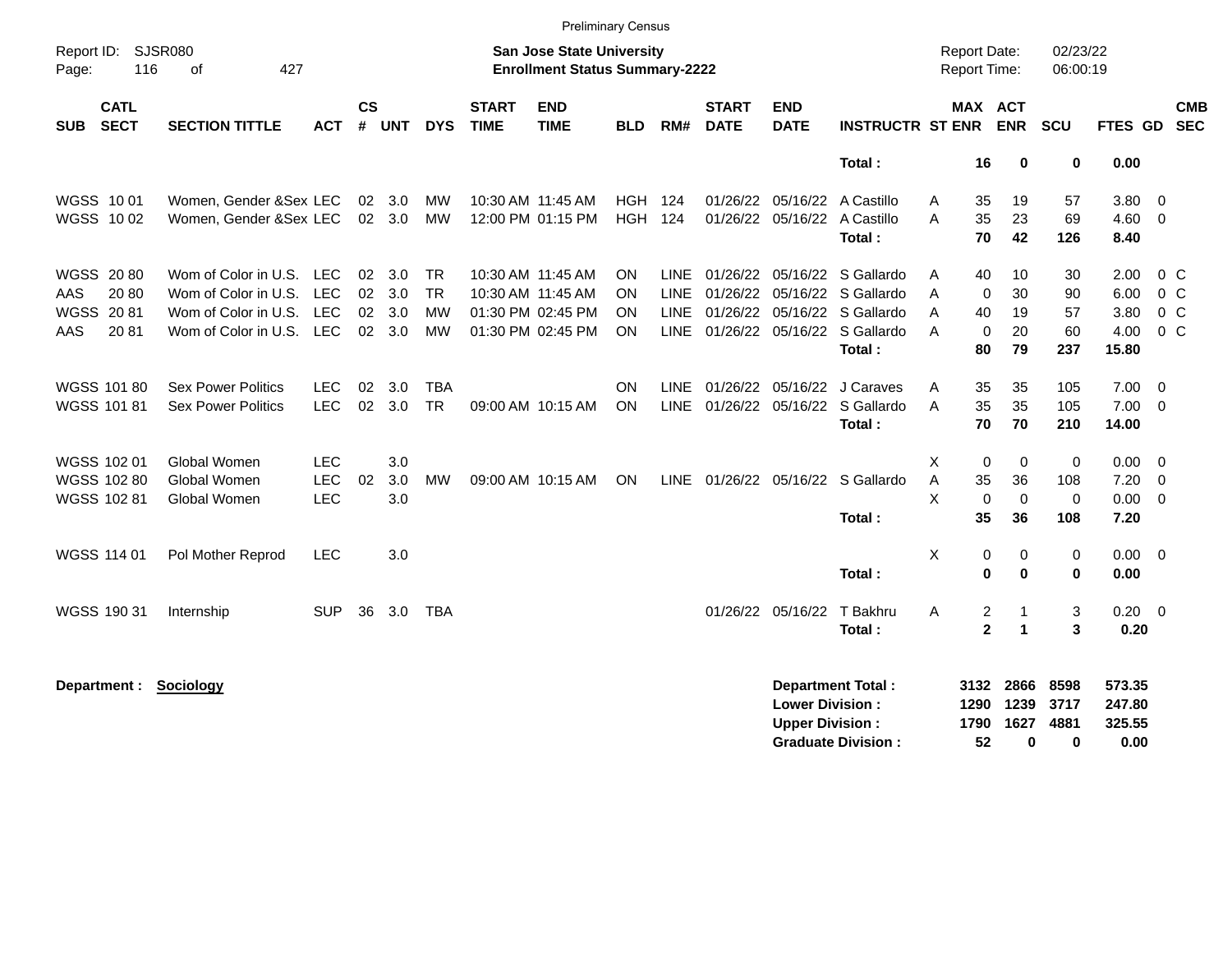Preliminary Census

Report ID: SJSR080

**San Jose State University**
**Enrollment Status Summary-2222**

Report Date: 02/23/22
Report Time: 06:00:19

| SUB | CATL SECT | SECTION TITTLE | ACT | CS # | UNT | DYS | START TIME | END TIME | BLD | RM# | START DATE | END DATE | INSTRUCTR | ST | MAX ENR | ACT ENR | SCU | FTES | GD | CMB SEC |
|---|---|---|---|---|---|---|---|---|---|---|---|---|---|---|---|---|---|---|---|---|
| | | | | | | | | | | | | | **Total :** | | **16** | **0** | **0** | **0.00** | | |
| WGSS | 10 01 | Women, Gender &Sex | LEC | 02 | 3.0 | MW | 10:30 AM | 11:45 AM | HGH | 124 | 01/26/22 | 05/16/22 | A Castillo | A | 35 | 19 | 57 | 3.80 | 0 | |
| WGSS | 10 02 | Women, Gender &Sex | LEC | 02 | 3.0 | MW | 12:00 PM | 01:15 PM | HGH | 124 | 01/26/22 | 05/16/22 | A Castillo | A | 35 | 23 | 69 | 4.60 | 0 | |
| | | | | | | | | | | | | | **Total :** | | **70** | **42** | **126** | **8.40** | | |
| WGSS | 20 80 | Wom of Color in U.S. | LEC | 02 | 3.0 | TR | 10:30 AM | 11:45 AM | ON | LINE | 01/26/22 | 05/16/22 | S Gallardo | A | 40 | 10 | 30 | 2.00 | 0 | C |
| AAS | 20 80 | Wom of Color in U.S. | LEC | 02 | 3.0 | TR | 10:30 AM | 11:45 AM | ON | LINE | 01/26/22 | 05/16/22 | S Gallardo | A | 0 | 30 | 90 | 6.00 | 0 | C |
| WGSS | 20 81 | Wom of Color in U.S. | LEC | 02 | 3.0 | MW | 01:30 PM | 02:45 PM | ON | LINE | 01/26/22 | 05/16/22 | S Gallardo | A | 40 | 19 | 57 | 3.80 | 0 | C |
| AAS | 20 81 | Wom of Color in U.S. | LEC | 02 | 3.0 | MW | 01:30 PM | 02:45 PM | ON | LINE | 01/26/22 | 05/16/22 | S Gallardo | A | 0 | 20 | 60 | 4.00 | 0 | C |
| | | | | | | | | | | | | | **Total :** | | **80** | **79** | **237** | **15.80** | | |
| WGSS | 101 80 | Sex Power Politics | LEC | 02 | 3.0 | TBA | | | ON | LINE | 01/26/22 | 05/16/22 | J Caraves | A | 35 | 35 | 105 | 7.00 | 0 | |
| WGSS | 101 81 | Sex Power Politics | LEC | 02 | 3.0 | TR | 09:00 AM | 10:15 AM | ON | LINE | 01/26/22 | 05/16/22 | S Gallardo | A | 35 | 35 | 105 | 7.00 | 0 | |
| | | | | | | | | | | | | | **Total :** | | **70** | **70** | **210** | **14.00** | | |
| WGSS | 102 01 | Global Women | LEC | | 3.0 | | | | | | | | | X | 0 | 0 | 0 | 0.00 | 0 | |
| WGSS | 102 80 | Global Women | LEC | 02 | 3.0 | MW | 09:00 AM | 10:15 AM | ON | LINE | 01/26/22 | 05/16/22 | S Gallardo | A | 35 | 36 | 108 | 7.20 | 0 | |
| WGSS | 102 81 | Global Women | LEC | | 3.0 | | | | | | | | | X | 0 | 0 | 0 | 0.00 | 0 | |
| | | | | | | | | | | | | | **Total :** | | **35** | **36** | **108** | **7.20** | | |
| WGSS | 114 01 | Pol Mother Reprod | LEC | | 3.0 | | | | | | | | | X | 0 | 0 | 0 | 0.00 | 0 | |
| | | | | | | | | | | | | | **Total :** | | **0** | **0** | **0** | **0.00** | | |
| WGSS | 190 31 | Internship | SUP | 36 | 3.0 | TBA | | | | | 01/26/22 | 05/16/22 | T Bakhru | A | 2 | 1 | 3 | 0.20 | 0 | |
| | | | | | | | | | | | | | **Total :** | | **2** | **1** | **3** | **0.20** | | |

**Department : Sociology**

| | MAX ENR | ACT ENR | SCU | FTES |
|---|---|---|---|---|
| **Department Total :** | **3132** | **2866** | **8598** | **573.35** |
| **Lower Division :** | **1290** | **1239** | **3717** | **247.80** |
| **Upper Division :** | **1790** | **1627** | **4881** | **325.55** |
| **Graduate Division :** | **52** | **0** | **0** | **0.00** |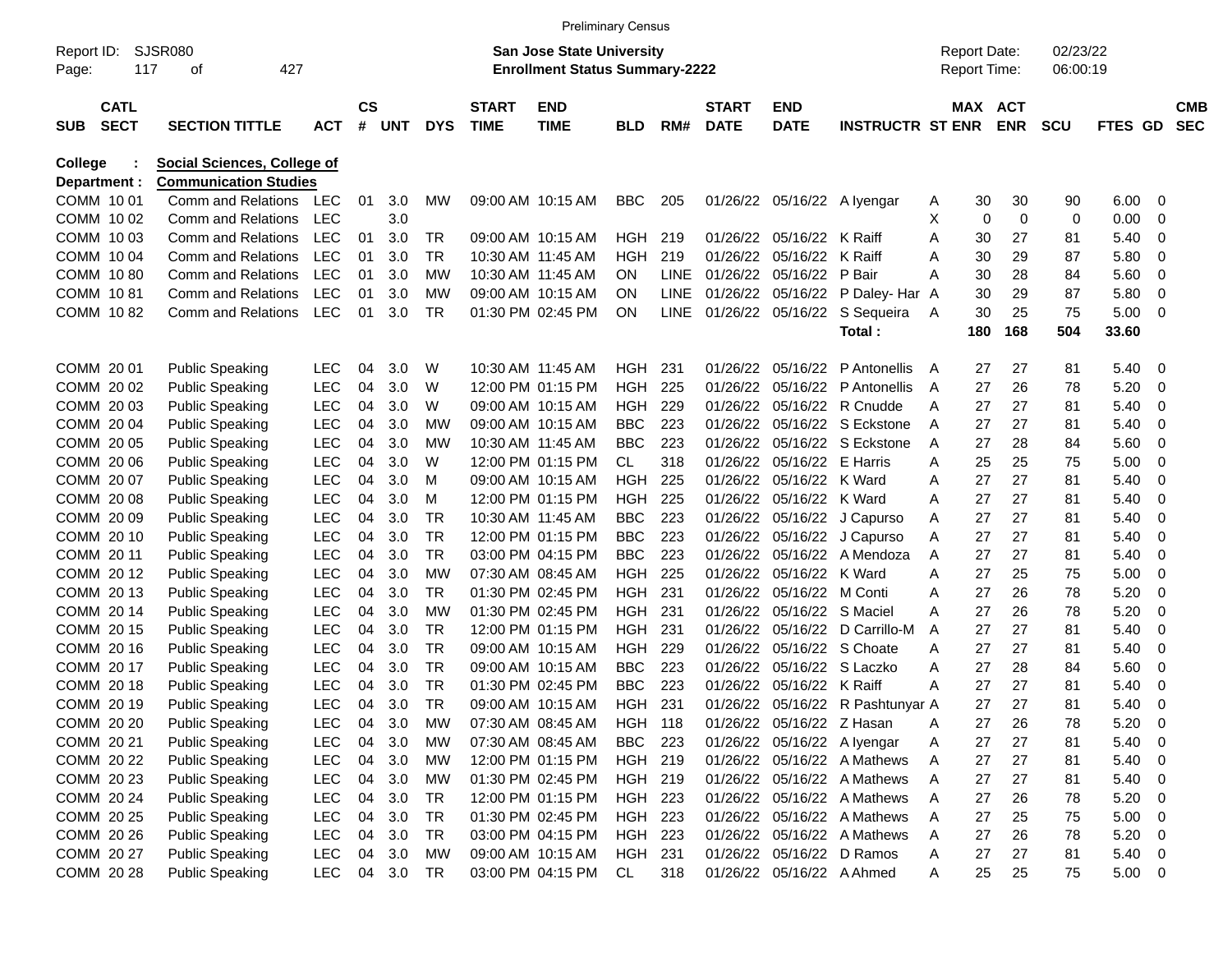Preliminary Census

Report ID: SJSR080

**San Jose State University**
**Enrollment Status Summary-2222**

Report Date: 02/23/22
Report Time: 06:00:19

**College : Social Sciences, College of**
**Department : Communication Studies**

| SUB | CATL SECT | SECTION TITTLE | ACT | CS # | UNT | DYS | START TIME | END TIME | BLD | RM# | START DATE | END DATE | INSTRUCTR | ST | MAX ENR | ACT ENR | SCU | FTES | GD | CMB SEC |
|---|---|---|---|---|---|---|---|---|---|---|---|---|---|---|---|---|---|---|---|---|
| COMM | 10 01 | Comm and Relations | LEC | 01 | 3.0 | MW | 09:00 AM | 10:15 AM | BBC | 205 | 01/26/22 | 05/16/22 | A Iyengar | A | 30 | 30 | 90 | 6.00 | 0 | |
| COMM | 10 02 | Comm and Relations | LEC | | 3.0 | | | | | | | | | X | 0 | 0 | 0 | 0.00 | 0 | |
| COMM | 10 03 | Comm and Relations | LEC | 01 | 3.0 | TR | 09:00 AM | 10:15 AM | HGH | 219 | 01/26/22 | 05/16/22 | K Raiff | A | 30 | 27 | 81 | 5.40 | 0 | |
| COMM | 10 04 | Comm and Relations | LEC | 01 | 3.0 | TR | 10:30 AM | 11:45 AM | HGH | 219 | 01/26/22 | 05/16/22 | K Raiff | A | 30 | 29 | 87 | 5.80 | 0 | |
| COMM | 10 80 | Comm and Relations | LEC | 01 | 3.0 | MW | 10:30 AM | 11:45 AM | ON | LINE | 01/26/22 | 05/16/22 | P Bair | A | 30 | 28 | 84 | 5.60 | 0 | |
| COMM | 10 81 | Comm and Relations | LEC | 01 | 3.0 | MW | 09:00 AM | 10:15 AM | ON | LINE | 01/26/22 | 05/16/22 | P Daley- Har | A | 30 | 29 | 87 | 5.80 | 0 | |
| COMM | 10 82 | Comm and Relations | LEC | 01 | 3.0 | TR | 01:30 PM | 02:45 PM | ON | LINE | 01/26/22 | 05/16/22 | S Sequeira | A | 30 | 25 | 75 | 5.00 | 0 | |
| | | | | | | | | | | | | | **Total :** | | **180** | **168** | **504** | **33.60** | | |
| COMM | 20 01 | Public Speaking | LEC | 04 | 3.0 | W | 10:30 AM | 11:45 AM | HGH | 231 | 01/26/22 | 05/16/22 | P Antonellis | A | 27 | 27 | 81 | 5.40 | 0 | |
| COMM | 20 02 | Public Speaking | LEC | 04 | 3.0 | W | 12:00 PM | 01:15 PM | HGH | 225 | 01/26/22 | 05/16/22 | P Antonellis | A | 27 | 26 | 78 | 5.20 | 0 | |
| COMM | 20 03 | Public Speaking | LEC | 04 | 3.0 | W | 09:00 AM | 10:15 AM | HGH | 229 | 01/26/22 | 05/16/22 | R Cnudde | A | 27 | 27 | 81 | 5.40 | 0 | |
| COMM | 20 04 | Public Speaking | LEC | 04 | 3.0 | MW | 09:00 AM | 10:15 AM | BBC | 223 | 01/26/22 | 05/16/22 | S Eckstone | A | 27 | 27 | 81 | 5.40 | 0 | |
| COMM | 20 05 | Public Speaking | LEC | 04 | 3.0 | MW | 10:30 AM | 11:45 AM | BBC | 223 | 01/26/22 | 05/16/22 | S Eckstone | A | 27 | 28 | 84 | 5.60 | 0 | |
| COMM | 20 06 | Public Speaking | LEC | 04 | 3.0 | W | 12:00 PM | 01:15 PM | CL | 318 | 01/26/22 | 05/16/22 | E Harris | A | 25 | 25 | 75 | 5.00 | 0 | |
| COMM | 20 07 | Public Speaking | LEC | 04 | 3.0 | M | 09:00 AM | 10:15 AM | HGH | 225 | 01/26/22 | 05/16/22 | K Ward | A | 27 | 27 | 81 | 5.40 | 0 | |
| COMM | 20 08 | Public Speaking | LEC | 04 | 3.0 | M | 12:00 PM | 01:15 PM | HGH | 225 | 01/26/22 | 05/16/22 | K Ward | A | 27 | 27 | 81 | 5.40 | 0 | |
| COMM | 20 09 | Public Speaking | LEC | 04 | 3.0 | TR | 10:30 AM | 11:45 AM | BBC | 223 | 01/26/22 | 05/16/22 | J Capurso | A | 27 | 27 | 81 | 5.40 | 0 | |
| COMM | 20 10 | Public Speaking | LEC | 04 | 3.0 | TR | 12:00 PM | 01:15 PM | BBC | 223 | 01/26/22 | 05/16/22 | J Capurso | A | 27 | 27 | 81 | 5.40 | 0 | |
| COMM | 20 11 | Public Speaking | LEC | 04 | 3.0 | TR | 03:00 PM | 04:15 PM | BBC | 223 | 01/26/22 | 05/16/22 | A Mendoza | A | 27 | 27 | 81 | 5.40 | 0 | |
| COMM | 20 12 | Public Speaking | LEC | 04 | 3.0 | MW | 07:30 AM | 08:45 AM | HGH | 225 | 01/26/22 | 05/16/22 | K Ward | A | 27 | 25 | 75 | 5.00 | 0 | |
| COMM | 20 13 | Public Speaking | LEC | 04 | 3.0 | TR | 01:30 PM | 02:45 PM | HGH | 231 | 01/26/22 | 05/16/22 | M Conti | A | 27 | 26 | 78 | 5.20 | 0 | |
| COMM | 20 14 | Public Speaking | LEC | 04 | 3.0 | MW | 01:30 PM | 02:45 PM | HGH | 231 | 01/26/22 | 05/16/22 | S Maciel | A | 27 | 26 | 78 | 5.20 | 0 | |
| COMM | 20 15 | Public Speaking | LEC | 04 | 3.0 | TR | 12:00 PM | 01:15 PM | HGH | 231 | 01/26/22 | 05/16/22 | D Carrillo-M | A | 27 | 27 | 81 | 5.40 | 0 | |
| COMM | 20 16 | Public Speaking | LEC | 04 | 3.0 | TR | 09:00 AM | 10:15 AM | HGH | 229 | 01/26/22 | 05/16/22 | S Choate | A | 27 | 27 | 81 | 5.40 | 0 | |
| COMM | 20 17 | Public Speaking | LEC | 04 | 3.0 | TR | 09:00 AM | 10:15 AM | BBC | 223 | 01/26/22 | 05/16/22 | S Laczko | A | 27 | 28 | 84 | 5.60 | 0 | |
| COMM | 20 18 | Public Speaking | LEC | 04 | 3.0 | TR | 01:30 PM | 02:45 PM | BBC | 223 | 01/26/22 | 05/16/22 | K Raiff | A | 27 | 27 | 81 | 5.40 | 0 | |
| COMM | 20 19 | Public Speaking | LEC | 04 | 3.0 | TR | 09:00 AM | 10:15 AM | HGH | 231 | 01/26/22 | 05/16/22 | R Pashtunyar | A | 27 | 27 | 81 | 5.40 | 0 | |
| COMM | 20 20 | Public Speaking | LEC | 04 | 3.0 | MW | 07:30 AM | 08:45 AM | HGH | 118 | 01/26/22 | 05/16/22 | Z Hasan | A | 27 | 26 | 78 | 5.20 | 0 | |
| COMM | 20 21 | Public Speaking | LEC | 04 | 3.0 | MW | 07:30 AM | 08:45 AM | BBC | 223 | 01/26/22 | 05/16/22 | A Iyengar | A | 27 | 27 | 81 | 5.40 | 0 | |
| COMM | 20 22 | Public Speaking | LEC | 04 | 3.0 | MW | 12:00 PM | 01:15 PM | HGH | 219 | 01/26/22 | 05/16/22 | A Mathews | A | 27 | 27 | 81 | 5.40 | 0 | |
| COMM | 20 23 | Public Speaking | LEC | 04 | 3.0 | MW | 01:30 PM | 02:45 PM | HGH | 219 | 01/26/22 | 05/16/22 | A Mathews | A | 27 | 27 | 81 | 5.40 | 0 | |
| COMM | 20 24 | Public Speaking | LEC | 04 | 3.0 | TR | 12:00 PM | 01:15 PM | HGH | 223 | 01/26/22 | 05/16/22 | A Mathews | A | 27 | 26 | 78 | 5.20 | 0 | |
| COMM | 20 25 | Public Speaking | LEC | 04 | 3.0 | TR | 01:30 PM | 02:45 PM | HGH | 223 | 01/26/22 | 05/16/22 | A Mathews | A | 27 | 25 | 75 | 5.00 | 0 | |
| COMM | 20 26 | Public Speaking | LEC | 04 | 3.0 | TR | 03:00 PM | 04:15 PM | HGH | 223 | 01/26/22 | 05/16/22 | A Mathews | A | 27 | 26 | 78 | 5.20 | 0 | |
| COMM | 20 27 | Public Speaking | LEC | 04 | 3.0 | MW | 09:00 AM | 10:15 AM | HGH | 231 | 01/26/22 | 05/16/22 | D Ramos | A | 27 | 27 | 81 | 5.40 | 0 | |
| COMM | 20 28 | Public Speaking | LEC | 04 | 3.0 | TR | 03:00 PM | 04:15 PM | CL | 318 | 01/26/22 | 05/16/22 | A Ahmed | A | 25 | 25 | 75 | 5.00 | 0 | |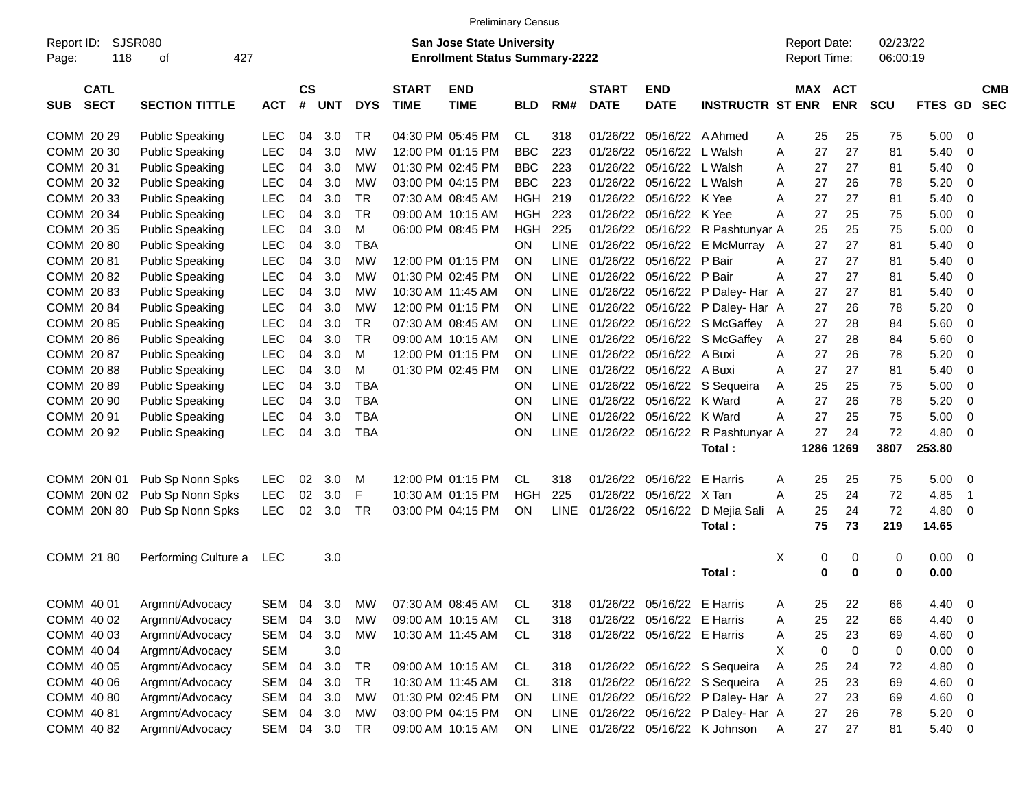Preliminary Census

Report ID: SJSR080

**San Jose State University**
**Enrollment Status Summary-2222**

Report Date: 02/23/22
Report Time: 06:00:19

| SUB | CATL SECT | SECTION TITTLE | ACT | CS # | UNT | DYS | START TIME | END TIME | BLD | RM# | START DATE | END DATE | INSTRUCTR | ST | MAX ENR | ACT ENR | SCU | FTES | GD | CMB SEC |
|---|---|---|---|---|---|---|---|---|---|---|---|---|---|---|---|---|---|---|---|---|
| COMM | 20 29 | Public Speaking | LEC | 04 | 3.0 | TR | 04:30 PM | 05:45 PM | CL | 318 | 01/26/22 | 05/16/22 | A Ahmed | A | 25 | 25 | 75 | 5.00 | 0 | |
| COMM | 20 30 | Public Speaking | LEC | 04 | 3.0 | MW | 12:00 PM | 01:15 PM | BBC | 223 | 01/26/22 | 05/16/22 | L Walsh | A | 27 | 27 | 81 | 5.40 | 0 | |
| COMM | 20 31 | Public Speaking | LEC | 04 | 3.0 | MW | 01:30 PM | 02:45 PM | BBC | 223 | 01/26/22 | 05/16/22 | L Walsh | A | 27 | 27 | 81 | 5.40 | 0 | |
| COMM | 20 32 | Public Speaking | LEC | 04 | 3.0 | MW | 03:00 PM | 04:15 PM | BBC | 223 | 01/26/22 | 05/16/22 | L Walsh | A | 27 | 26 | 78 | 5.20 | 0 | |
| COMM | 20 33 | Public Speaking | LEC | 04 | 3.0 | TR | 07:30 AM | 08:45 AM | HGH | 219 | 01/26/22 | 05/16/22 | K Yee | A | 27 | 27 | 81 | 5.40 | 0 | |
| COMM | 20 34 | Public Speaking | LEC | 04 | 3.0 | TR | 09:00 AM | 10:15 AM | HGH | 223 | 01/26/22 | 05/16/22 | K Yee | A | 27 | 25 | 75 | 5.00 | 0 | |
| COMM | 20 35 | Public Speaking | LEC | 04 | 3.0 | M | 06:00 PM | 08:45 PM | HGH | 225 | 01/26/22 | 05/16/22 | R Pashtunyar | A | 25 | 25 | 75 | 5.00 | 0 | |
| COMM | 20 80 | Public Speaking | LEC | 04 | 3.0 | TBA | | | ON | LINE | 01/26/22 | 05/16/22 | E McMurray | A | 27 | 27 | 81 | 5.40 | 0 | |
| COMM | 20 81 | Public Speaking | LEC | 04 | 3.0 | MW | 12:00 PM | 01:15 PM | ON | LINE | 01/26/22 | 05/16/22 | P Bair | A | 27 | 27 | 81 | 5.40 | 0 | |
| COMM | 20 82 | Public Speaking | LEC | 04 | 3.0 | MW | 01:30 PM | 02:45 PM | ON | LINE | 01/26/22 | 05/16/22 | P Bair | A | 27 | 27 | 81 | 5.40 | 0 | |
| COMM | 20 83 | Public Speaking | LEC | 04 | 3.0 | MW | 10:30 AM | 11:45 AM | ON | LINE | 01/26/22 | 05/16/22 | P Daley- Har | A | 27 | 27 | 81 | 5.40 | 0 | |
| COMM | 20 84 | Public Speaking | LEC | 04 | 3.0 | MW | 12:00 PM | 01:15 PM | ON | LINE | 01/26/22 | 05/16/22 | P Daley- Har | A | 27 | 26 | 78 | 5.20 | 0 | |
| COMM | 20 85 | Public Speaking | LEC | 04 | 3.0 | TR | 07:30 AM | 08:45 AM | ON | LINE | 01/26/22 | 05/16/22 | S McGaffey | A | 27 | 28 | 84 | 5.60 | 0 | |
| COMM | 20 86 | Public Speaking | LEC | 04 | 3.0 | TR | 09:00 AM | 10:15 AM | ON | LINE | 01/26/22 | 05/16/22 | S McGaffey | A | 27 | 28 | 84 | 5.60 | 0 | |
| COMM | 20 87 | Public Speaking | LEC | 04 | 3.0 | M | 12:00 PM | 01:15 PM | ON | LINE | 01/26/22 | 05/16/22 | A Buxi | A | 27 | 26 | 78 | 5.20 | 0 | |
| COMM | 20 88 | Public Speaking | LEC | 04 | 3.0 | M | 01:30 PM | 02:45 PM | ON | LINE | 01/26/22 | 05/16/22 | A Buxi | A | 27 | 27 | 81 | 5.40 | 0 | |
| COMM | 20 89 | Public Speaking | LEC | 04 | 3.0 | TBA | | | ON | LINE | 01/26/22 | 05/16/22 | S Sequeira | A | 25 | 25 | 75 | 5.00 | 0 | |
| COMM | 20 90 | Public Speaking | LEC | 04 | 3.0 | TBA | | | ON | LINE | 01/26/22 | 05/16/22 | K Ward | A | 27 | 26 | 78 | 5.20 | 0 | |
| COMM | 20 91 | Public Speaking | LEC | 04 | 3.0 | TBA | | | ON | LINE | 01/26/22 | 05/16/22 | K Ward | A | 27 | 25 | 75 | 5.00 | 0 | |
| COMM | 20 92 | Public Speaking | LEC | 04 | 3.0 | TBA | | | ON | LINE | 01/26/22 | 05/16/22 | R Pashtunyar | A | 27 | 24 | 72 | 4.80 | 0 | |
| | | | | | | | | | | | | | **Total :** | | **1286** | **1269** | **3807** | **253.80** | | |
| COMM | 20N 01 | Pub Sp Nonn Spks | LEC | 02 | 3.0 | M | 12:00 PM | 01:15 PM | CL | 318 | 01/26/22 | 05/16/22 | E Harris | A | 25 | 25 | 75 | 5.00 | 0 | |
| COMM | 20N 02 | Pub Sp Nonn Spks | LEC | 02 | 3.0 | F | 10:30 AM | 01:15 PM | HGH | 225 | 01/26/22 | 05/16/22 | X Tan | A | 25 | 24 | 72 | 4.85 | 1 | |
| COMM | 20N 80 | Pub Sp Nonn Spks | LEC | 02 | 3.0 | TR | 03:00 PM | 04:15 PM | ON | LINE | 01/26/22 | 05/16/22 | D Mejia Sali | A | 25 | 24 | 72 | 4.80 | 0 | |
| | | | | | | | | | | | | | **Total :** | | **75** | **73** | **219** | **14.65** | | |
| COMM | 21 80 | Performing Culture a | LEC | | 3.0 | | | | | | | | | X | 0 | 0 | 0 | 0.00 | 0 | |
| | | | | | | | | | | | | | **Total :** | | **0** | **0** | **0** | **0.00** | | |
| COMM | 40 01 | Argmnt/Advocacy | SEM | 04 | 3.0 | MW | 07:30 AM | 08:45 AM | CL | 318 | 01/26/22 | 05/16/22 | E Harris | A | 25 | 22 | 66 | 4.40 | 0 | |
| COMM | 40 02 | Argmnt/Advocacy | SEM | 04 | 3.0 | MW | 09:00 AM | 10:15 AM | CL | 318 | 01/26/22 | 05/16/22 | E Harris | A | 25 | 22 | 66 | 4.40 | 0 | |
| COMM | 40 03 | Argmnt/Advocacy | SEM | 04 | 3.0 | MW | 10:30 AM | 11:45 AM | CL | 318 | 01/26/22 | 05/16/22 | E Harris | A | 25 | 23 | 69 | 4.60 | 0 | |
| COMM | 40 04 | Argmnt/Advocacy | SEM | | 3.0 | | | | | | | | | X | 0 | 0 | 0 | 0.00 | 0 | |
| COMM | 40 05 | Argmnt/Advocacy | SEM | 04 | 3.0 | TR | 09:00 AM | 10:15 AM | CL | 318 | 01/26/22 | 05/16/22 | S Sequeira | A | 25 | 24 | 72 | 4.80 | 0 | |
| COMM | 40 06 | Argmnt/Advocacy | SEM | 04 | 3.0 | TR | 10:30 AM | 11:45 AM | CL | 318 | 01/26/22 | 05/16/22 | S Sequeira | A | 25 | 23 | 69 | 4.60 | 0 | |
| COMM | 40 80 | Argmnt/Advocacy | SEM | 04 | 3.0 | MW | 01:30 PM | 02:45 PM | ON | LINE | 01/26/22 | 05/16/22 | P Daley- Har | A | 27 | 23 | 69 | 4.60 | 0 | |
| COMM | 40 81 | Argmnt/Advocacy | SEM | 04 | 3.0 | MW | 03:00 PM | 04:15 PM | ON | LINE | 01/26/22 | 05/16/22 | P Daley- Har | A | 27 | 26 | 78 | 5.20 | 0 | |
| COMM | 40 82 | Argmnt/Advocacy | SEM | 04 | 3.0 | TR | 09:00 AM | 10:15 AM | ON | LINE | 01/26/22 | 05/16/22 | K Johnson | A | 27 | 27 | 81 | 5.40 | 0 | |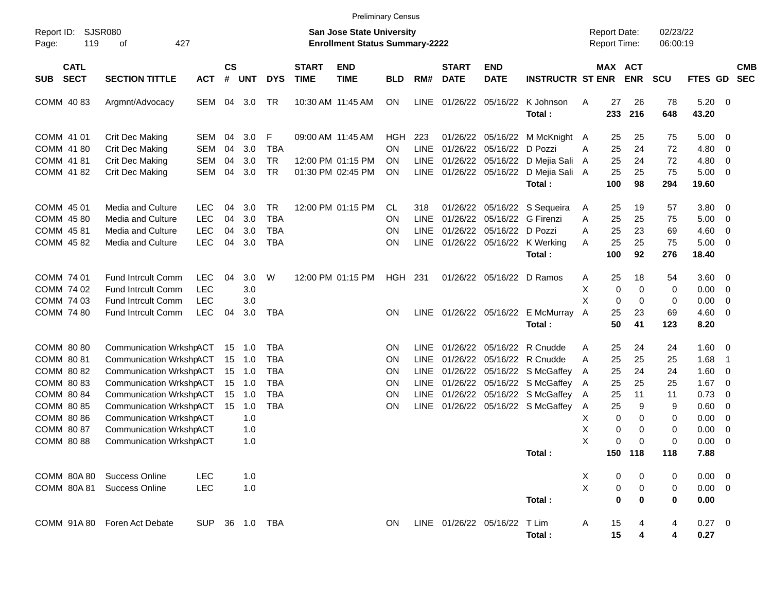Preliminary Census

Report ID: SJSR080
San Jose State University
Enrollment Status Summary-2222
Report Date: 02/23/22
Report Time: 06:00:19

| SUB | CATL SECT | SECTION TITTLE | ACT | CS # | UNT | DYS | START TIME | END TIME | BLD | RM# | START DATE | END DATE | INSTRUCTR | ST | MAX ENR | ACT ENR | SCU | FTES | GD | CMB SEC |
|---|---|---|---|---|---|---|---|---|---|---|---|---|---|---|---|---|---|---|---|---|
| COMM | 40 83 | Argmnt/Advocacy | SEM | 04 | 3.0 | TR | 10:30 AM | 11:45 AM | ON | LINE | 01/26/22 | 05/16/22 | K Johnson | A | 27 | 26 | 78 | 5.20 | 0 | |
| | | | | | | | | | | | | | **Total :** | | **233** | **216** | **648** | **43.20** | | |
| COMM | 41 01 | Crit Dec Making | SEM | 04 | 3.0 | F | 09:00 AM | 11:45 AM | HGH | 223 | 01/26/22 | 05/16/22 | M McKnight | A | 25 | 25 | 75 | 5.00 | 0 | |
| COMM | 41 80 | Crit Dec Making | SEM | 04 | 3.0 | TBA | | | ON | LINE | 01/26/22 | 05/16/22 | D Pozzi | A | 25 | 24 | 72 | 4.80 | 0 | |
| COMM | 41 81 | Crit Dec Making | SEM | 04 | 3.0 | TR | 12:00 PM | 01:15 PM | ON | LINE | 01/26/22 | 05/16/22 | D Mejia Sali | A | 25 | 24 | 72 | 4.80 | 0 | |
| COMM | 41 82 | Crit Dec Making | SEM | 04 | 3.0 | TR | 01:30 PM | 02:45 PM | ON | LINE | 01/26/22 | 05/16/22 | D Mejia Sali | A | 25 | 25 | 75 | 5.00 | 0 | |
| | | | | | | | | | | | | | **Total :** | | **100** | **98** | **294** | **19.60** | | |
| COMM | 45 01 | Media and Culture | LEC | 04 | 3.0 | TR | 12:00 PM | 01:15 PM | CL | 318 | 01/26/22 | 05/16/22 | S Sequeira | A | 25 | 19 | 57 | 3.80 | 0 | |
| COMM | 45 80 | Media and Culture | LEC | 04 | 3.0 | TBA | | | ON | LINE | 01/26/22 | 05/16/22 | G Firenzi | A | 25 | 25 | 75 | 5.00 | 0 | |
| COMM | 45 81 | Media and Culture | LEC | 04 | 3.0 | TBA | | | ON | LINE | 01/26/22 | 05/16/22 | D Pozzi | A | 25 | 23 | 69 | 4.60 | 0 | |
| COMM | 45 82 | Media and Culture | LEC | 04 | 3.0 | TBA | | | ON | LINE | 01/26/22 | 05/16/22 | K Werking | A | 25 | 25 | 75 | 5.00 | 0 | |
| | | | | | | | | | | | | | **Total :** | | **100** | **92** | **276** | **18.40** | | |
| COMM | 74 01 | Fund Intrcult Comm | LEC | 04 | 3.0 | W | 12:00 PM | 01:15 PM | HGH | 231 | 01/26/22 | 05/16/22 | D Ramos | A | 25 | 18 | 54 | 3.60 | 0 | |
| COMM | 74 02 | Fund Intrcult Comm | LEC | | 3.0 | | | | | | | | | X | 0 | 0 | 0 | 0.00 | 0 | |
| COMM | 74 03 | Fund Intrcult Comm | LEC | | 3.0 | | | | | | | | | X | 0 | 0 | 0 | 0.00 | 0 | |
| COMM | 74 80 | Fund Intrcult Comm | LEC | 04 | 3.0 | TBA | | | ON | LINE | 01/26/22 | 05/16/22 | E McMurray | A | 25 | 23 | 69 | 4.60 | 0 | |
| | | | | | | | | | | | | | **Total :** | | **50** | **41** | **123** | **8.20** | | |
| COMM | 80 80 | Communication Wrkshp | ACT | 15 | 1.0 | TBA | | | ON | LINE | 01/26/22 | 05/16/22 | R Cnudde | A | 25 | 24 | 24 | 1.60 | 0 | |
| COMM | 80 81 | Communication Wrkshp | ACT | 15 | 1.0 | TBA | | | ON | LINE | 01/26/22 | 05/16/22 | R Cnudde | A | 25 | 25 | 25 | 1.68 | 1 | |
| COMM | 80 82 | Communication Wrkshp | ACT | 15 | 1.0 | TBA | | | ON | LINE | 01/26/22 | 05/16/22 | S McGaffey | A | 25 | 24 | 24 | 1.60 | 0 | |
| COMM | 80 83 | Communication Wrkshp | ACT | 15 | 1.0 | TBA | | | ON | LINE | 01/26/22 | 05/16/22 | S McGaffey | A | 25 | 25 | 25 | 1.67 | 0 | |
| COMM | 80 84 | Communication Wrkshp | ACT | 15 | 1.0 | TBA | | | ON | LINE | 01/26/22 | 05/16/22 | S McGaffey | A | 25 | 11 | 11 | 0.73 | 0 | |
| COMM | 80 85 | Communication Wrkshp | ACT | 15 | 1.0 | TBA | | | ON | LINE | 01/26/22 | 05/16/22 | S McGaffey | A | 25 | 9 | 9 | 0.60 | 0 | |
| COMM | 80 86 | Communication Wrkshp | ACT | | 1.0 | | | | | | | | | X | 0 | 0 | 0 | 0.00 | 0 | |
| COMM | 80 87 | Communication Wrkshp | ACT | | 1.0 | | | | | | | | | X | 0 | 0 | 0 | 0.00 | 0 | |
| COMM | 80 88 | Communication Wrkshp | ACT | | 1.0 | | | | | | | | | X | 0 | 0 | 0 | 0.00 | 0 | |
| | | | | | | | | | | | | | **Total :** | | **150** | **118** | **118** | **7.88** | | |
| COMM | 80A 80 | Success Online | LEC | | 1.0 | | | | | | | | | X | 0 | 0 | 0 | 0.00 | 0 | |
| COMM | 80A 81 | Success Online | LEC | | 1.0 | | | | | | | | | X | 0 | 0 | 0 | 0.00 | 0 | |
| | | | | | | | | | | | | | **Total :** | | **0** | **0** | **0** | **0.00** | | |
| COMM | 91A 80 | Foren Act Debate | SUP | 36 | 1.0 | TBA | | | ON | LINE | 01/26/22 | 05/16/22 | T Lim | A | 15 | 4 | 4 | 0.27 | 0 | |
| | | | | | | | | | | | | | **Total :** | | **15** | **4** | **4** | **0.27** | | |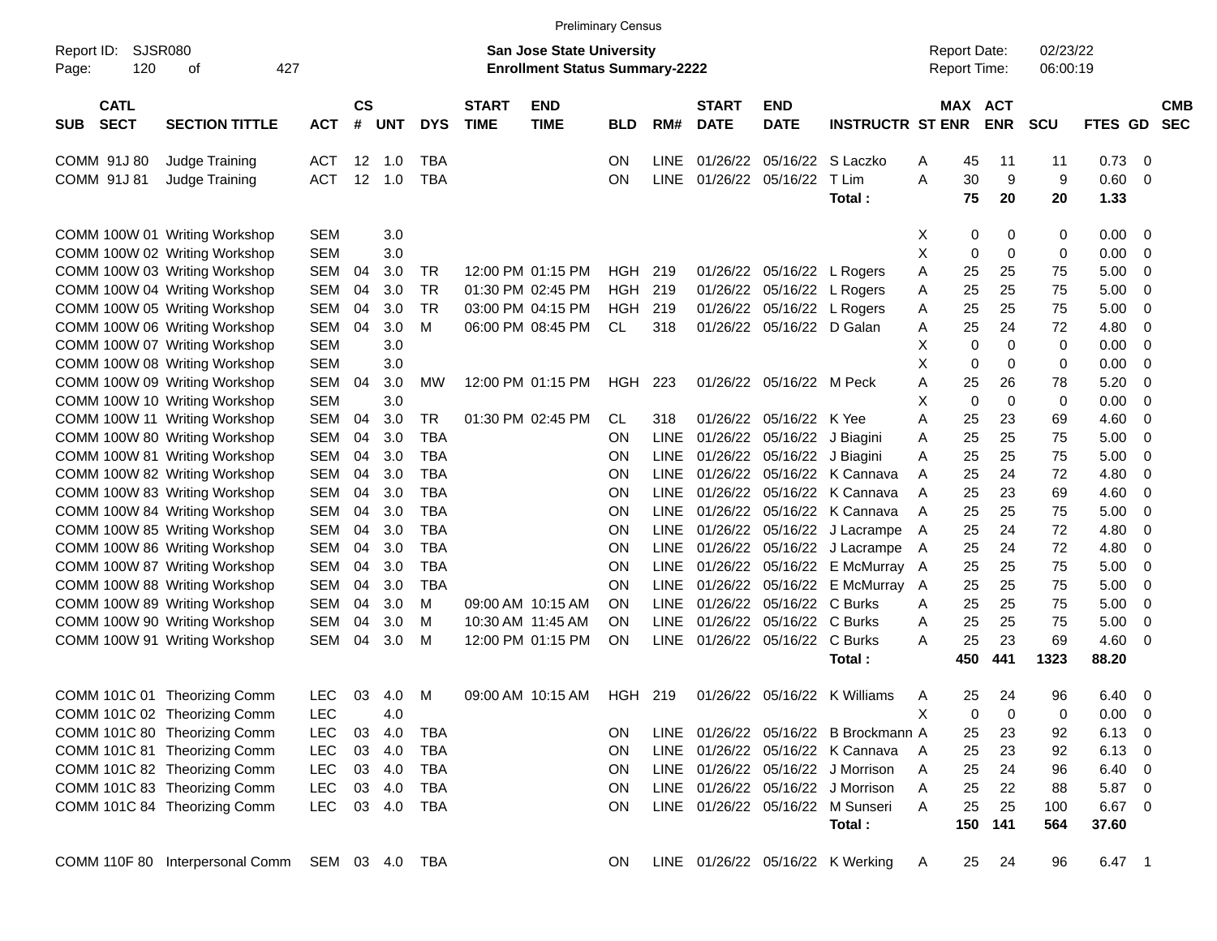Preliminary Census

Report ID: SJSR080
Page: 120 of 427

**San Jose State University**
**Enrollment Status Summary-2222**

Report Date: 02/23/22
Report Time: 06:00:19

| SUB | CATL SECT | SECTION TITTLE | ACT | CS # | UNT | DYS | START TIME | END TIME | BLD | RM# | START DATE | END DATE | INSTRUCTR | ST | MAX ENR | ACT ENR | SCU | FTES | GD | CMB SEC |
|---|---|---|---|---|---|---|---|---|---|---|---|---|---|---|---|---|---|---|---|---|
| COMM | 91J 80 | Judge Training | ACT | 12 | 1.0 | TBA | | | ON | LINE | 01/26/22 | 05/16/22 | S Laczko | A | 45 | 11 | 11 | 0.73 | 0 | |
| COMM | 91J 81 | Judge Training | ACT | 12 | 1.0 | TBA | | | ON | LINE | 01/26/22 | 05/16/22 | T Lim | A | 30 | 9 | 9 | 0.60 | 0 | |
| | | | | | | | | | | | | | **Total :** | | **75** | **20** | **20** | **1.33** | | |
| COMM | 100W 01 | Writing Workshop | SEM | | 3.0 | | | | | | | | | X | 0 | 0 | 0 | 0.00 | 0 | |
| COMM | 100W 02 | Writing Workshop | SEM | | 3.0 | | | | | | | | | X | 0 | 0 | 0 | 0.00 | 0 | |
| COMM | 100W 03 | Writing Workshop | SEM | 04 | 3.0 | TR | 12:00 PM | 01:15 PM | HGH | 219 | 01/26/22 | 05/16/22 | L Rogers | A | 25 | 25 | 75 | 5.00 | 0 | |
| COMM | 100W 04 | Writing Workshop | SEM | 04 | 3.0 | TR | 01:30 PM | 02:45 PM | HGH | 219 | 01/26/22 | 05/16/22 | L Rogers | A | 25 | 25 | 75 | 5.00 | 0 | |
| COMM | 100W 05 | Writing Workshop | SEM | 04 | 3.0 | TR | 03:00 PM | 04:15 PM | HGH | 219 | 01/26/22 | 05/16/22 | L Rogers | A | 25 | 25 | 75 | 5.00 | 0 | |
| COMM | 100W 06 | Writing Workshop | SEM | 04 | 3.0 | M | 06:00 PM | 08:45 PM | CL | 318 | 01/26/22 | 05/16/22 | D Galan | A | 25 | 24 | 72 | 4.80 | 0 | |
| COMM | 100W 07 | Writing Workshop | SEM | | 3.0 | | | | | | | | | X | 0 | 0 | 0 | 0.00 | 0 | |
| COMM | 100W 08 | Writing Workshop | SEM | | 3.0 | | | | | | | | | X | 0 | 0 | 0 | 0.00 | 0 | |
| COMM | 100W 09 | Writing Workshop | SEM | 04 | 3.0 | MW | 12:00 PM | 01:15 PM | HGH | 223 | 01/26/22 | 05/16/22 | M Peck | A | 25 | 26 | 78 | 5.20 | 0 | |
| COMM | 100W 10 | Writing Workshop | SEM | | 3.0 | | | | | | | | | X | 0 | 0 | 0 | 0.00 | 0 | |
| COMM | 100W 11 | Writing Workshop | SEM | 04 | 3.0 | TR | 01:30 PM | 02:45 PM | CL | 318 | 01/26/22 | 05/16/22 | K Yee | A | 25 | 23 | 69 | 4.60 | 0 | |
| COMM | 100W 80 | Writing Workshop | SEM | 04 | 3.0 | TBA | | | ON | LINE | 01/26/22 | 05/16/22 | J Biagini | A | 25 | 25 | 75 | 5.00 | 0 | |
| COMM | 100W 81 | Writing Workshop | SEM | 04 | 3.0 | TBA | | | ON | LINE | 01/26/22 | 05/16/22 | J Biagini | A | 25 | 25 | 75 | 5.00 | 0 | |
| COMM | 100W 82 | Writing Workshop | SEM | 04 | 3.0 | TBA | | | ON | LINE | 01/26/22 | 05/16/22 | K Cannava | A | 25 | 24 | 72 | 4.80 | 0 | |
| COMM | 100W 83 | Writing Workshop | SEM | 04 | 3.0 | TBA | | | ON | LINE | 01/26/22 | 05/16/22 | K Cannava | A | 25 | 23 | 69 | 4.60 | 0 | |
| COMM | 100W 84 | Writing Workshop | SEM | 04 | 3.0 | TBA | | | ON | LINE | 01/26/22 | 05/16/22 | K Cannava | A | 25 | 25 | 75 | 5.00 | 0 | |
| COMM | 100W 85 | Writing Workshop | SEM | 04 | 3.0 | TBA | | | ON | LINE | 01/26/22 | 05/16/22 | J Lacrampe | A | 25 | 24 | 72 | 4.80 | 0 | |
| COMM | 100W 86 | Writing Workshop | SEM | 04 | 3.0 | TBA | | | ON | LINE | 01/26/22 | 05/16/22 | J Lacrampe | A | 25 | 24 | 72 | 4.80 | 0 | |
| COMM | 100W 87 | Writing Workshop | SEM | 04 | 3.0 | TBA | | | ON | LINE | 01/26/22 | 05/16/22 | E McMurray | A | 25 | 25 | 75 | 5.00 | 0 | |
| COMM | 100W 88 | Writing Workshop | SEM | 04 | 3.0 | TBA | | | ON | LINE | 01/26/22 | 05/16/22 | E McMurray | A | 25 | 25 | 75 | 5.00 | 0 | |
| COMM | 100W 89 | Writing Workshop | SEM | 04 | 3.0 | M | 09:00 AM | 10:15 AM | ON | LINE | 01/26/22 | 05/16/22 | C Burks | A | 25 | 25 | 75 | 5.00 | 0 | |
| COMM | 100W 90 | Writing Workshop | SEM | 04 | 3.0 | M | 10:30 AM | 11:45 AM | ON | LINE | 01/26/22 | 05/16/22 | C Burks | A | 25 | 25 | 75 | 5.00 | 0 | |
| COMM | 100W 91 | Writing Workshop | SEM | 04 | 3.0 | M | 12:00 PM | 01:15 PM | ON | LINE | 01/26/22 | 05/16/22 | C Burks | A | 25 | 23 | 69 | 4.60 | 0 | |
| | | | | | | | | | | | | | **Total :** | | **450** | **441** | **1323** | **88.20** | | |
| COMM | 101C 01 | Theorizing Comm | LEC | 03 | 4.0 | M | 09:00 AM | 10:15 AM | HGH | 219 | 01/26/22 | 05/16/22 | K Williams | A | 25 | 24 | 96 | 6.40 | 0 | |
| COMM | 101C 02 | Theorizing Comm | LEC | | 4.0 | | | | | | | | | X | 0 | 0 | 0 | 0.00 | 0 | |
| COMM | 101C 80 | Theorizing Comm | LEC | 03 | 4.0 | TBA | | | ON | LINE | 01/26/22 | 05/16/22 | B Brockmann | A | 25 | 23 | 92 | 6.13 | 0 | |
| COMM | 101C 81 | Theorizing Comm | LEC | 03 | 4.0 | TBA | | | ON | LINE | 01/26/22 | 05/16/22 | K Cannava | A | 25 | 23 | 92 | 6.13 | 0 | |
| COMM | 101C 82 | Theorizing Comm | LEC | 03 | 4.0 | TBA | | | ON | LINE | 01/26/22 | 05/16/22 | J Morrison | A | 25 | 24 | 96 | 6.40 | 0 | |
| COMM | 101C 83 | Theorizing Comm | LEC | 03 | 4.0 | TBA | | | ON | LINE | 01/26/22 | 05/16/22 | J Morrison | A | 25 | 22 | 88 | 5.87 | 0 | |
| COMM | 101C 84 | Theorizing Comm | LEC | 03 | 4.0 | TBA | | | ON | LINE | 01/26/22 | 05/16/22 | M Sunseri | A | 25 | 25 | 100 | 6.67 | 0 | |
| | | | | | | | | | | | | | **Total :** | | **150** | **141** | **564** | **37.60** | | |
| COMM | 110F 80 | Interpersonal Comm | SEM | 03 | 4.0 | TBA | | | ON | LINE | 01/26/22 | 05/16/22 | K Werking | A | 25 | 24 | 96 | 6.47 | 1 | |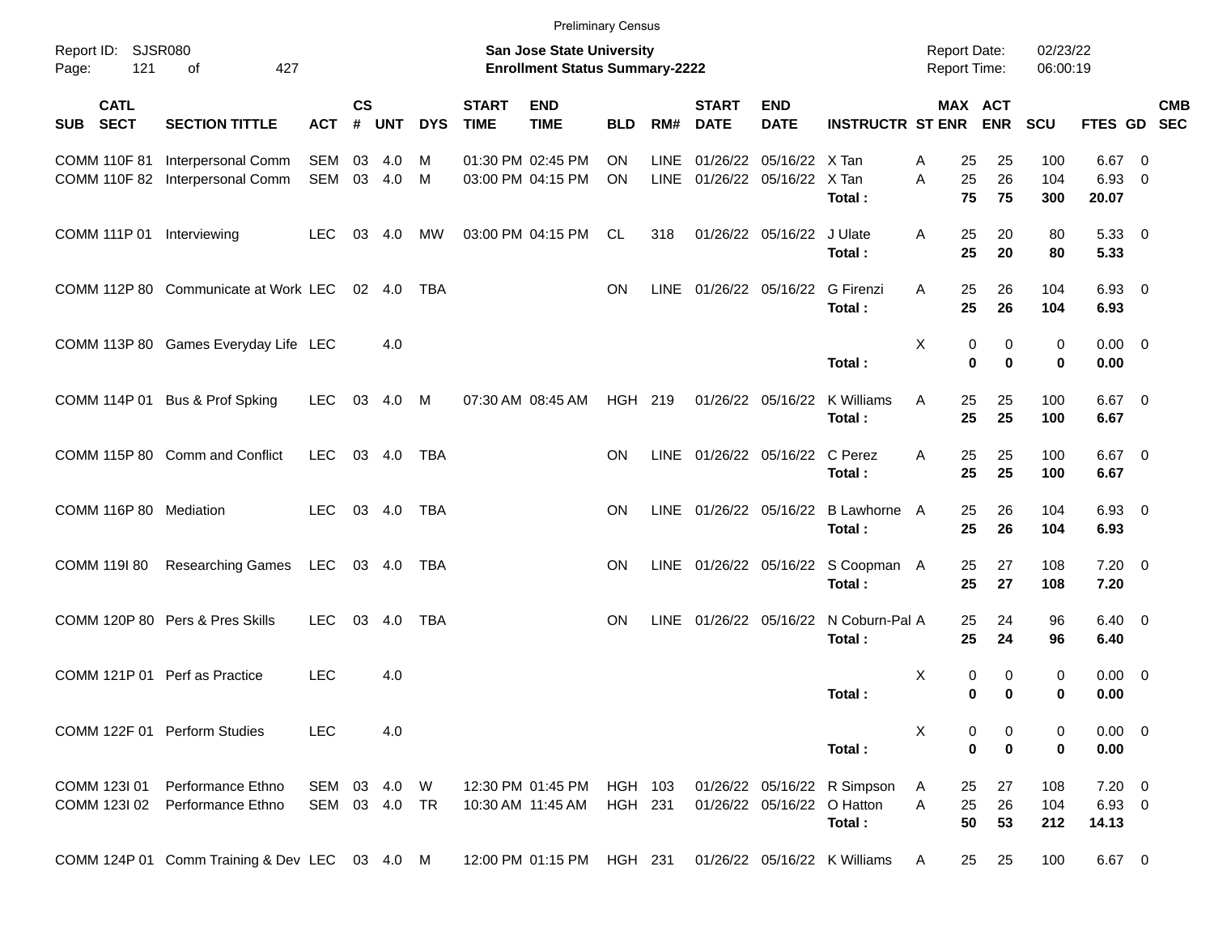Preliminary Census

Report ID: SJSR080

**San Jose State University**
**Enrollment Status Summary-2222**

Report Date: 02/23/22
Report Time: 06:00:19

| SUB | CATL SECT | SECTION TITTLE | ACT | CS # | UNT | DYS | START TIME | END TIME | BLD | RM# | START DATE | END DATE | INSTRUCTR | ST | MAX ENR | ACT ENR | SCU | FTES | GD | CMB SEC |
|---|---|---|---|---|---|---|---|---|---|---|---|---|---|---|---|---|---|---|---|---|
| COMM | 110F 81 | Interpersonal Comm | SEM | 03 | 4.0 | M | 01:30 PM | 02:45 PM | ON | LINE | 01/26/22 | 05/16/22 | X Tan | A | 25 | 25 | 100 | 6.67 | 0 | |
| COMM | 110F 82 | Interpersonal Comm | SEM | 03 | 4.0 | M | 03:00 PM | 04:15 PM | ON | LINE | 01/26/22 | 05/16/22 | X Tan | A | 25 | 26 | 104 | 6.93 | 0 | |
| | | | | | | | | | | | | | **Total :** | | **75** | **75** | **300** | **20.07** | | |
| COMM | 111P 01 | Interviewing | LEC | 03 | 4.0 | MW | 03:00 PM | 04:15 PM | CL | 318 | 01/26/22 | 05/16/22 | J Ulate | A | 25 | 20 | 80 | 5.33 | 0 | |
| | | | | | | | | | | | | | **Total :** | | **25** | **20** | **80** | **5.33** | | |
| COMM | 112P 80 | Communicate at Work | LEC | 02 | 4.0 | TBA | | | ON | LINE | 01/26/22 | 05/16/22 | G Firenzi | A | 25 | 26 | 104 | 6.93 | 0 | |
| | | | | | | | | | | | | | **Total :** | | **25** | **26** | **104** | **6.93** | | |
| COMM | 113P 80 | Games Everyday Life | LEC | | 4.0 | | | | | | | | | X | 0 | 0 | 0 | 0.00 | 0 | |
| | | | | | | | | | | | | | **Total :** | | **0** | **0** | **0** | **0.00** | | |
| COMM | 114P 01 | Bus & Prof Spking | LEC | 03 | 4.0 | M | 07:30 AM | 08:45 AM | HGH | 219 | 01/26/22 | 05/16/22 | K Williams | A | 25 | 25 | 100 | 6.67 | 0 | |
| | | | | | | | | | | | | | **Total :** | | **25** | **25** | **100** | **6.67** | | |
| COMM | 115P 80 | Comm and Conflict | LEC | 03 | 4.0 | TBA | | | ON | LINE | 01/26/22 | 05/16/22 | C Perez | A | 25 | 25 | 100 | 6.67 | 0 | |
| | | | | | | | | | | | | | **Total :** | | **25** | **25** | **100** | **6.67** | | |
| COMM | 116P 80 | Mediation | LEC | 03 | 4.0 | TBA | | | ON | LINE | 01/26/22 | 05/16/22 | B Lawhorne | A | 25 | 26 | 104 | 6.93 | 0 | |
| | | | | | | | | | | | | | **Total :** | | **25** | **26** | **104** | **6.93** | | |
| COMM | 119I 80 | Researching Games | LEC | 03 | 4.0 | TBA | | | ON | LINE | 01/26/22 | 05/16/22 | S Coopman | A | 25 | 27 | 108 | 7.20 | 0 | |
| | | | | | | | | | | | | | **Total :** | | **25** | **27** | **108** | **7.20** | | |
| COMM | 120P 80 | Pers & Pres Skills | LEC | 03 | 4.0 | TBA | | | ON | LINE | 01/26/22 | 05/16/22 | N Coburn-Pal | A | 25 | 24 | 96 | 6.40 | 0 | |
| | | | | | | | | | | | | | **Total :** | | **25** | **24** | **96** | **6.40** | | |
| COMM | 121P 01 | Perf as Practice | LEC | | 4.0 | | | | | | | | | X | 0 | 0 | 0 | 0.00 | 0 | |
| | | | | | | | | | | | | | **Total :** | | **0** | **0** | **0** | **0.00** | | |
| COMM | 122F 01 | Perform Studies | LEC | | 4.0 | | | | | | | | | X | 0 | 0 | 0 | 0.00 | 0 | |
| | | | | | | | | | | | | | **Total :** | | **0** | **0** | **0** | **0.00** | | |
| COMM | 123I 01 | Performance Ethno | SEM | 03 | 4.0 | W | 12:30 PM | 01:45 PM | HGH | 103 | 01/26/22 | 05/16/22 | R Simpson | A | 25 | 27 | 108 | 7.20 | 0 | |
| COMM | 123I 02 | Performance Ethno | SEM | 03 | 4.0 | TR | 10:30 AM | 11:45 AM | HGH | 231 | 01/26/22 | 05/16/22 | O Hatton | A | 25 | 26 | 104 | 6.93 | 0 | |
| | | | | | | | | | | | | | **Total :** | | **50** | **53** | **212** | **14.13** | | |
| COMM | 124P 01 | Comm Training & Dev | LEC | 03 | 4.0 | M | 12:00 PM | 01:15 PM | HGH | 231 | 01/26/22 | 05/16/22 | K Williams | A | 25 | 25 | 100 | 6.67 | 0 | |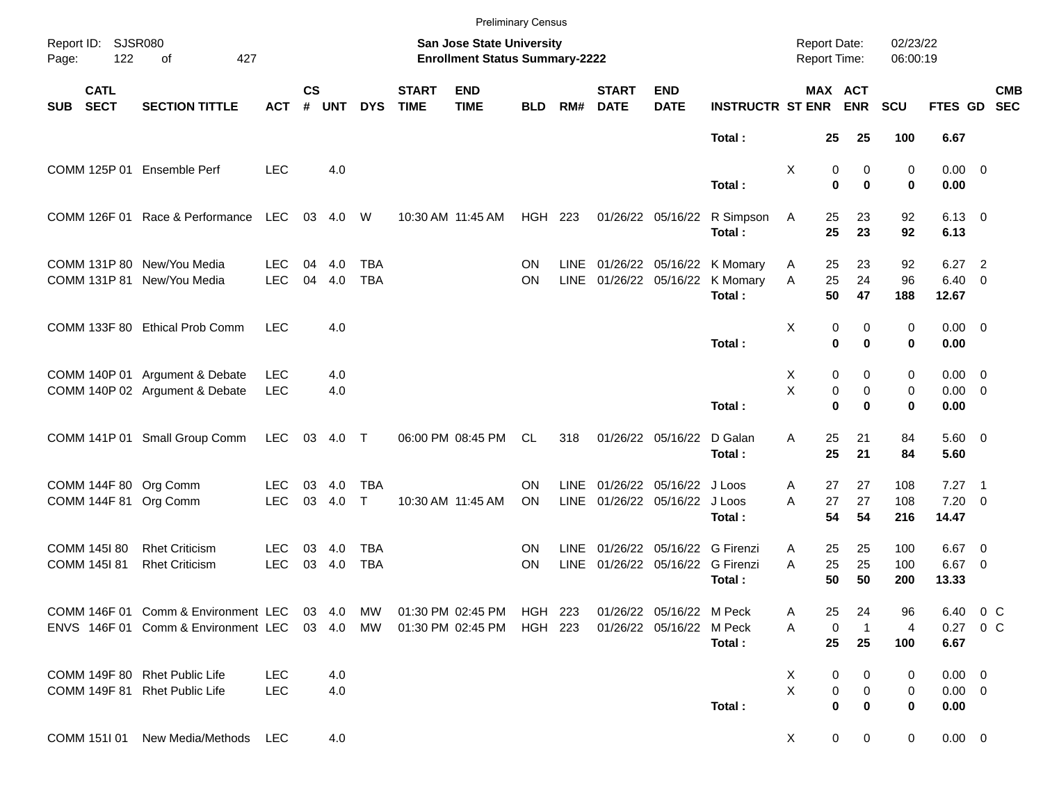Preliminary Census

Report ID: SJSR080
Page: 122 of 427

**San Jose State University**
**Enrollment Status Summary-2222**

Report Date: 02/23/22
Report Time: 06:00:19

| SUB | CATL SECT | SECTION TITTLE | ACT | CS # | UNT | DYS | START TIME | END TIME | BLD | RM# | START DATE | END DATE | INSTRUCTR | ST | MAX ENR | ACT ENR | SCU | FTES | GD | CMB SEC |
|---|---|---|---|---|---|---|---|---|---|---|---|---|---|---|---|---|---|---|---|---|
| | | | | | | | | | | | | | **Total :** | | **25** | **25** | **100** | **6.67** | | |
| COMM | 125P 01 | Ensemble Perf | LEC | | 4.0 | | | | | | | | | X | 0 | 0 | 0 | 0.00 | 0 | |
| | | | | | | | | | | | | | **Total :** | | **0** | **0** | **0** | **0.00** | | |
| COMM | 126F 01 | Race & Performance | LEC | 03 | 4.0 | W | 10:30 AM | 11:45 AM | HGH | 223 | 01/26/22 | 05/16/22 | R Simpson | A | 25 | 23 | 92 | 6.13 | 0 | |
| | | | | | | | | | | | | | **Total :** | | **25** | **23** | **92** | **6.13** | | |
| COMM | 131P 80 | New/You Media | LEC | 04 | 4.0 | TBA | | | ON | LINE | 01/26/22 | 05/16/22 | K Momary | A | 25 | 23 | 92 | 6.27 | 2 | |
| COMM | 131P 81 | New/You Media | LEC | 04 | 4.0 | TBA | | | ON | LINE | 01/26/22 | 05/16/22 | K Momary | A | 25 | 24 | 96 | 6.40 | 0 | |
| | | | | | | | | | | | | | **Total :** | | **50** | **47** | **188** | **12.67** | | |
| COMM | 133F 80 | Ethical Prob Comm | LEC | | 4.0 | | | | | | | | | X | 0 | 0 | 0 | 0.00 | 0 | |
| | | | | | | | | | | | | | **Total :** | | **0** | **0** | **0** | **0.00** | | |
| COMM | 140P 01 | Argument & Debate | LEC | | 4.0 | | | | | | | | | X | 0 | 0 | 0 | 0.00 | 0 | |
| COMM | 140P 02 | Argument & Debate | LEC | | 4.0 | | | | | | | | | X | 0 | 0 | 0 | 0.00 | 0 | |
| | | | | | | | | | | | | | **Total :** | | **0** | **0** | **0** | **0.00** | | |
| COMM | 141P 01 | Small Group Comm | LEC | 03 | 4.0 | T | 06:00 PM | 08:45 PM | CL | 318 | 01/26/22 | 05/16/22 | D Galan | A | 25 | 21 | 84 | 5.60 | 0 | |
| | | | | | | | | | | | | | **Total :** | | **25** | **21** | **84** | **5.60** | | |
| COMM | 144F 80 | Org Comm | LEC | 03 | 4.0 | TBA | | | ON | LINE | 01/26/22 | 05/16/22 | J Loos | A | 27 | 27 | 108 | 7.27 | 1 | |
| COMM | 144F 81 | Org Comm | LEC | 03 | 4.0 | T | 10:30 AM | 11:45 AM | ON | LINE | 01/26/22 | 05/16/22 | J Loos | A | 27 | 27 | 108 | 7.20 | 0 | |
| | | | | | | | | | | | | | **Total :** | | **54** | **54** | **216** | **14.47** | | |
| COMM | 145I 80 | Rhet Criticism | LEC | 03 | 4.0 | TBA | | | ON | LINE | 01/26/22 | 05/16/22 | G Firenzi | A | 25 | 25 | 100 | 6.67 | 0 | |
| COMM | 145I 81 | Rhet Criticism | LEC | 03 | 4.0 | TBA | | | ON | LINE | 01/26/22 | 05/16/22 | G Firenzi | A | 25 | 25 | 100 | 6.67 | 0 | |
| | | | | | | | | | | | | | **Total :** | | **50** | **50** | **200** | **13.33** | | |
| COMM | 146F 01 | Comm & Environment | LEC | 03 | 4.0 | MW | 01:30 PM | 02:45 PM | HGH | 223 | 01/26/22 | 05/16/22 | M Peck | A | 25 | 24 | 96 | 6.40 | 0 | C |
| ENVS | 146F 01 | Comm & Environment | LEC | 03 | 4.0 | MW | 01:30 PM | 02:45 PM | HGH | 223 | 01/26/22 | 05/16/22 | M Peck | A | 0 | 1 | 4 | 0.27 | 0 | C |
| | | | | | | | | | | | | | **Total :** | | **25** | **25** | **100** | **6.67** | | |
| COMM | 149F 80 | Rhet Public Life | LEC | | 4.0 | | | | | | | | | X | 0 | 0 | 0 | 0.00 | 0 | |
| COMM | 149F 81 | Rhet Public Life | LEC | | 4.0 | | | | | | | | | X | 0 | 0 | 0 | 0.00 | 0 | |
| | | | | | | | | | | | | | **Total :** | | **0** | **0** | **0** | **0.00** | | |
| COMM | 151I 01 | New Media/Methods | LEC | | 4.0 | | | | | | | | | X | 0 | 0 | 0 | 0.00 | 0 | |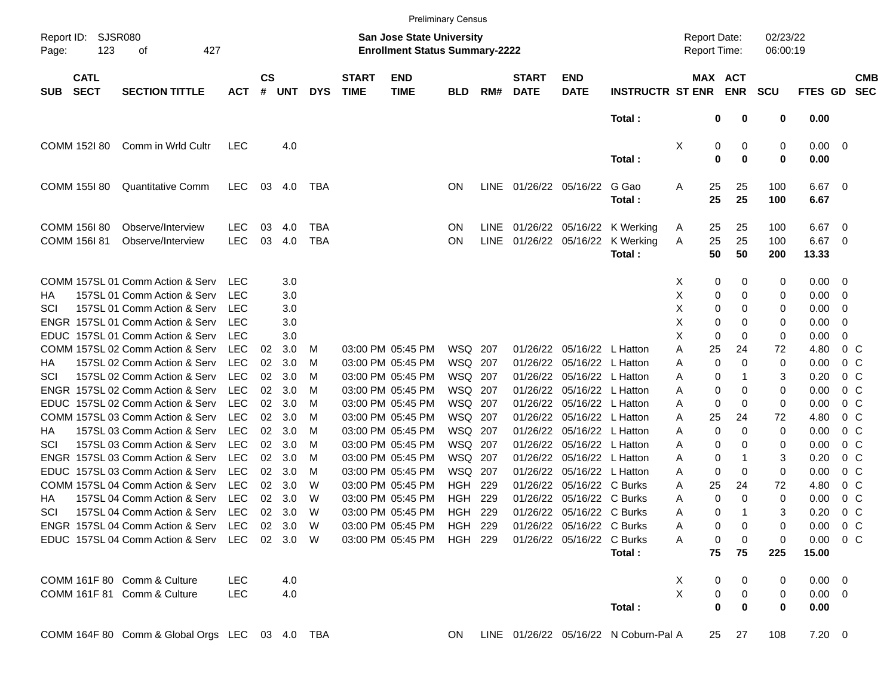Preliminary Census

Report ID: SJSR080

**San Jose State University**
**Enrollment Status Summary-2222**

Report Date: 02/23/22
Report Time: 06:00:19

| SUB | CATL SECT | SECTION TITTLE | ACT | CS # | UNT | DYS | START TIME | END TIME | BLD | RM# | START DATE | END DATE | INSTRUCTR | ST | MAX ENR | ACT ENR | SCU | FTES | GD | CMB SEC |
|---|---|---|---|---|---|---|---|---|---|---|---|---|---|---|---|---|---|---|---|---|
| | | | | | | | | | | | | | **Total :** | | **0** | **0** | **0** | **0.00** | | |
| COMM | 152I 80 | Comm in Wrld Cultr | LEC | | 4.0 | | | | | | | | | X | 0 | 0 | 0 | 0.00 | 0 | |
| | | | | | | | | | | | | | **Total :** | | **0** | **0** | **0** | **0.00** | | |
| COMM | 155I 80 | Quantitative Comm | LEC | 03 | 4.0 | TBA | | | ON | LINE | 01/26/22 | 05/16/22 | G Gao | A | 25 | 25 | 100 | 6.67 | 0 | |
| | | | | | | | | | | | | | **Total :** | | **25** | **25** | **100** | **6.67** | | |
| COMM | 156I 80 | Observe/Interview | LEC | 03 | 4.0 | TBA | | | ON | LINE | 01/26/22 | 05/16/22 | K Werking | A | 25 | 25 | 100 | 6.67 | 0 | |
| COMM | 156I 81 | Observe/Interview | LEC | 03 | 4.0 | TBA | | | ON | LINE | 01/26/22 | 05/16/22 | K Werking | A | 25 | 25 | 100 | 6.67 | 0 | |
| | | | | | | | | | | | | | **Total :** | | **50** | **50** | **200** | **13.33** | | |
| COMM | 157SL 01 | Comm Action & Serv | LEC | | 3.0 | | | | | | | | | X | 0 | 0 | 0 | 0.00 | 0 | |
| HA | 157SL 01 | Comm Action & Serv | LEC | | 3.0 | | | | | | | | | X | 0 | 0 | 0 | 0.00 | 0 | |
| SCI | 157SL 01 | Comm Action & Serv | LEC | | 3.0 | | | | | | | | | X | 0 | 0 | 0 | 0.00 | 0 | |
| ENGR | 157SL 01 | Comm Action & Serv | LEC | | 3.0 | | | | | | | | | X | 0 | 0 | 0 | 0.00 | 0 | |
| EDUC | 157SL 01 | Comm Action & Serv | LEC | | 3.0 | | | | | | | | | X | 0 | 0 | 0 | 0.00 | 0 | |
| COMM | 157SL 02 | Comm Action & Serv | LEC | 02 | 3.0 | M | 03:00 PM | 05:45 PM | WSQ | 207 | 01/26/22 | 05/16/22 | L Hatton | A | 25 | 24 | 72 | 4.80 | 0 | C |
| HA | 157SL 02 | Comm Action & Serv | LEC | 02 | 3.0 | M | 03:00 PM | 05:45 PM | WSQ | 207 | 01/26/22 | 05/16/22 | L Hatton | A | 0 | 0 | 0 | 0.00 | 0 | C |
| SCI | 157SL 02 | Comm Action & Serv | LEC | 02 | 3.0 | M | 03:00 PM | 05:45 PM | WSQ | 207 | 01/26/22 | 05/16/22 | L Hatton | A | 0 | 1 | 3 | 0.20 | 0 | C |
| ENGR | 157SL 02 | Comm Action & Serv | LEC | 02 | 3.0 | M | 03:00 PM | 05:45 PM | WSQ | 207 | 01/26/22 | 05/16/22 | L Hatton | A | 0 | 0 | 0 | 0.00 | 0 | C |
| EDUC | 157SL 02 | Comm Action & Serv | LEC | 02 | 3.0 | M | 03:00 PM | 05:45 PM | WSQ | 207 | 01/26/22 | 05/16/22 | L Hatton | A | 0 | 0 | 0 | 0.00 | 0 | C |
| COMM | 157SL 03 | Comm Action & Serv | LEC | 02 | 3.0 | M | 03:00 PM | 05:45 PM | WSQ | 207 | 01/26/22 | 05/16/22 | L Hatton | A | 25 | 24 | 72 | 4.80 | 0 | C |
| HA | 157SL 03 | Comm Action & Serv | LEC | 02 | 3.0 | M | 03:00 PM | 05:45 PM | WSQ | 207 | 01/26/22 | 05/16/22 | L Hatton | A | 0 | 0 | 0 | 0.00 | 0 | C |
| SCI | 157SL 03 | Comm Action & Serv | LEC | 02 | 3.0 | M | 03:00 PM | 05:45 PM | WSQ | 207 | 01/26/22 | 05/16/22 | L Hatton | A | 0 | 0 | 0 | 0.00 | 0 | C |
| ENGR | 157SL 03 | Comm Action & Serv | LEC | 02 | 3.0 | M | 03:00 PM | 05:45 PM | WSQ | 207 | 01/26/22 | 05/16/22 | L Hatton | A | 0 | 1 | 3 | 0.20 | 0 | C |
| EDUC | 157SL 03 | Comm Action & Serv | LEC | 02 | 3.0 | M | 03:00 PM | 05:45 PM | WSQ | 207 | 01/26/22 | 05/16/22 | L Hatton | A | 0 | 0 | 0 | 0.00 | 0 | C |
| COMM | 157SL 04 | Comm Action & Serv | LEC | 02 | 3.0 | W | 03:00 PM | 05:45 PM | HGH | 229 | 01/26/22 | 05/16/22 | C Burks | A | 25 | 24 | 72 | 4.80 | 0 | C |
| HA | 157SL 04 | Comm Action & Serv | LEC | 02 | 3.0 | W | 03:00 PM | 05:45 PM | HGH | 229 | 01/26/22 | 05/16/22 | C Burks | A | 0 | 0 | 0 | 0.00 | 0 | C |
| SCI | 157SL 04 | Comm Action & Serv | LEC | 02 | 3.0 | W | 03:00 PM | 05:45 PM | HGH | 229 | 01/26/22 | 05/16/22 | C Burks | A | 0 | 1 | 3 | 0.20 | 0 | C |
| ENGR | 157SL 04 | Comm Action & Serv | LEC | 02 | 3.0 | W | 03:00 PM | 05:45 PM | HGH | 229 | 01/26/22 | 05/16/22 | C Burks | A | 0 | 0 | 0 | 0.00 | 0 | C |
| EDUC | 157SL 04 | Comm Action & Serv | LEC | 02 | 3.0 | W | 03:00 PM | 05:45 PM | HGH | 229 | 01/26/22 | 05/16/22 | C Burks | A | 0 | 0 | 0 | 0.00 | 0 | C |
| | | | | | | | | | | | | | **Total :** | | **75** | **75** | **225** | **15.00** | | |
| COMM | 161F 80 | Comm & Culture | LEC | | 4.0 | | | | | | | | | X | 0 | 0 | 0 | 0.00 | 0 | |
| COMM | 161F 81 | Comm & Culture | LEC | | 4.0 | | | | | | | | | X | 0 | 0 | 0 | 0.00 | 0 | |
| | | | | | | | | | | | | | **Total :** | | **0** | **0** | **0** | **0.00** | | |
| COMM | 164F 80 | Comm & Global Orgs | LEC | 03 | 4.0 | TBA | | | ON | LINE | 01/26/22 | 05/16/22 | N Coburn-Pal | A | 25 | 27 | 108 | 7.20 | 0 | |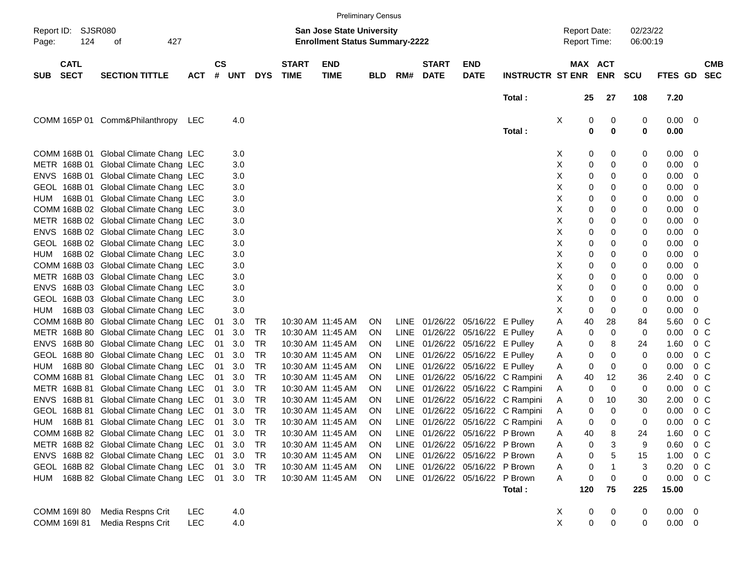Preliminary Census

Report ID: SJSR080
Page: 124 of 427

**San Jose State University**
**Enrollment Status Summary-2222**

Report Date: 02/23/22
Report Time: 06:00:19

| SUB | CATL SECT | SECTION TITTLE | ACT | CS # | UNT | DYS | START TIME | END TIME | BLD | RM# | START DATE | END DATE | INSTRUCTR | ST | MAX ENR | ACT ENR | SCU | FTES | GD | CMB SEC |
|---|---|---|---|---|---|---|---|---|---|---|---|---|---|---|---|---|---|---|---|---|
| | | | | | | | | | | | | | Total : | | 25 | 27 | 108 | 7.20 | | |
| COMM | 165P 01 | Comm&Philanthropy | LEC | | 4.0 | | | | | | | | | X | 0 | 0 | 0 | 0.00 | 0 | |
| | | | | | | | | | | | | | Total : | | 0 | 0 | 0 | 0.00 | | |
| COMM | 168B 01 | Global Climate Chang | LEC | | 3.0 | | | | | | | | | X | 0 | 0 | 0 | 0.00 | 0 | |
| METR | 168B 01 | Global Climate Chang | LEC | | 3.0 | | | | | | | | | X | 0 | 0 | 0 | 0.00 | 0 | |
| ENVS | 168B 01 | Global Climate Chang | LEC | | 3.0 | | | | | | | | | X | 0 | 0 | 0 | 0.00 | 0 | |
| GEOL | 168B 01 | Global Climate Chang | LEC | | 3.0 | | | | | | | | | X | 0 | 0 | 0 | 0.00 | 0 | |
| HUM | 168B 01 | Global Climate Chang | LEC | | 3.0 | | | | | | | | | X | 0 | 0 | 0 | 0.00 | 0 | |
| COMM | 168B 02 | Global Climate Chang | LEC | | 3.0 | | | | | | | | | X | 0 | 0 | 0 | 0.00 | 0 | |
| METR | 168B 02 | Global Climate Chang | LEC | | 3.0 | | | | | | | | | X | 0 | 0 | 0 | 0.00 | 0 | |
| ENVS | 168B 02 | Global Climate Chang | LEC | | 3.0 | | | | | | | | | X | 0 | 0 | 0 | 0.00 | 0 | |
| GEOL | 168B 02 | Global Climate Chang | LEC | | 3.0 | | | | | | | | | X | 0 | 0 | 0 | 0.00 | 0 | |
| HUM | 168B 02 | Global Climate Chang | LEC | | 3.0 | | | | | | | | | X | 0 | 0 | 0 | 0.00 | 0 | |
| COMM | 168B 03 | Global Climate Chang | LEC | | 3.0 | | | | | | | | | X | 0 | 0 | 0 | 0.00 | 0 | |
| METR | 168B 03 | Global Climate Chang | LEC | | 3.0 | | | | | | | | | X | 0 | 0 | 0 | 0.00 | 0 | |
| ENVS | 168B 03 | Global Climate Chang | LEC | | 3.0 | | | | | | | | | X | 0 | 0 | 0 | 0.00 | 0 | |
| GEOL | 168B 03 | Global Climate Chang | LEC | | 3.0 | | | | | | | | | X | 0 | 0 | 0 | 0.00 | 0 | |
| HUM | 168B 03 | Global Climate Chang | LEC | | 3.0 | | | | | | | | | X | 0 | 0 | 0 | 0.00 | 0 | |
| COMM | 168B 80 | Global Climate Chang | LEC | 01 | 3.0 | TR | 10:30 AM | 11:45 AM | ON | LINE | 01/26/22 | 05/16/22 | E Pulley | A | 40 | 28 | 84 | 5.60 | 0 | C |
| METR | 168B 80 | Global Climate Chang | LEC | 01 | 3.0 | TR | 10:30 AM | 11:45 AM | ON | LINE | 01/26/22 | 05/16/22 | E Pulley | A | 0 | 0 | 0 | 0.00 | 0 | C |
| ENVS | 168B 80 | Global Climate Chang | LEC | 01 | 3.0 | TR | 10:30 AM | 11:45 AM | ON | LINE | 01/26/22 | 05/16/22 | E Pulley | A | 0 | 8 | 24 | 1.60 | 0 | C |
| GEOL | 168B 80 | Global Climate Chang | LEC | 01 | 3.0 | TR | 10:30 AM | 11:45 AM | ON | LINE | 01/26/22 | 05/16/22 | E Pulley | A | 0 | 0 | 0 | 0.00 | 0 | C |
| HUM | 168B 80 | Global Climate Chang | LEC | 01 | 3.0 | TR | 10:30 AM | 11:45 AM | ON | LINE | 01/26/22 | 05/16/22 | E Pulley | A | 0 | 0 | 0 | 0.00 | 0 | C |
| COMM | 168B 81 | Global Climate Chang | LEC | 01 | 3.0 | TR | 10:30 AM | 11:45 AM | ON | LINE | 01/26/22 | 05/16/22 | C Rampini | A | 40 | 12 | 36 | 2.40 | 0 | C |
| METR | 168B 81 | Global Climate Chang | LEC | 01 | 3.0 | TR | 10:30 AM | 11:45 AM | ON | LINE | 01/26/22 | 05/16/22 | C Rampini | A | 0 | 0 | 0 | 0.00 | 0 | C |
| ENVS | 168B 81 | Global Climate Chang | LEC | 01 | 3.0 | TR | 10:30 AM | 11:45 AM | ON | LINE | 01/26/22 | 05/16/22 | C Rampini | A | 0 | 10 | 30 | 2.00 | 0 | C |
| GEOL | 168B 81 | Global Climate Chang | LEC | 01 | 3.0 | TR | 10:30 AM | 11:45 AM | ON | LINE | 01/26/22 | 05/16/22 | C Rampini | A | 0 | 0 | 0 | 0.00 | 0 | C |
| HUM | 168B 81 | Global Climate Chang | LEC | 01 | 3.0 | TR | 10:30 AM | 11:45 AM | ON | LINE | 01/26/22 | 05/16/22 | C Rampini | A | 0 | 0 | 0 | 0.00 | 0 | C |
| COMM | 168B 82 | Global Climate Chang | LEC | 01 | 3.0 | TR | 10:30 AM | 11:45 AM | ON | LINE | 01/26/22 | 05/16/22 | P Brown | A | 40 | 8 | 24 | 1.60 | 0 | C |
| METR | 168B 82 | Global Climate Chang | LEC | 01 | 3.0 | TR | 10:30 AM | 11:45 AM | ON | LINE | 01/26/22 | 05/16/22 | P Brown | A | 0 | 3 | 9 | 0.60 | 0 | C |
| ENVS | 168B 82 | Global Climate Chang | LEC | 01 | 3.0 | TR | 10:30 AM | 11:45 AM | ON | LINE | 01/26/22 | 05/16/22 | P Brown | A | 0 | 5 | 15 | 1.00 | 0 | C |
| GEOL | 168B 82 | Global Climate Chang | LEC | 01 | 3.0 | TR | 10:30 AM | 11:45 AM | ON | LINE | 01/26/22 | 05/16/22 | P Brown | A | 0 | 1 | 3 | 0.20 | 0 | C |
| HUM | 168B 82 | Global Climate Chang | LEC | 01 | 3.0 | TR | 10:30 AM | 11:45 AM | ON | LINE | 01/26/22 | 05/16/22 | P Brown | A | 0 | 0 | 0 | 0.00 | 0 | C |
| | | | | | | | | | | | | | Total : | | 120 | 75 | 225 | 15.00 | | |
| COMM | 169I 80 | Media Respns Crit | LEC | | 4.0 | | | | | | | | | X | 0 | 0 | 0 | 0.00 | 0 | |
| COMM | 169I 81 | Media Respns Crit | LEC | | 4.0 | | | | | | | | | X | 0 | 0 | 0 | 0.00 | 0 | |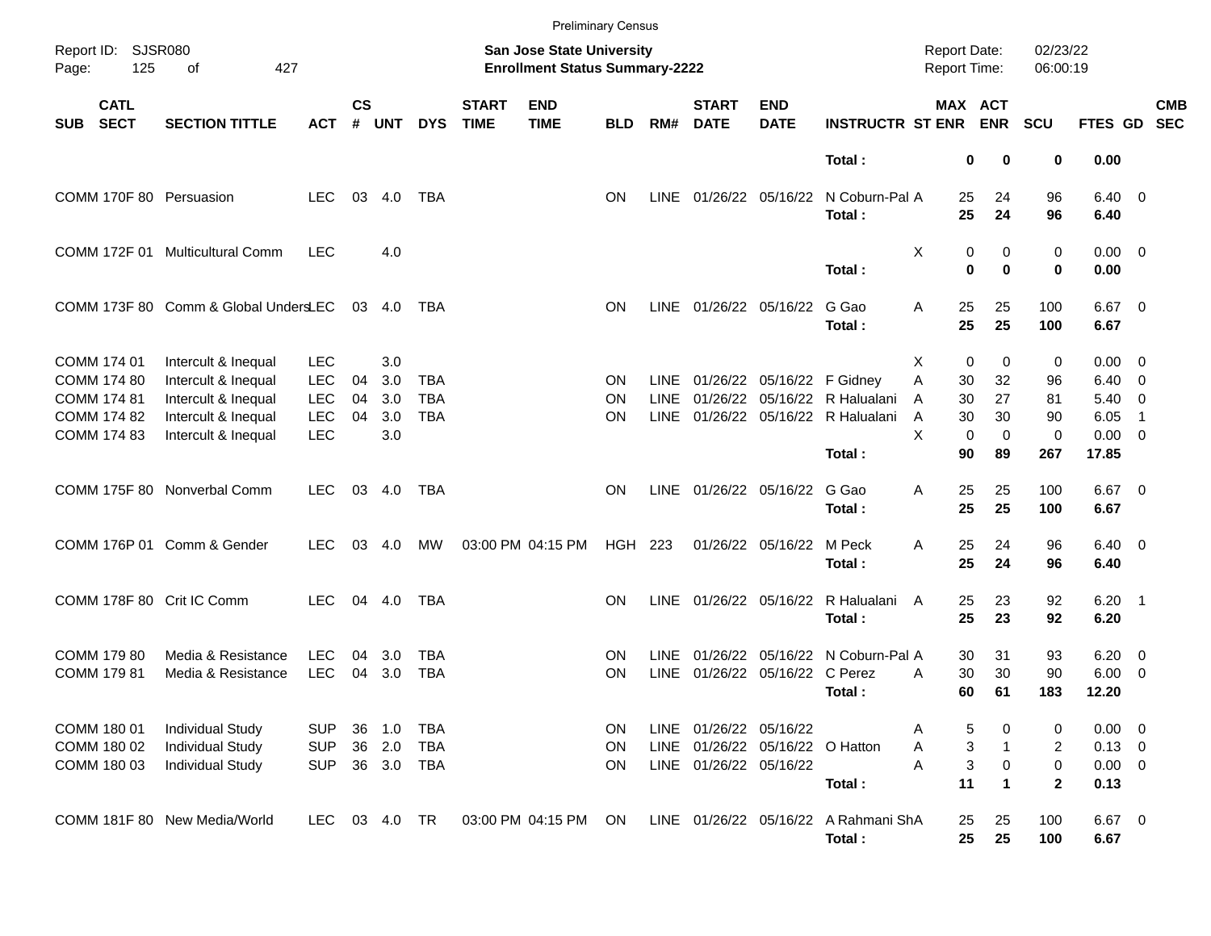Preliminary Census

Report ID: SJSR080
Page: 125 of 427

**San Jose State University**
**Enrollment Status Summary-2222**

Report Date: 02/23/22
Report Time: 06:00:19

| SUB | CATL SECT | SECTION TITTLE | ACT | CS # | UNT | DYS | START TIME | END TIME | BLD | RM# | START DATE | END DATE | INSTRUCTR | ST | MAX ENR | ACT ENR | SCU | FTES | GD | CMB SEC |
|---|---|---|---|---|---|---|---|---|---|---|---|---|---|---|---|---|---|---|---|---|
| | | | | | | | | | | | | | **Total :** | | **0** | **0** | **0** | **0.00** | | |
| COMM | 170F 80 | Persuasion | LEC | 03 | 4.0 | TBA | | | ON | LINE | 01/26/22 | 05/16/22 | N Coburn-Pal | A | 25 | 24 | 96 | 6.40 | 0 | |
| | | | | | | | | | | | | | **Total :** | | **25** | **24** | **96** | **6.40** | | |
| COMM | 172F 01 | Multicultural Comm | LEC | | 4.0 | | | | | | | | | X | 0 | 0 | 0 | 0.00 | 0 | |
| | | | | | | | | | | | | | **Total :** | | **0** | **0** | **0** | **0.00** | | |
| COMM | 173F 80 | Comm & Global Unders | LEC | 03 | 4.0 | TBA | | | ON | LINE | 01/26/22 | 05/16/22 | G Gao | A | 25 | 25 | 100 | 6.67 | 0 | |
| | | | | | | | | | | | | | **Total :** | | **25** | **25** | **100** | **6.67** | | |
| COMM | 174 01 | Intercult & Inequal | LEC | | 3.0 | | | | | | | | | X | 0 | 0 | 0 | 0.00 | 0 | |
| COMM | 174 80 | Intercult & Inequal | LEC | 04 | 3.0 | TBA | | | ON | LINE | 01/26/22 | 05/16/22 | F Gidney | A | 30 | 32 | 96 | 6.40 | 0 | |
| COMM | 174 81 | Intercult & Inequal | LEC | 04 | 3.0 | TBA | | | ON | LINE | 01/26/22 | 05/16/22 | R Halualani | A | 30 | 27 | 81 | 5.40 | 0 | |
| COMM | 174 82 | Intercult & Inequal | LEC | 04 | 3.0 | TBA | | | ON | LINE | 01/26/22 | 05/16/22 | R Halualani | A | 30 | 30 | 90 | 6.05 | 1 | |
| COMM | 174 83 | Intercult & Inequal | LEC | | 3.0 | | | | | | | | | X | 0 | 0 | 0 | 0.00 | 0 | |
| | | | | | | | | | | | | | **Total :** | | **90** | **89** | **267** | **17.85** | | |
| COMM | 175F 80 | Nonverbal Comm | LEC | 03 | 4.0 | TBA | | | ON | LINE | 01/26/22 | 05/16/22 | G Gao | A | 25 | 25 | 100 | 6.67 | 0 | |
| | | | | | | | | | | | | | **Total :** | | **25** | **25** | **100** | **6.67** | | |
| COMM | 176P 01 | Comm & Gender | LEC | 03 | 4.0 | MW | 03:00 PM | 04:15 PM | HGH | 223 | 01/26/22 | 05/16/22 | M Peck | A | 25 | 24 | 96 | 6.40 | 0 | |
| | | | | | | | | | | | | | **Total :** | | **25** | **24** | **96** | **6.40** | | |
| COMM | 178F 80 | Crit IC Comm | LEC | 04 | 4.0 | TBA | | | ON | LINE | 01/26/22 | 05/16/22 | R Halualani | A | 25 | 23 | 92 | 6.20 | 1 | |
| | | | | | | | | | | | | | **Total :** | | **25** | **23** | **92** | **6.20** | | |
| COMM | 179 80 | Media & Resistance | LEC | 04 | 3.0 | TBA | | | ON | LINE | 01/26/22 | 05/16/22 | N Coburn-Pal | A | 30 | 31 | 93 | 6.20 | 0 | |
| COMM | 179 81 | Media & Resistance | LEC | 04 | 3.0 | TBA | | | ON | LINE | 01/26/22 | 05/16/22 | C Perez | A | 30 | 30 | 90 | 6.00 | 0 | |
| | | | | | | | | | | | | | **Total :** | | **60** | **61** | **183** | **12.20** | | |
| COMM | 180 01 | Individual Study | SUP | 36 | 1.0 | TBA | | | ON | LINE | 01/26/22 | 05/16/22 | | A | 5 | 0 | 0 | 0.00 | 0 | |
| COMM | 180 02 | Individual Study | SUP | 36 | 2.0 | TBA | | | ON | LINE | 01/26/22 | 05/16/22 | O Hatton | A | 3 | 1 | 2 | 0.13 | 0 | |
| COMM | 180 03 | Individual Study | SUP | 36 | 3.0 | TBA | | | ON | LINE | 01/26/22 | 05/16/22 | | A | 3 | 0 | 0 | 0.00 | 0 | |
| | | | | | | | | | | | | | **Total :** | | **11** | **1** | **2** | **0.13** | | |
| COMM | 181F 80 | New Media/World | LEC | 03 | 4.0 | TR | 03:00 PM | 04:15 PM | ON | LINE | 01/26/22 | 05/16/22 | A Rahmani Sh | A | 25 | 25 | 100 | 6.67 | 0 | |
| | | | | | | | | | | | | | **Total :** | | **25** | **25** | **100** | **6.67** | | |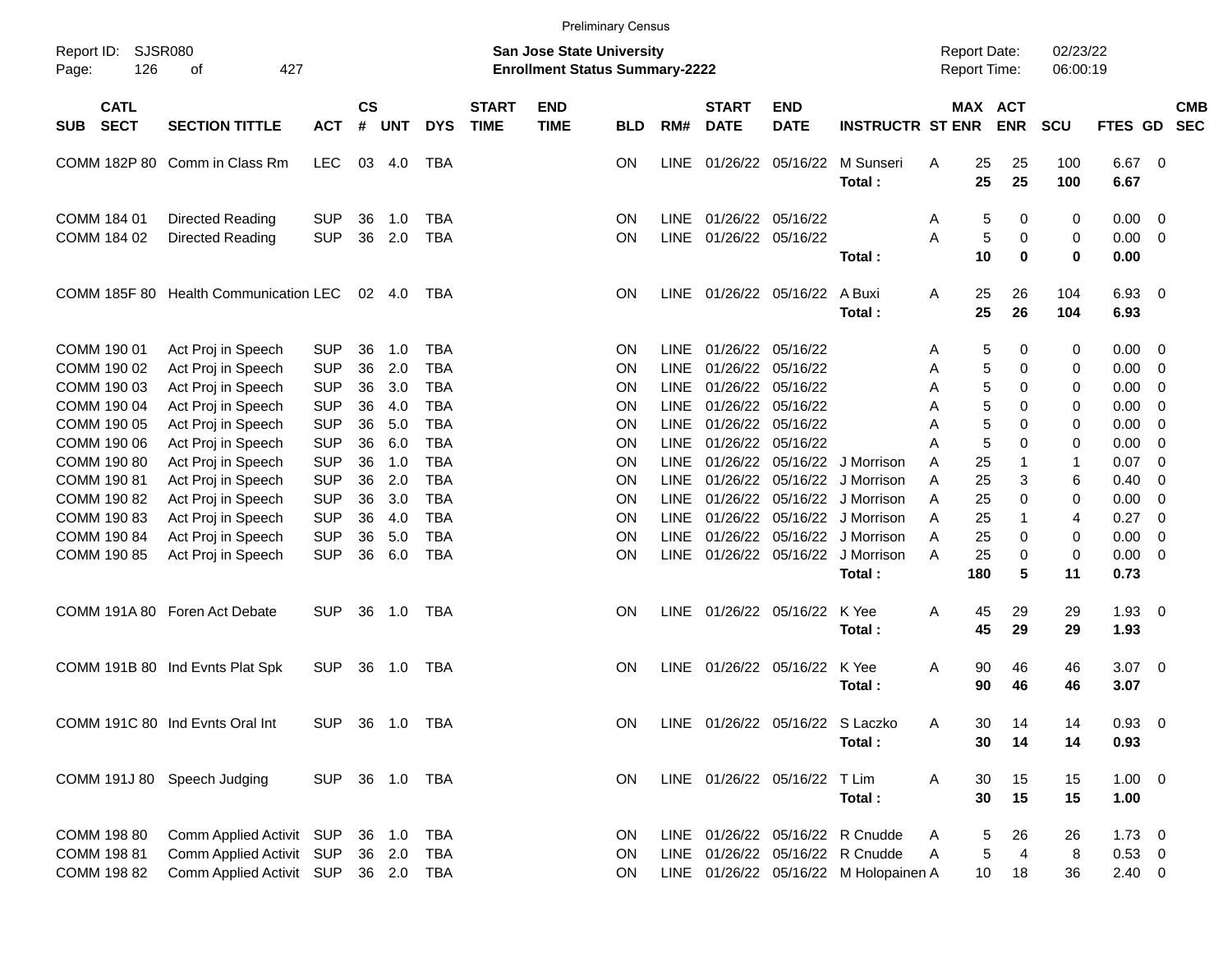Preliminary Census

Report ID: SJSR080 | San Jose State University | Report Date: 02/23/22
Page: 126 of 427 | Enrollment Status Summary-2222 | Report Time: 06:00:19

| SUB | CATL SECT | SECTION TITTLE | ACT | CS # | UNT | DYS | START TIME | END TIME | BLD | RM# | START DATE | END DATE | INSTRUCTR | ST | MAX ENR | ACT ENR | SCU | FTES | GD | CMB SEC |
|---|---|---|---|---|---|---|---|---|---|---|---|---|---|---|---|---|---|---|---|---|
| COMM | 182P 80 | Comm in Class Rm | LEC | 03 | 4.0 | TBA | | | ON | LINE | 01/26/22 | 05/16/22 | M Sunseri | A | 25 | 25 | 100 | 6.67 | 0 | |
| | | | | | | | | | | | | | **Total :** | | **25** | **25** | **100** | **6.67** | | |
| COMM | 184 01 | Directed Reading | SUP | 36 | 1.0 | TBA | | | ON | LINE | 01/26/22 | 05/16/22 | | A | 5 | 0 | 0 | 0.00 | 0 | |
| COMM | 184 02 | Directed Reading | SUP | 36 | 2.0 | TBA | | | ON | LINE | 01/26/22 | 05/16/22 | | A | 5 | 0 | 0 | 0.00 | 0 | |
| | | | | | | | | | | | | | **Total :** | | **10** | **0** | **0** | **0.00** | | |
| COMM | 185F 80 | Health Communication | LEC | 02 | 4.0 | TBA | | | ON | LINE | 01/26/22 | 05/16/22 | A Buxi | A | 25 | 26 | 104 | 6.93 | 0 | |
| | | | | | | | | | | | | | **Total :** | | **25** | **26** | **104** | **6.93** | | |
| COMM | 190 01 | Act Proj in Speech | SUP | 36 | 1.0 | TBA | | | ON | LINE | 01/26/22 | 05/16/22 | | A | 5 | 0 | 0 | 0.00 | 0 | |
| COMM | 190 02 | Act Proj in Speech | SUP | 36 | 2.0 | TBA | | | ON | LINE | 01/26/22 | 05/16/22 | | A | 5 | 0 | 0 | 0.00 | 0 | |
| COMM | 190 03 | Act Proj in Speech | SUP | 36 | 3.0 | TBA | | | ON | LINE | 01/26/22 | 05/16/22 | | A | 5 | 0 | 0 | 0.00 | 0 | |
| COMM | 190 04 | Act Proj in Speech | SUP | 36 | 4.0 | TBA | | | ON | LINE | 01/26/22 | 05/16/22 | | A | 5 | 0 | 0 | 0.00 | 0 | |
| COMM | 190 05 | Act Proj in Speech | SUP | 36 | 5.0 | TBA | | | ON | LINE | 01/26/22 | 05/16/22 | | A | 5 | 0 | 0 | 0.00 | 0 | |
| COMM | 190 06 | Act Proj in Speech | SUP | 36 | 6.0 | TBA | | | ON | LINE | 01/26/22 | 05/16/22 | | A | 5 | 0 | 0 | 0.00 | 0 | |
| COMM | 190 80 | Act Proj in Speech | SUP | 36 | 1.0 | TBA | | | ON | LINE | 01/26/22 | 05/16/22 | J Morrison | A | 25 | 1 | 1 | 0.07 | 0 | |
| COMM | 190 81 | Act Proj in Speech | SUP | 36 | 2.0 | TBA | | | ON | LINE | 01/26/22 | 05/16/22 | J Morrison | A | 25 | 3 | 6 | 0.40 | 0 | |
| COMM | 190 82 | Act Proj in Speech | SUP | 36 | 3.0 | TBA | | | ON | LINE | 01/26/22 | 05/16/22 | J Morrison | A | 25 | 0 | 0 | 0.00 | 0 | |
| COMM | 190 83 | Act Proj in Speech | SUP | 36 | 4.0 | TBA | | | ON | LINE | 01/26/22 | 05/16/22 | J Morrison | A | 25 | 1 | 4 | 0.27 | 0 | |
| COMM | 190 84 | Act Proj in Speech | SUP | 36 | 5.0 | TBA | | | ON | LINE | 01/26/22 | 05/16/22 | J Morrison | A | 25 | 0 | 0 | 0.00 | 0 | |
| COMM | 190 85 | Act Proj in Speech | SUP | 36 | 6.0 | TBA | | | ON | LINE | 01/26/22 | 05/16/22 | J Morrison | A | 25 | 0 | 0 | 0.00 | 0 | |
| | | | | | | | | | | | | | **Total :** | | **180** | **5** | **11** | **0.73** | | |
| COMM | 191A 80 | Foren Act Debate | SUP | 36 | 1.0 | TBA | | | ON | LINE | 01/26/22 | 05/16/22 | K Yee | A | 45 | 29 | 29 | 1.93 | 0 | |
| | | | | | | | | | | | | | **Total :** | | **45** | **29** | **29** | **1.93** | | |
| COMM | 191B 80 | Ind Evnts Plat Spk | SUP | 36 | 1.0 | TBA | | | ON | LINE | 01/26/22 | 05/16/22 | K Yee | A | 90 | 46 | 46 | 3.07 | 0 | |
| | | | | | | | | | | | | | **Total :** | | **90** | **46** | **46** | **3.07** | | |
| COMM | 191C 80 | Ind Evnts Oral Int | SUP | 36 | 1.0 | TBA | | | ON | LINE | 01/26/22 | 05/16/22 | S Laczko | A | 30 | 14 | 14 | 0.93 | 0 | |
| | | | | | | | | | | | | | **Total :** | | **30** | **14** | **14** | **0.93** | | |
| COMM | 191J 80 | Speech Judging | SUP | 36 | 1.0 | TBA | | | ON | LINE | 01/26/22 | 05/16/22 | T Lim | A | 30 | 15 | 15 | 1.00 | 0 | |
| | | | | | | | | | | | | | **Total :** | | **30** | **15** | **15** | **1.00** | | |
| COMM | 198 80 | Comm Applied Activit | SUP | 36 | 1.0 | TBA | | | ON | LINE | 01/26/22 | 05/16/22 | R Cnudde | A | 5 | 26 | 26 | 1.73 | 0 | |
| COMM | 198 81 | Comm Applied Activit | SUP | 36 | 2.0 | TBA | | | ON | LINE | 01/26/22 | 05/16/22 | R Cnudde | A | 5 | 4 | 8 | 0.53 | 0 | |
| COMM | 198 82 | Comm Applied Activit | SUP | 36 | 2.0 | TBA | | | ON | LINE | 01/26/22 | 05/16/22 | M Holopainen | A | 10 | 18 | 36 | 2.40 | 0 | |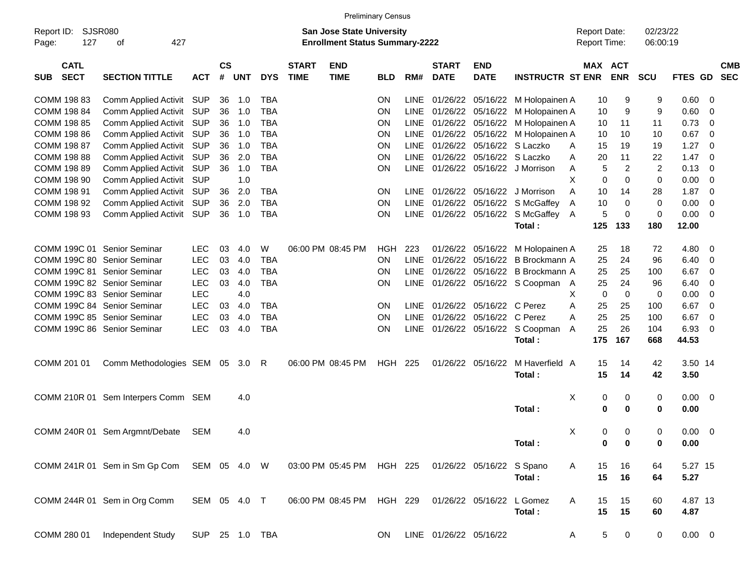Preliminary Census

Report ID: SJSR080

**San Jose State University**
**Enrollment Status Summary-2222**

Report Date: 02/23/22
Report Time: 06:00:19

| SUB | CATL SECT | SECTION TITTLE | ACT | CS # | UNT | DYS | START TIME | END TIME | BLD | RM# | START DATE | END DATE | INSTRUCTR | ST | MAX ENR | ACT ENR | SCU | FTES | GD | CMB SEC |
|---|---|---|---|---|---|---|---|---|---|---|---|---|---|---|---|---|---|---|---|---|
| COMM | 198 83 | Comm Applied Activit | SUP | 36 | 1.0 | TBA | | | ON | LINE | 01/26/22 | 05/16/22 | M Holopainen | A | 10 | 9 | 9 | 0.60 | 0 | |
| COMM | 198 84 | Comm Applied Activit | SUP | 36 | 1.0 | TBA | | | ON | LINE | 01/26/22 | 05/16/22 | M Holopainen | A | 10 | 9 | 9 | 0.60 | 0 | |
| COMM | 198 85 | Comm Applied Activit | SUP | 36 | 1.0 | TBA | | | ON | LINE | 01/26/22 | 05/16/22 | M Holopainen | A | 10 | 11 | 11 | 0.73 | 0 | |
| COMM | 198 86 | Comm Applied Activit | SUP | 36 | 1.0 | TBA | | | ON | LINE | 01/26/22 | 05/16/22 | M Holopainen | A | 10 | 10 | 10 | 0.67 | 0 | |
| COMM | 198 87 | Comm Applied Activit | SUP | 36 | 1.0 | TBA | | | ON | LINE | 01/26/22 | 05/16/22 | S Laczko | A | 15 | 19 | 19 | 1.27 | 0 | |
| COMM | 198 88 | Comm Applied Activit | SUP | 36 | 2.0 | TBA | | | ON | LINE | 01/26/22 | 05/16/22 | S Laczko | A | 20 | 11 | 22 | 1.47 | 0 | |
| COMM | 198 89 | Comm Applied Activit | SUP | 36 | 1.0 | TBA | | | ON | LINE | 01/26/22 | 05/16/22 | J Morrison | A | 5 | 2 | 2 | 0.13 | 0 | |
| COMM | 198 90 | Comm Applied Activit | SUP | | 1.0 | | | | | | | | | X | 0 | 0 | 0 | 0.00 | 0 | |
| COMM | 198 91 | Comm Applied Activit | SUP | 36 | 2.0 | TBA | | | ON | LINE | 01/26/22 | 05/16/22 | J Morrison | A | 10 | 14 | 28 | 1.87 | 0 | |
| COMM | 198 92 | Comm Applied Activit | SUP | 36 | 2.0 | TBA | | | ON | LINE | 01/26/22 | 05/16/22 | S McGaffey | A | 10 | 0 | 0 | 0.00 | 0 | |
| COMM | 198 93 | Comm Applied Activit | SUP | 36 | 1.0 | TBA | | | ON | LINE | 01/26/22 | 05/16/22 | S McGaffey | A | 5 | 0 | 0 | 0.00 | 0 | |
| | | | | | | | | | | | | | **Total :** | | **125** | **133** | **180** | **12.00** | | |
| COMM | 199C 01 | Senior Seminar | LEC | 03 | 4.0 | W | 06:00 PM | 08:45 PM | HGH | 223 | 01/26/22 | 05/16/22 | M Holopainen | A | 25 | 18 | 72 | 4.80 | 0 | |
| COMM | 199C 80 | Senior Seminar | LEC | 03 | 4.0 | TBA | | | ON | LINE | 01/26/22 | 05/16/22 | B Brockmann | A | 25 | 24 | 96 | 6.40 | 0 | |
| COMM | 199C 81 | Senior Seminar | LEC | 03 | 4.0 | TBA | | | ON | LINE | 01/26/22 | 05/16/22 | B Brockmann | A | 25 | 25 | 100 | 6.67 | 0 | |
| COMM | 199C 82 | Senior Seminar | LEC | 03 | 4.0 | TBA | | | ON | LINE | 01/26/22 | 05/16/22 | S Coopman | A | 25 | 24 | 96 | 6.40 | 0 | |
| COMM | 199C 83 | Senior Seminar | LEC | | 4.0 | | | | | | | | | X | 0 | 0 | 0 | 0.00 | 0 | |
| COMM | 199C 84 | Senior Seminar | LEC | 03 | 4.0 | TBA | | | ON | LINE | 01/26/22 | 05/16/22 | C Perez | A | 25 | 25 | 100 | 6.67 | 0 | |
| COMM | 199C 85 | Senior Seminar | LEC | 03 | 4.0 | TBA | | | ON | LINE | 01/26/22 | 05/16/22 | C Perez | A | 25 | 25 | 100 | 6.67 | 0 | |
| COMM | 199C 86 | Senior Seminar | LEC | 03 | 4.0 | TBA | | | ON | LINE | 01/26/22 | 05/16/22 | S Coopman | A | 25 | 26 | 104 | 6.93 | 0 | |
| | | | | | | | | | | | | | **Total :** | | **175** | **167** | **668** | **44.53** | | |
| COMM | 201 01 | Comm Methodologies | SEM | 05 | 3.0 | R | 06:00 PM | 08:45 PM | HGH | 225 | 01/26/22 | 05/16/22 | M Haverfield | A | 15 | 14 | 42 | 3.50 | 14 | |
| | | | | | | | | | | | | | **Total :** | | **15** | **14** | **42** | **3.50** | | |
| COMM | 210R 01 | Sem Interpers Comm | SEM | | 4.0 | | | | | | | | | X | 0 | 0 | 0 | 0.00 | 0 | |
| | | | | | | | | | | | | | **Total :** | | **0** | **0** | **0** | **0.00** | | |
| COMM | 240R 01 | Sem Argmnt/Debate | SEM | | 4.0 | | | | | | | | | X | 0 | 0 | 0 | 0.00 | 0 | |
| | | | | | | | | | | | | | **Total :** | | **0** | **0** | **0** | **0.00** | | |
| COMM | 241R 01 | Sem in Sm Gp Com | SEM | 05 | 4.0 | W | 03:00 PM | 05:45 PM | HGH | 225 | 01/26/22 | 05/16/22 | S Spano | A | 15 | 16 | 64 | 5.27 | 15 | |
| | | | | | | | | | | | | | **Total :** | | **15** | **16** | **64** | **5.27** | | |
| COMM | 244R 01 | Sem in Org Comm | SEM | 05 | 4.0 | T | 06:00 PM | 08:45 PM | HGH | 229 | 01/26/22 | 05/16/22 | L Gomez | A | 15 | 15 | 60 | 4.87 | 13 | |
| | | | | | | | | | | | | | **Total :** | | **15** | **15** | **60** | **4.87** | | |
| COMM | 280 01 | Independent Study | SUP | 25 | 1.0 | TBA | | | ON | LINE | 01/26/22 | 05/16/22 | | A | 5 | 0 | 0 | 0.00 | 0 | |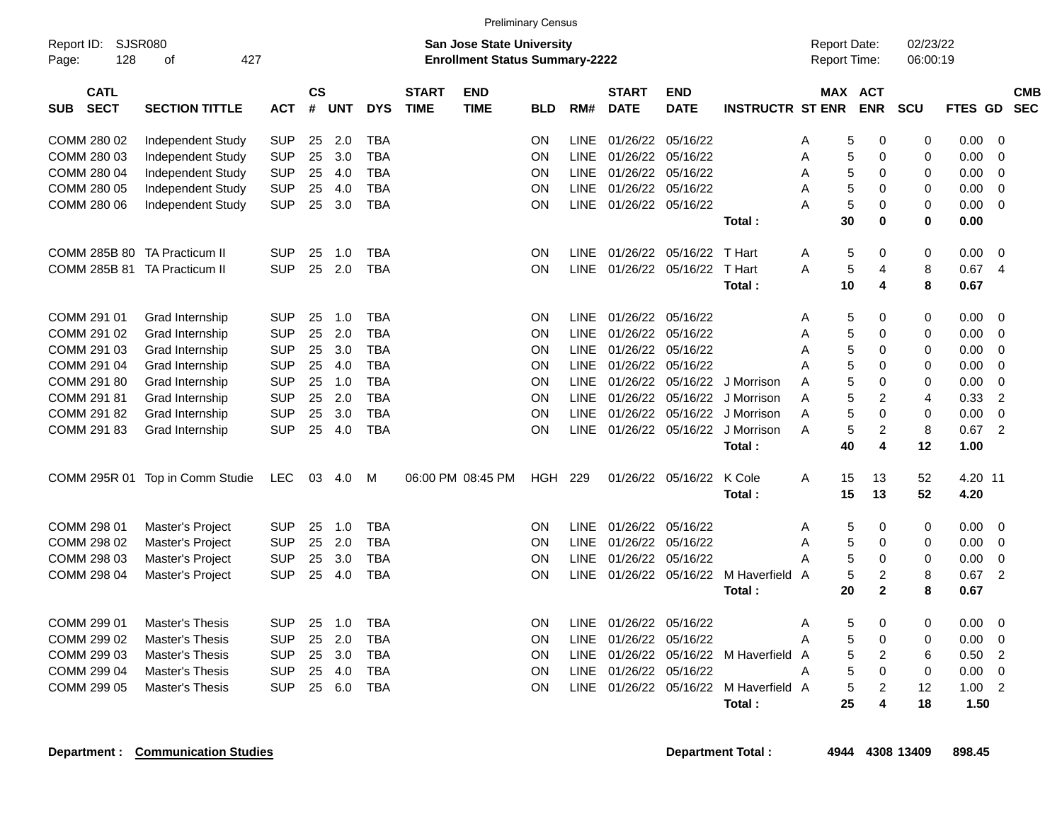Preliminary Census

Report ID: SJSR080

**San Jose State University**
**Enrollment Status Summary-2222**

Report Date: 02/23/22
Report Time: 06:00:19

| SUB | CATL SECT | SECTION TITTLE | ACT | CS # | UNT | DYS | START TIME | END TIME | BLD | RM# | START DATE | END DATE | INSTRUCTR | ST | MAX ENR | ACT ENR | SCU | FTES | GD | CMB SEC |
|---|---|---|---|---|---|---|---|---|---|---|---|---|---|---|---|---|---|---|---|---|
| COMM | 280 02 | Independent Study | SUP | 25 | 2.0 | TBA | | | ON | LINE | 01/26/22 | 05/16/22 | | A | 5 | 0 | 0 | 0.00 | 0 | |
| COMM | 280 03 | Independent Study | SUP | 25 | 3.0 | TBA | | | ON | LINE | 01/26/22 | 05/16/22 | | A | 5 | 0 | 0 | 0.00 | 0 | |
| COMM | 280 04 | Independent Study | SUP | 25 | 4.0 | TBA | | | ON | LINE | 01/26/22 | 05/16/22 | | A | 5 | 0 | 0 | 0.00 | 0 | |
| COMM | 280 05 | Independent Study | SUP | 25 | 4.0 | TBA | | | ON | LINE | 01/26/22 | 05/16/22 | | A | 5 | 0 | 0 | 0.00 | 0 | |
| COMM | 280 06 | Independent Study | SUP | 25 | 3.0 | TBA | | | ON | LINE | 01/26/22 | 05/16/22 | | A | 5 | 0 | 0 | 0.00 | 0 | |
| | | | | | | | | | | | | | **Total :** | | **30** | **0** | **0** | **0.00** | | |
| COMM | 285B 80 | TA Practicum II | SUP | 25 | 1.0 | TBA | | | ON | LINE | 01/26/22 | 05/16/22 | T Hart | A | 5 | 0 | 0 | 0.00 | 0 | |
| COMM | 285B 81 | TA Practicum II | SUP | 25 | 2.0 | TBA | | | ON | LINE | 01/26/22 | 05/16/22 | T Hart | A | 5 | 4 | 8 | 0.67 | 4 | |
| | | | | | | | | | | | | | **Total :** | | **10** | **4** | **8** | **0.67** | | |
| COMM | 291 01 | Grad Internship | SUP | 25 | 1.0 | TBA | | | ON | LINE | 01/26/22 | 05/16/22 | | A | 5 | 0 | 0 | 0.00 | 0 | |
| COMM | 291 02 | Grad Internship | SUP | 25 | 2.0 | TBA | | | ON | LINE | 01/26/22 | 05/16/22 | | A | 5 | 0 | 0 | 0.00 | 0 | |
| COMM | 291 03 | Grad Internship | SUP | 25 | 3.0 | TBA | | | ON | LINE | 01/26/22 | 05/16/22 | | A | 5 | 0 | 0 | 0.00 | 0 | |
| COMM | 291 04 | Grad Internship | SUP | 25 | 4.0 | TBA | | | ON | LINE | 01/26/22 | 05/16/22 | | A | 5 | 0 | 0 | 0.00 | 0 | |
| COMM | 291 80 | Grad Internship | SUP | 25 | 1.0 | TBA | | | ON | LINE | 01/26/22 | 05/16/22 | J Morrison | A | 5 | 0 | 0 | 0.00 | 0 | |
| COMM | 291 81 | Grad Internship | SUP | 25 | 2.0 | TBA | | | ON | LINE | 01/26/22 | 05/16/22 | J Morrison | A | 5 | 2 | 4 | 0.33 | 2 | |
| COMM | 291 82 | Grad Internship | SUP | 25 | 3.0 | TBA | | | ON | LINE | 01/26/22 | 05/16/22 | J Morrison | A | 5 | 0 | 0 | 0.00 | 0 | |
| COMM | 291 83 | Grad Internship | SUP | 25 | 4.0 | TBA | | | ON | LINE | 01/26/22 | 05/16/22 | J Morrison | A | 5 | 2 | 8 | 0.67 | 2 | |
| | | | | | | | | | | | | | **Total :** | | **40** | **4** | **12** | **1.00** | | |
| COMM | 295R 01 | Top in Comm Studie | LEC | 03 | 4.0 | M | 06:00 PM | 08:45 PM | HGH | 229 | 01/26/22 | 05/16/22 | K Cole | A | 15 | 13 | 52 | 4.20 | 11 | |
| | | | | | | | | | | | | | **Total :** | | **15** | **13** | **52** | **4.20** | | |
| COMM | 298 01 | Master's Project | SUP | 25 | 1.0 | TBA | | | ON | LINE | 01/26/22 | 05/16/22 | | A | 5 | 0 | 0 | 0.00 | 0 | |
| COMM | 298 02 | Master's Project | SUP | 25 | 2.0 | TBA | | | ON | LINE | 01/26/22 | 05/16/22 | | A | 5 | 0 | 0 | 0.00 | 0 | |
| COMM | 298 03 | Master's Project | SUP | 25 | 3.0 | TBA | | | ON | LINE | 01/26/22 | 05/16/22 | | A | 5 | 0 | 0 | 0.00 | 0 | |
| COMM | 298 04 | Master's Project | SUP | 25 | 4.0 | TBA | | | ON | LINE | 01/26/22 | 05/16/22 | M Haverfield | A | 5 | 2 | 8 | 0.67 | 2 | |
| | | | | | | | | | | | | | **Total :** | | **20** | **2** | **8** | **0.67** | | |
| COMM | 299 01 | Master's Thesis | SUP | 25 | 1.0 | TBA | | | ON | LINE | 01/26/22 | 05/16/22 | | A | 5 | 0 | 0 | 0.00 | 0 | |
| COMM | 299 02 | Master's Thesis | SUP | 25 | 2.0 | TBA | | | ON | LINE | 01/26/22 | 05/16/22 | | A | 5 | 0 | 0 | 0.00 | 0 | |
| COMM | 299 03 | Master's Thesis | SUP | 25 | 3.0 | TBA | | | ON | LINE | 01/26/22 | 05/16/22 | M Haverfield | A | 5 | 2 | 6 | 0.50 | 2 | |
| COMM | 299 04 | Master's Thesis | SUP | 25 | 4.0 | TBA | | | ON | LINE | 01/26/22 | 05/16/22 | | A | 5 | 0 | 0 | 0.00 | 0 | |
| COMM | 299 05 | Master's Thesis | SUP | 25 | 6.0 | TBA | | | ON | LINE | 01/26/22 | 05/16/22 | M Haverfield | A | 5 | 2 | 12 | 1.00 | 2 | |
| | | | | | | | | | | | | | **Total :** | | **25** | **4** | **18** | **1.50** | | |

**Department : Communication Studies** — **Department Total : 4944 4308 13409 898.45**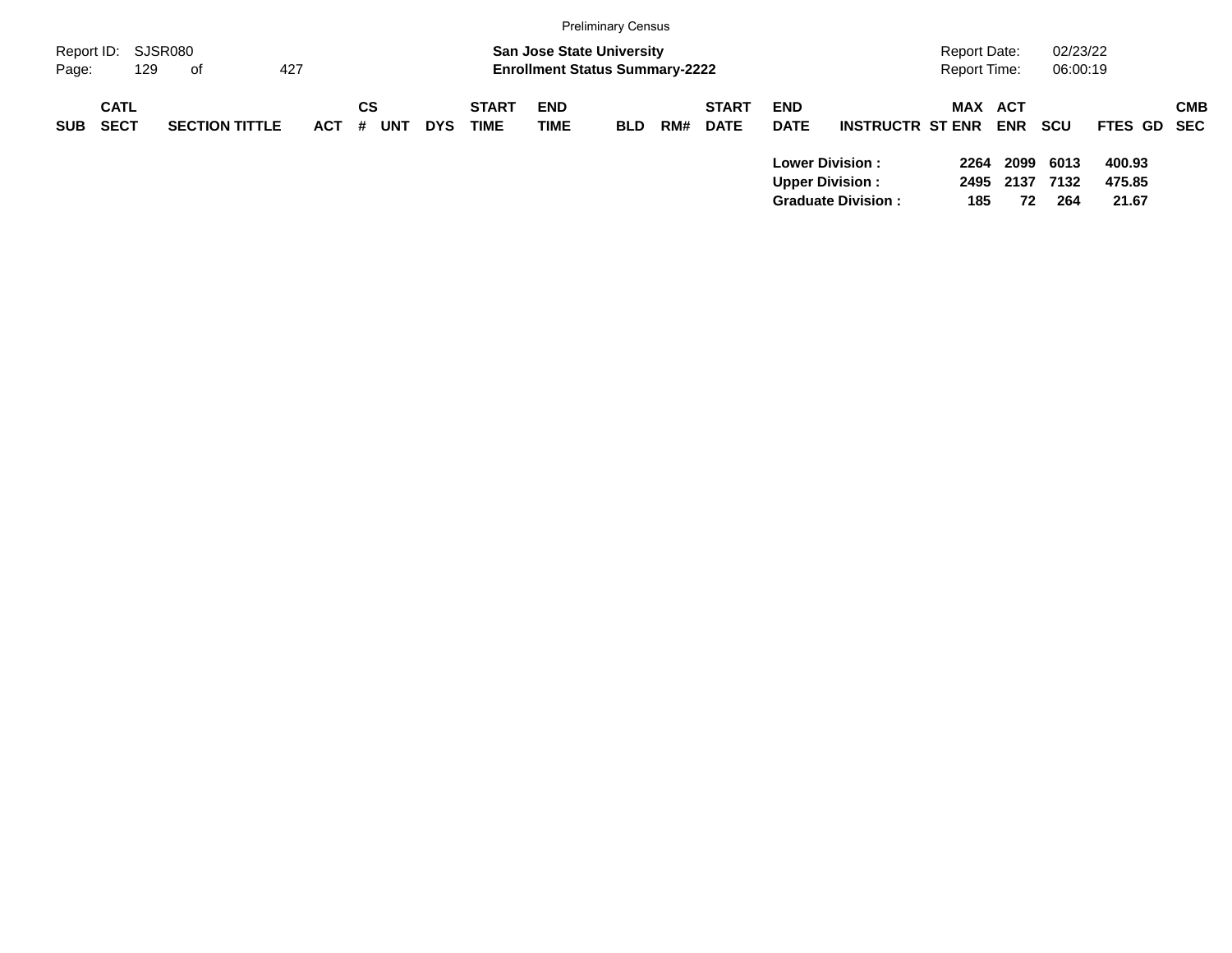| SUB | CATL SECT | SECTION TITTLE | ACT | CS # | UNT | DYS | START TIME | END TIME | BLD | RM# | START DATE | END DATE | INSTRUCTR | ST | MAX ENR | ACT ENR | SCU | FTES | GD | CMB SEC |
|---|---|---|---|---|---|---|---|---|---|---|---|---|---|---|---|---|---|---|---|---|
| | | | | | | | | | | | | **Lower Division :** | | | **2264** | **2099** | **6013** | **400.93** | | |
| | | | | | | | | | | | | **Upper Division :** | | | **2495** | **2137** | **7132** | **475.85** | | |
| | | | | | | | | | | | | **Graduate Division :** | | | **185** | **72** | **264** | **21.67** | | |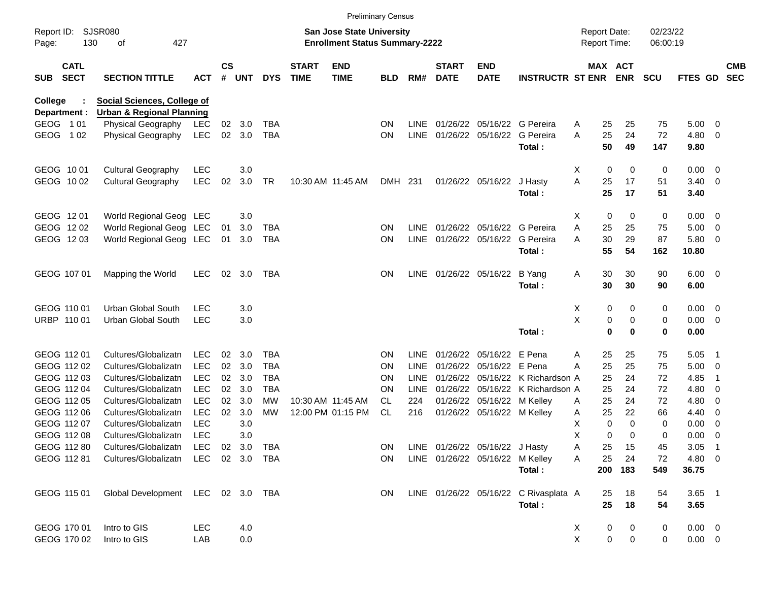Preliminary Census

Report ID: SJSR080

**San Jose State University**
**Enrollment Status Summary-2222**

Report Date: 02/23/22
Report Time: 06:00:19

**College : Social Sciences, College of**
**Department : Urban & Regional Planning**

| SUB | CATL SECT | SECTION TITTLE | ACT | CS # | UNT | DYS | START TIME | END TIME | BLD | RM# | START DATE | END DATE | INSTRUCTR | ST | MAX ENR | ACT ENR | SCU | FTES | GD | CMB SEC |
|---|---|---|---|---|---|---|---|---|---|---|---|---|---|---|---|---|---|---|---|---|
| GEOG | 1 01 | Physical Geography | LEC | 02 | 3.0 | TBA | | | ON | LINE | 01/26/22 | 05/16/22 | G Pereira | A | 25 | 25 | 75 | 5.00 | 0 | |
| GEOG | 1 02 | Physical Geography | LEC | 02 | 3.0 | TBA | | | ON | LINE | 01/26/22 | 05/16/22 | G Pereira | A | 25 | 24 | 72 | 4.80 | 0 | |
| | | | | | | | | | | | | | **Total :** | | **50** | **49** | **147** | **9.80** | | |
| GEOG | 10 01 | Cultural Geography | LEC | | 3.0 | | | | | | | | | X | 0 | 0 | 0 | 0.00 | 0 | |
| GEOG | 10 02 | Cultural Geography | LEC | 02 | 3.0 | TR | 10:30 AM | 11:45 AM | DMH | 231 | 01/26/22 | 05/16/22 | J Hasty | A | 25 | 17 | 51 | 3.40 | 0 | |
| | | | | | | | | | | | | | **Total :** | | **25** | **17** | **51** | **3.40** | | |
| GEOG | 12 01 | World Regional Geog | LEC | | 3.0 | | | | | | | | | X | 0 | 0 | 0 | 0.00 | 0 | |
| GEOG | 12 02 | World Regional Geog | LEC | 01 | 3.0 | TBA | | | ON | LINE | 01/26/22 | 05/16/22 | G Pereira | A | 25 | 25 | 75 | 5.00 | 0 | |
| GEOG | 12 03 | World Regional Geog | LEC | 01 | 3.0 | TBA | | | ON | LINE | 01/26/22 | 05/16/22 | G Pereira | A | 30 | 29 | 87 | 5.80 | 0 | |
| | | | | | | | | | | | | | **Total :** | | **55** | **54** | **162** | **10.80** | | |
| GEOG | 107 01 | Mapping the World | LEC | 02 | 3.0 | TBA | | | ON | LINE | 01/26/22 | 05/16/22 | B Yang | A | 30 | 30 | 90 | 6.00 | 0 | |
| | | | | | | | | | | | | | **Total :** | | **30** | **30** | **90** | **6.00** | | |
| GEOG | 110 01 | Urban Global South | LEC | | 3.0 | | | | | | | | | X | 0 | 0 | 0 | 0.00 | 0 | |
| URBP | 110 01 | Urban Global South | LEC | | 3.0 | | | | | | | | | X | 0 | 0 | 0 | 0.00 | 0 | |
| | | | | | | | | | | | | | **Total :** | | **0** | **0** | **0** | **0.00** | | |
| GEOG | 112 01 | Cultures/Globalizatn | LEC | 02 | 3.0 | TBA | | | ON | LINE | 01/26/22 | 05/16/22 | E Pena | A | 25 | 25 | 75 | 5.05 | 1 | |
| GEOG | 112 02 | Cultures/Globalizatn | LEC | 02 | 3.0 | TBA | | | ON | LINE | 01/26/22 | 05/16/22 | E Pena | A | 25 | 25 | 75 | 5.00 | 0 | |
| GEOG | 112 03 | Cultures/Globalizatn | LEC | 02 | 3.0 | TBA | | | ON | LINE | 01/26/22 | 05/16/22 | K Richardson | A | 25 | 24 | 72 | 4.85 | 1 | |
| GEOG | 112 04 | Cultures/Globalizatn | LEC | 02 | 3.0 | TBA | | | ON | LINE | 01/26/22 | 05/16/22 | K Richardson | A | 25 | 24 | 72 | 4.80 | 0 | |
| GEOG | 112 05 | Cultures/Globalizatn | LEC | 02 | 3.0 | MW | 10:30 AM | 11:45 AM | CL | 224 | 01/26/22 | 05/16/22 | M Kelley | A | 25 | 24 | 72 | 4.80 | 0 | |
| GEOG | 112 06 | Cultures/Globalizatn | LEC | 02 | 3.0 | MW | 12:00 PM | 01:15 PM | CL | 216 | 01/26/22 | 05/16/22 | M Kelley | A | 25 | 22 | 66 | 4.40 | 0 | |
| GEOG | 112 07 | Cultures/Globalizatn | LEC | | 3.0 | | | | | | | | | X | 0 | 0 | 0 | 0.00 | 0 | |
| GEOG | 112 08 | Cultures/Globalizatn | LEC | | 3.0 | | | | | | | | | X | 0 | 0 | 0 | 0.00 | 0 | |
| GEOG | 112 80 | Cultures/Globalizatn | LEC | 02 | 3.0 | TBA | | | ON | LINE | 01/26/22 | 05/16/22 | J Hasty | A | 25 | 15 | 45 | 3.05 | 1 | |
| GEOG | 112 81 | Cultures/Globalizatn | LEC | 02 | 3.0 | TBA | | | ON | LINE | 01/26/22 | 05/16/22 | M Kelley | A | 25 | 24 | 72 | 4.80 | 0 | |
| | | | | | | | | | | | | | **Total :** | | **200** | **183** | **549** | **36.75** | | |
| GEOG | 115 01 | Global Development | LEC | 02 | 3.0 | TBA | | | ON | LINE | 01/26/22 | 05/16/22 | C Rivasplata | A | 25 | 18 | 54 | 3.65 | 1 | |
| | | | | | | | | | | | | | **Total :** | | **25** | **18** | **54** | **3.65** | | |
| GEOG | 170 01 | Intro to GIS | LEC | | 4.0 | | | | | | | | | X | 0 | 0 | 0 | 0.00 | 0 | |
| GEOG | 170 02 | Intro to GIS | LAB | | 0.0 | | | | | | | | | X | 0 | 0 | 0 | 0.00 | 0 | |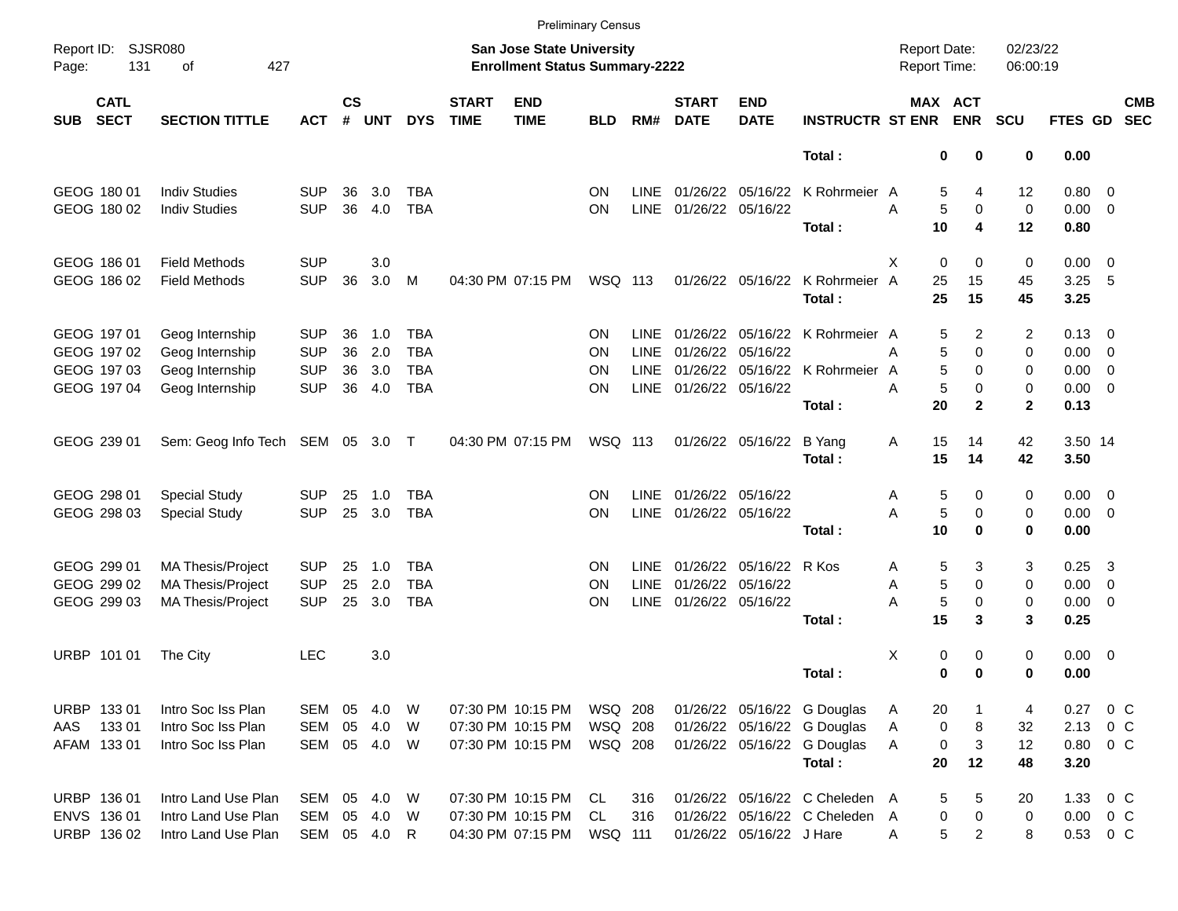Preliminary Census

Report ID: SJSR080

**San Jose State University**
**Enrollment Status Summary-2222**

Report Date: 02/23/22
Report Time: 06:00:19

| SUB | CATL SECT | SECTION TITTLE | ACT | CS # | UNT | DYS | START TIME | END TIME | BLD | RM# | START DATE | END DATE | INSTRUCTR | ST | MAX ENR | ACT ENR | SCU | FTES | GD | CMB SEC |
|---|---|---|---|---|---|---|---|---|---|---|---|---|---|---|---|---|---|---|---|---|
| | | | | | | | | | | | | | **Total :** | | **0** | **0** | **0** | **0.00** | | |
| GEOG | 180 01 | Indiv Studies | SUP | 36 | 3.0 | TBA | | | ON | LINE | 01/26/22 | 05/16/22 | K Rohrmeier | A | 5 | 4 | 12 | 0.80 | 0 | |
| GEOG | 180 02 | Indiv Studies | SUP | 36 | 4.0 | TBA | | | ON | LINE | 01/26/22 | 05/16/22 | | A | 5 | 0 | 0 | 0.00 | 0 | |
| | | | | | | | | | | | | | **Total :** | | **10** | **4** | **12** | **0.80** | | |
| GEOG | 186 01 | Field Methods | SUP | | 3.0 | | | | | | | | | X | 0 | 0 | 0 | 0.00 | 0 | |
| GEOG | 186 02 | Field Methods | SUP | 36 | 3.0 | M | 04:30 PM | 07:15 PM | WSQ | 113 | 01/26/22 | 05/16/22 | K Rohrmeier | A | 25 | 15 | 45 | 3.25 | 5 | |
| | | | | | | | | | | | | | **Total :** | | **25** | **15** | **45** | **3.25** | | |
| GEOG | 197 01 | Geog Internship | SUP | 36 | 1.0 | TBA | | | ON | LINE | 01/26/22 | 05/16/22 | K Rohrmeier | A | 5 | 2 | 2 | 0.13 | 0 | |
| GEOG | 197 02 | Geog Internship | SUP | 36 | 2.0 | TBA | | | ON | LINE | 01/26/22 | 05/16/22 | | A | 5 | 0 | 0 | 0.00 | 0 | |
| GEOG | 197 03 | Geog Internship | SUP | 36 | 3.0 | TBA | | | ON | LINE | 01/26/22 | 05/16/22 | K Rohrmeier | A | 5 | 0 | 0 | 0.00 | 0 | |
| GEOG | 197 04 | Geog Internship | SUP | 36 | 4.0 | TBA | | | ON | LINE | 01/26/22 | 05/16/22 | | A | 5 | 0 | 0 | 0.00 | 0 | |
| | | | | | | | | | | | | | **Total :** | | **20** | **2** | **2** | **0.13** | | |
| GEOG | 239 01 | Sem: Geog Info Tech | SEM | 05 | 3.0 | T | 04:30 PM | 07:15 PM | WSQ | 113 | 01/26/22 | 05/16/22 | B Yang | A | 15 | 14 | 42 | 3.50 | 14 | |
| | | | | | | | | | | | | | **Total :** | | **15** | **14** | **42** | **3.50** | | |
| GEOG | 298 01 | Special Study | SUP | 25 | 1.0 | TBA | | | ON | LINE | 01/26/22 | 05/16/22 | | A | 5 | 0 | 0 | 0.00 | 0 | |
| GEOG | 298 03 | Special Study | SUP | 25 | 3.0 | TBA | | | ON | LINE | 01/26/22 | 05/16/22 | | A | 5 | 0 | 0 | 0.00 | 0 | |
| | | | | | | | | | | | | | **Total :** | | **10** | **0** | **0** | **0.00** | | |
| GEOG | 299 01 | MA Thesis/Project | SUP | 25 | 1.0 | TBA | | | ON | LINE | 01/26/22 | 05/16/22 | R Kos | A | 5 | 3 | 3 | 0.25 | 3 | |
| GEOG | 299 02 | MA Thesis/Project | SUP | 25 | 2.0 | TBA | | | ON | LINE | 01/26/22 | 05/16/22 | | A | 5 | 0 | 0 | 0.00 | 0 | |
| GEOG | 299 03 | MA Thesis/Project | SUP | 25 | 3.0 | TBA | | | ON | LINE | 01/26/22 | 05/16/22 | | A | 5 | 0 | 0 | 0.00 | 0 | |
| | | | | | | | | | | | | | **Total :** | | **15** | **3** | **3** | **0.25** | | |
| URBP | 101 01 | The City | LEC | | 3.0 | | | | | | | | | X | 0 | 0 | 0 | 0.00 | 0 | |
| | | | | | | | | | | | | | **Total :** | | **0** | **0** | **0** | **0.00** | | |
| URBP | 133 01 | Intro Soc Iss Plan | SEM | 05 | 4.0 | W | 07:30 PM | 10:15 PM | WSQ | 208 | 01/26/22 | 05/16/22 | G Douglas | A | 20 | 1 | 4 | 0.27 | 0 | C |
| AAS | 133 01 | Intro Soc Iss Plan | SEM | 05 | 4.0 | W | 07:30 PM | 10:15 PM | WSQ | 208 | 01/26/22 | 05/16/22 | G Douglas | A | 0 | 8 | 32 | 2.13 | 0 | C |
| AFAM | 133 01 | Intro Soc Iss Plan | SEM | 05 | 4.0 | W | 07:30 PM | 10:15 PM | WSQ | 208 | 01/26/22 | 05/16/22 | G Douglas | A | 0 | 3 | 12 | 0.80 | 0 | C |
| | | | | | | | | | | | | | **Total :** | | **20** | **12** | **48** | **3.20** | | |
| URBP | 136 01 | Intro Land Use Plan | SEM | 05 | 4.0 | W | 07:30 PM | 10:15 PM | CL | 316 | 01/26/22 | 05/16/22 | C Cheleden | A | 5 | 5 | 20 | 1.33 | 0 | C |
| ENVS | 136 01 | Intro Land Use Plan | SEM | 05 | 4.0 | W | 07:30 PM | 10:15 PM | CL | 316 | 01/26/22 | 05/16/22 | C Cheleden | A | 0 | 0 | 0 | 0.00 | 0 | C |
| URBP | 136 02 | Intro Land Use Plan | SEM | 05 | 4.0 | R | 04:30 PM | 07:15 PM | WSQ | 111 | 01/26/22 | 05/16/22 | J Hare | A | 5 | 2 | 8 | 0.53 | 0 | C |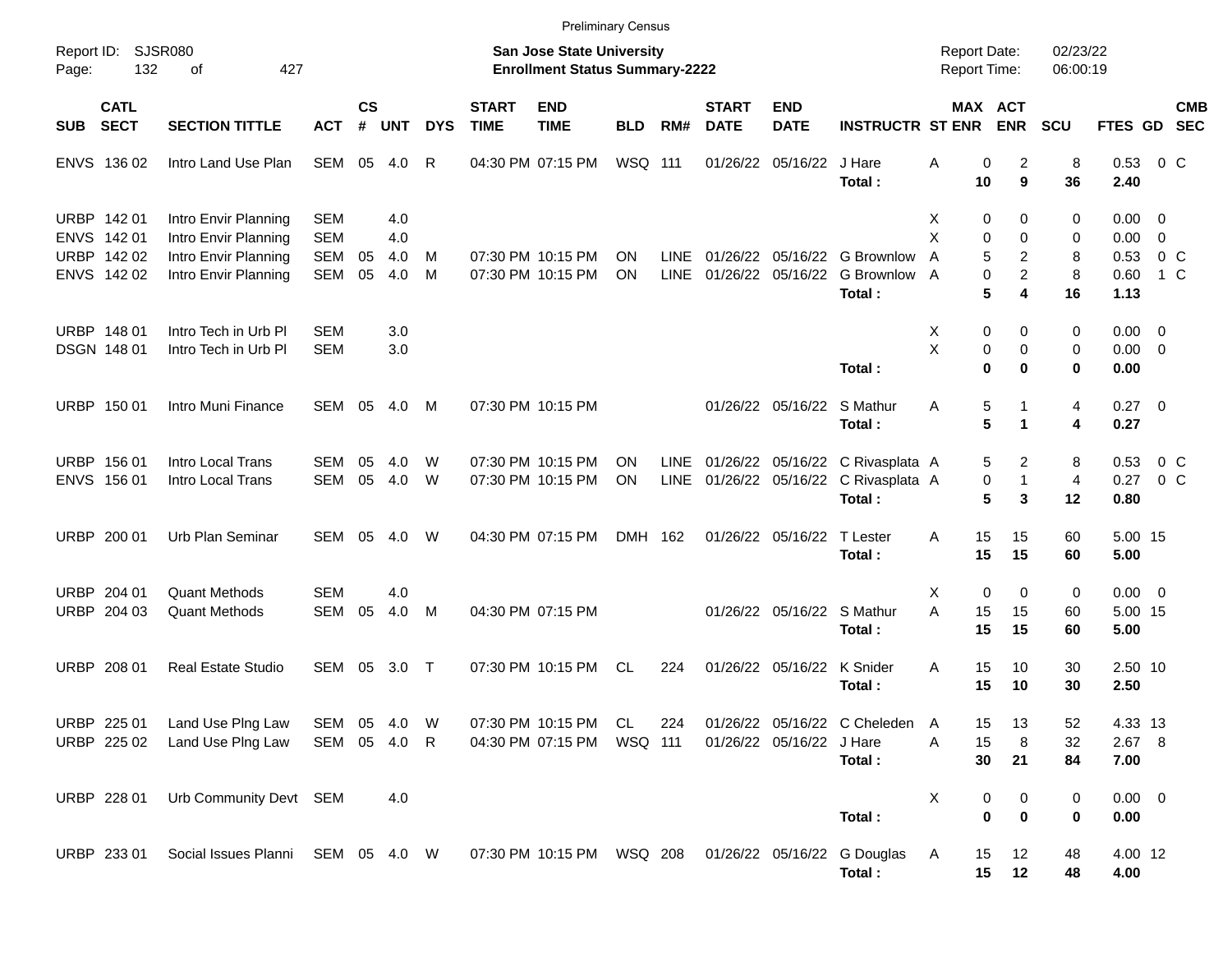Preliminary Census

Report ID: SJSR080

**San Jose State University**
**Enrollment Status Summary-2222**

Report Date: 02/23/22
Report Time: 06:00:19

| SUB | CATL SECT | SECTION TITTLE | ACT | CS # | UNT | DYS | START TIME | END TIME | BLD | RM# | START DATE | END DATE | INSTRUCTR | ST | MAX ENR | ACT ENR | SCU | FTES | GD | CMB SEC |
|---|---|---|---|---|---|---|---|---|---|---|---|---|---|---|---|---|---|---|---|---|
| ENVS | 136 02 | Intro Land Use Plan | SEM | 05 | 4.0 | R | 04:30 PM | 07:15 PM | WSQ | 111 | 01/26/22 | 05/16/22 | J Hare | A | 0 | 2 | 8 | 0.53 | 0 | C |
| | | | | | | | | | | | | | **Total :** | | **10** | **9** | **36** | **2.40** | | |
| URBP | 142 01 | Intro Envir Planning | SEM | | 4.0 | | | | | | | | | X | 0 | 0 | 0 | 0.00 | 0 | |
| ENVS | 142 01 | Intro Envir Planning | SEM | | 4.0 | | | | | | | | | X | 0 | 0 | 0 | 0.00 | 0 | |
| URBP | 142 02 | Intro Envir Planning | SEM | 05 | 4.0 | M | 07:30 PM | 10:15 PM | ON | LINE | 01/26/22 | 05/16/22 | G Brownlow | A | 5 | 2 | 8 | 0.53 | 0 | C |
| ENVS | 142 02 | Intro Envir Planning | SEM | 05 | 4.0 | M | 07:30 PM | 10:15 PM | ON | LINE | 01/26/22 | 05/16/22 | G Brownlow | A | 0 | 2 | 8 | 0.60 | 1 | C |
| | | | | | | | | | | | | | **Total :** | | **5** | **4** | **16** | **1.13** | | |
| URBP | 148 01 | Intro Tech in Urb Pl | SEM | | 3.0 | | | | | | | | | X | 0 | 0 | 0 | 0.00 | 0 | |
| DSGN | 148 01 | Intro Tech in Urb Pl | SEM | | 3.0 | | | | | | | | | X | 0 | 0 | 0 | 0.00 | 0 | |
| | | | | | | | | | | | | | **Total :** | | **0** | **0** | **0** | **0.00** | | |
| URBP | 150 01 | Intro Muni Finance | SEM | 05 | 4.0 | M | 07:30 PM | 10:15 PM | | | 01/26/22 | 05/16/22 | S Mathur | A | 5 | 1 | 4 | 0.27 | 0 | |
| | | | | | | | | | | | | | **Total :** | | **5** | **1** | **4** | **0.27** | | |
| URBP | 156 01 | Intro Local Trans | SEM | 05 | 4.0 | W | 07:30 PM | 10:15 PM | ON | LINE | 01/26/22 | 05/16/22 | C Rivasplata | A | 5 | 2 | 8 | 0.53 | 0 | C |
| ENVS | 156 01 | Intro Local Trans | SEM | 05 | 4.0 | W | 07:30 PM | 10:15 PM | ON | LINE | 01/26/22 | 05/16/22 | C Rivasplata | A | 0 | 1 | 4 | 0.27 | 0 | C |
| | | | | | | | | | | | | | **Total :** | | **5** | **3** | **12** | **0.80** | | |
| URBP | 200 01 | Urb Plan Seminar | SEM | 05 | 4.0 | W | 04:30 PM | 07:15 PM | DMH | 162 | 01/26/22 | 05/16/22 | T Lester | A | 15 | 15 | 60 | 5.00 | 15 | |
| | | | | | | | | | | | | | **Total :** | | **15** | **15** | **60** | **5.00** | | |
| URBP | 204 01 | Quant Methods | SEM | | 4.0 | | | | | | | | | X | 0 | 0 | 0 | 0.00 | 0 | |
| URBP | 204 03 | Quant Methods | SEM | 05 | 4.0 | M | 04:30 PM | 07:15 PM | | | 01/26/22 | 05/16/22 | S Mathur | A | 15 | 15 | 60 | 5.00 | 15 | |
| | | | | | | | | | | | | | **Total :** | | **15** | **15** | **60** | **5.00** | | |
| URBP | 208 01 | Real Estate Studio | SEM | 05 | 3.0 | T | 07:30 PM | 10:15 PM | CL | 224 | 01/26/22 | 05/16/22 | K Snider | A | 15 | 10 | 30 | 2.50 | 10 | |
| | | | | | | | | | | | | | **Total :** | | **15** | **10** | **30** | **2.50** | | |
| URBP | 225 01 | Land Use Plng Law | SEM | 05 | 4.0 | W | 07:30 PM | 10:15 PM | CL | 224 | 01/26/22 | 05/16/22 | C Cheleden | A | 15 | 13 | 52 | 4.33 | 13 | |
| URBP | 225 02 | Land Use Plng Law | SEM | 05 | 4.0 | R | 04:30 PM | 07:15 PM | WSQ | 111 | 01/26/22 | 05/16/22 | J Hare | A | 15 | 8 | 32 | 2.67 | 8 | |
| | | | | | | | | | | | | | **Total :** | | **30** | **21** | **84** | **7.00** | | |
| URBP | 228 01 | Urb Community Devt | SEM | | 4.0 | | | | | | | | | X | 0 | 0 | 0 | 0.00 | 0 | |
| | | | | | | | | | | | | | **Total :** | | **0** | **0** | **0** | **0.00** | | |
| URBP | 233 01 | Social Issues Planni | SEM | 05 | 4.0 | W | 07:30 PM | 10:15 PM | WSQ | 208 | 01/26/22 | 05/16/22 | G Douglas | A | 15 | 12 | 48 | 4.00 | 12 | |
| | | | | | | | | | | | | | **Total :** | | **15** | **12** | **48** | **4.00** | | |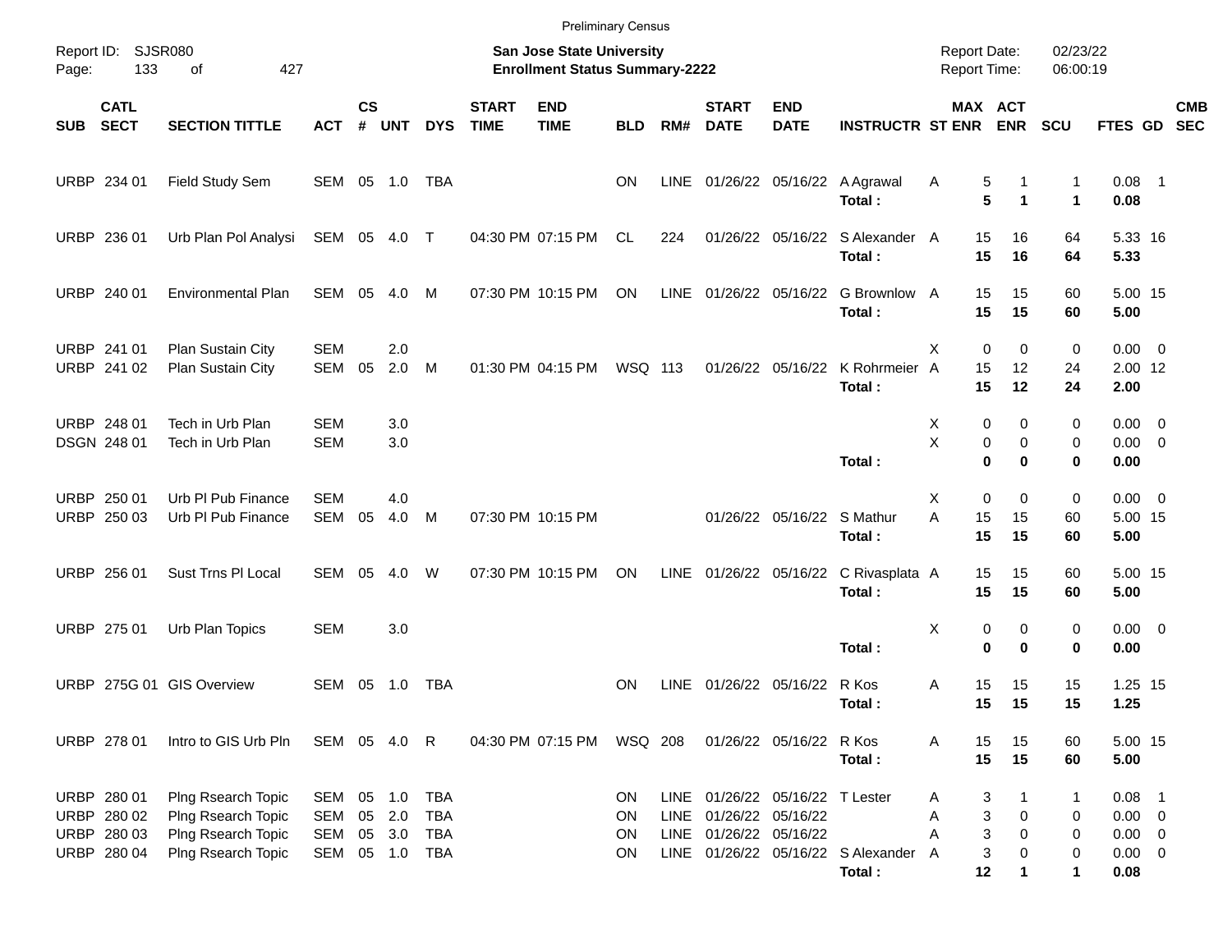Preliminary Census

Report ID: SJSR080

**San Jose State University**
**Enrollment Status Summary-2222**

Report Date: 02/23/22
Report Time: 06:00:19

| SUB | CATL SECT | SECTION TITTLE | ACT | CS # | UNT | DYS | START TIME | END TIME | BLD | RM# | START DATE | END DATE | INSTRUCTR | ST | MAX ENR | ACT ENR | SCU | FTES | GD | CMB SEC |
|---|---|---|---|---|---|---|---|---|---|---|---|---|---|---|---|---|---|---|---|---|
| URBP | 234 01 | Field Study Sem | SEM | 05 | 1.0 | TBA | | | ON | LINE | 01/26/22 | 05/16/22 | A Agrawal | A | 5 | 1 | 1 | 0.08 | 1 | |
| | | | | | | | | | | | | | **Total :** | | **5** | **1** | **1** | **0.08** | | |
| URBP | 236 01 | Urb Plan Pol Analysi | SEM | 05 | 4.0 | T | 04:30 PM | 07:15 PM | CL | 224 | 01/26/22 | 05/16/22 | S Alexander | A | 15 | 16 | 64 | 5.33 | 16 | |
| | | | | | | | | | | | | | **Total :** | | **15** | **16** | **64** | **5.33** | | |
| URBP | 240 01 | Environmental Plan | SEM | 05 | 4.0 | M | 07:30 PM | 10:15 PM | ON | LINE | 01/26/22 | 05/16/22 | G Brownlow | A | 15 | 15 | 60 | 5.00 | 15 | |
| | | | | | | | | | | | | | **Total :** | | **15** | **15** | **60** | **5.00** | | |
| URBP | 241 01 | Plan Sustain City | SEM | | 2.0 | | | | | | | | | X | 0 | 0 | 0 | 0.00 | 0 | |
| URBP | 241 02 | Plan Sustain City | SEM | 05 | 2.0 | M | 01:30 PM | 04:15 PM | WSQ | 113 | 01/26/22 | 05/16/22 | K Rohrmeier | A | 15 | 12 | 24 | 2.00 | 12 | |
| | | | | | | | | | | | | | **Total :** | | **15** | **12** | **24** | **2.00** | | |
| URBP | 248 01 | Tech in Urb Plan | SEM | | 3.0 | | | | | | | | | X | 0 | 0 | 0 | 0.00 | 0 | |
| DSGN | 248 01 | Tech in Urb Plan | SEM | | 3.0 | | | | | | | | | X | 0 | 0 | 0 | 0.00 | 0 | |
| | | | | | | | | | | | | | **Total :** | | **0** | **0** | **0** | **0.00** | | |
| URBP | 250 01 | Urb Pl Pub Finance | SEM | | 4.0 | | | | | | | | | X | 0 | 0 | 0 | 0.00 | 0 | |
| URBP | 250 03 | Urb Pl Pub Finance | SEM | 05 | 4.0 | M | 07:30 PM | 10:15 PM | | | 01/26/22 | 05/16/22 | S Mathur | A | 15 | 15 | 60 | 5.00 | 15 | |
| | | | | | | | | | | | | | **Total :** | | **15** | **15** | **60** | **5.00** | | |
| URBP | 256 01 | Sust Trns Pl Local | SEM | 05 | 4.0 | W | 07:30 PM | 10:15 PM | ON | LINE | 01/26/22 | 05/16/22 | C Rivasplata | A | 15 | 15 | 60 | 5.00 | 15 | |
| | | | | | | | | | | | | | **Total :** | | **15** | **15** | **60** | **5.00** | | |
| URBP | 275 01 | Urb Plan Topics | SEM | | 3.0 | | | | | | | | | X | 0 | 0 | 0 | 0.00 | 0 | |
| | | | | | | | | | | | | | **Total :** | | **0** | **0** | **0** | **0.00** | | |
| URBP | 275G 01 | GIS Overview | SEM | 05 | 1.0 | TBA | | | ON | LINE | 01/26/22 | 05/16/22 | R Kos | A | 15 | 15 | 15 | 1.25 | 15 | |
| | | | | | | | | | | | | | **Total :** | | **15** | **15** | **15** | **1.25** | | |
| URBP | 278 01 | Intro to GIS Urb Pln | SEM | 05 | 4.0 | R | 04:30 PM | 07:15 PM | WSQ | 208 | 01/26/22 | 05/16/22 | R Kos | A | 15 | 15 | 60 | 5.00 | 15 | |
| | | | | | | | | | | | | | **Total :** | | **15** | **15** | **60** | **5.00** | | |
| URBP | 280 01 | Plng Rsearch Topic | SEM | 05 | 1.0 | TBA | | | ON | LINE | 01/26/22 | 05/16/22 | T Lester | A | 3 | 1 | 1 | 0.08 | 1 | |
| URBP | 280 02 | Plng Rsearch Topic | SEM | 05 | 2.0 | TBA | | | ON | LINE | 01/26/22 | 05/16/22 | | A | 3 | 0 | 0 | 0.00 | 0 | |
| URBP | 280 03 | Plng Rsearch Topic | SEM | 05 | 3.0 | TBA | | | ON | LINE | 01/26/22 | 05/16/22 | | A | 3 | 0 | 0 | 0.00 | 0 | |
| URBP | 280 04 | Plng Rsearch Topic | SEM | 05 | 1.0 | TBA | | | ON | LINE | 01/26/22 | 05/16/22 | S Alexander | A | 3 | 0 | 0 | 0.00 | 0 | |
| | | | | | | | | | | | | | **Total :** | | **12** | **1** | **1** | **0.08** | | |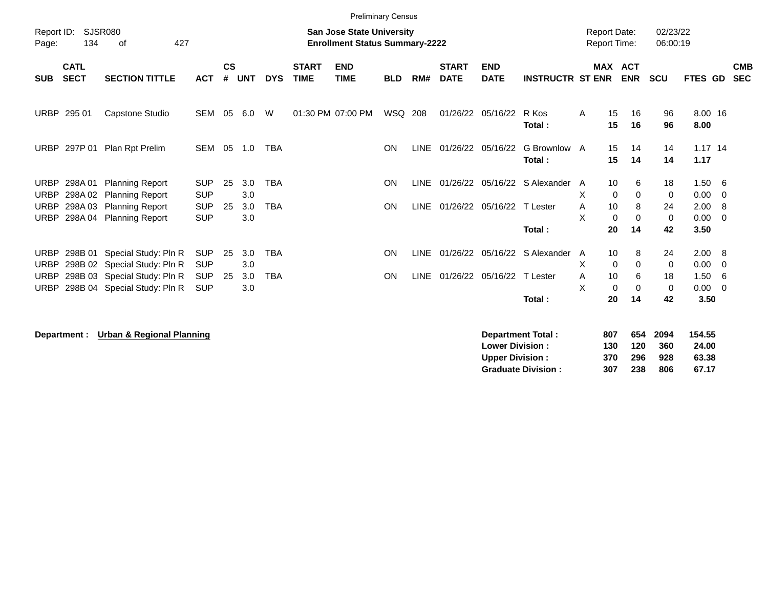Preliminary Census

Report ID: SJSR080

**San Jose State University**
**Enrollment Status Summary-2222**

Report Date: 02/23/22
Report Time: 06:00:19

| SUB | CATL SECT | SECTION TITTLE | ACT | CS # | UNT | DYS | START TIME | END TIME | BLD | RM# | START DATE | END DATE | INSTRUCTR | ST | MAX ENR | ACT ENR | SCU | FTES | GD | CMB SEC |
|---|---|---|---|---|---|---|---|---|---|---|---|---|---|---|---|---|---|---|---|---|
| URBP | 295 01 | Capstone Studio | SEM | 05 | 6.0 | W | 01:30 PM | 07:00 PM | WSQ | 208 | 01/26/22 | 05/16/22 | R Kos | A | 15 | 16 | 96 | 8.00 | 16 | |
| | | | | | | | | | | | | | **Total :** | | **15** | **16** | **96** | **8.00** | | |
| URBP | 297P 01 | Plan Rpt Prelim | SEM | 05 | 1.0 | TBA | | | ON | LINE | 01/26/22 | 05/16/22 | G Brownlow | A | 15 | 14 | 14 | 1.17 | 14 | |
| | | | | | | | | | | | | | **Total :** | | **15** | **14** | **14** | **1.17** | | |
| URBP | 298A 01 | Planning Report | SUP | 25 | 3.0 | TBA | | | ON | LINE | 01/26/22 | 05/16/22 | S Alexander | A | 10 | 6 | 18 | 1.50 | 6 | |
| URBP | 298A 02 | Planning Report | SUP | | 3.0 | | | | | | | | | X | 0 | 0 | 0 | 0.00 | 0 | |
| URBP | 298A 03 | Planning Report | SUP | 25 | 3.0 | TBA | | | ON | LINE | 01/26/22 | 05/16/22 | T Lester | A | 10 | 8 | 24 | 2.00 | 8 | |
| URBP | 298A 04 | Planning Report | SUP | | 3.0 | | | | | | | | | X | 0 | 0 | 0 | 0.00 | 0 | |
| | | | | | | | | | | | | | **Total :** | | **20** | **14** | **42** | **3.50** | | |
| URBP | 298B 01 | Special Study: Pln R | SUP | 25 | 3.0 | TBA | | | ON | LINE | 01/26/22 | 05/16/22 | S Alexander | A | 10 | 8 | 24 | 2.00 | 8 | |
| URBP | 298B 02 | Special Study: Pln R | SUP | | 3.0 | | | | | | | | | X | 0 | 0 | 0 | 0.00 | 0 | |
| URBP | 298B 03 | Special Study: Pln R | SUP | 25 | 3.0 | TBA | | | ON | LINE | 01/26/22 | 05/16/22 | T Lester | A | 10 | 6 | 18 | 1.50 | 6 | |
| URBP | 298B 04 | Special Study: Pln R | SUP | | 3.0 | | | | | | | | | X | 0 | 0 | 0 | 0.00 | 0 | |
| | | | | | | | | | | | | | **Total :** | | **20** | **14** | **42** | **3.50** | | |

**Department : Urban & Regional Planning**

| | MAX ENR | ACT ENR | SCU | FTES |
|---|---|---|---|---|
| **Department Total :** | **807** | **654** | **2094** | **154.55** |
| **Lower Division :** | **130** | **120** | **360** | **24.00** |
| **Upper Division :** | **370** | **296** | **928** | **63.38** |
| **Graduate Division :** | **307** | **238** | **806** | **67.17** |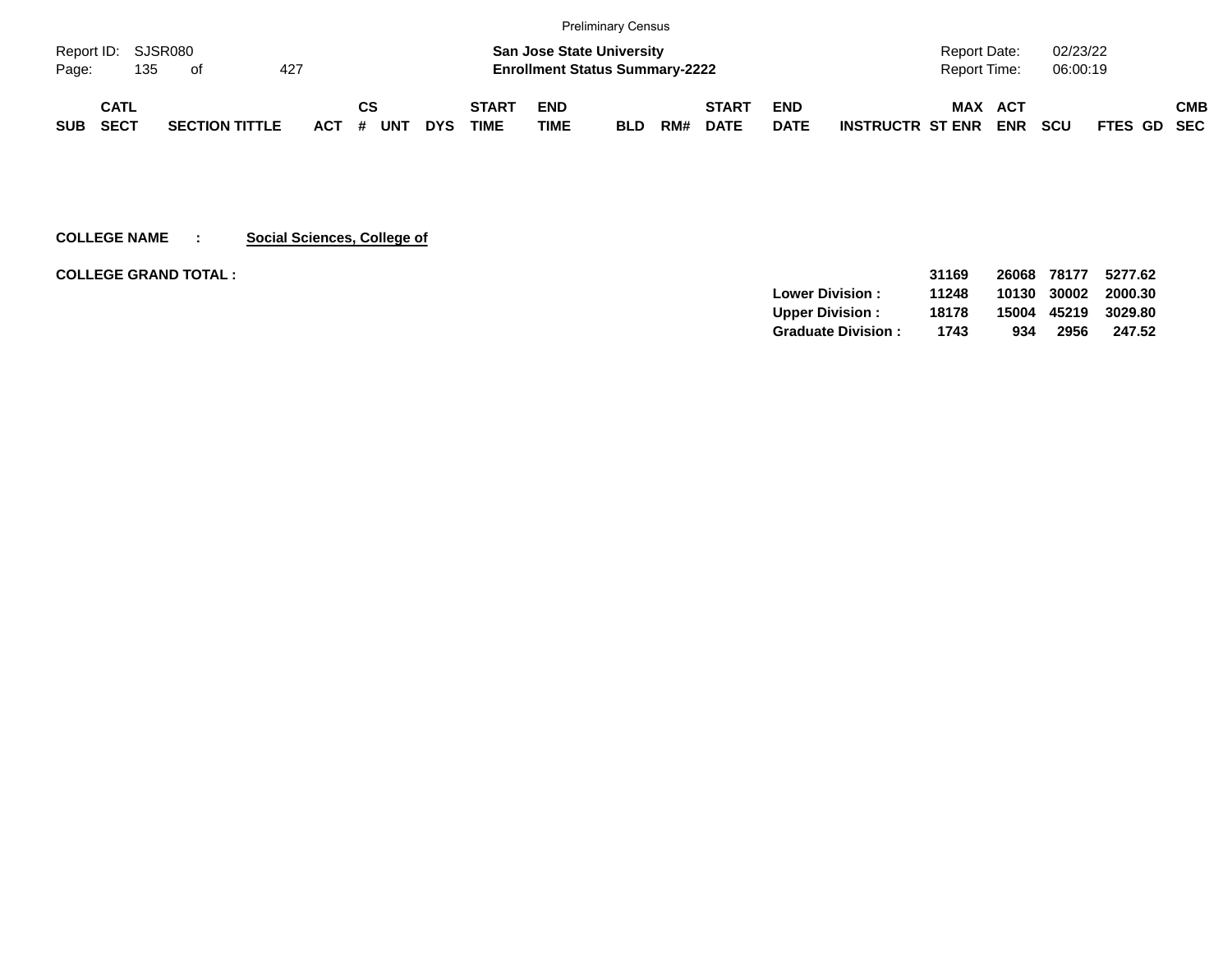Preliminary Census

Report ID: SJSR080

**San Jose State University**
**Enrollment Status Summary-2222**

Report Date: 02/23/22
Report Time: 06:00:19

| SUB | CATL SECT | SECTION TITTLE | ACT | CS # | UNT | DYS | START TIME | END TIME | BLD | RM# | START DATE | END DATE | INSTRUCTR | MAX ST ENR | ACT ENR | SCU | FTES | GD | CMB SEC |
|---|---|---|---|---|---|---|---|---|---|---|---|---|---|---|---|---|---|---|---|

**COLLEGE NAME : Social Sciences, College of**

**COLLEGE GRAND TOTAL :**

| | MAX ST ENR | ACT ENR | SCU | FTES |
|---|---|---|---|---|
| **COLLEGE GRAND TOTAL** | **31169** | **26068** | **78177** | **5277.62** |
| **Lower Division :** | **11248** | **10130** | **30002** | **2000.30** |
| **Upper Division :** | **18178** | **15004** | **45219** | **3029.80** |
| **Graduate Division :** | **1743** | **934** | **2956** | **247.52** |